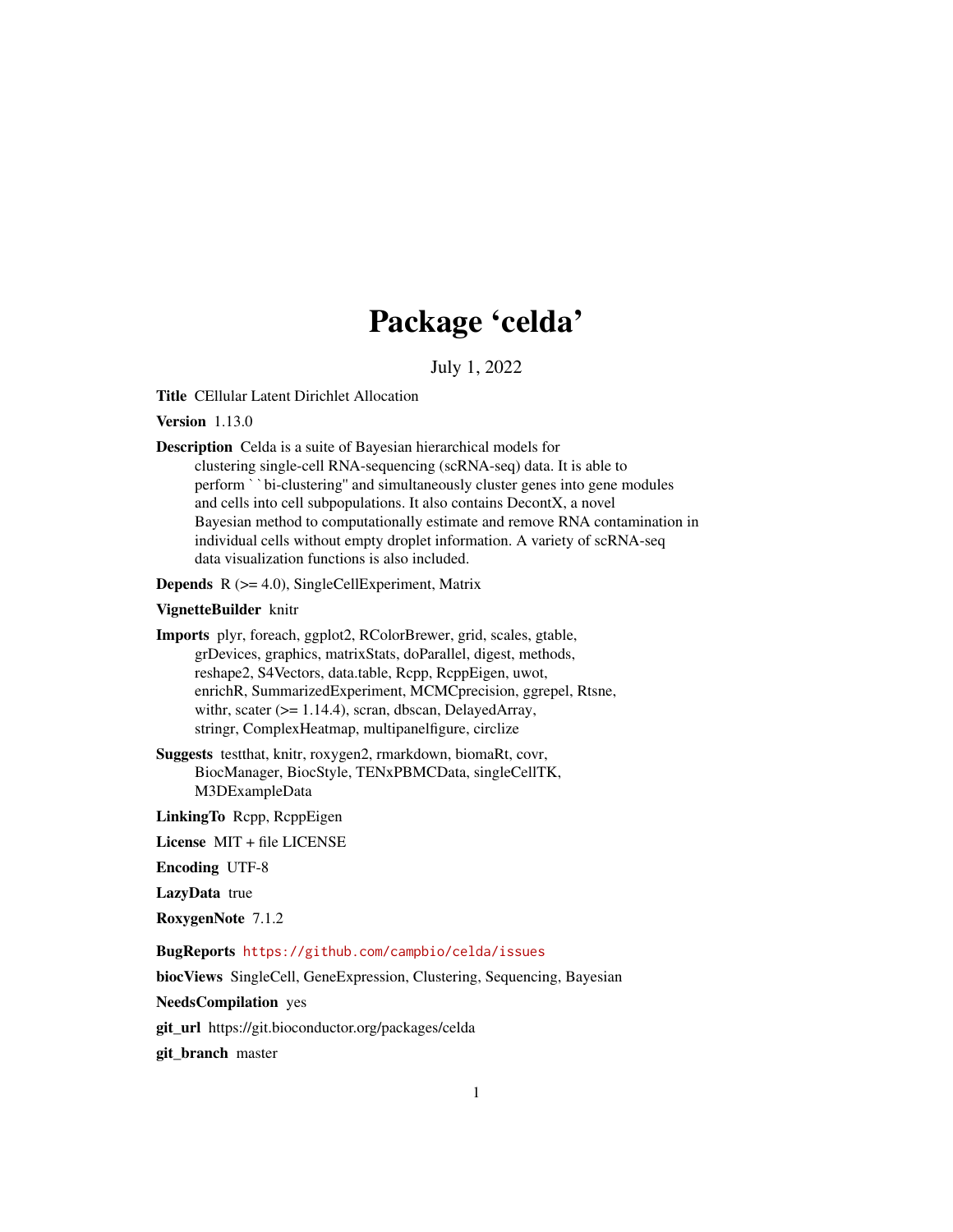# Package 'celda'

July 1, 2022

**Title** CEllular Latent Dirichlet Allocation

**Version** 1.13.0

**Description** Celda is a suite of Bayesian hierarchical models for clustering single-cell RNA-sequencing (scRNA-seq) data. It is able to perform ``bi-clustering'' and simultaneously cluster genes into gene modules and cells into cell subpopulations. It also contains DecontX, a novel Bayesian method to computationally estimate and remove RNA contamination in individual cells without empty droplet information. A variety of scRNA-seq data visualization functions is also included.

**Depends** R (>= 4.0), SingleCellExperiment, Matrix

**VignetteBuilder** knitr

**Imports** plyr, foreach, ggplot2, RColorBrewer, grid, scales, gtable, grDevices, graphics, matrixStats, doParallel, digest, methods, reshape2, S4Vectors, data.table, Rcpp, RcppEigen, uwot, enrichR, SummarizedExperiment, MCMCprecision, ggrepel, Rtsne, withr, scater (>= 1.14.4), scran, dbscan, DelayedArray, stringr, ComplexHeatmap, multipanelfigure, circlize

**Suggests** testthat, knitr, roxygen2, rmarkdown, biomaRt, covr, BiocManager, BiocStyle, TENxPBMCData, singleCellTK, M3DExampleData

**LinkingTo** Rcpp, RcppEigen

**License** MIT + file LICENSE

**Encoding** UTF-8

**LazyData** true

**RoxygenNote** 7.1.2

**BugReports** https://github.com/campbio/celda/issues

**biocViews** SingleCell, GeneExpression, Clustering, Sequencing, Bayesian

**NeedsCompilation** yes

**git_url** https://git.bioconductor.org/packages/celda

**git_branch** master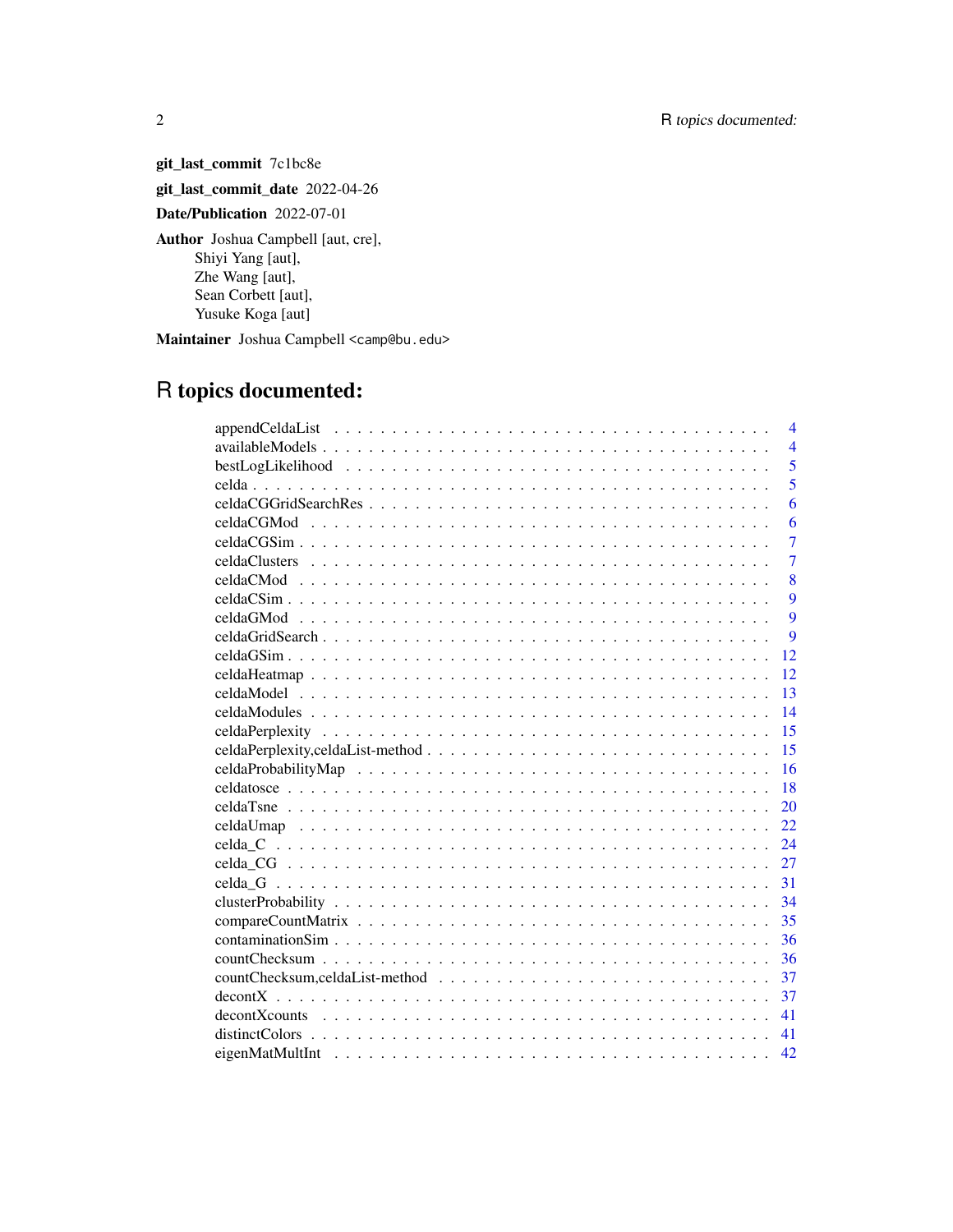**git_last_commit** 7c1bc8e

**git_last_commit_date** 2022-04-26

**Date/Publication** 2022-07-01

**Author** Joshua Campbell [aut, cre],
Shiyi Yang [aut],
Zhe Wang [aut],
Sean Corbett [aut],
Yusuke Koga [aut]

**Maintainer** Joshua Campbell <camp@bu.edu>

# R topics documented:

| | |
|---|---|
| appendCeldaList | 4 |
| availableModels | 4 |
| bestLogLikelihood | 5 |
| celda | 5 |
| celdaCGGridSearchRes | 6 |
| celdaCGMod | 6 |
| celdaCGSim | 7 |
| celdaClusters | 7 |
| celdaCMod | 8 |
| celdaCSim | 9 |
| celdaGMod | 9 |
| celdaGridSearch | 9 |
| celdaGSim | 12 |
| celdaHeatmap | 12 |
| celdaModel | 13 |
| celdaModules | 14 |
| celdaPerplexity | 15 |
| celdaPerplexity,celdaList-method | 15 |
| celdaProbabilityMap | 16 |
| celdatosce | 18 |
| celdaTsne | 20 |
| celdaUmap | 22 |
| celda_C | 24 |
| celda_CG | 27 |
| celda_G | 31 |
| clusterProbability | 34 |
| compareCountMatrix | 35 |
| contaminationSim | 36 |
| countChecksum | 36 |
| countChecksum,celdaList-method | 37 |
| decontX | 37 |
| decontXcounts | 41 |
| distinctColors | 41 |
| eigenMatMultInt | 42 |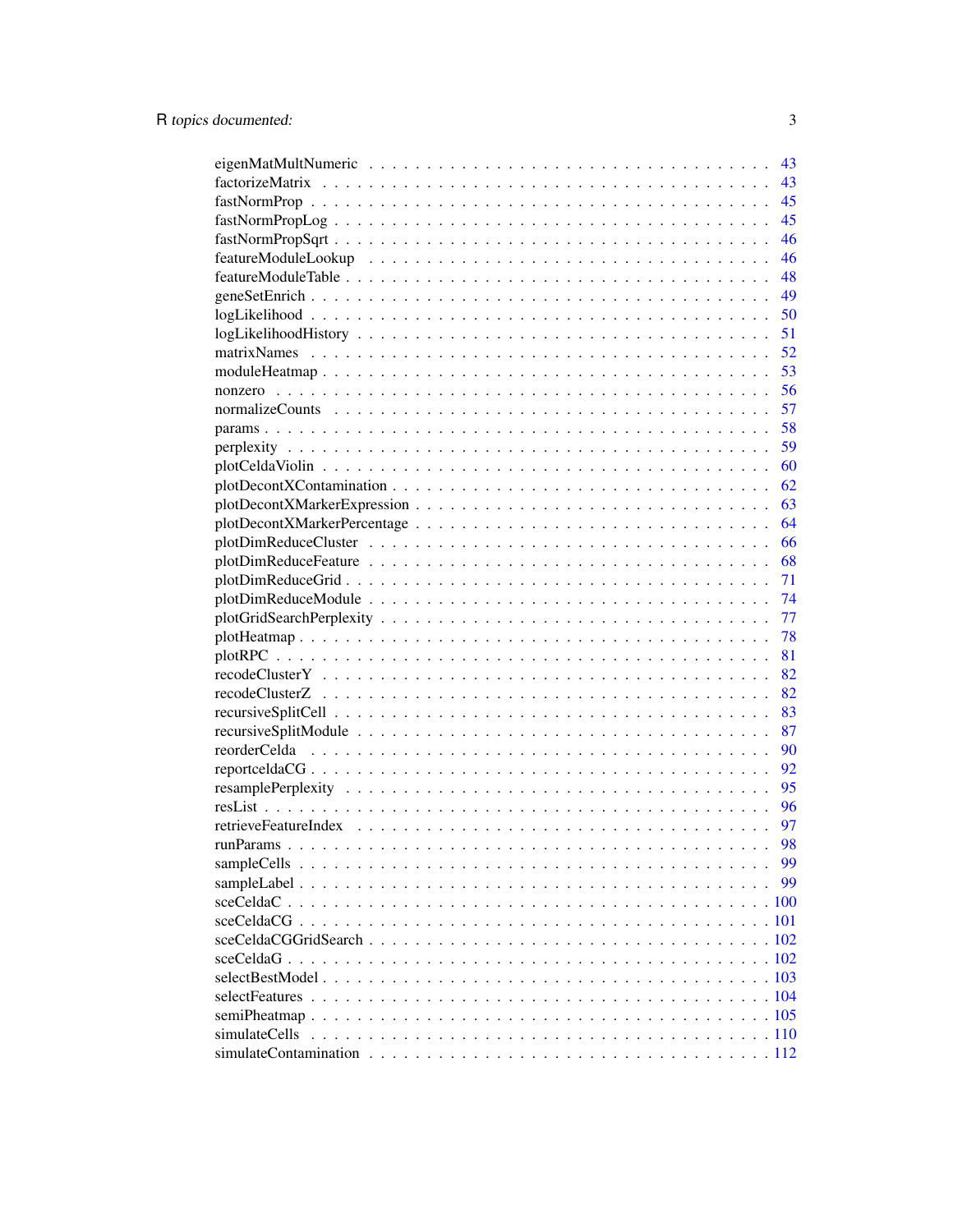| | |
|---|---|
| eigenMatMultNumeric | 43 |
| factorizeMatrix | 43 |
| fastNormProp | 45 |
| fastNormPropLog | 45 |
| fastNormPropSqrt | 46 |
| featureModuleLookup | 46 |
| featureModuleTable | 48 |
| geneSetEnrich | 49 |
| logLikelihood | 50 |
| logLikelihoodHistory | 51 |
| matrixNames | 52 |
| moduleHeatmap | 53 |
| nonzero | 56 |
| normalizeCounts | 57 |
| params | 58 |
| perplexity | 59 |
| plotCeldaViolin | 60 |
| plotDecontXContamination | 62 |
| plotDecontXMarkerExpression | 63 |
| plotDecontXMarkerPercentage | 64 |
| plotDimReduceCluster | 66 |
| plotDimReduceFeature | 68 |
| plotDimReduceGrid | 71 |
| plotDimReduceModule | 74 |
| plotGridSearchPerplexity | 77 |
| plotHeatmap | 78 |
| plotRPC | 81 |
| recodeClusterY | 82 |
| recodeClusterZ | 82 |
| recursiveSplitCell | 83 |
| recursiveSplitModule | 87 |
| reorderCelda | 90 |
| reportceldaCG | 92 |
| resamplePerplexity | 95 |
| resList | 96 |
| retrieveFeatureIndex | 97 |
| runParams | 98 |
| sampleCells | 99 |
| sampleLabel | 99 |
| sceCeldaC | 100 |
| sceCeldaCG | 101 |
| sceCeldaCGGridSearch | 102 |
| sceCeldaG | 102 |
| selectBestModel | 103 |
| selectFeatures | 104 |
| semiPheatmap | 105 |
| simulateCells | 110 |
| simulateContamination | 112 |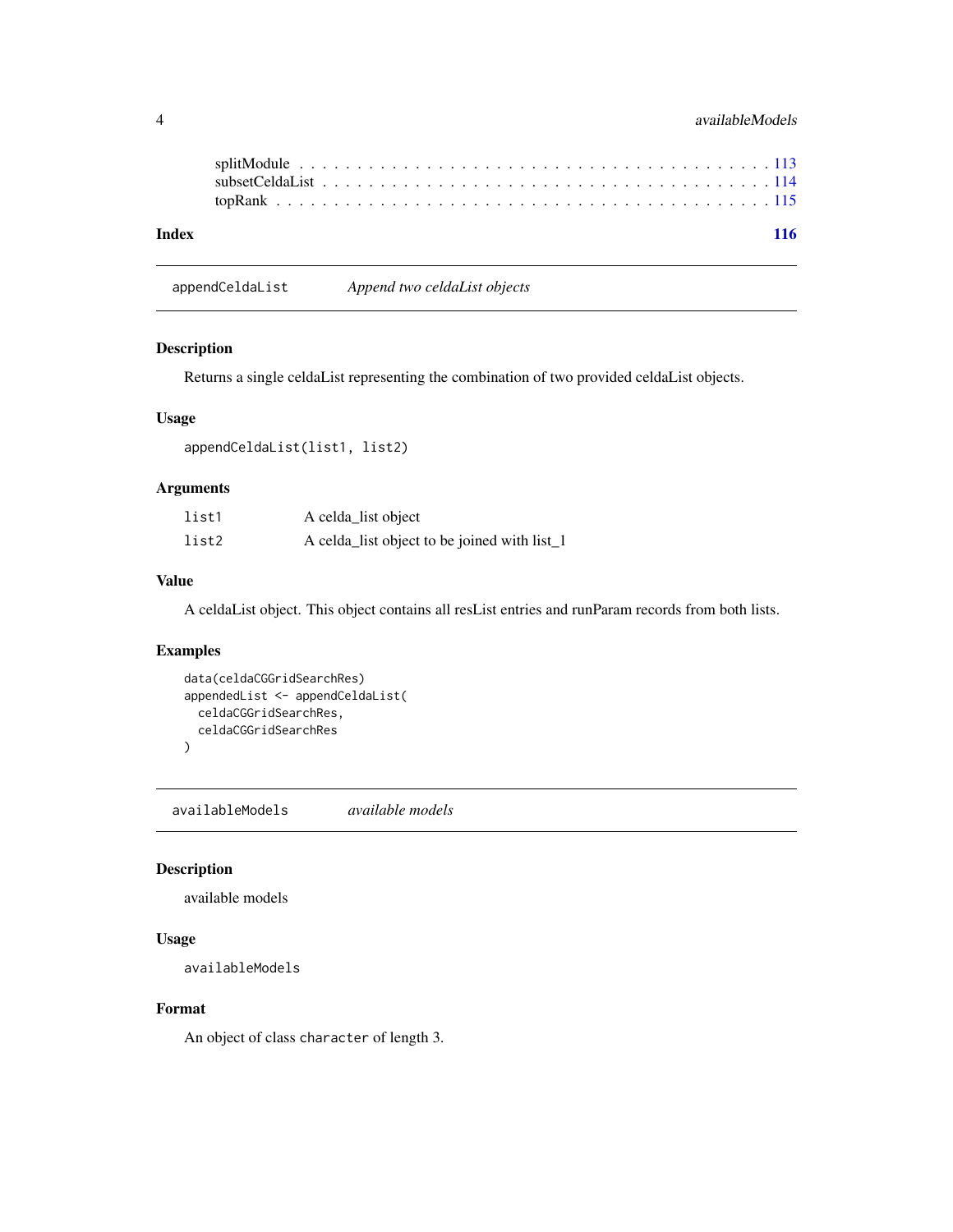splitModule . . . . . . . . . . . . . . . . . . . . . . . . . . . . . . . . . . . . . . . 113
subsetCeldaList . . . . . . . . . . . . . . . . . . . . . . . . . . . . . . . . . . . . . 114
topRank . . . . . . . . . . . . . . . . . . . . . . . . . . . . . . . . . . . . . . . . . 115

**Index** **116**

---

## appendCeldaList — *Append two celdaList objects*

### Description

Returns a single celdaList representing the combination of two provided celdaList objects.

### Usage

```
appendCeldaList(list1, list2)
```

### Arguments

| | |
|---|---|
| list1 | A celda_list object |
| list2 | A celda_list object to be joined with list_1 |

### Value

A celdaList object. This object contains all resList entries and runParam records from both lists.

### Examples

```
data(celdaCGGridSearchRes)
appendedList <- appendCeldaList(
  celdaCGGridSearchRes,
  celdaCGGridSearchRes
)
```

---

## availableModels — *available models*

### Description

available models

### Usage

```
availableModels
```

### Format

An object of class `character` of length 3.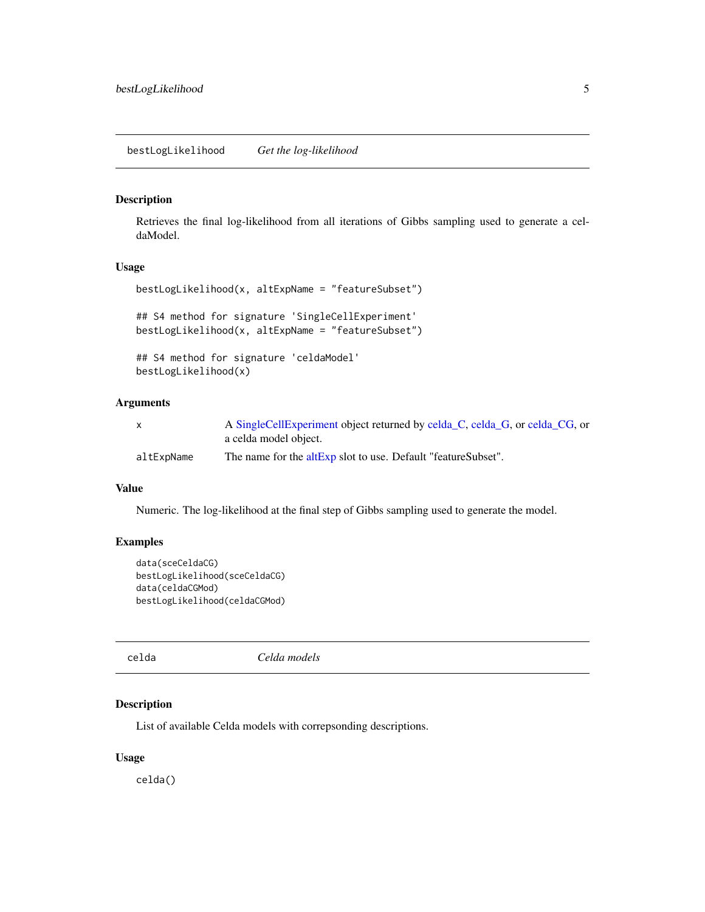## bestLogLikelihood *Get the log-likelihood*

### Description

Retrieves the final log-likelihood from all iterations of Gibbs sampling used to generate a celdaModel.

### Usage

```
bestLogLikelihood(x, altExpName = "featureSubset")

## S4 method for signature 'SingleCellExperiment'
bestLogLikelihood(x, altExpName = "featureSubset")

## S4 method for signature 'celdaModel'
bestLogLikelihood(x)
```

### Arguments

| | |
|---|---|
| x | A SingleCellExperiment object returned by celda_C, celda_G, or celda_CG, or a celda model object. |
| altExpName | The name for the altExp slot to use. Default "featureSubset". |

### Value

Numeric. The log-likelihood at the final step of Gibbs sampling used to generate the model.

### Examples

```
data(sceCeldaCG)
bestLogLikelihood(sceCeldaCG)
data(celdaCGMod)
bestLogLikelihood(celdaCGMod)
```

## celda *Celda models*

### Description

List of available Celda models with correpsonding descriptions.

### Usage

```
celda()
```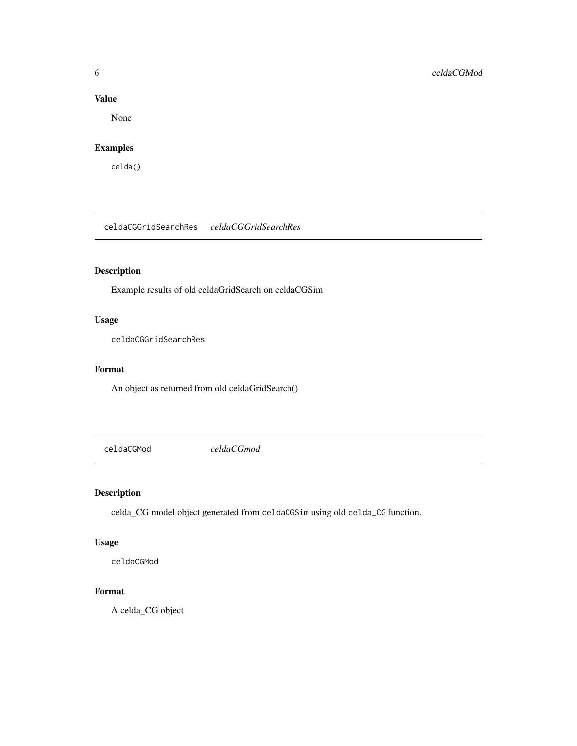## Value

None

## Examples

```
celda()
```

---

## celdaCGGridSearchRes *celdaCGGridSearchRes*

### Description

Example results of old celdaGridSearch on celdaCGSim

### Usage

```
celdaCGGridSearchRes
```

### Format

An object as returned from old celdaGridSearch()

---

## celdaCGMod *celdaCGmod*

### Description

celda_CG model object generated from `celdaCGSim` using old `celda_CG` function.

### Usage

```
celdaCGMod
```

### Format

A celda_CG object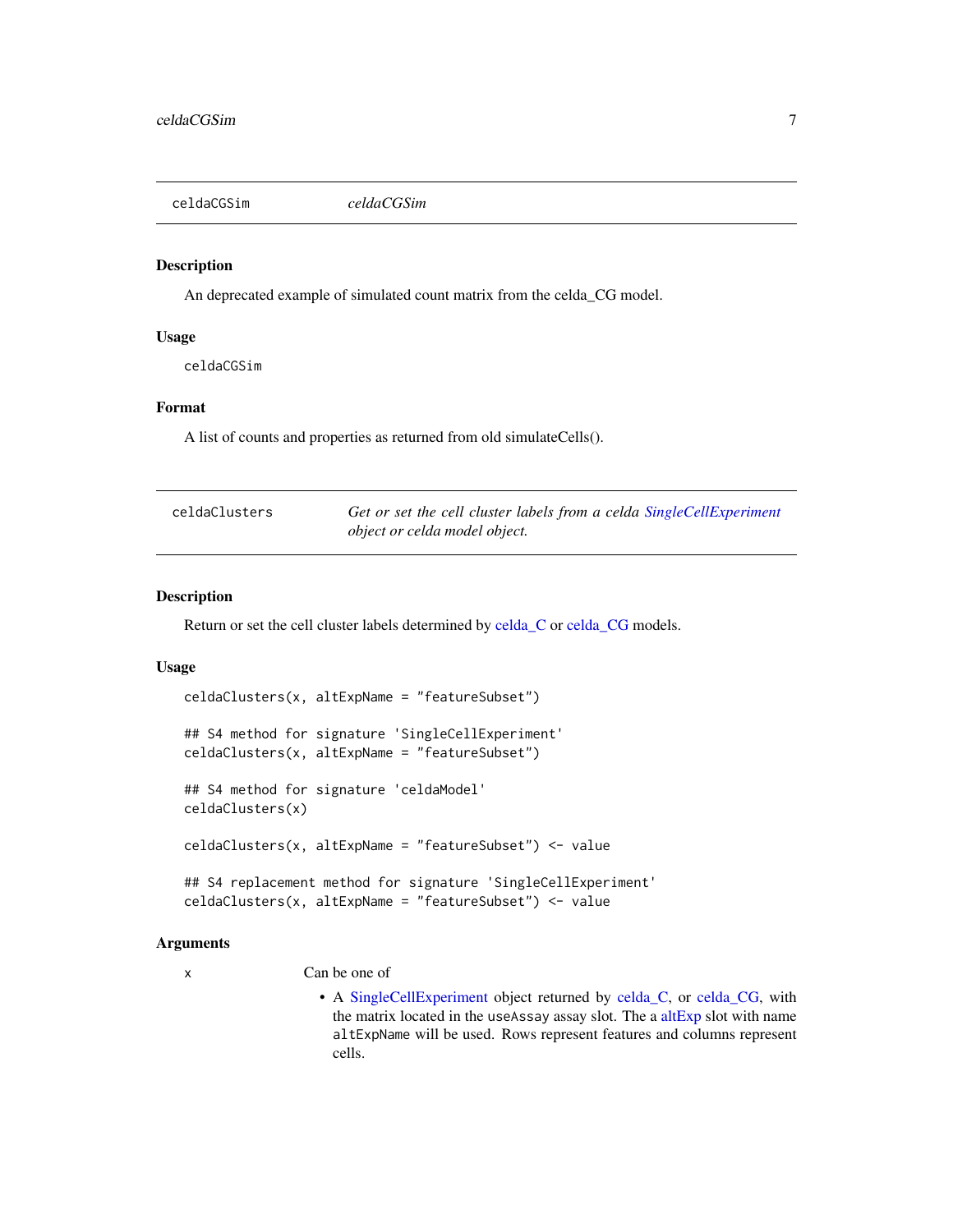## celdaCGSim *celdaCGSim*

### Description

An deprecated example of simulated count matrix from the celda_CG model.

### Usage

```
celdaCGSim
```

### Format

A list of counts and properties as returned from old simulateCells().

## celdaClusters *Get or set the cell cluster labels from a celda SingleCellExperiment object or celda model object.*

### Description

Return or set the cell cluster labels determined by celda_C or celda_CG models.

### Usage

```
celdaClusters(x, altExpName = "featureSubset")

## S4 method for signature 'SingleCellExperiment'
celdaClusters(x, altExpName = "featureSubset")

## S4 method for signature 'celdaModel'
celdaClusters(x)

celdaClusters(x, altExpName = "featureSubset") <- value

## S4 replacement method for signature 'SingleCellExperiment'
celdaClusters(x, altExpName = "featureSubset") <- value
```

### Arguments

x    Can be one of

- A SingleCellExperiment object returned by celda_C, or celda_CG, with the matrix located in the `useAssay` assay slot. The a altExp slot with name `altExpName` will be used. Rows represent features and columns represent cells.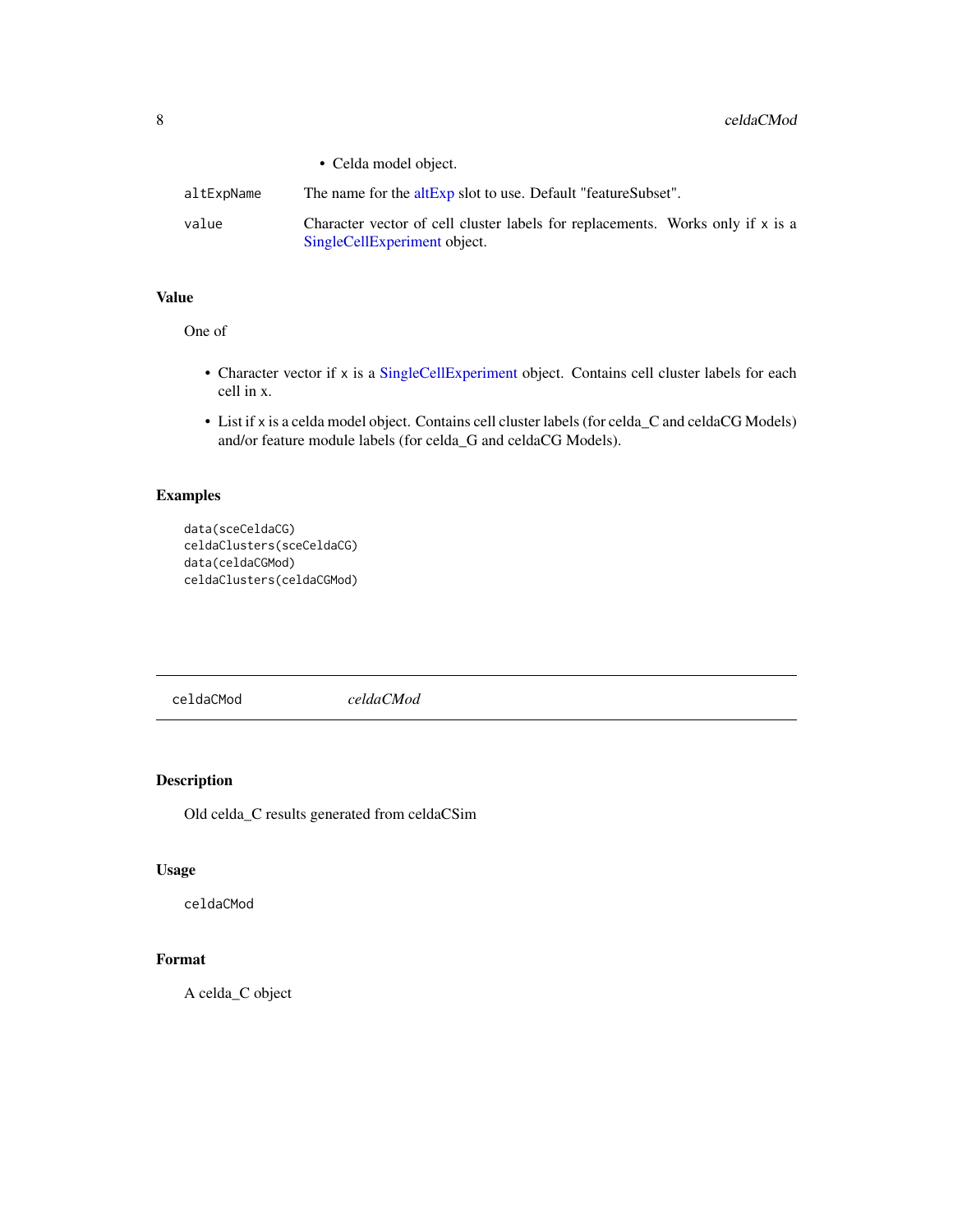- Celda model object.

| | |
|---|---|
| altExpName | The name for the altExp slot to use. Default "featureSubset". |
| value | Character vector of cell cluster labels for replacements. Works only if x is a SingleCellExperiment object. |

### Value

One of

- Character vector if x is a SingleCellExperiment object. Contains cell cluster labels for each cell in x.
- List if x is a celda model object. Contains cell cluster labels (for celda_C and celdaCG Models) and/or feature module labels (for celda_G and celdaCG Models).

### Examples

```
data(sceCeldaCG)
celdaClusters(sceCeldaCG)
data(celdaCGMod)
celdaClusters(celdaCGMod)
```

---

## celdaCMod *celdaCMod*

---

### Description

Old celda_C results generated from celdaCSim

### Usage

```
celdaCMod
```

### Format

A celda_C object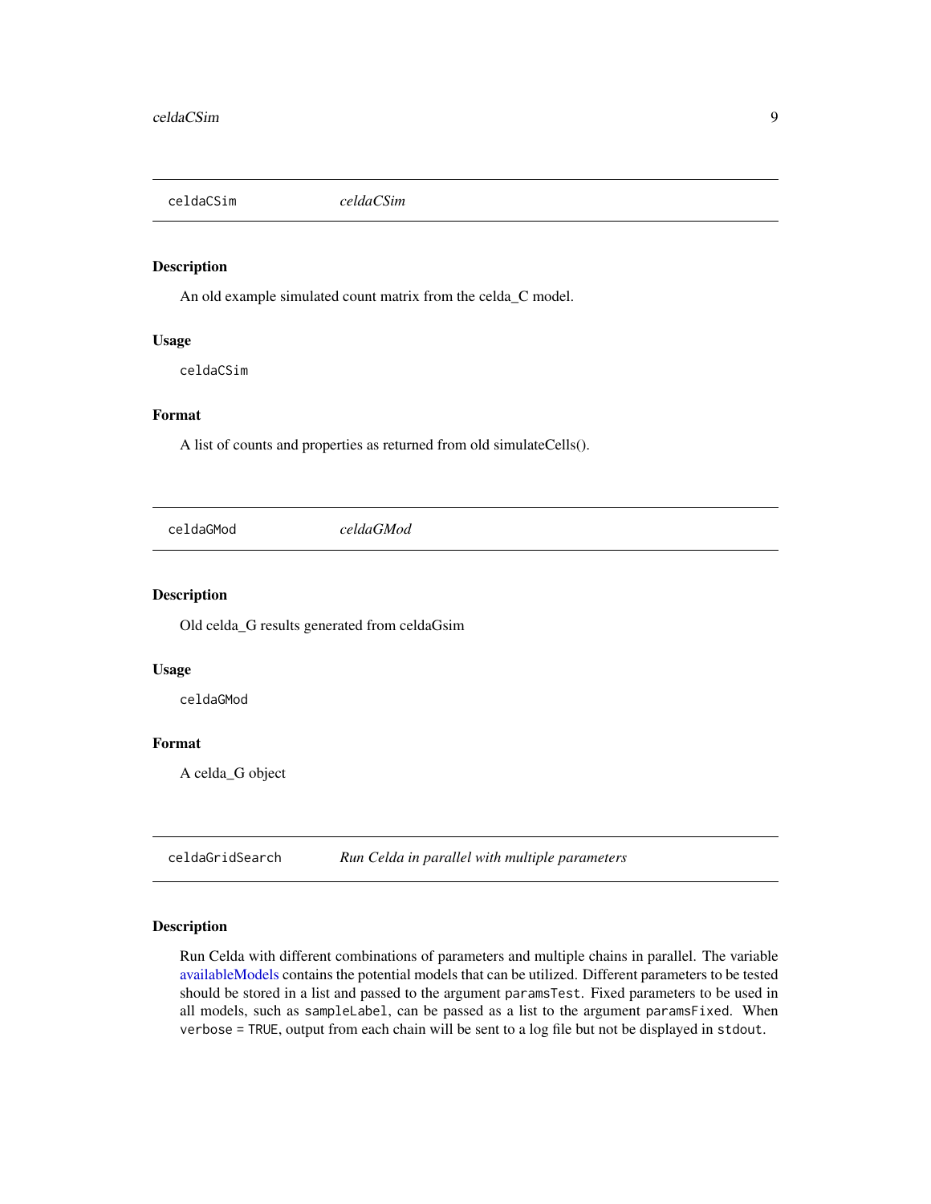## celdaCSim *celdaCSim*

### Description

An old example simulated count matrix from the celda_C model.

### Usage

```
celdaCSim
```

### Format

A list of counts and properties as returned from old simulateCells().

## celdaGMod *celdaGMod*

### Description

Old celda_G results generated from celdaGsim

### Usage

```
celdaGMod
```

### Format

A celda_G object

## celdaGridSearch *Run Celda in parallel with multiple parameters*

### Description

Run Celda with different combinations of parameters and multiple chains in parallel. The variable availableModels contains the potential models that can be utilized. Different parameters to be tested should be stored in a list and passed to the argument `paramsTest`. Fixed parameters to be used in all models, such as `sampleLabel`, can be passed as a list to the argument `paramsFixed`. When `verbose = TRUE`, output from each chain will be sent to a log file but not be displayed in `stdout`.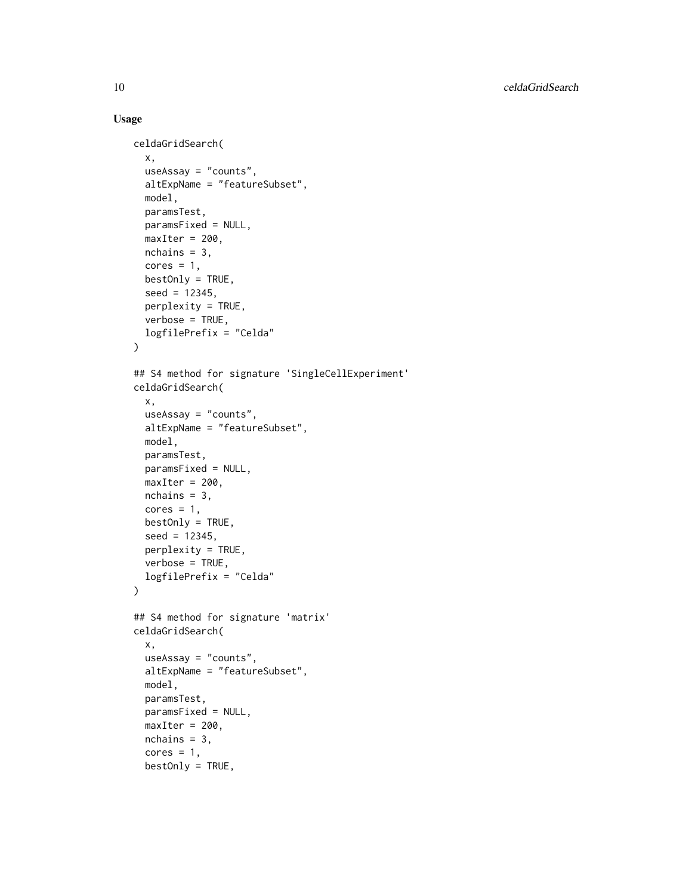## Usage

```
celdaGridSearch(
  x,
  useAssay = "counts",
  altExpName = "featureSubset",
  model,
  paramsTest,
  paramsFixed = NULL,
  maxIter = 200,
  nchains = 3,
  cores = 1,
  bestOnly = TRUE,
  seed = 12345,
  perplexity = TRUE,
  verbose = TRUE,
  logfilePrefix = "Celda"
)

## S4 method for signature 'SingleCellExperiment'
celdaGridSearch(
  x,
  useAssay = "counts",
  altExpName = "featureSubset",
  model,
  paramsTest,
  paramsFixed = NULL,
  maxIter = 200,
  nchains = 3,
  cores = 1,
  bestOnly = TRUE,
  seed = 12345,
  perplexity = TRUE,
  verbose = TRUE,
  logfilePrefix = "Celda"
)

## S4 method for signature 'matrix'
celdaGridSearch(
  x,
  useAssay = "counts",
  altExpName = "featureSubset",
  model,
  paramsTest,
  paramsFixed = NULL,
  maxIter = 200,
  nchains = 3,
  cores = 1,
  bestOnly = TRUE,
```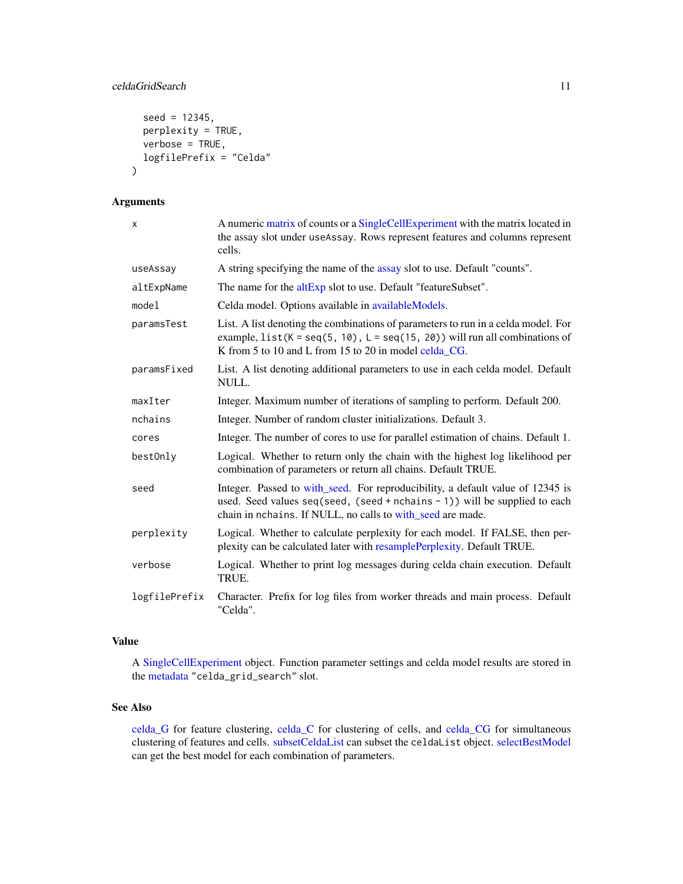```
  seed = 12345,
  perplexity = TRUE,
  verbose = TRUE,
  logfilePrefix = "Celda"
)
```

## Arguments

| | |
|---|---|
| x | A numeric matrix of counts or a SingleCellExperiment with the matrix located in the assay slot under `useAssay`. Rows represent features and columns represent cells. |
| useAssay | A string specifying the name of the assay slot to use. Default "counts". |
| altExpName | The name for the altExp slot to use. Default "featureSubset". |
| model | Celda model. Options available in availableModels. |
| paramsTest | List. A list denoting the combinations of parameters to run in a celda model. For example, `list(K = seq(5, 10), L = seq(15, 20))` will run all combinations of K from 5 to 10 and L from 15 to 20 in model celda_CG. |
| paramsFixed | List. A list denoting additional parameters to use in each celda model. Default NULL. |
| maxIter | Integer. Maximum number of iterations of sampling to perform. Default 200. |
| nchains | Integer. Number of random cluster initializations. Default 3. |
| cores | Integer. The number of cores to use for parallel estimation of chains. Default 1. |
| bestOnly | Logical. Whether to return only the chain with the highest log likelihood per combination of parameters or return all chains. Default TRUE. |
| seed | Integer. Passed to with_seed. For reproducibility, a default value of 12345 is used. Seed values `seq(seed, (seed + nchains - 1))` will be supplied to each chain in `nchains`. If NULL, no calls to with_seed are made. |
| perplexity | Logical. Whether to calculate perplexity for each model. If FALSE, then perplexity can be calculated later with resamplePerplexity. Default TRUE. |
| verbose | Logical. Whether to print log messages during celda chain execution. Default TRUE. |
| logfilePrefix | Character. Prefix for log files from worker threads and main process. Default "Celda". |

## Value

A SingleCellExperiment object. Function parameter settings and celda model results are stored in the metadata `"celda_grid_search"` slot.

## See Also

celda_G for feature clustering, celda_C for clustering of cells, and celda_CG for simultaneous clustering of features and cells. subsetCeldaList can subset the `celdaList` object. selectBestModel can get the best model for each combination of parameters.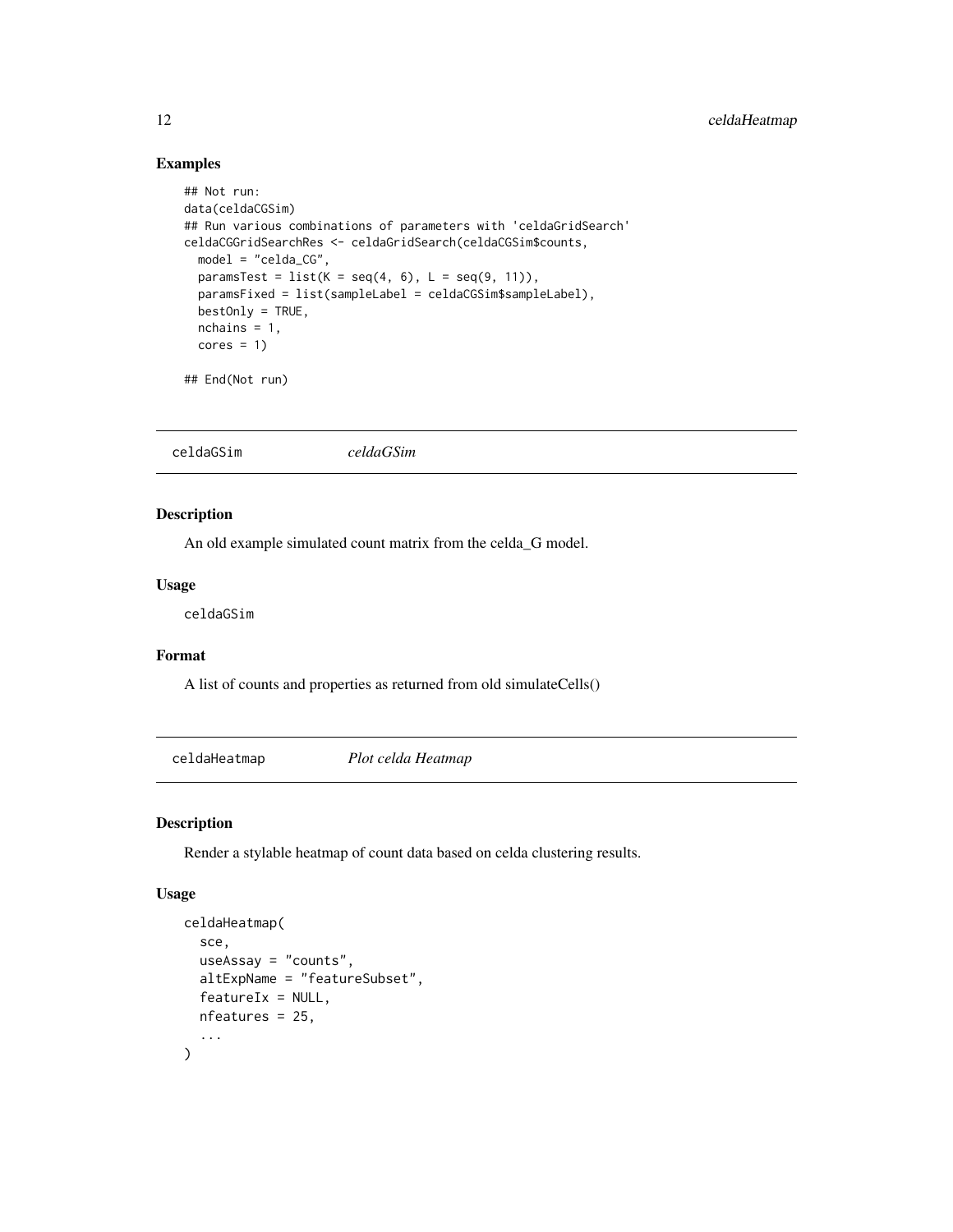## Examples

```
## Not run:
data(celdaCGSim)
## Run various combinations of parameters with 'celdaGridSearch'
celdaCGGridSearchRes <- celdaGridSearch(celdaCGSim$counts,
  model = "celda_CG",
  paramsTest = list(K = seq(4, 6), L = seq(9, 11)),
  paramsFixed = list(sampleLabel = celdaCGSim$sampleLabel),
  bestOnly = TRUE,
  nchains = 1,
  cores = 1)

## End(Not run)
```

---

# celdaGSim *celdaGSim*

## Description

An old example simulated count matrix from the celda_G model.

## Usage

```
celdaGSim
```

## Format

A list of counts and properties as returned from old simulateCells()

---

# celdaHeatmap *Plot celda Heatmap*

## Description

Render a stylable heatmap of count data based on celda clustering results.

## Usage

```
celdaHeatmap(
  sce,
  useAssay = "counts",
  altExpName = "featureSubset",
  featureIx = NULL,
  nfeatures = 25,
  ...
)
```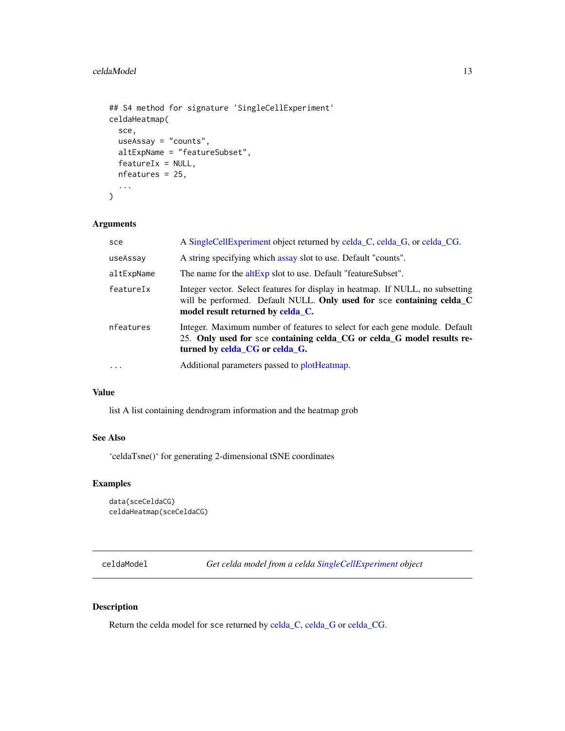```
## S4 method for signature 'SingleCellExperiment'
celdaHeatmap(
  sce,
  useAssay = "counts",
  altExpName = "featureSubset",
  featureIx = NULL,
  nfeatures = 25,
  ...
)
```

### Arguments

| | |
|---|---|
| sce | A SingleCellExperiment object returned by celda_C, celda_G, or celda_CG. |
| useAssay | A string specifying which assay slot to use. Default "counts". |
| altExpName | The name for the altExp slot to use. Default "featureSubset". |
| featureIx | Integer vector. Select features for display in heatmap. If NULL, no subsetting will be performed. Default NULL. **Only used for `sce` containing celda_C model result returned by celda_C.** |
| nfeatures | Integer. Maximum number of features to select for each gene module. Default 25. **Only used for `sce` containing celda_CG or celda_G model results returned by celda_CG or celda_G.** |
| ... | Additional parameters passed to plotHeatmap. |

### Value

list A list containing dendrogram information and the heatmap grob

### See Also

'celdaTsne()' for generating 2-dimensional tSNE coordinates

### Examples

```
data(sceCeldaCG)
celdaHeatmap(sceCeldaCG)
```

---

## celdaModel — *Get celda model from a celda SingleCellExperiment object*

---

### Description

Return the celda model for `sce` returned by celda_C, celda_G or celda_CG.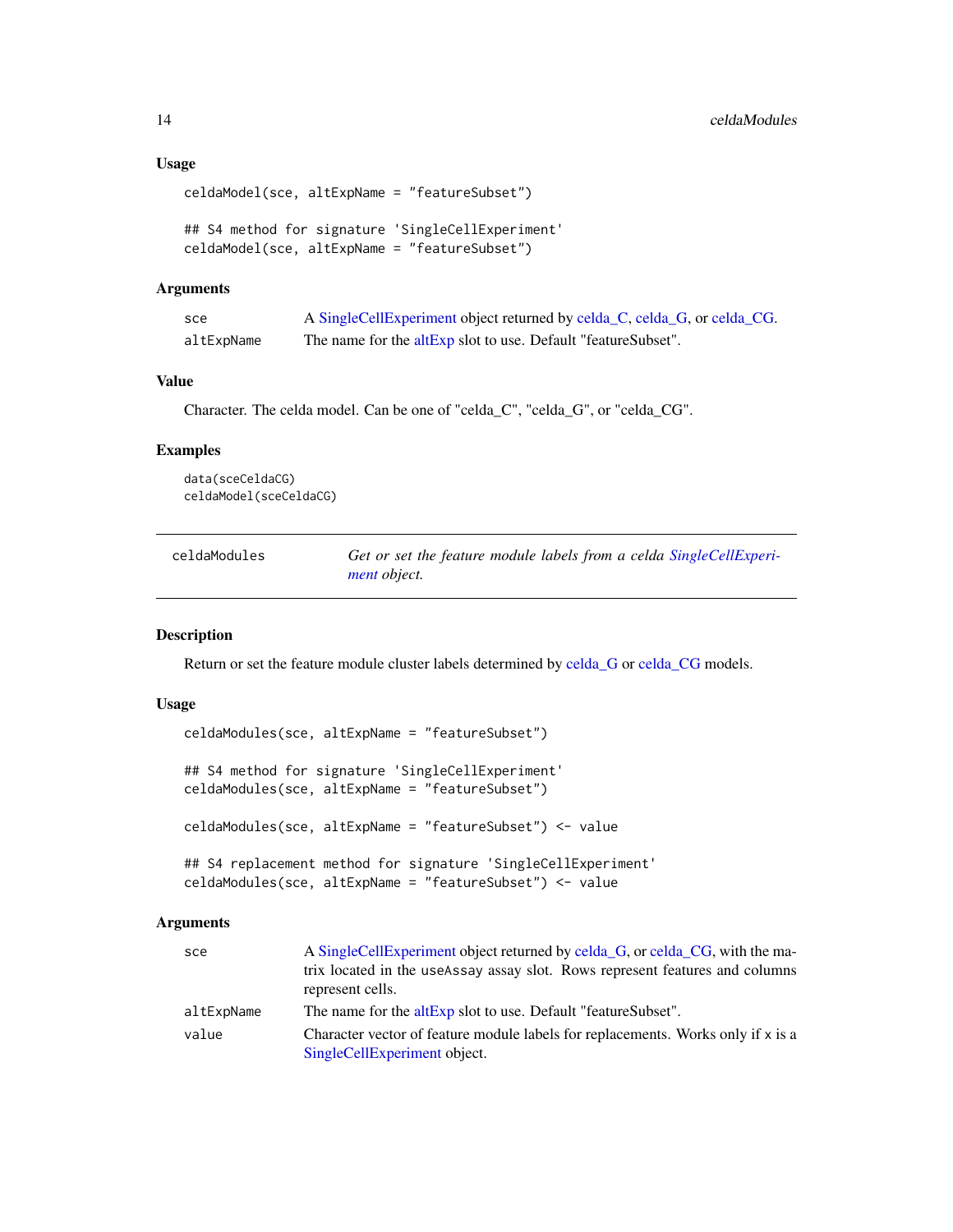### Usage

```
celdaModel(sce, altExpName = "featureSubset")

## S4 method for signature 'SingleCellExperiment'
celdaModel(sce, altExpName = "featureSubset")
```

### Arguments

| | |
|---|---|
| sce | A SingleCellExperiment object returned by celda_C, celda_G, or celda_CG. |
| altExpName | The name for the altExp slot to use. Default "featureSubset". |

### Value

Character. The celda model. Can be one of "celda_C", "celda_G", or "celda_CG".

### Examples

```
data(sceCeldaCG)
celdaModel(sceCeldaCG)
```

---

## celdaModules — *Get or set the feature module labels from a celda SingleCellExperiment object.*

---

### Description

Return or set the feature module cluster labels determined by celda_G or celda_CG models.

### Usage

```
celdaModules(sce, altExpName = "featureSubset")

## S4 method for signature 'SingleCellExperiment'
celdaModules(sce, altExpName = "featureSubset")

celdaModules(sce, altExpName = "featureSubset") <- value

## S4 replacement method for signature 'SingleCellExperiment'
celdaModules(sce, altExpName = "featureSubset") <- value
```

### Arguments

| | |
|---|---|
| sce | A SingleCellExperiment object returned by celda_G, or celda_CG, with the matrix located in the useAssay assay slot. Rows represent features and columns represent cells. |
| altExpName | The name for the altExp slot to use. Default "featureSubset". |
| value | Character vector of feature module labels for replacements. Works only if x is a SingleCellExperiment object. |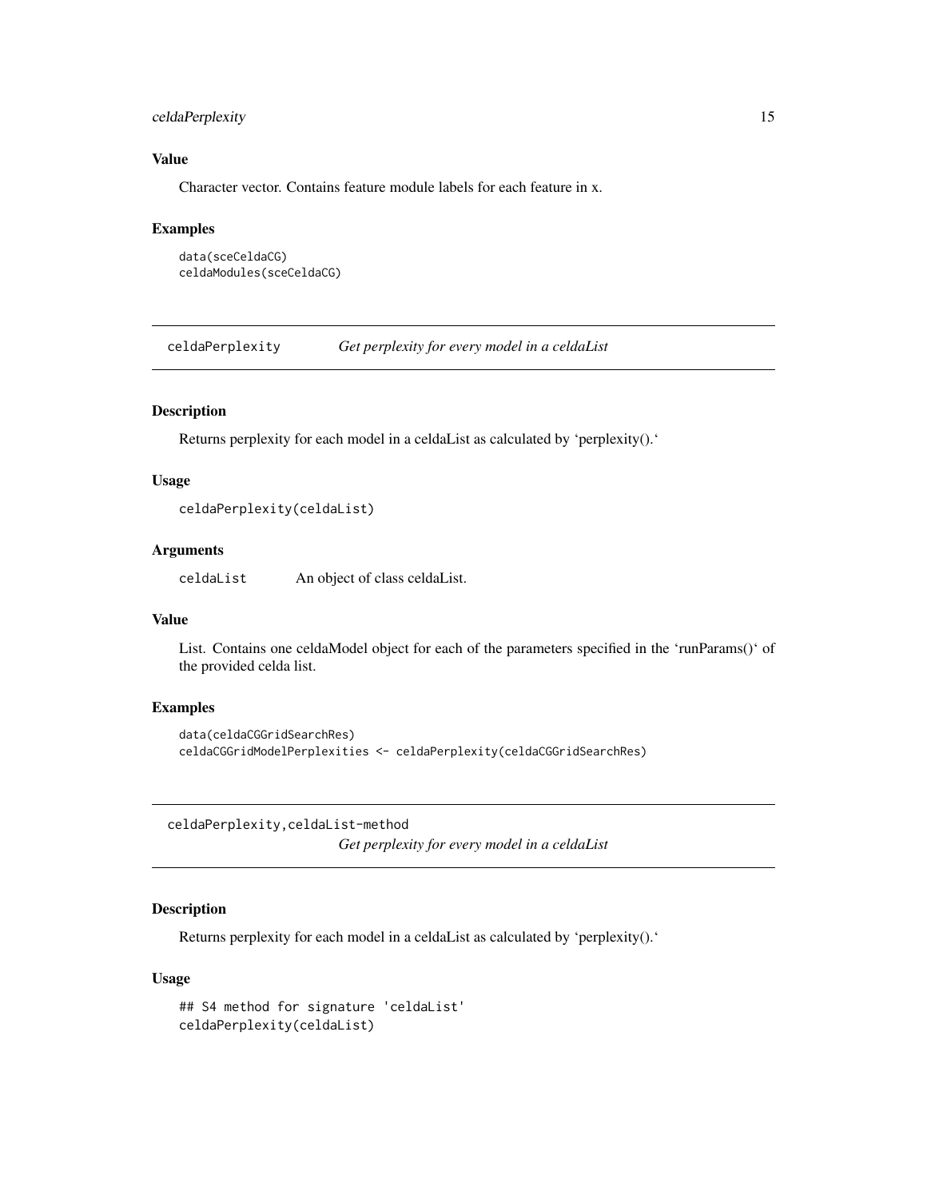### Value

Character vector. Contains feature module labels for each feature in x.

### Examples

```
data(sceCeldaCG)
celdaModules(sceCeldaCG)
```

## celdaPerplexity *Get perplexity for every model in a celdaList*

### Description

Returns perplexity for each model in a celdaList as calculated by 'perplexity().'

### Usage

```
celdaPerplexity(celdaList)
```

### Arguments

celdaList An object of class celdaList.

### Value

List. Contains one celdaModel object for each of the parameters specified in the 'runParams()' of the provided celda list.

### Examples

```
data(celdaCGGridSearchRes)
celdaCGGridModelPerplexities <- celdaPerplexity(celdaCGGridSearchRes)
```

## celdaPerplexity,celdaList-method *Get perplexity for every model in a celdaList*

### Description

Returns perplexity for each model in a celdaList as calculated by 'perplexity().'

### Usage

```
## S4 method for signature 'celdaList'
celdaPerplexity(celdaList)
```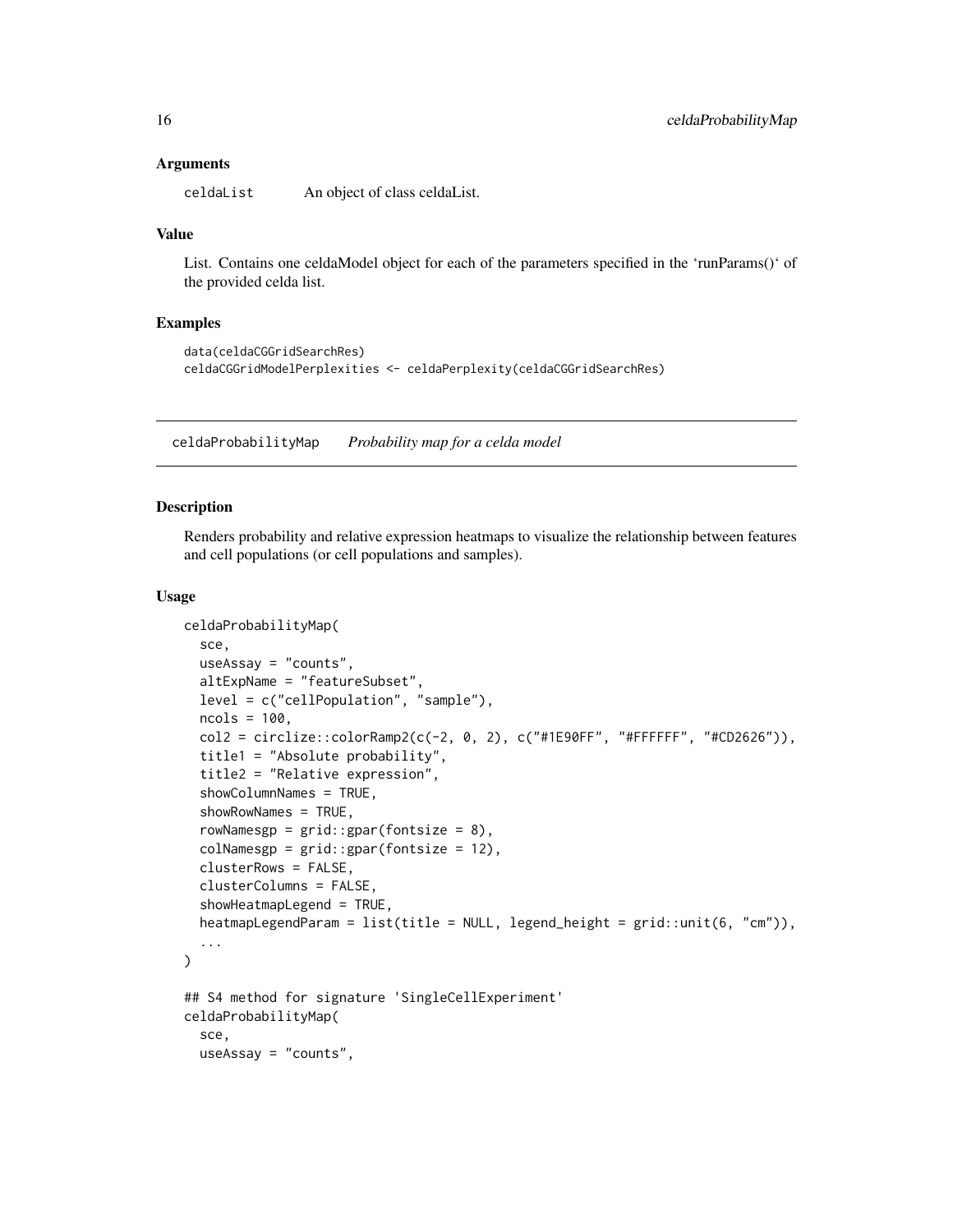### Arguments

celdaList An object of class celdaList.

### Value

List. Contains one celdaModel object for each of the parameters specified in the 'runParams()' of the provided celda list.

### Examples

```
data(celdaCGGridSearchRes)
celdaCGGridModelPerplexities <- celdaPerplexity(celdaCGGridSearchRes)
```

---

## celdaProbabilityMap *Probability map for a celda model*

### Description

Renders probability and relative expression heatmaps to visualize the relationship between features and cell populations (or cell populations and samples).

### Usage

```
celdaProbabilityMap(
  sce,
  useAssay = "counts",
  altExpName = "featureSubset",
  level = c("cellPopulation", "sample"),
  ncols = 100,
  col2 = circlize::colorRamp2(c(-2, 0, 2), c("#1E90FF", "#FFFFFF", "#CD2626")),
  title1 = "Absolute probability",
  title2 = "Relative expression",
  showColumnNames = TRUE,
  showRowNames = TRUE,
  rowNamesgp = grid::gpar(fontsize = 8),
  colNamesgp = grid::gpar(fontsize = 12),
  clusterRows = FALSE,
  clusterColumns = FALSE,
  showHeatmapLegend = TRUE,
  heatmapLegendParam = list(title = NULL, legend_height = grid::unit(6, "cm")),
  ...
)

## S4 method for signature 'SingleCellExperiment'
celdaProbabilityMap(
  sce,
  useAssay = "counts",
```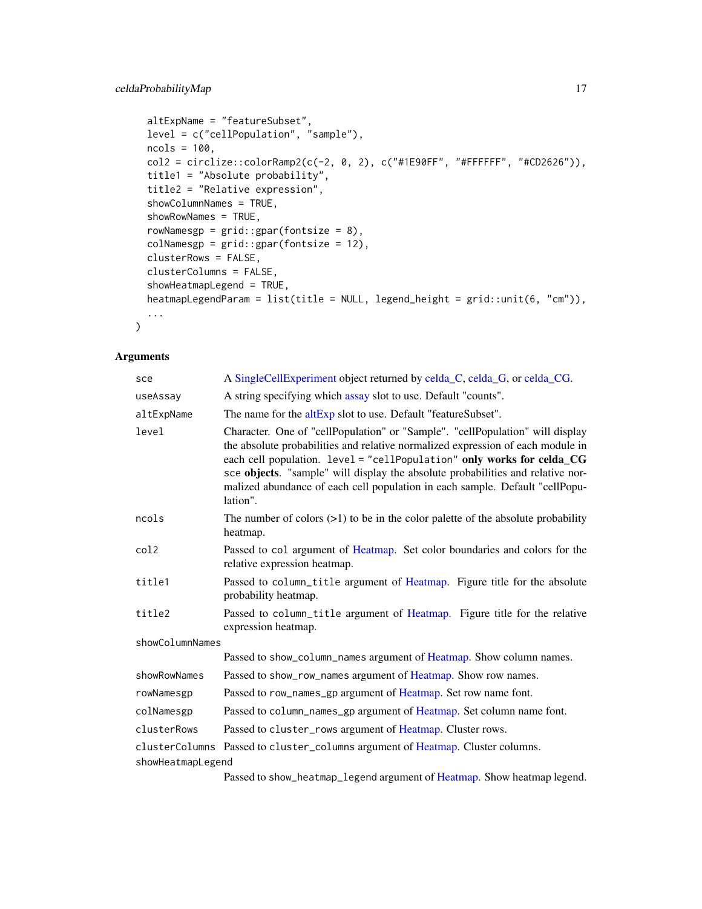```
  altExpName = "featureSubset",
  level = c("cellPopulation", "sample"),
  ncols = 100,
  col2 = circlize::colorRamp2(c(-2, 0, 2), c("#1E90FF", "#FFFFFF", "#CD2626")),
  title1 = "Absolute probability",
  title2 = "Relative expression",
  showColumnNames = TRUE,
  showRowNames = TRUE,
  rowNamesgp = grid::gpar(fontsize = 8),
  colNamesgp = grid::gpar(fontsize = 12),
  clusterRows = FALSE,
  clusterColumns = FALSE,
  showHeatmapLegend = TRUE,
  heatmapLegendParam = list(title = NULL, legend_height = grid::unit(6, "cm")),
  ...
)
```

## Arguments

| | |
|---|---|
| `sce` | A SingleCellExperiment object returned by celda_C, celda_G, or celda_CG. |
| `useAssay` | A string specifying which assay slot to use. Default "counts". |
| `altExpName` | The name for the altExp slot to use. Default "featureSubset". |
| `level` | Character. One of "cellPopulation" or "Sample". "cellPopulation" will display the absolute probabilities and relative normalized expression of each module in each cell population. `level = "cellPopulation"` **only works for celda_CG** `sce` **objects**. "sample" will display the absolute probabilities and relative normalized abundance of each cell population in each sample. Default "cellPopulation". |
| `ncols` | The number of colors (>1) to be in the color palette of the absolute probability heatmap. |
| `col2` | Passed to `col` argument of Heatmap. Set color boundaries and colors for the relative expression heatmap. |
| `title1` | Passed to `column_title` argument of Heatmap. Figure title for the absolute probability heatmap. |
| `title2` | Passed to `column_title` argument of Heatmap. Figure title for the relative expression heatmap. |
| `showColumnNames` | Passed to `show_column_names` argument of Heatmap. Show column names. |
| `showRowNames` | Passed to `show_row_names` argument of Heatmap. Show row names. |
| `rowNamesgp` | Passed to `row_names_gp` argument of Heatmap. Set row name font. |
| `colNamesgp` | Passed to `column_names_gp` argument of Heatmap. Set column name font. |
| `clusterRows` | Passed to `cluster_rows` argument of Heatmap. Cluster rows. |
| `clusterColumns` | Passed to `cluster_columns` argument of Heatmap. Cluster columns. |
| `showHeatmapLegend` | Passed to `show_heatmap_legend` argument of Heatmap. Show heatmap legend. |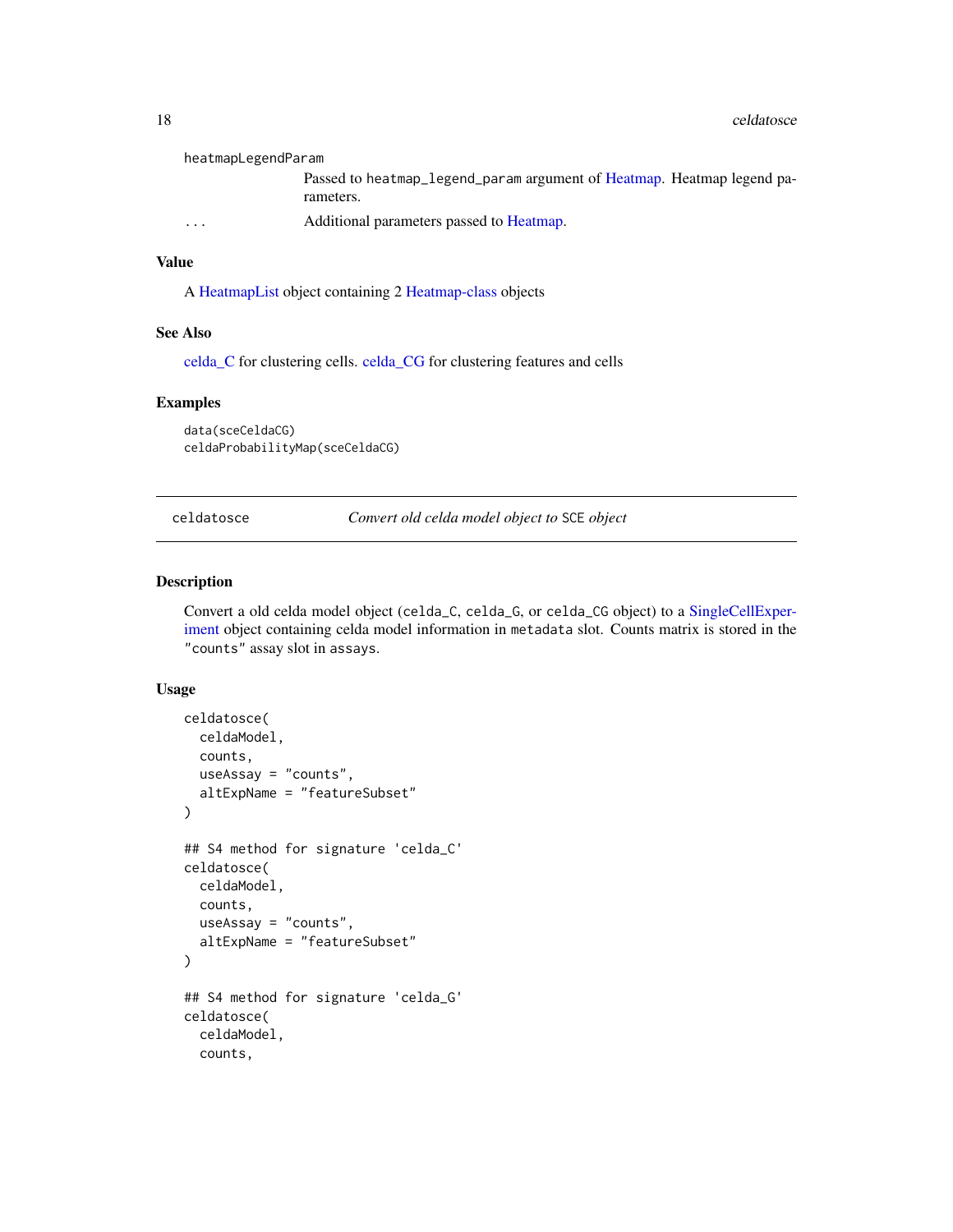heatmapLegendParam
: Passed to heatmap_legend_param argument of Heatmap. Heatmap legend parameters.

...
: Additional parameters passed to Heatmap.

## Value

A HeatmapList object containing 2 Heatmap-class objects

## See Also

celda_C for clustering cells. celda_CG for clustering features and cells

## Examples

```
data(sceCeldaCG)
celdaProbabilityMap(sceCeldaCG)
```

---

# celdatosce — *Convert old celda model object to* SCE *object*

---

## Description

Convert a old celda model object (celda_C, celda_G, or celda_CG object) to a SingleCellExperiment object containing celda model information in metadata slot. Counts matrix is stored in the "counts" assay slot in assays.

## Usage

```
celdatosce(
  celdaModel,
  counts,
  useAssay = "counts",
  altExpName = "featureSubset"
)

## S4 method for signature 'celda_C'
celdatosce(
  celdaModel,
  counts,
  useAssay = "counts",
  altExpName = "featureSubset"
)

## S4 method for signature 'celda_G'
celdatosce(
  celdaModel,
  counts,
```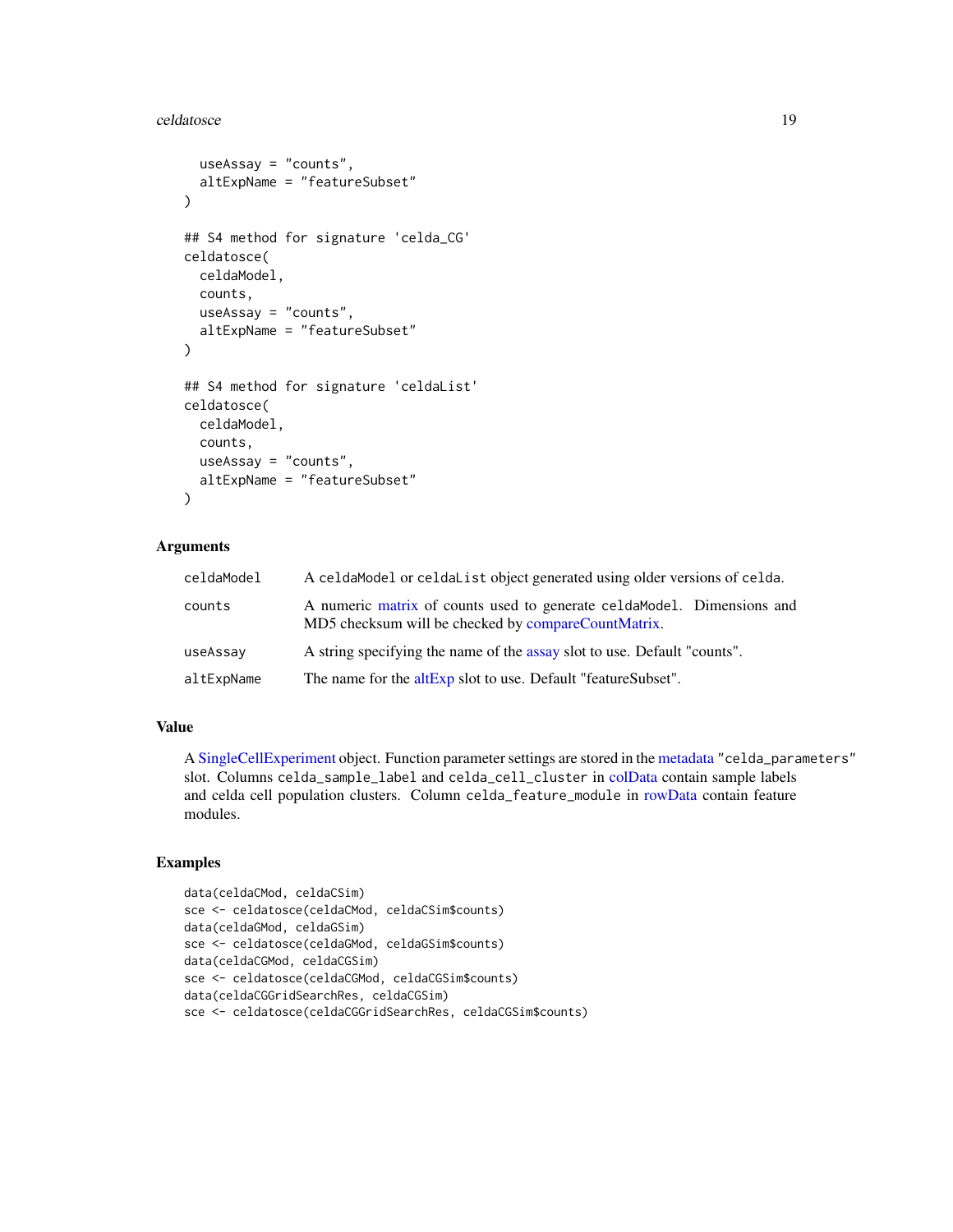```
  useAssay = "counts",
  altExpName = "featureSubset"
)

## S4 method for signature 'celda_CG'
celdatosce(
  celdaModel,
  counts,
  useAssay = "counts",
  altExpName = "featureSubset"
)

## S4 method for signature 'celdaList'
celdatosce(
  celdaModel,
  counts,
  useAssay = "counts",
  altExpName = "featureSubset"
)
```

## Arguments

| | |
|---|---|
| celdaModel | A celdaModel or celdaList object generated using older versions of celda. |
| counts | A numeric matrix of counts used to generate celdaModel. Dimensions and MD5 checksum will be checked by compareCountMatrix. |
| useAssay | A string specifying the name of the assay slot to use. Default "counts". |
| altExpName | The name for the altExp slot to use. Default "featureSubset". |

## Value

A SingleCellExperiment object. Function parameter settings are stored in the metadata "celda_parameters" slot. Columns celda_sample_label and celda_cell_cluster in colData contain sample labels and celda cell population clusters. Column celda_feature_module in rowData contain feature modules.

## Examples

```
data(celdaCMod, celdaCSim)
sce <- celdatosce(celdaCMod, celdaCSim$counts)
data(celdaGMod, celdaGSim)
sce <- celdatosce(celdaGMod, celdaGSim$counts)
data(celdaCGMod, celdaCGSim)
sce <- celdatosce(celdaCGMod, celdaCGSim$counts)
data(celdaCGGridSearchRes, celdaCGSim)
sce <- celdatosce(celdaCGGridSearchRes, celdaCGSim$counts)
```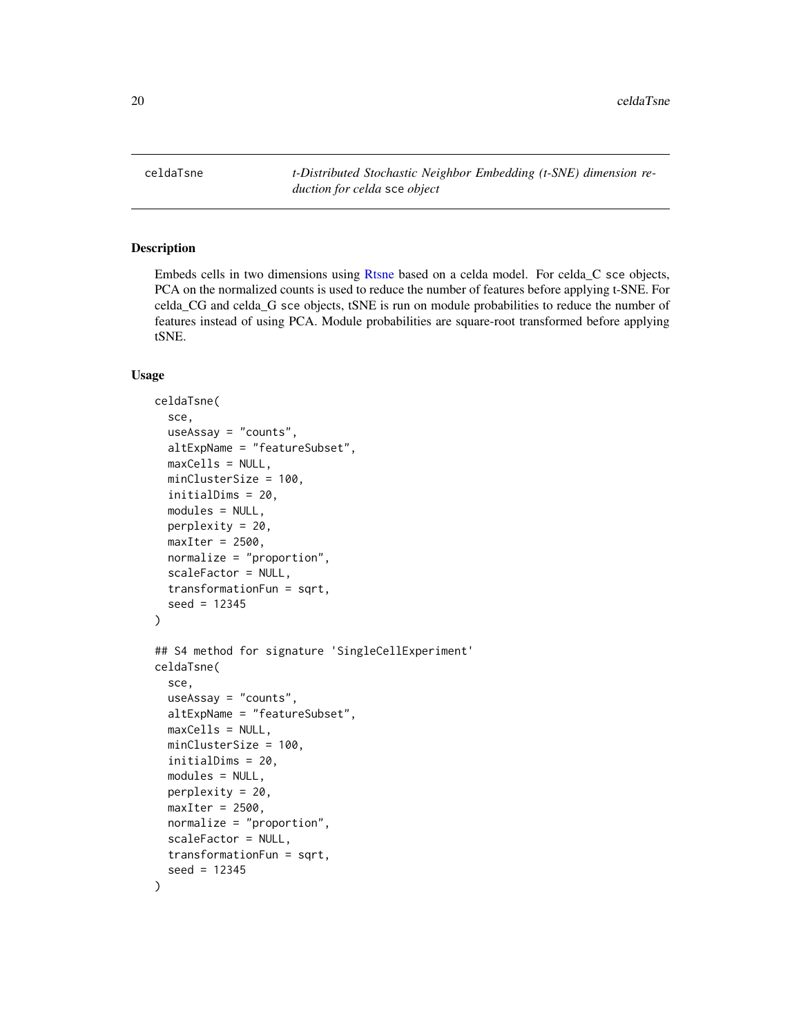celdaTsne — *t-Distributed Stochastic Neighbor Embedding (t-SNE) dimension reduction for celda* `sce` *object*

## Description

Embeds cells in two dimensions using Rtsne based on a celda model. For celda_C sce objects, PCA on the normalized counts is used to reduce the number of features before applying t-SNE. For celda_CG and celda_G sce objects, tSNE is run on module probabilities to reduce the number of features instead of using PCA. Module probabilities are square-root transformed before applying tSNE.

## Usage

```
celdaTsne(
  sce,
  useAssay = "counts",
  altExpName = "featureSubset",
  maxCells = NULL,
  minClusterSize = 100,
  initialDims = 20,
  modules = NULL,
  perplexity = 20,
  maxIter = 2500,
  normalize = "proportion",
  scaleFactor = NULL,
  transformationFun = sqrt,
  seed = 12345
)

## S4 method for signature 'SingleCellExperiment'
celdaTsne(
  sce,
  useAssay = "counts",
  altExpName = "featureSubset",
  maxCells = NULL,
  minClusterSize = 100,
  initialDims = 20,
  modules = NULL,
  perplexity = 20,
  maxIter = 2500,
  normalize = "proportion",
  scaleFactor = NULL,
  transformationFun = sqrt,
  seed = 12345
)
```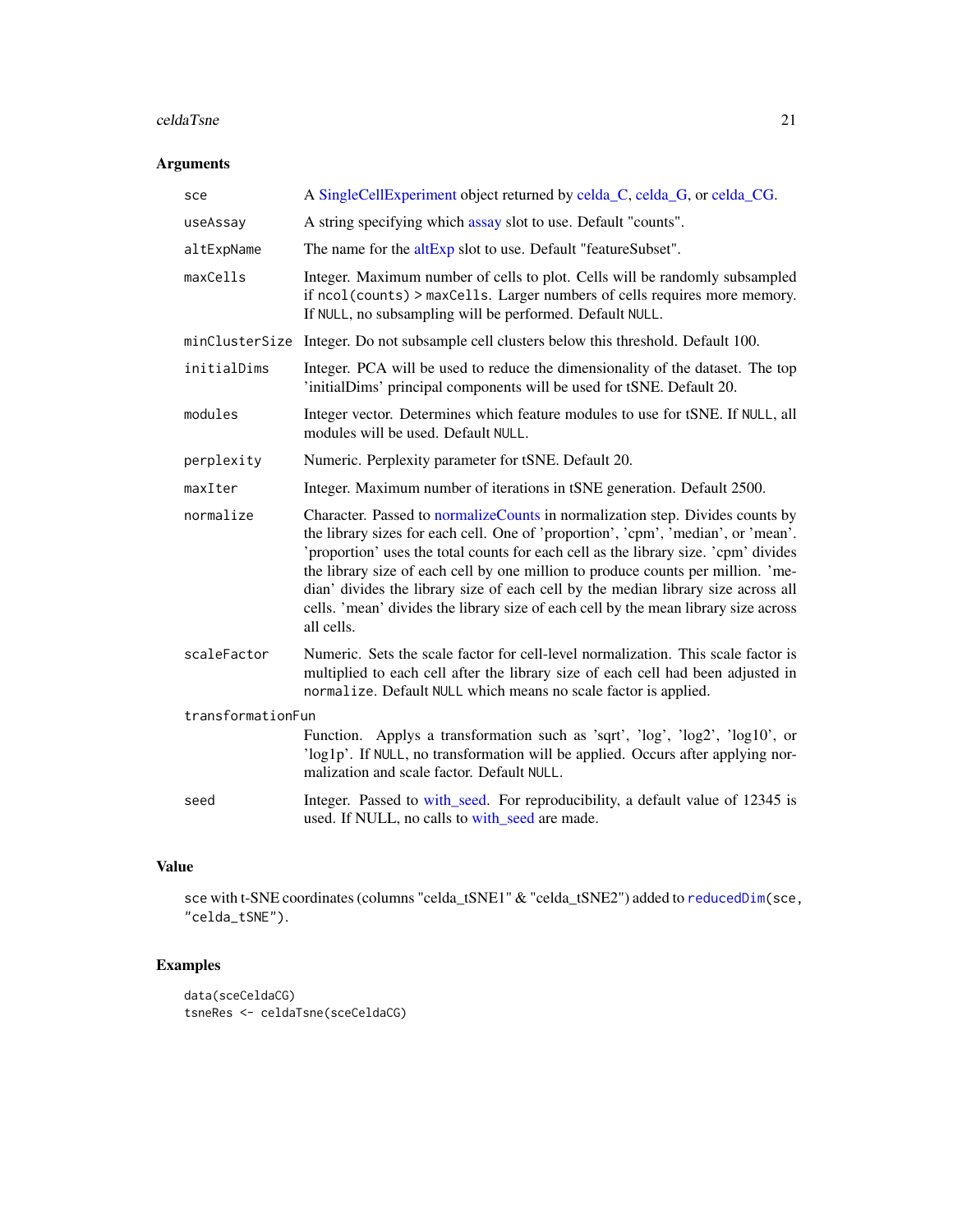## Arguments

| | |
|---|---|
| sce | A SingleCellExperiment object returned by celda_C, celda_G, or celda_CG. |
| useAssay | A string specifying which assay slot to use. Default "counts". |
| altExpName | The name for the altExp slot to use. Default "featureSubset". |
| maxCells | Integer. Maximum number of cells to plot. Cells will be randomly subsampled if `ncol(counts) > maxCells`. Larger numbers of cells requires more memory. If `NULL`, no subsampling will be performed. Default `NULL`. |
| minClusterSize | Integer. Do not subsample cell clusters below this threshold. Default 100. |
| initialDims | Integer. PCA will be used to reduce the dimensionality of the dataset. The top 'initialDims' principal components will be used for tSNE. Default 20. |
| modules | Integer vector. Determines which feature modules to use for tSNE. If `NULL`, all modules will be used. Default `NULL`. |
| perplexity | Numeric. Perplexity parameter for tSNE. Default 20. |
| maxIter | Integer. Maximum number of iterations in tSNE generation. Default 2500. |
| normalize | Character. Passed to normalizeCounts in normalization step. Divides counts by the library sizes for each cell. One of 'proportion', 'cpm', 'median', or 'mean'. 'proportion' uses the total counts for each cell as the library size. 'cpm' divides the library size of each cell by one million to produce counts per million. 'median' divides the library size of each cell by the median library size across all cells. 'mean' divides the library size of each cell by the mean library size across all cells. |
| scaleFactor | Numeric. Sets the scale factor for cell-level normalization. This scale factor is multiplied to each cell after the library size of each cell had been adjusted in `normalize`. Default `NULL` which means no scale factor is applied. |
| transformationFun | Function. Applys a transformation such as 'sqrt', 'log', 'log2', 'log10', or 'log1p'. If `NULL`, no transformation will be applied. Occurs after applying normalization and scale factor. Default `NULL`. |
| seed | Integer. Passed to with_seed. For reproducibility, a default value of 12345 is used. If NULL, no calls to with_seed are made. |

## Value

sce with t-SNE coordinates (columns "celda_tSNE1" & "celda_tSNE2") added to `reducedDim(sce, "celda_tSNE")`.

## Examples

```
data(sceCeldaCG)
tsneRes <- celdaTsne(sceCeldaCG)
```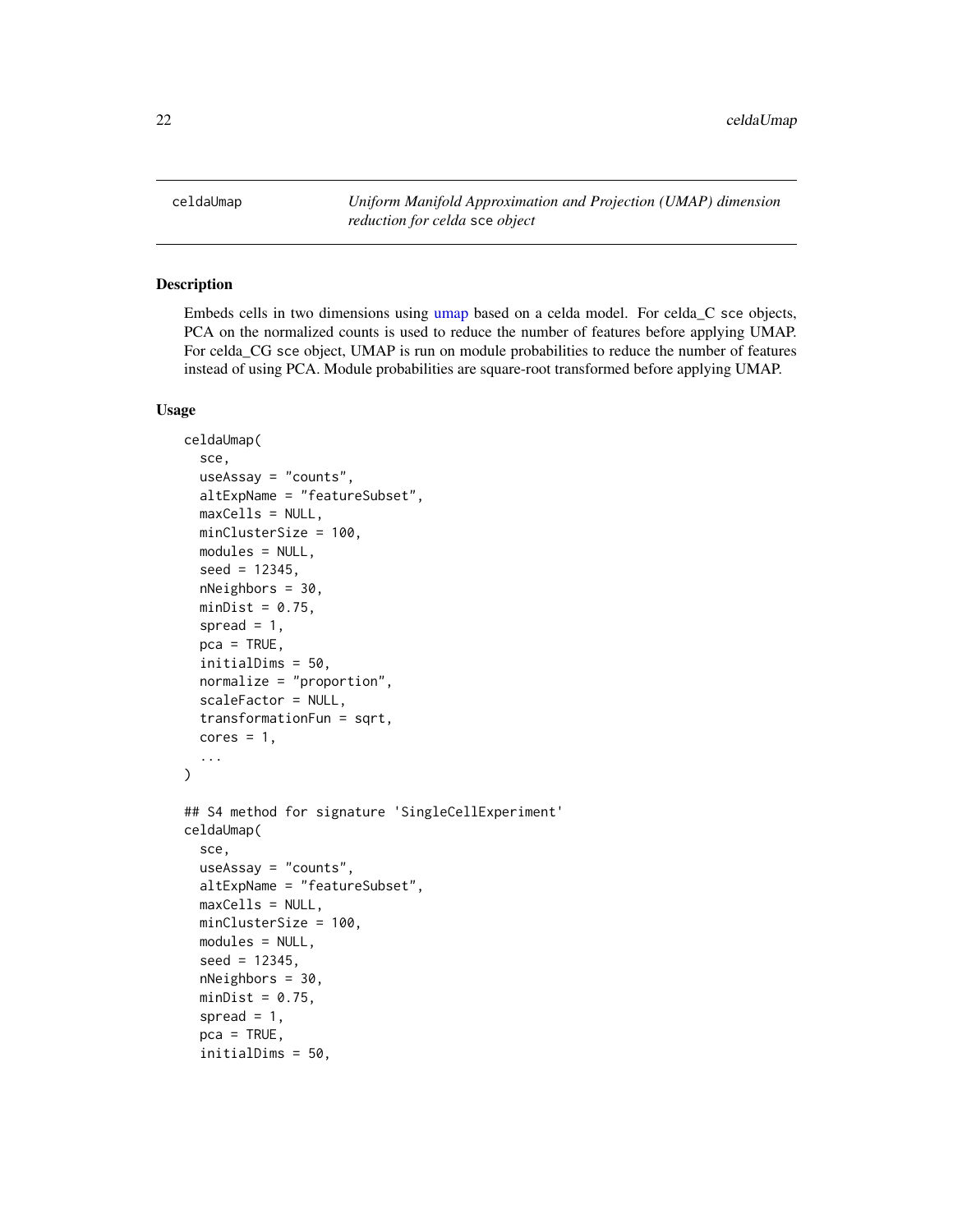# celdaUmap

*Uniform Manifold Approximation and Projection (UMAP) dimension reduction for celda* `sce` *object*

## Description

Embeds cells in two dimensions using umap based on a celda model. For celda_C sce objects, PCA on the normalized counts is used to reduce the number of features before applying UMAP. For celda_CG sce object, UMAP is run on module probabilities to reduce the number of features instead of using PCA. Module probabilities are square-root transformed before applying UMAP.

## Usage

```
celdaUmap(
  sce,
  useAssay = "counts",
  altExpName = "featureSubset",
  maxCells = NULL,
  minClusterSize = 100,
  modules = NULL,
  seed = 12345,
  nNeighbors = 30,
  minDist = 0.75,
  spread = 1,
  pca = TRUE,
  initialDims = 50,
  normalize = "proportion",
  scaleFactor = NULL,
  transformationFun = sqrt,
  cores = 1,
  ...
)

## S4 method for signature 'SingleCellExperiment'
celdaUmap(
  sce,
  useAssay = "counts",
  altExpName = "featureSubset",
  maxCells = NULL,
  minClusterSize = 100,
  modules = NULL,
  seed = 12345,
  nNeighbors = 30,
  minDist = 0.75,
  spread = 1,
  pca = TRUE,
  initialDims = 50,
```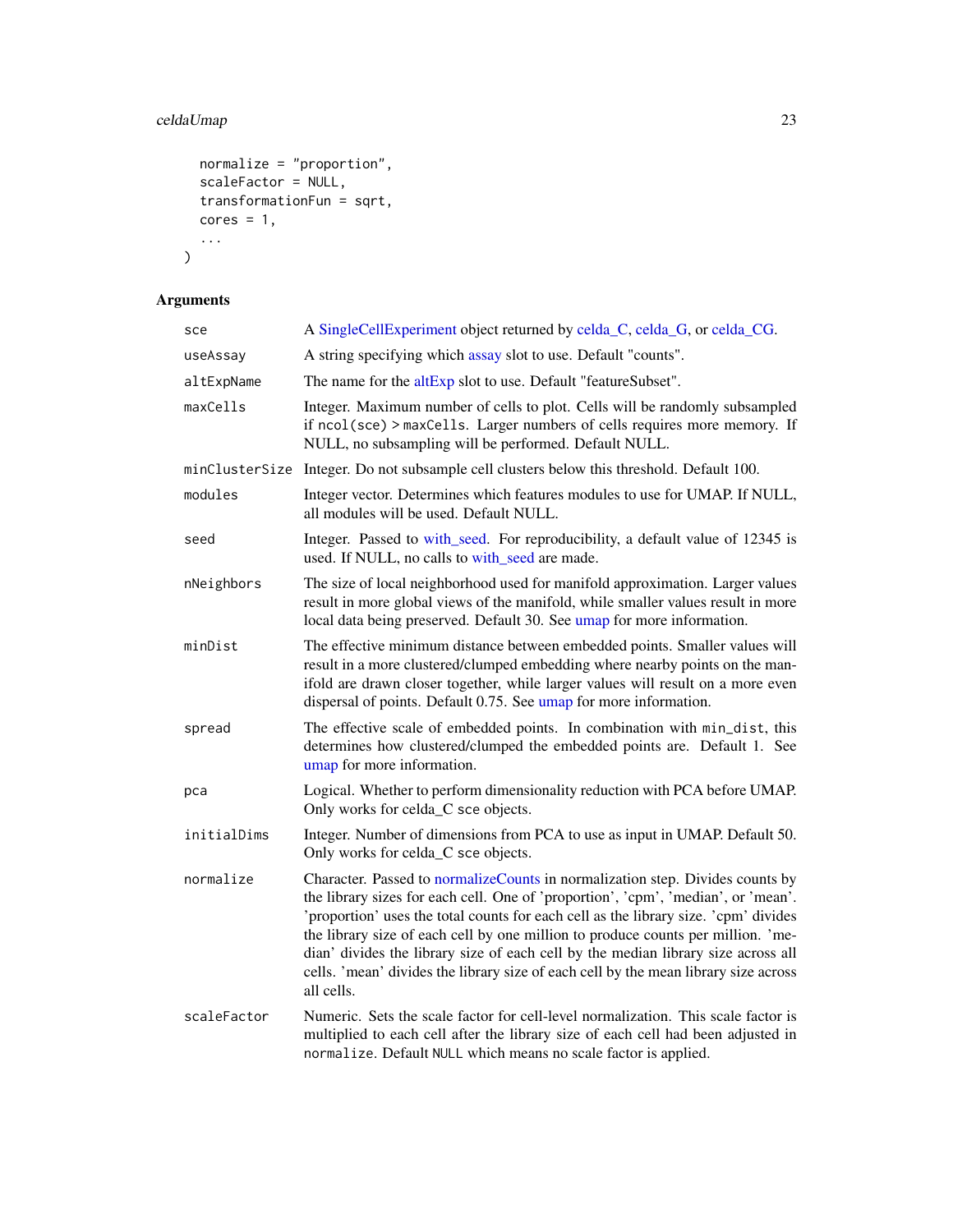```
  normalize = "proportion",
  scaleFactor = NULL,
  transformationFun = sqrt,
  cores = 1,
  ...
)
```

## Arguments

| Argument | Description |
| --- | --- |
| sce | A SingleCellExperiment object returned by celda_C, celda_G, or celda_CG. |
| useAssay | A string specifying which assay slot to use. Default "counts". |
| altExpName | The name for the altExp slot to use. Default "featureSubset". |
| maxCells | Integer. Maximum number of cells to plot. Cells will be randomly subsampled if `ncol(sce) > maxCells`. Larger numbers of cells requires more memory. If NULL, no subsampling will be performed. Default NULL. |
| minClusterSize | Integer. Do not subsample cell clusters below this threshold. Default 100. |
| modules | Integer vector. Determines which features modules to use for UMAP. If NULL, all modules will be used. Default NULL. |
| seed | Integer. Passed to with_seed. For reproducibility, a default value of 12345 is used. If NULL, no calls to with_seed are made. |
| nNeighbors | The size of local neighborhood used for manifold approximation. Larger values result in more global views of the manifold, while smaller values result in more local data being preserved. Default 30. See umap for more information. |
| minDist | The effective minimum distance between embedded points. Smaller values will result in a more clustered/clumped embedding where nearby points on the manifold are drawn closer together, while larger values will result on a more even dispersal of points. Default 0.75. See umap for more information. |
| spread | The effective scale of embedded points. In combination with `min_dist`, this determines how clustered/clumped the embedded points are. Default 1. See umap for more information. |
| pca | Logical. Whether to perform dimensionality reduction with PCA before UMAP. Only works for celda_C `sce` objects. |
| initialDims | Integer. Number of dimensions from PCA to use as input in UMAP. Default 50. Only works for celda_C `sce` objects. |
| normalize | Character. Passed to normalizeCounts in normalization step. Divides counts by the library sizes for each cell. One of 'proportion', 'cpm', 'median', or 'mean'. 'proportion' uses the total counts for each cell as the library size. 'cpm' divides the library size of each cell by one million to produce counts per million. 'median' divides the library size of each cell by the median library size across all cells. 'mean' divides the library size of each cell by the mean library size across all cells. |
| scaleFactor | Numeric. Sets the scale factor for cell-level normalization. This scale factor is multiplied to each cell after the library size of each cell had been adjusted in `normalize`. Default `NULL` which means no scale factor is applied. |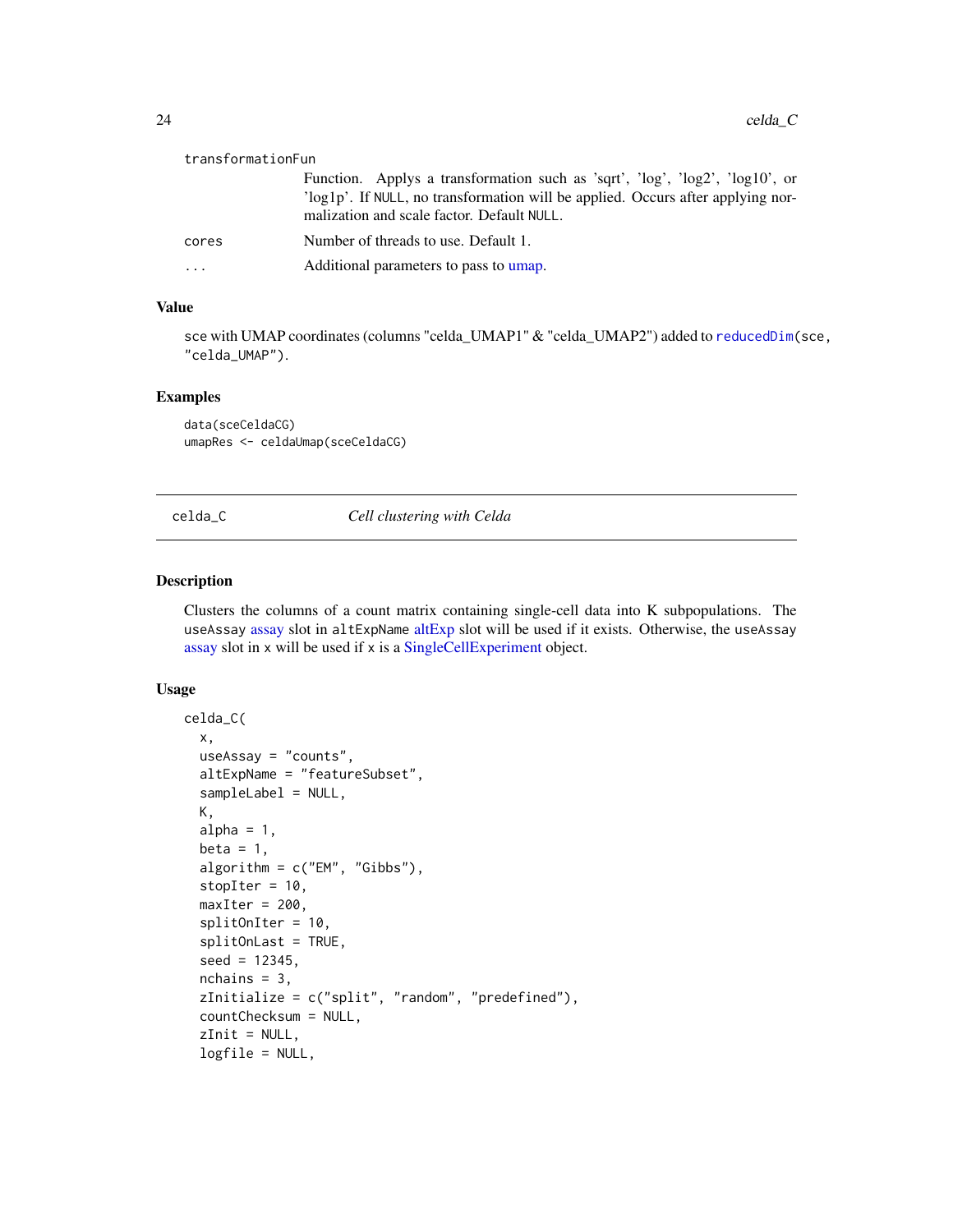transformationFun
: Function. Applys a transformation such as 'sqrt', 'log', 'log2', 'log10', or 'log1p'. If NULL, no transformation will be applied. Occurs after applying normalization and scale factor. Default NULL.

cores
: Number of threads to use. Default 1.

...
: Additional parameters to pass to umap.

## Value

sce with UMAP coordinates (columns "celda_UMAP1" & "celda_UMAP2") added to reducedDim(sce, "celda_UMAP").

## Examples

```
data(sceCeldaCG)
umapRes <- celdaUmap(sceCeldaCG)
```

---

# celda_C — *Cell clustering with Celda*

## Description

Clusters the columns of a count matrix containing single-cell data into K subpopulations. The useAssay assay slot in altExpName altExp slot will be used if it exists. Otherwise, the useAssay assay slot in x will be used if x is a SingleCellExperiment object.

## Usage

```
celda_C(
  x,
  useAssay = "counts",
  altExpName = "featureSubset",
  sampleLabel = NULL,
  K,
  alpha = 1,
  beta = 1,
  algorithm = c("EM", "Gibbs"),
  stopIter = 10,
  maxIter = 200,
  splitOnIter = 10,
  splitOnLast = TRUE,
  seed = 12345,
  nchains = 3,
  zInitialize = c("split", "random", "predefined"),
  countChecksum = NULL,
  zInit = NULL,
  logfile = NULL,
```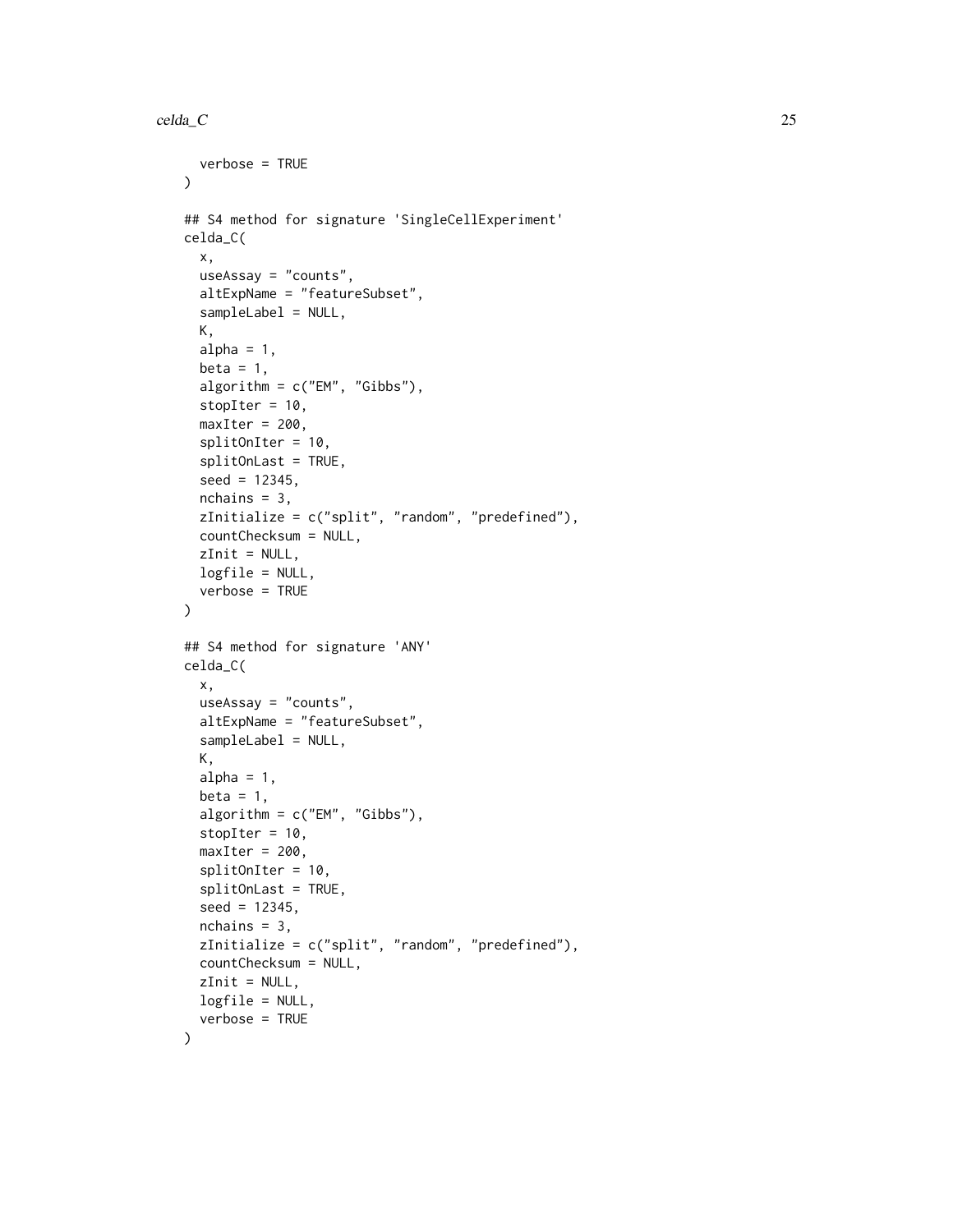```
  verbose = TRUE
)

## S4 method for signature 'SingleCellExperiment'
celda_C(
  x,
  useAssay = "counts",
  altExpName = "featureSubset",
  sampleLabel = NULL,
  K,
  alpha = 1,
  beta = 1,
  algorithm = c("EM", "Gibbs"),
  stopIter = 10,
  maxIter = 200,
  splitOnIter = 10,
  splitOnLast = TRUE,
  seed = 12345,
  nchains = 3,
  zInitialize = c("split", "random", "predefined"),
  countChecksum = NULL,
  zInit = NULL,
  logfile = NULL,
  verbose = TRUE
)

## S4 method for signature 'ANY'
celda_C(
  x,
  useAssay = "counts",
  altExpName = "featureSubset",
  sampleLabel = NULL,
  K,
  alpha = 1,
  beta = 1,
  algorithm = c("EM", "Gibbs"),
  stopIter = 10,
  maxIter = 200,
  splitOnIter = 10,
  splitOnLast = TRUE,
  seed = 12345,
  nchains = 3,
  zInitialize = c("split", "random", "predefined"),
  countChecksum = NULL,
  zInit = NULL,
  logfile = NULL,
  verbose = TRUE
)
```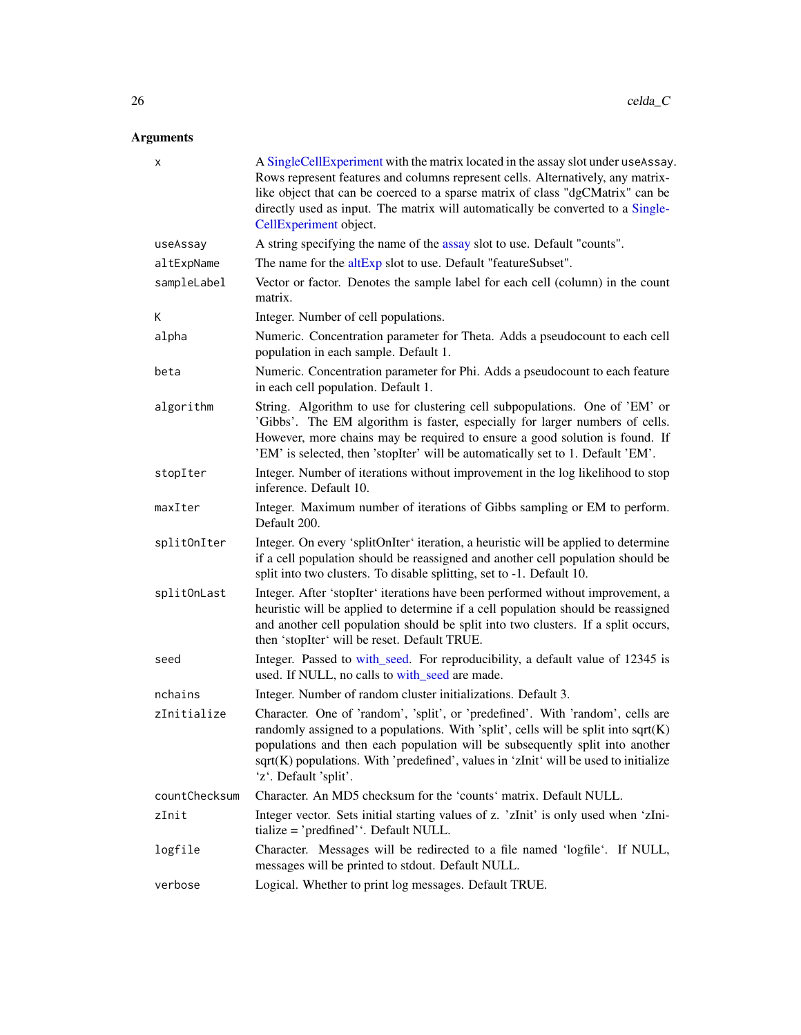## Arguments

| | |
|---|---|
| x | A SingleCellExperiment with the matrix located in the assay slot under `useAssay`. Rows represent features and columns represent cells. Alternatively, any matrix-like object that can be coerced to a sparse matrix of class "dgCMatrix" can be directly used as input. The matrix will automatically be converted to a SingleCellExperiment object. |
| useAssay | A string specifying the name of the assay slot to use. Default "counts". |
| altExpName | The name for the altExp slot to use. Default "featureSubset". |
| sampleLabel | Vector or factor. Denotes the sample label for each cell (column) in the count matrix. |
| K | Integer. Number of cell populations. |
| alpha | Numeric. Concentration parameter for Theta. Adds a pseudocount to each cell population in each sample. Default 1. |
| beta | Numeric. Concentration parameter for Phi. Adds a pseudocount to each feature in each cell population. Default 1. |
| algorithm | String. Algorithm to use for clustering cell subpopulations. One of 'EM' or 'Gibbs'. The EM algorithm is faster, especially for larger numbers of cells. However, more chains may be required to ensure a good solution is found. If 'EM' is selected, then 'stopIter' will be automatically set to 1. Default 'EM'. |
| stopIter | Integer. Number of iterations without improvement in the log likelihood to stop inference. Default 10. |
| maxIter | Integer. Maximum number of iterations of Gibbs sampling or EM to perform. Default 200. |
| splitOnIter | Integer. On every 'splitOnIter' iteration, a heuristic will be applied to determine if a cell population should be reassigned and another cell population should be split into two clusters. To disable splitting, set to -1. Default 10. |
| splitOnLast | Integer. After 'stopIter' iterations have been performed without improvement, a heuristic will be applied to determine if a cell population should be reassigned and another cell population should be split into two clusters. If a split occurs, then 'stopIter' will be reset. Default TRUE. |
| seed | Integer. Passed to with_seed. For reproducibility, a default value of 12345 is used. If NULL, no calls to with_seed are made. |
| nchains | Integer. Number of random cluster initializations. Default 3. |
| zInitialize | Character. One of 'random', 'split', or 'predefined'. With 'random', cells are randomly assigned to a populations. With 'split', cells will be split into sqrt(K) populations and then each population will be subsequently split into another sqrt(K) populations. With 'predefined', values in 'zInit' will be used to initialize 'z'. Default 'split'. |
| countChecksum | Character. An MD5 checksum for the 'counts' matrix. Default NULL. |
| zInit | Integer vector. Sets initial starting values of z. 'zInit' is only used when 'zInitialize = 'predfined''. Default NULL. |
| logfile | Character. Messages will be redirected to a file named 'logfile'. If NULL, messages will be printed to stdout. Default NULL. |
| verbose | Logical. Whether to print log messages. Default TRUE. |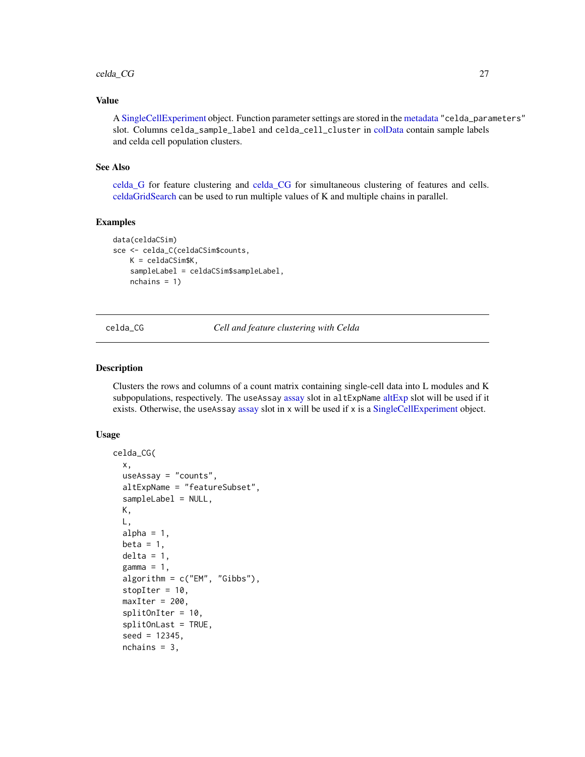### Value

A SingleCellExperiment object. Function parameter settings are stored in the metadata "celda_parameters" slot. Columns celda_sample_label and celda_cell_cluster in colData contain sample labels and celda cell population clusters.

### See Also

celda_G for feature clustering and celda_CG for simultaneous clustering of features and cells. celdaGridSearch can be used to run multiple values of K and multiple chains in parallel.

### Examples

```
data(celdaCSim)
sce <- celda_C(celdaCSim$counts,
    K = celdaCSim$K,
    sampleLabel = celdaCSim$sampleLabel,
    nchains = 1)
```

---

## celda_CG *Cell and feature clustering with Celda*

### Description

Clusters the rows and columns of a count matrix containing single-cell data into L modules and K subpopulations, respectively. The useAssay assay slot in altExpName altExp slot will be used if it exists. Otherwise, the useAssay assay slot in x will be used if x is a SingleCellExperiment object.

### Usage

```
celda_CG(
  x,
  useAssay = "counts",
  altExpName = "featureSubset",
  sampleLabel = NULL,
  K,
  L,
  alpha = 1,
  beta = 1,
  delta = 1,
  gamma = 1,
  algorithm = c("EM", "Gibbs"),
  stopIter = 10,
  maxIter = 200,
  splitOnIter = 10,
  splitOnLast = TRUE,
  seed = 12345,
  nchains = 3,
```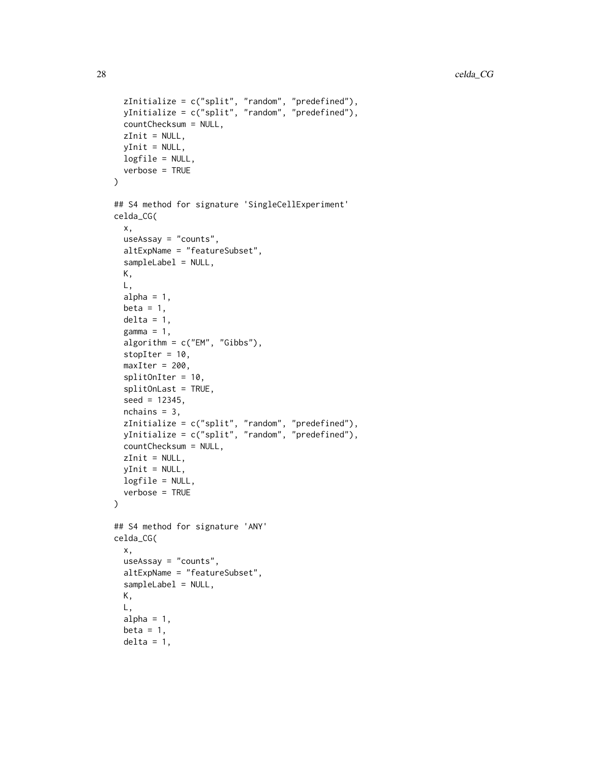```
  zInitialize = c("split", "random", "predefined"),
  yInitialize = c("split", "random", "predefined"),
  countChecksum = NULL,
  zInit = NULL,
  yInit = NULL,
  logfile = NULL,
  verbose = TRUE
)

## S4 method for signature 'SingleCellExperiment'
celda_CG(
  x,
  useAssay = "counts",
  altExpName = "featureSubset",
  sampleLabel = NULL,
  K,
  L,
  alpha = 1,
  beta = 1,
  delta = 1,
  gamma = 1,
  algorithm = c("EM", "Gibbs"),
  stopIter = 10,
  maxIter = 200,
  splitOnIter = 10,
  splitOnLast = TRUE,
  seed = 12345,
  nchains = 3,
  zInitialize = c("split", "random", "predefined"),
  yInitialize = c("split", "random", "predefined"),
  countChecksum = NULL,
  zInit = NULL,
  yInit = NULL,
  logfile = NULL,
  verbose = TRUE
)

## S4 method for signature 'ANY'
celda_CG(
  x,
  useAssay = "counts",
  altExpName = "featureSubset",
  sampleLabel = NULL,
  K,
  L,
  alpha = 1,
  beta = 1,
  delta = 1,
```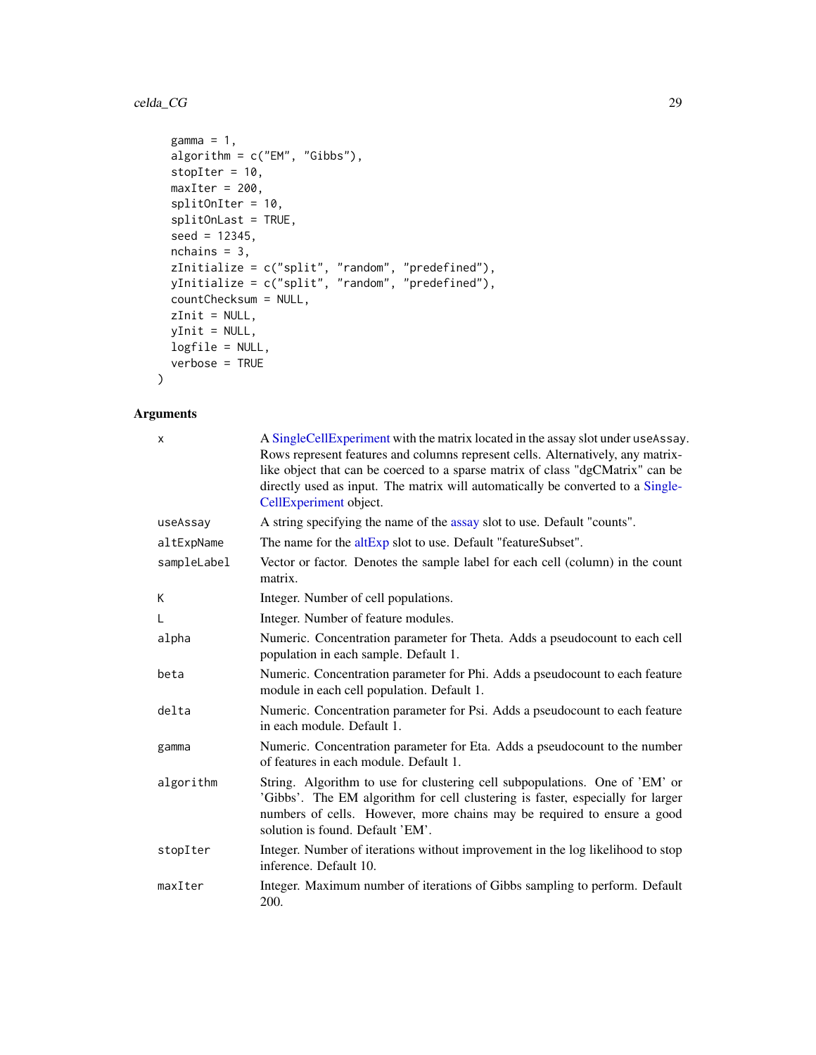```
  gamma = 1,
  algorithm = c("EM", "Gibbs"),
  stopIter = 10,
  maxIter = 200,
  splitOnIter = 10,
  splitOnLast = TRUE,
  seed = 12345,
  nchains = 3,
  zInitialize = c("split", "random", "predefined"),
  yInitialize = c("split", "random", "predefined"),
  countChecksum = NULL,
  zInit = NULL,
  yInit = NULL,
  logfile = NULL,
  verbose = TRUE
)
```

### Arguments

| | |
|---|---|
| `x` | A SingleCellExperiment with the matrix located in the assay slot under `useAssay`. Rows represent features and columns represent cells. Alternatively, any matrix-like object that can be coerced to a sparse matrix of class "dgCMatrix" can be directly used as input. The matrix will automatically be converted to a SingleCellExperiment object. |
| `useAssay` | A string specifying the name of the assay slot to use. Default "counts". |
| `altExpName` | The name for the altExp slot to use. Default "featureSubset". |
| `sampleLabel` | Vector or factor. Denotes the sample label for each cell (column) in the count matrix. |
| `K` | Integer. Number of cell populations. |
| `L` | Integer. Number of feature modules. |
| `alpha` | Numeric. Concentration parameter for Theta. Adds a pseudocount to each cell population in each sample. Default 1. |
| `beta` | Numeric. Concentration parameter for Phi. Adds a pseudocount to each feature module in each cell population. Default 1. |
| `delta` | Numeric. Concentration parameter for Psi. Adds a pseudocount to each feature in each module. Default 1. |
| `gamma` | Numeric. Concentration parameter for Eta. Adds a pseudocount to the number of features in each module. Default 1. |
| `algorithm` | String. Algorithm to use for clustering cell subpopulations. One of 'EM' or 'Gibbs'. The EM algorithm for cell clustering is faster, especially for larger numbers of cells. However, more chains may be required to ensure a good solution is found. Default 'EM'. |
| `stopIter` | Integer. Number of iterations without improvement in the log likelihood to stop inference. Default 10. |
| `maxIter` | Integer. Maximum number of iterations of Gibbs sampling to perform. Default 200. |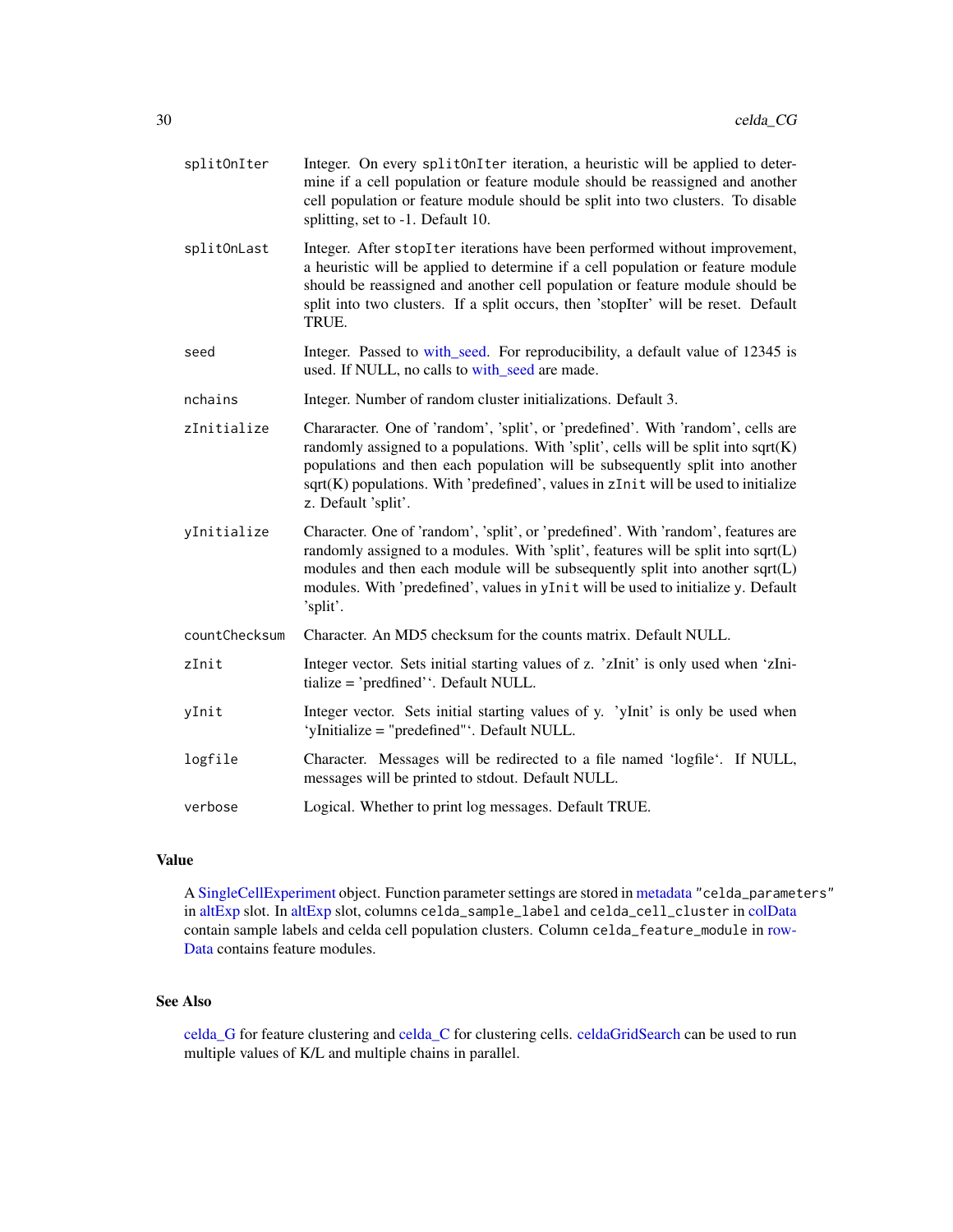| | |
|---|---|
| splitOnIter | Integer. On every `splitOnIter` iteration, a heuristic will be applied to determine if a cell population or feature module should be reassigned and another cell population or feature module should be split into two clusters. To disable splitting, set to -1. Default 10. |
| splitOnLast | Integer. After `stopIter` iterations have been performed without improvement, a heuristic will be applied to determine if a cell population or feature module should be reassigned and another cell population or feature module should be split into two clusters. If a split occurs, then 'stopIter' will be reset. Default TRUE. |
| seed | Integer. Passed to with_seed. For reproducibility, a default value of 12345 is used. If NULL, no calls to with_seed are made. |
| nchains | Integer. Number of random cluster initializations. Default 3. |
| zInitialize | Chararacter. One of 'random', 'split', or 'predefined'. With 'random', cells are randomly assigned to a populations. With 'split', cells will be split into sqrt(K) populations and then each population will be subsequently split into another sqrt(K) populations. With 'predefined', values in `zInit` will be used to initialize `z`. Default 'split'. |
| yInitialize | Character. One of 'random', 'split', or 'predefined'. With 'random', features are randomly assigned to a modules. With 'split', features will be split into sqrt(L) modules and then each module will be subsequently split into another sqrt(L) modules. With 'predefined', values in `yInit` will be used to initialize `y`. Default 'split'. |
| countChecksum | Character. An MD5 checksum for the counts matrix. Default NULL. |
| zInit | Integer vector. Sets initial starting values of z. 'zInit' is only used when 'zInitialize = 'predfined''. Default NULL. |
| yInit | Integer vector. Sets initial starting values of y. 'yInit' is only be used when 'yInitialize = "predefined"'. Default NULL. |
| logfile | Character. Messages will be redirected to a file named 'logfile'. If NULL, messages will be printed to stdout. Default NULL. |
| verbose | Logical. Whether to print log messages. Default TRUE. |

## Value

A SingleCellExperiment object. Function parameter settings are stored in metadata `"celda_parameters"` in altExp slot. In altExp slot, columns `celda_sample_label` and `celda_cell_cluster` in colData contain sample labels and celda cell population clusters. Column `celda_feature_module` in rowData contains feature modules.

## See Also

celda_G for feature clustering and celda_C for clustering cells. celdaGridSearch can be used to run multiple values of K/L and multiple chains in parallel.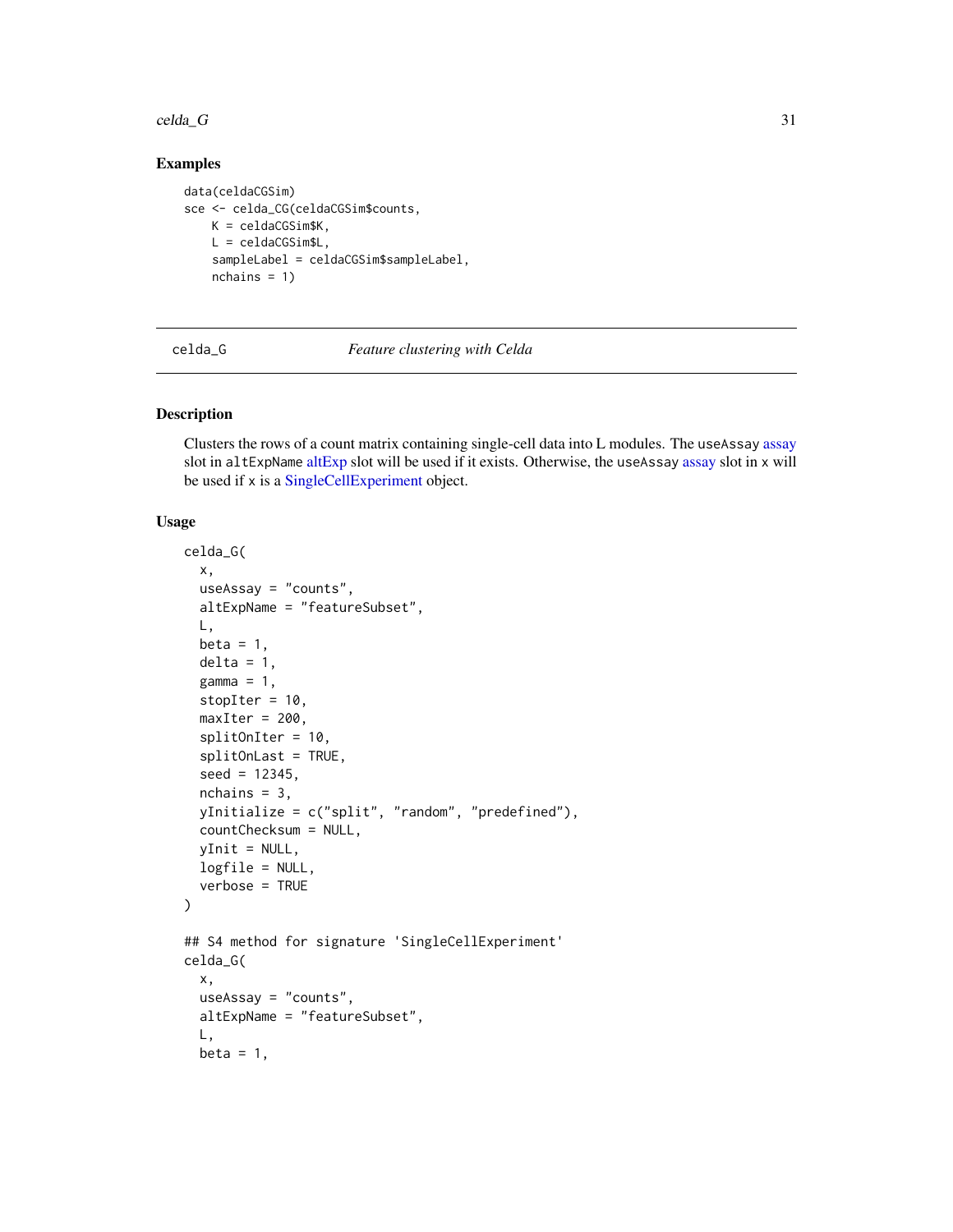## Examples

```
data(celdaCGSim)
sce <- celda_CG(celdaCGSim$counts,
    K = celdaCGSim$K,
    L = celdaCGSim$L,
    sampleLabel = celdaCGSim$sampleLabel,
    nchains = 1)
```

---

# celda_G — *Feature clustering with Celda*

## Description

Clusters the rows of a count matrix containing single-cell data into L modules. The `useAssay` assay slot in `altExpName` altExp slot will be used if it exists. Otherwise, the `useAssay` assay slot in `x` will be used if `x` is a SingleCellExperiment object.

## Usage

```
celda_G(
  x,
  useAssay = "counts",
  altExpName = "featureSubset",
  L,
  beta = 1,
  delta = 1,
  gamma = 1,
  stopIter = 10,
  maxIter = 200,
  splitOnIter = 10,
  splitOnLast = TRUE,
  seed = 12345,
  nchains = 3,
  yInitialize = c("split", "random", "predefined"),
  countChecksum = NULL,
  yInit = NULL,
  logfile = NULL,
  verbose = TRUE
)

## S4 method for signature 'SingleCellExperiment'
celda_G(
  x,
  useAssay = "counts",
  altExpName = "featureSubset",
  L,
  beta = 1,
```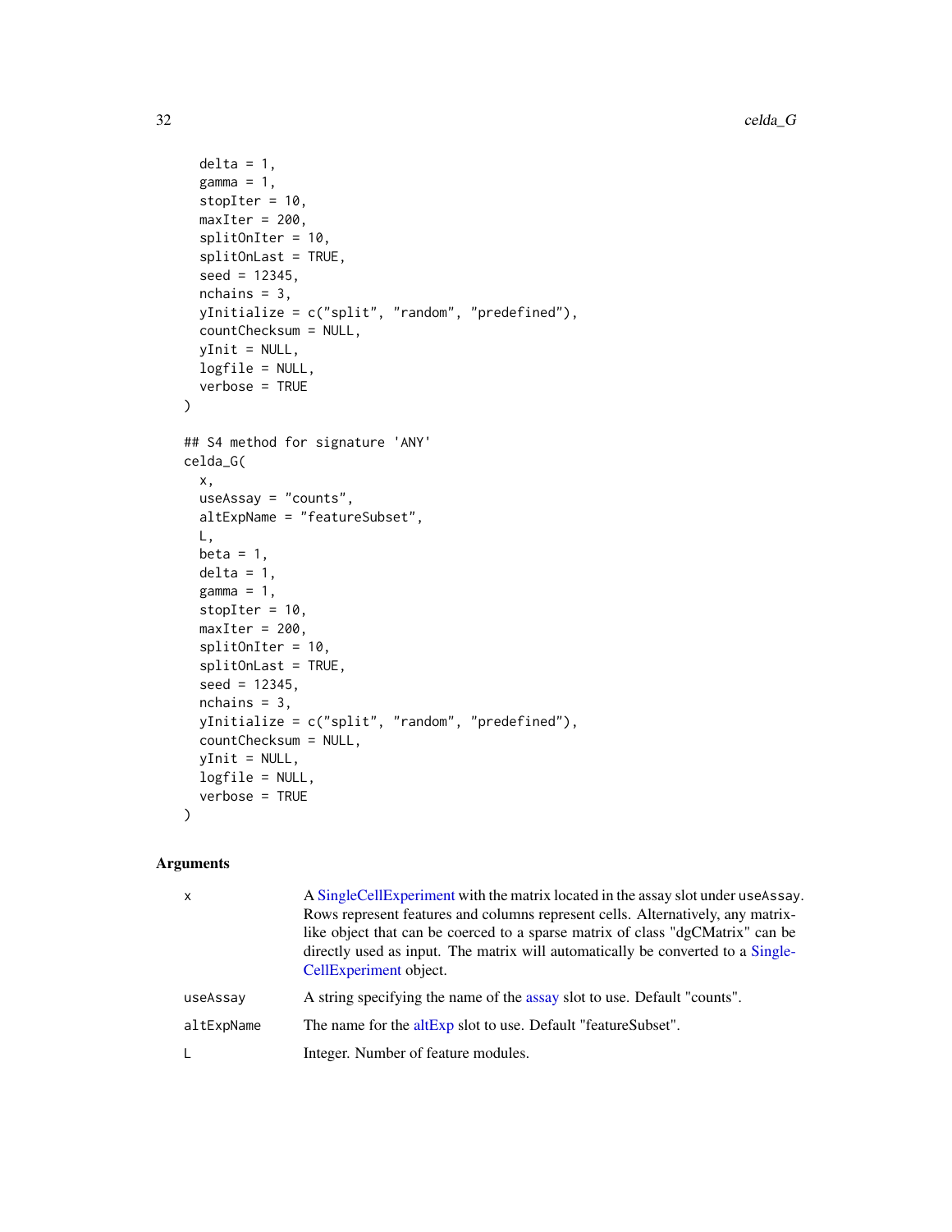```
  delta = 1,
  gamma = 1,
  stopIter = 10,
  maxIter = 200,
  splitOnIter = 10,
  splitOnLast = TRUE,
  seed = 12345,
  nchains = 3,
  yInitialize = c("split", "random", "predefined"),
  countChecksum = NULL,
  yInit = NULL,
  logfile = NULL,
  verbose = TRUE
)

## S4 method for signature 'ANY'
celda_G(
  x,
  useAssay = "counts",
  altExpName = "featureSubset",
  L,
  beta = 1,
  delta = 1,
  gamma = 1,
  stopIter = 10,
  maxIter = 200,
  splitOnIter = 10,
  splitOnLast = TRUE,
  seed = 12345,
  nchains = 3,
  yInitialize = c("split", "random", "predefined"),
  countChecksum = NULL,
  yInit = NULL,
  logfile = NULL,
  verbose = TRUE
)
```

## Arguments

| | |
|---|---|
| x | A SingleCellExperiment with the matrix located in the assay slot under useAssay. Rows represent features and columns represent cells. Alternatively, any matrix-like object that can be coerced to a sparse matrix of class "dgCMatrix" can be directly used as input. The matrix will automatically be converted to a SingleCellExperiment object. |
| useAssay | A string specifying the name of the assay slot to use. Default "counts". |
| altExpName | The name for the altExp slot to use. Default "featureSubset". |
| L | Integer. Number of feature modules. |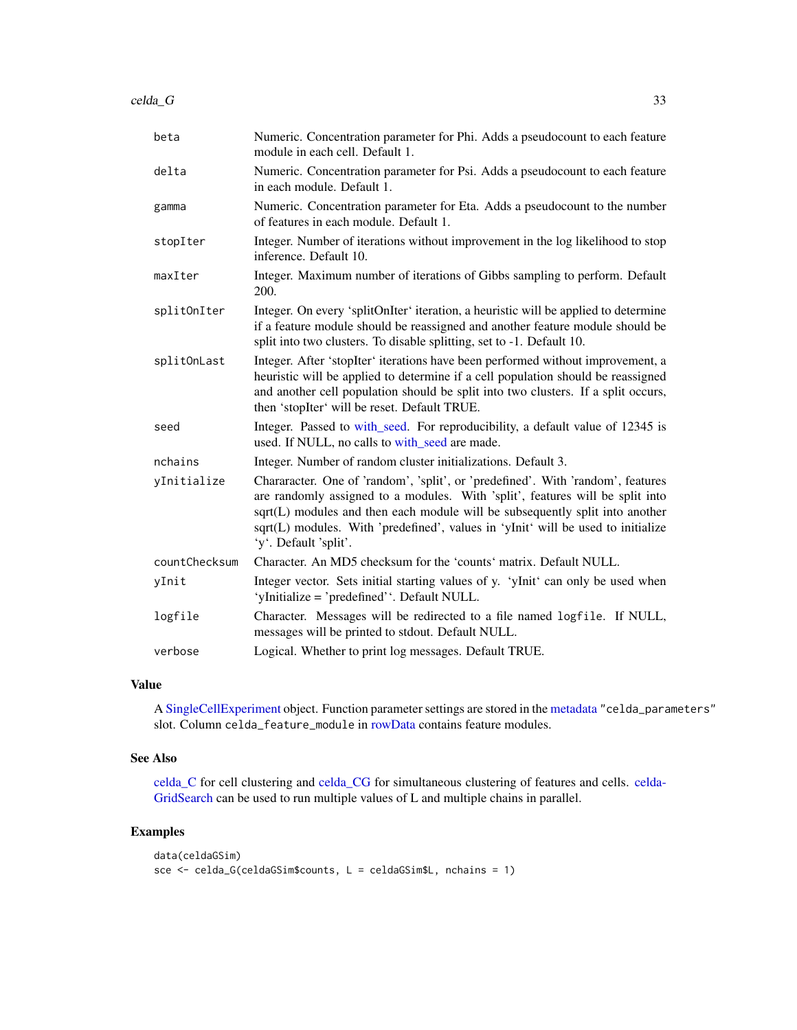| | |
|---|---|
| beta | Numeric. Concentration parameter for Phi. Adds a pseudocount to each feature module in each cell. Default 1. |
| delta | Numeric. Concentration parameter for Psi. Adds a pseudocount to each feature in each module. Default 1. |
| gamma | Numeric. Concentration parameter for Eta. Adds a pseudocount to the number of features in each module. Default 1. |
| stopIter | Integer. Number of iterations without improvement in the log likelihood to stop inference. Default 10. |
| maxIter | Integer. Maximum number of iterations of Gibbs sampling to perform. Default 200. |
| splitOnIter | Integer. On every 'splitOnIter' iteration, a heuristic will be applied to determine if a feature module should be reassigned and another feature module should be split into two clusters. To disable splitting, set to -1. Default 10. |
| splitOnLast | Integer. After 'stopIter' iterations have been performed without improvement, a heuristic will be applied to determine if a cell population should be reassigned and another cell population should be split into two clusters. If a split occurs, then 'stopIter' will be reset. Default TRUE. |
| seed | Integer. Passed to with_seed. For reproducibility, a default value of 12345 is used. If NULL, no calls to with_seed are made. |
| nchains | Integer. Number of random cluster initializations. Default 3. |
| yInitialize | Chararacter. One of 'random', 'split', or 'predefined'. With 'random', features are randomly assigned to a modules. With 'split', features will be split into sqrt(L) modules and then each module will be subsequently split into another sqrt(L) modules. With 'predefined', values in 'yInit' will be used to initialize 'y'. Default 'split'. |
| countChecksum | Character. An MD5 checksum for the 'counts' matrix. Default NULL. |
| yInit | Integer vector. Sets initial starting values of y. 'yInit' can only be used when 'yInitialize = 'predefined''. Default NULL. |
| logfile | Character. Messages will be redirected to a file named `logfile`. If NULL, messages will be printed to stdout. Default NULL. |
| verbose | Logical. Whether to print log messages. Default TRUE. |

## Value

A SingleCellExperiment object. Function parameter settings are stored in the metadata `"celda_parameters"` slot. Column `celda_feature_module` in rowData contains feature modules.

## See Also

celda_C for cell clustering and celda_CG for simultaneous clustering of features and cells. celdaGridSearch can be used to run multiple values of L and multiple chains in parallel.

## Examples

```
data(celdaGSim)
sce <- celda_G(celdaGSim$counts, L = celdaGSim$L, nchains = 1)
```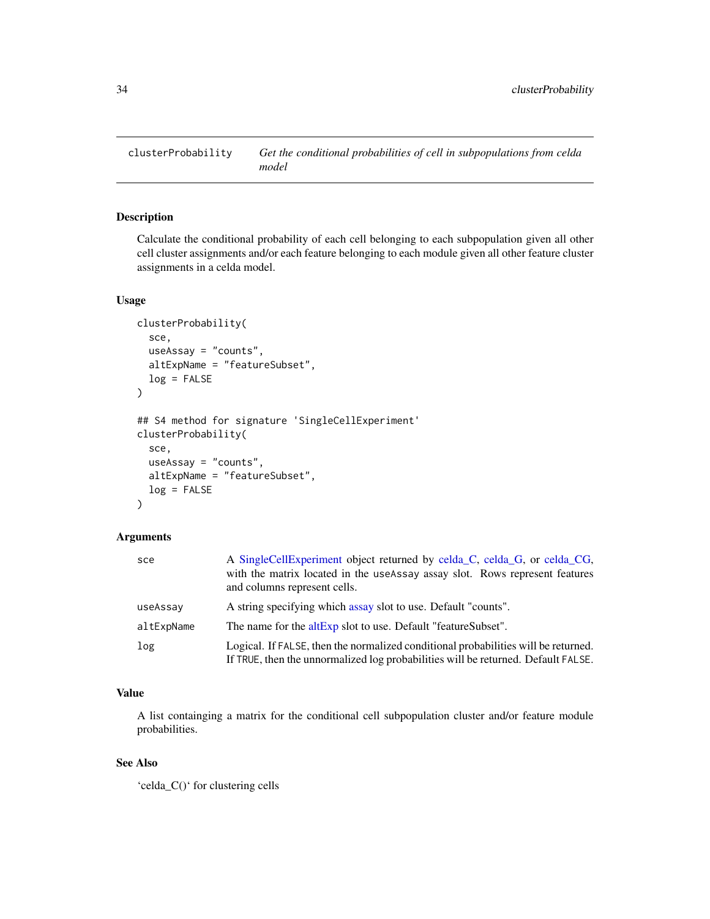## clusterProbability — *Get the conditional probabilities of cell in subpopulations from celda model*

### Description

Calculate the conditional probability of each cell belonging to each subpopulation given all other cell cluster assignments and/or each feature belonging to each module given all other feature cluster assignments in a celda model.

### Usage

```
clusterProbability(
  sce,
  useAssay = "counts",
  altExpName = "featureSubset",
  log = FALSE
)

## S4 method for signature 'SingleCellExperiment'
clusterProbability(
  sce,
  useAssay = "counts",
  altExpName = "featureSubset",
  log = FALSE
)
```

### Arguments

| | |
|---|---|
| sce | A SingleCellExperiment object returned by celda_C, celda_G, or celda_CG, with the matrix located in the useAssay assay slot. Rows represent features and columns represent cells. |
| useAssay | A string specifying which assay slot to use. Default "counts". |
| altExpName | The name for the altExp slot to use. Default "featureSubset". |
| log | Logical. If FALSE, then the normalized conditional probabilities will be returned. If TRUE, then the unnormalized log probabilities will be returned. Default FALSE. |

### Value

A list containging a matrix for the conditional cell subpopulation cluster and/or feature module probabilities.

### See Also

'celda_C()' for clustering cells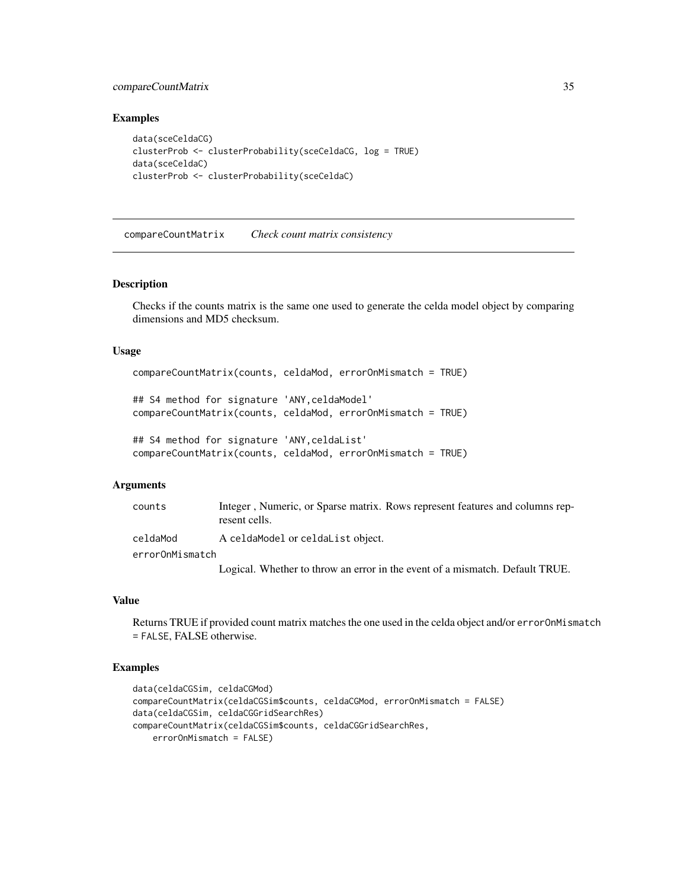## Examples

```
data(sceCeldaCG)
clusterProb <- clusterProbability(sceCeldaCG, log = TRUE)
data(sceCeldaC)
clusterProb <- clusterProbability(sceCeldaC)
```

---

# compareCountMatrix *Check count matrix consistency*

---

## Description

Checks if the counts matrix is the same one used to generate the celda model object by comparing dimensions and MD5 checksum.

## Usage

```
compareCountMatrix(counts, celdaMod, errorOnMismatch = TRUE)

## S4 method for signature 'ANY,celdaModel'
compareCountMatrix(counts, celdaMod, errorOnMismatch = TRUE)

## S4 method for signature 'ANY,celdaList'
compareCountMatrix(counts, celdaMod, errorOnMismatch = TRUE)
```

## Arguments

| | |
|---|---|
| `counts` | Integer , Numeric, or Sparse matrix. Rows represent features and columns represent cells. |
| `celdaMod` | A `celdaModel` or `celdaList` object. |
| `errorOnMismatch` | Logical. Whether to throw an error in the event of a mismatch. Default TRUE. |

## Value

Returns TRUE if provided count matrix matches the one used in the celda object and/or `errorOnMismatch = FALSE`, FALSE otherwise.

## Examples

```
data(celdaCGSim, celdaCGMod)
compareCountMatrix(celdaCGSim$counts, celdaCGMod, errorOnMismatch = FALSE)
data(celdaCGSim, celdaCGGridSearchRes)
compareCountMatrix(celdaCGSim$counts, celdaCGGridSearchRes,
    errorOnMismatch = FALSE)
```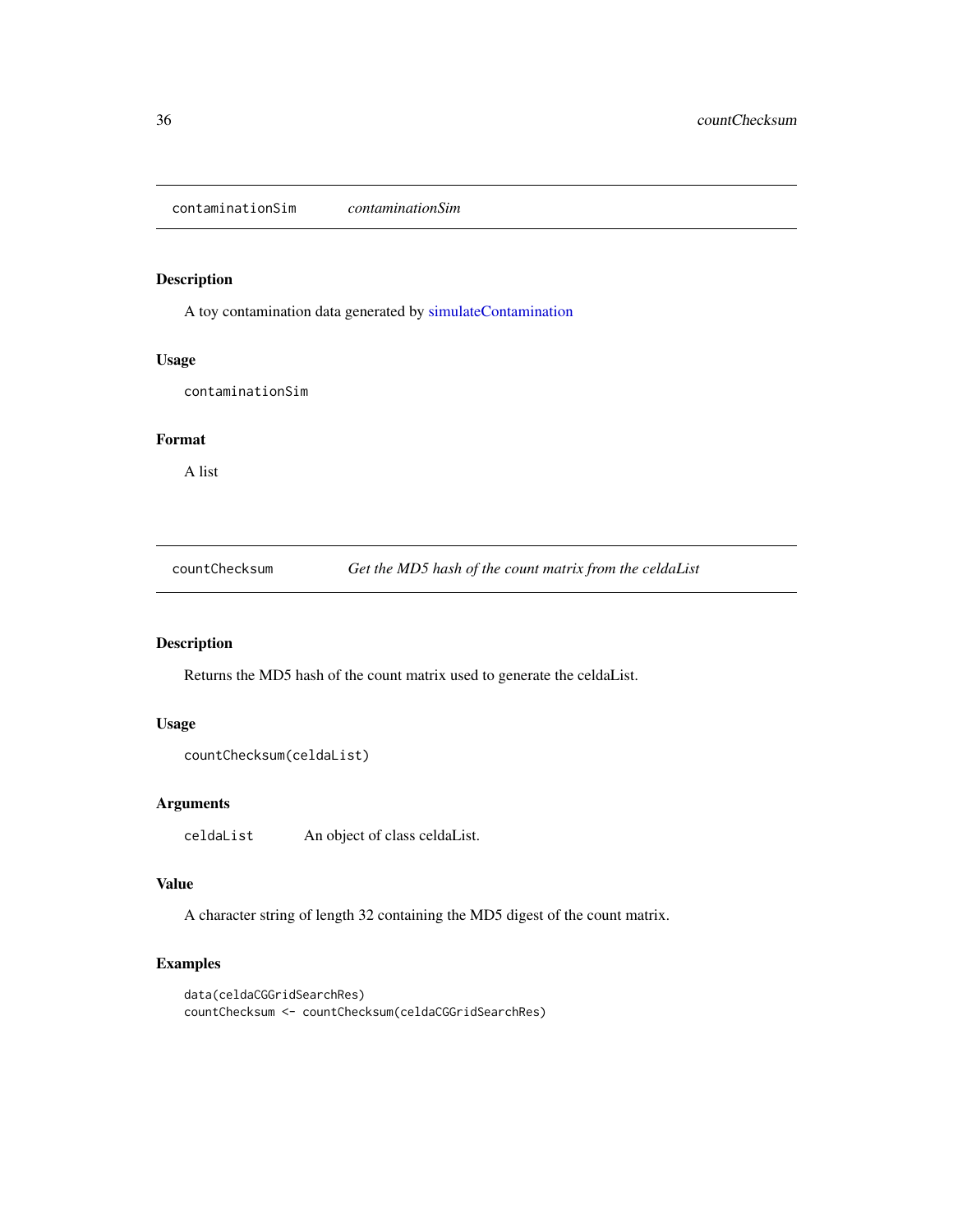## contaminationSim — *contaminationSim*

### Description

A toy contamination data generated by simulateContamination

### Usage

```
contaminationSim
```

### Format

A list

## countChecksum — *Get the MD5 hash of the count matrix from the celdaList*

### Description

Returns the MD5 hash of the count matrix used to generate the celdaList.

### Usage

```
countChecksum(celdaList)
```

### Arguments

| | |
|---|---|
| celdaList | An object of class celdaList. |

### Value

A character string of length 32 containing the MD5 digest of the count matrix.

### Examples

```
data(celdaCGGridSearchRes)
countChecksum <- countChecksum(celdaCGGridSearchRes)
```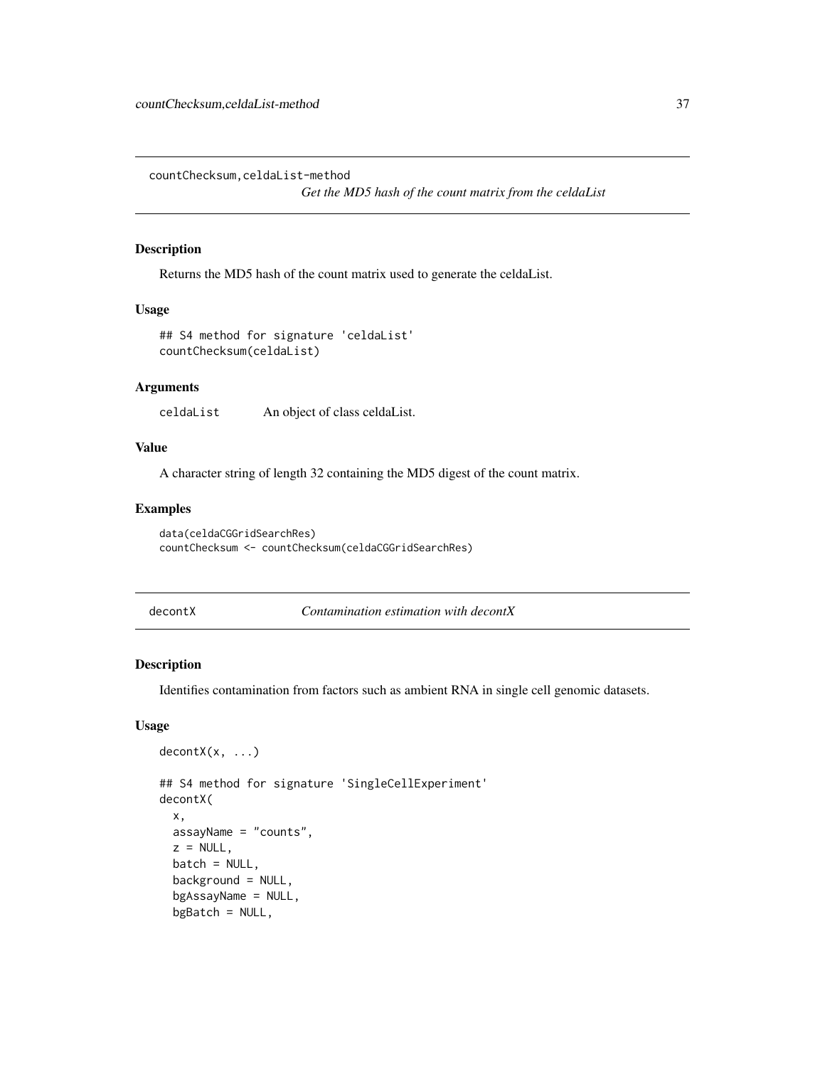## countChecksum,celdaList-method

*Get the MD5 hash of the count matrix from the celdaList*

### Description

Returns the MD5 hash of the count matrix used to generate the celdaList.

### Usage

```
## S4 method for signature 'celdaList'
countChecksum(celdaList)
```

### Arguments

| | |
|---|---|
| celdaList | An object of class celdaList. |

### Value

A character string of length 32 containing the MD5 digest of the count matrix.

### Examples

```
data(celdaCGGridSearchRes)
countChecksum <- countChecksum(celdaCGGridSearchRes)
```

## decontX

*Contamination estimation with decontX*

### Description

Identifies contamination from factors such as ambient RNA in single cell genomic datasets.

### Usage

```
decontX(x, ...)

## S4 method for signature 'SingleCellExperiment'
decontX(
  x,
  assayName = "counts",
  z = NULL,
  batch = NULL,
  background = NULL,
  bgAssayName = NULL,
  bgBatch = NULL,
```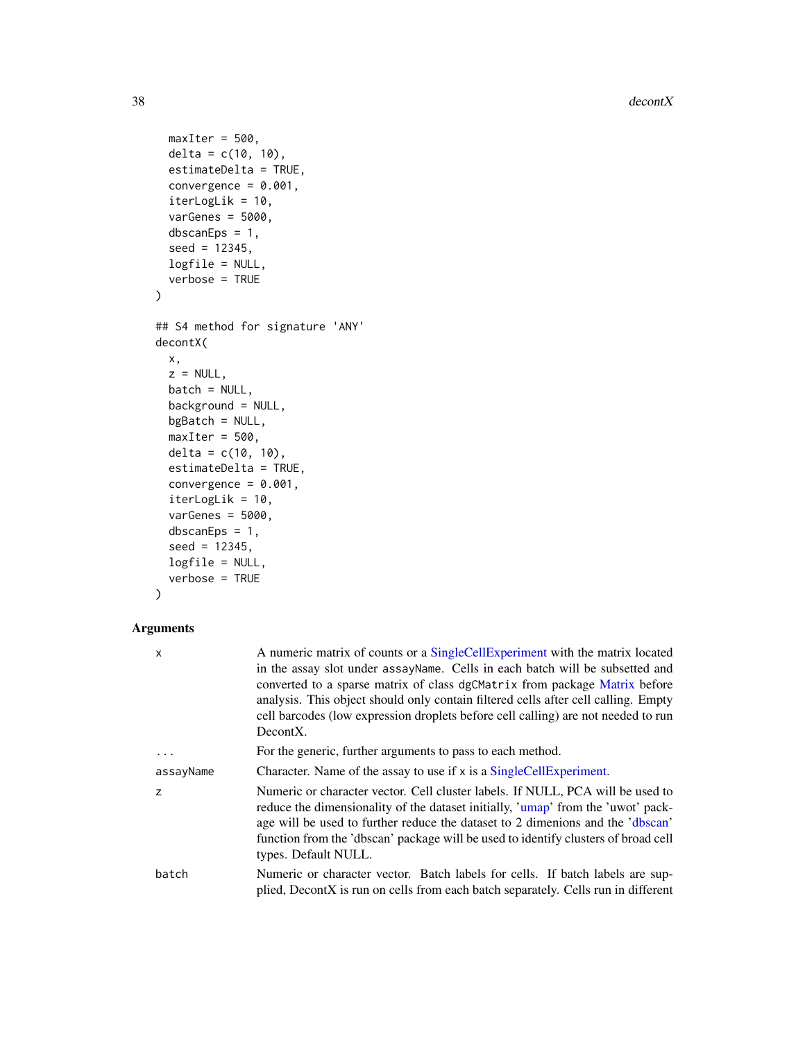```
  maxIter = 500,
  delta = c(10, 10),
  estimateDelta = TRUE,
  convergence = 0.001,
  iterLogLik = 10,
  varGenes = 5000,
  dbscanEps = 1,
  seed = 12345,
  logfile = NULL,
  verbose = TRUE
)

## S4 method for signature 'ANY'
decontX(
  x,
  z = NULL,
  batch = NULL,
  background = NULL,
  bgBatch = NULL,
  maxIter = 500,
  delta = c(10, 10),
  estimateDelta = TRUE,
  convergence = 0.001,
  iterLogLik = 10,
  varGenes = 5000,
  dbscanEps = 1,
  seed = 12345,
  logfile = NULL,
  verbose = TRUE
)
```

## Arguments

| | |
|---|---|
| x | A numeric matrix of counts or a SingleCellExperiment with the matrix located in the assay slot under assayName. Cells in each batch will be subsetted and converted to a sparse matrix of class dgCMatrix from package Matrix before analysis. This object should only contain filtered cells after cell calling. Empty cell barcodes (low expression droplets before cell calling) are not needed to run DecontX. |
| ... | For the generic, further arguments to pass to each method. |
| assayName | Character. Name of the assay to use if x is a SingleCellExperiment. |
| z | Numeric or character vector. Cell cluster labels. If NULL, PCA will be used to reduce the dimensionality of the dataset initially, 'umap' from the 'uwot' package will be used to further reduce the dataset to 2 dimenions and the 'dbscan' function from the 'dbscan' package will be used to identify clusters of broad cell types. Default NULL. |
| batch | Numeric or character vector. Batch labels for cells. If batch labels are supplied, DecontX is run on cells from each batch separately. Cells run in different |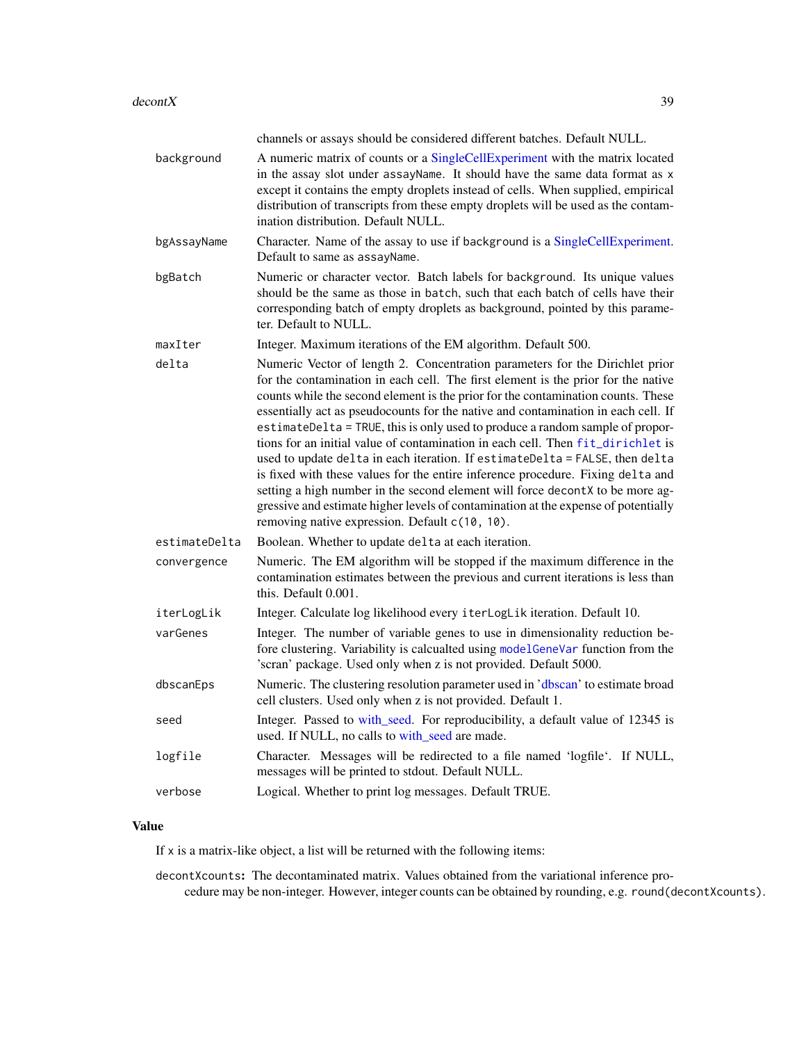channels or assays should be considered different batches. Default NULL.

`background`
: A numeric matrix of counts or a SingleCellExperiment with the matrix located in the assay slot under `assayName`. It should have the same data format as `x` except it contains the empty droplets instead of cells. When supplied, empirical distribution of transcripts from these empty droplets will be used as the contamination distribution. Default NULL.

`bgAssayName`
: Character. Name of the assay to use if `background` is a SingleCellExperiment. Default to same as `assayName`.

`bgBatch`
: Numeric or character vector. Batch labels for `background`. Its unique values should be the same as those in `batch`, such that each batch of cells have their corresponding batch of empty droplets as background, pointed by this parameter. Default to NULL.

`maxIter`
: Integer. Maximum iterations of the EM algorithm. Default 500.

`delta`
: Numeric Vector of length 2. Concentration parameters for the Dirichlet prior for the contamination in each cell. The first element is the prior for the native counts while the second element is the prior for the contamination counts. These essentially act as pseudocounts for the native and contamination in each cell. If `estimateDelta = TRUE`, this is only used to produce a random sample of proportions for an initial value of contamination in each cell. Then `fit_dirichlet` is used to update `delta` in each iteration. If `estimateDelta = FALSE`, then `delta` is fixed with these values for the entire inference procedure. Fixing `delta` and setting a high number in the second element will force `decontX` to be more aggressive and estimate higher levels of contamination at the expense of potentially removing native expression. Default `c(10, 10)`.

`estimateDelta`
: Boolean. Whether to update `delta` at each iteration.

`convergence`
: Numeric. The EM algorithm will be stopped if the maximum difference in the contamination estimates between the previous and current iterations is less than this. Default 0.001.

`iterLogLik`
: Integer. Calculate log likelihood every `iterLogLik` iteration. Default 10.

`varGenes`
: Integer. The number of variable genes to use in dimensionality reduction before clustering. Variability is calcualted using `modelGeneVar` function from the 'scran' package. Used only when z is not provided. Default 5000.

`dbscanEps`
: Numeric. The clustering resolution parameter used in 'dbscan' to estimate broad cell clusters. Used only when z is not provided. Default 1.

`seed`
: Integer. Passed to with_seed. For reproducibility, a default value of 12345 is used. If NULL, no calls to with_seed are made.

`logfile`
: Character. Messages will be redirected to a file named 'logfile'. If NULL, messages will be printed to stdout. Default NULL.

`verbose`
: Logical. Whether to print log messages. Default TRUE.

## Value

If `x` is a matrix-like object, a list will be returned with the following items:

**`decontXcounts`:** The decontaminated matrix. Values obtained from the variational inference procedure may be non-integer. However, integer counts can be obtained by rounding, e.g. `round(decontXcounts)`.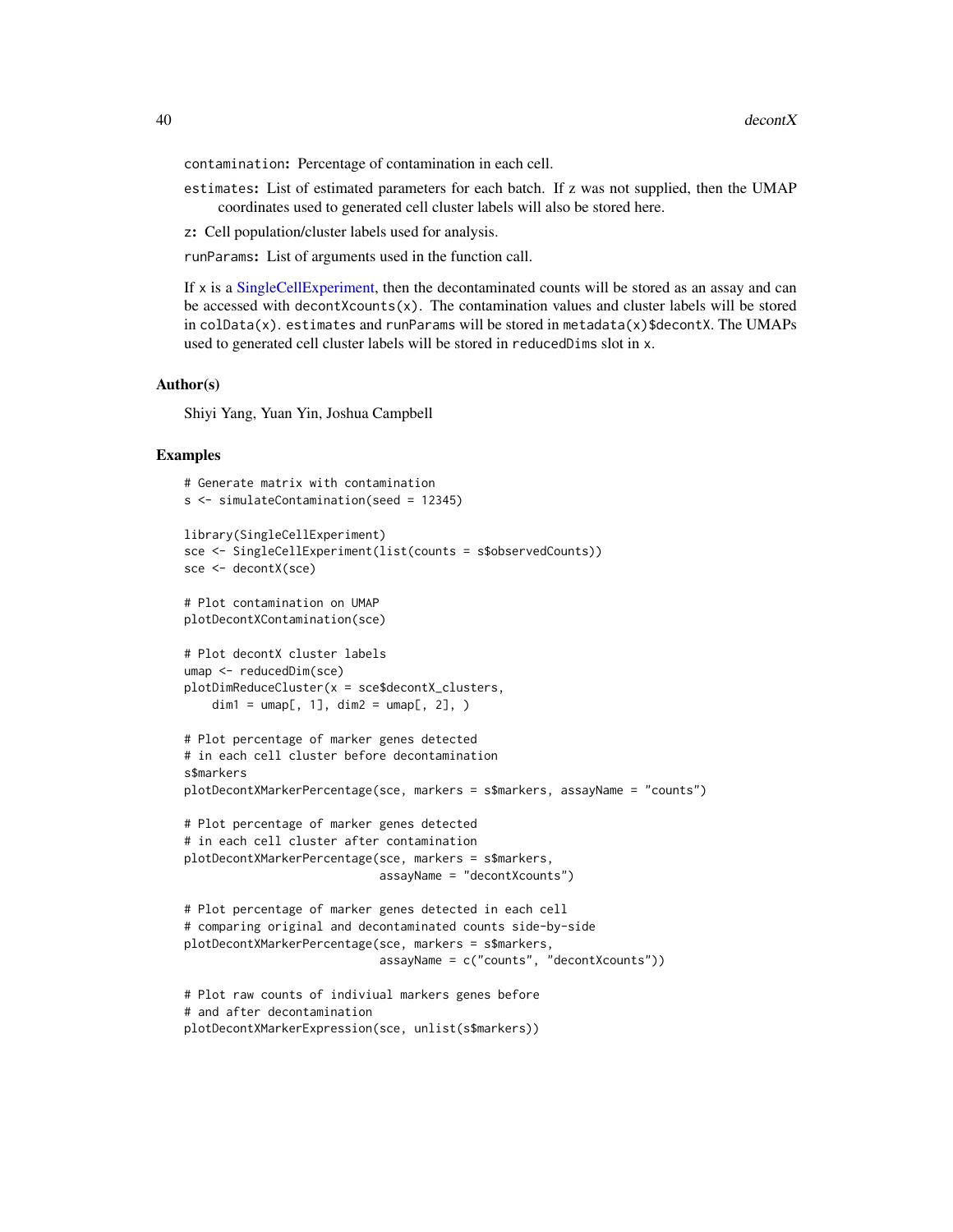**contamination:** Percentage of contamination in each cell.

**estimates:** List of estimated parameters for each batch. If z was not supplied, then the UMAP coordinates used to generated cell cluster labels will also be stored here.

**z:** Cell population/cluster labels used for analysis.

**runParams:** List of arguments used in the function call.

If x is a SingleCellExperiment, then the decontaminated counts will be stored as an assay and can be accessed with `decontXcounts(x)`. The contamination values and cluster labels will be stored in `colData(x)`. `estimates` and `runParams` will be stored in `metadata(x)$decontX`. The UMAPs used to generated cell cluster labels will be stored in `reducedDims` slot in `x`.

### Author(s)

Shiyi Yang, Yuan Yin, Joshua Campbell

### Examples

```
# Generate matrix with contamination
s <- simulateContamination(seed = 12345)

library(SingleCellExperiment)
sce <- SingleCellExperiment(list(counts = s$observedCounts))
sce <- decontX(sce)

# Plot contamination on UMAP
plotDecontXContamination(sce)

# Plot decontX cluster labels
umap <- reducedDim(sce)
plotDimReduceCluster(x = sce$decontX_clusters,
    dim1 = umap[, 1], dim2 = umap[, 2], )

# Plot percentage of marker genes detected
# in each cell cluster before decontamination
s$markers
plotDecontXMarkerPercentage(sce, markers = s$markers, assayName = "counts")

# Plot percentage of marker genes detected
# in each cell cluster after contamination
plotDecontXMarkerPercentage(sce, markers = s$markers,
                            assayName = "decontXcounts")

# Plot percentage of marker genes detected in each cell
# comparing original and decontaminated counts side-by-side
plotDecontXMarkerPercentage(sce, markers = s$markers,
                            assayName = c("counts", "decontXcounts"))

# Plot raw counts of indiviual markers genes before
# and after decontamination
plotDecontXMarkerExpression(sce, unlist(s$markers))
```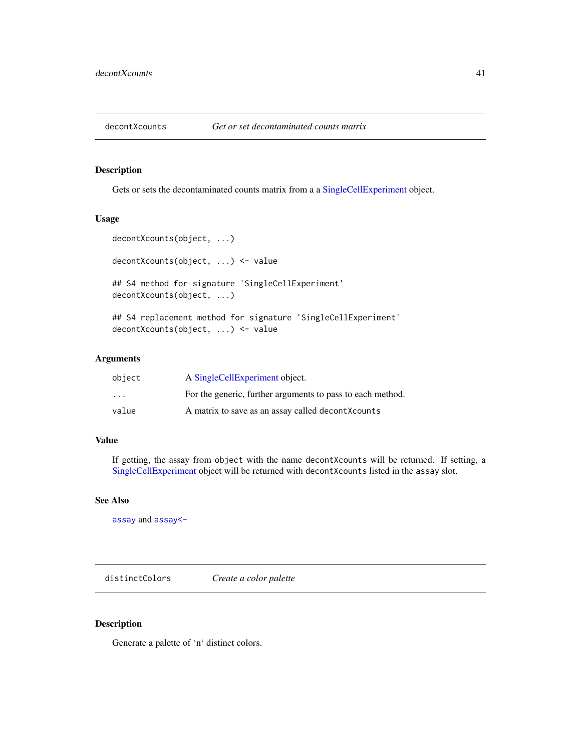## decontXcounts — *Get or set decontaminated counts matrix*

### Description

Gets or sets the decontaminated counts matrix from a a SingleCellExperiment object.

### Usage

```
decontXcounts(object, ...)

decontXcounts(object, ...) <- value

## S4 method for signature 'SingleCellExperiment'
decontXcounts(object, ...)

## S4 replacement method for signature 'SingleCellExperiment'
decontXcounts(object, ...) <- value
```

### Arguments

| | |
|---|---|
| `object` | A SingleCellExperiment object. |
| `...` | For the generic, further arguments to pass to each method. |
| `value` | A matrix to save as an assay called `decontXcounts` |

### Value

If getting, the assay from `object` with the name `decontXcounts` will be returned. If setting, a SingleCellExperiment object will be returned with `decontXcounts` listed in the `assay` slot.

### See Also

`assay` and `assay<-`

## distinctColors — *Create a color palette*

### Description

Generate a palette of 'n' distinct colors.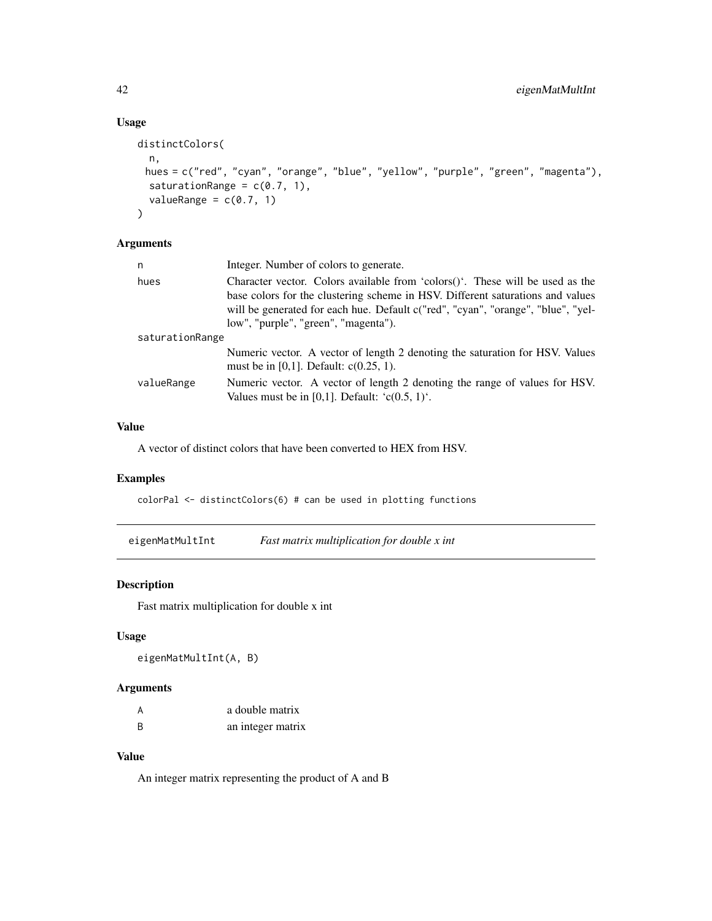## Usage

```
distinctColors(
  n,
  hues = c("red", "cyan", "orange", "blue", "yellow", "purple", "green", "magenta"),
  saturationRange = c(0.7, 1),
  valueRange = c(0.7, 1)
)
```

## Arguments

| | |
|---|---|
| n | Integer. Number of colors to generate. |
| hues | Character vector. Colors available from 'colors()'. These will be used as the base colors for the clustering scheme in HSV. Different saturations and values will be generated for each hue. Default c("red", "cyan", "orange", "blue", "yellow", "purple", "green", "magenta"). |
| saturationRange | Numeric vector. A vector of length 2 denoting the saturation for HSV. Values must be in [0,1]. Default: c(0.25, 1). |
| valueRange | Numeric vector. A vector of length 2 denoting the range of values for HSV. Values must be in [0,1]. Default: 'c(0.5, 1)'. |

## Value

A vector of distinct colors that have been converted to HEX from HSV.

## Examples

```
colorPal <- distinctColors(6) # can be used in plotting functions
```

# eigenMatMultInt *Fast matrix multiplication for double x int*

## Description

Fast matrix multiplication for double x int

## Usage

```
eigenMatMultInt(A, B)
```

## Arguments

| | |
|---|---|
| A | a double matrix |
| B | an integer matrix |

## Value

An integer matrix representing the product of A and B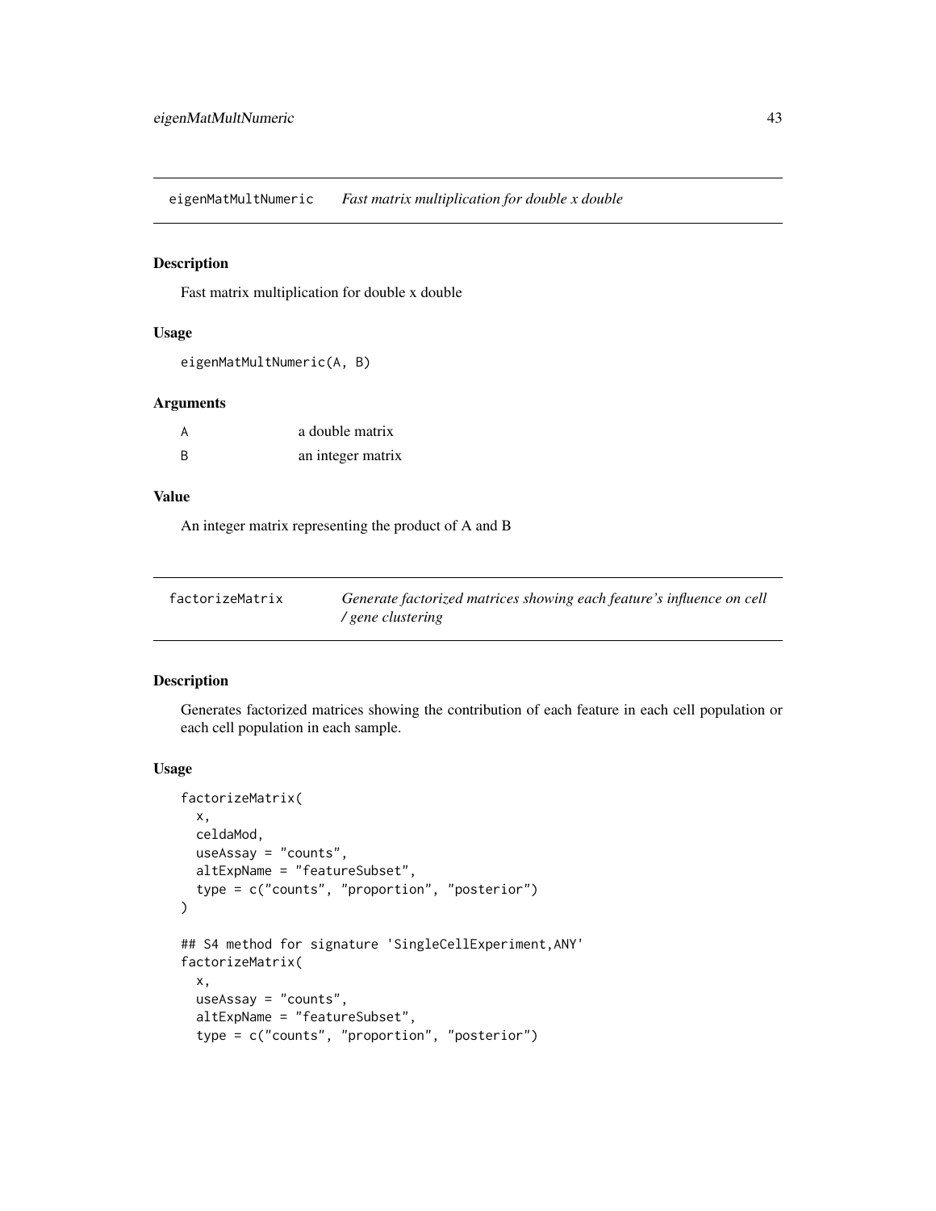eigenMatMultNumeric *Fast matrix multiplication for double x double*

## Description

Fast matrix multiplication for double x double

## Usage

```
eigenMatMultNumeric(A, B)
```

## Arguments

| | |
|---|---|
| A | a double matrix |
| B | an integer matrix |

## Value

An integer matrix representing the product of A and B

---

factorizeMatrix *Generate factorized matrices showing each feature's influence on cell / gene clustering*

## Description

Generates factorized matrices showing the contribution of each feature in each cell population or each cell population in each sample.

## Usage

```
factorizeMatrix(
  x,
  celdaMod,
  useAssay = "counts",
  altExpName = "featureSubset",
  type = c("counts", "proportion", "posterior")
)

## S4 method for signature 'SingleCellExperiment,ANY'
factorizeMatrix(
  x,
  useAssay = "counts",
  altExpName = "featureSubset",
  type = c("counts", "proportion", "posterior")
```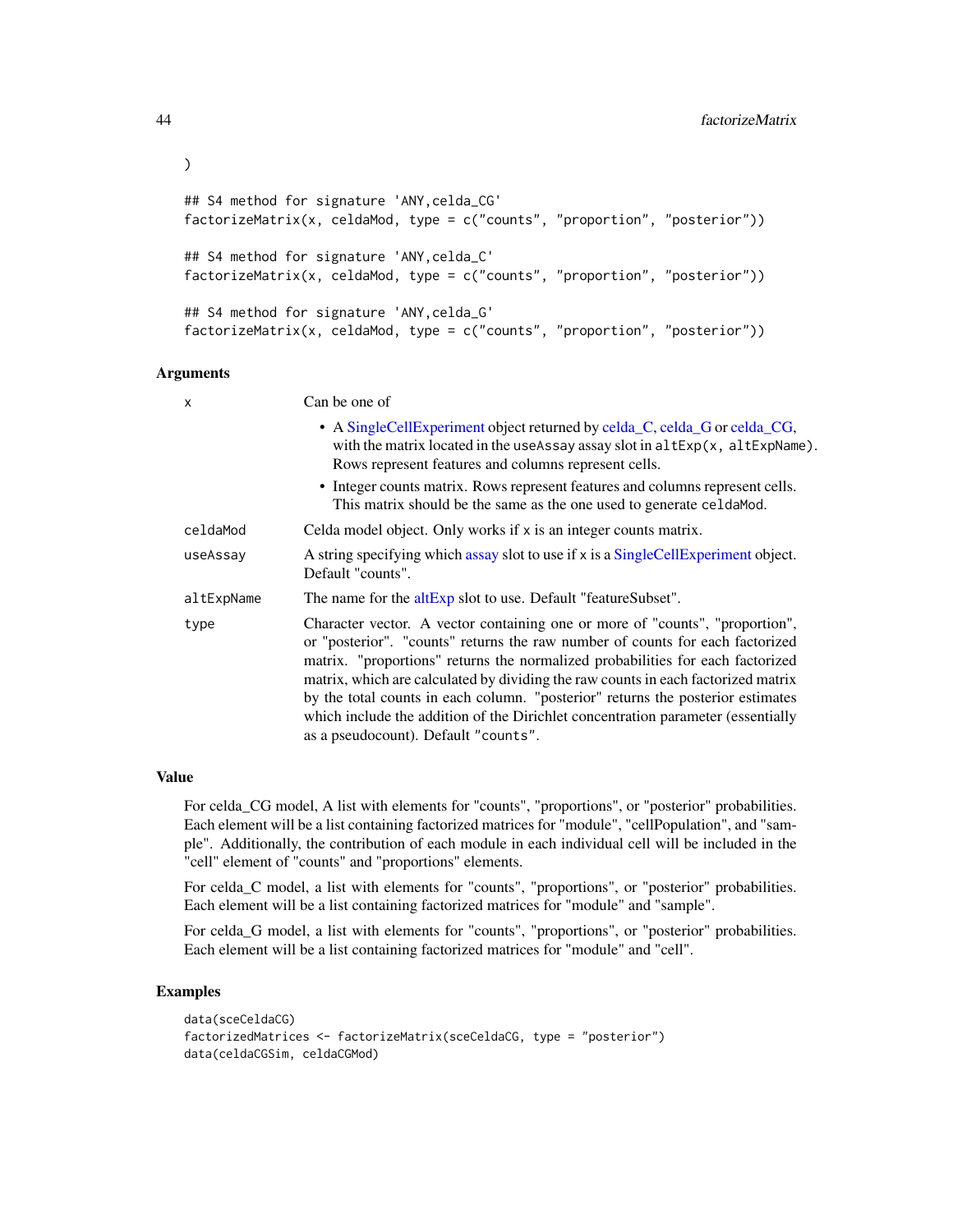```
)

## S4 method for signature 'ANY,celda_CG'
factorizeMatrix(x, celdaMod, type = c("counts", "proportion", "posterior"))

## S4 method for signature 'ANY,celda_C'
factorizeMatrix(x, celdaMod, type = c("counts", "proportion", "posterior"))

## S4 method for signature 'ANY,celda_G'
factorizeMatrix(x, celdaMod, type = c("counts", "proportion", "posterior"))
```

### Arguments

| | |
|---|---|
| `x` | Can be one of<br>• A SingleCellExperiment object returned by celda_C, celda_G or celda_CG, with the matrix located in the `useAssay` assay slot in `altExp(x, altExpName)`. Rows represent features and columns represent cells.<br>• Integer counts matrix. Rows represent features and columns represent cells. This matrix should be the same as the one used to generate `celdaMod`. |
| `celdaMod` | Celda model object. Only works if `x` is an integer counts matrix. |
| `useAssay` | A string specifying which assay slot to use if `x` is a SingleCellExperiment object. Default "counts". |
| `altExpName` | The name for the altExp slot to use. Default "featureSubset". |
| `type` | Character vector. A vector containing one or more of "counts", "proportion", or "posterior". "counts" returns the raw number of counts for each factorized matrix. "proportions" returns the normalized probabilities for each factorized matrix, which are calculated by dividing the raw counts in each factorized matrix by the total counts in each column. "posterior" returns the posterior estimates which include the addition of the Dirichlet concentration parameter (essentially as a pseudocount). Default `"counts"`. |

### Value

For celda_CG model, A list with elements for "counts", "proportions", or "posterior" probabilities. Each element will be a list containing factorized matrices for "module", "cellPopulation", and "sample". Additionally, the contribution of each module in each individual cell will be included in the "cell" element of "counts" and "proportions" elements.

For celda_C model, a list with elements for "counts", "proportions", or "posterior" probabilities. Each element will be a list containing factorized matrices for "module" and "sample".

For celda_G model, a list with elements for "counts", "proportions", or "posterior" probabilities. Each element will be a list containing factorized matrices for "module" and "cell".

### Examples

```
data(sceCeldaCG)
factorizedMatrices <- factorizeMatrix(sceCeldaCG, type = "posterior")
data(celdaCGSim, celdaCGMod)
```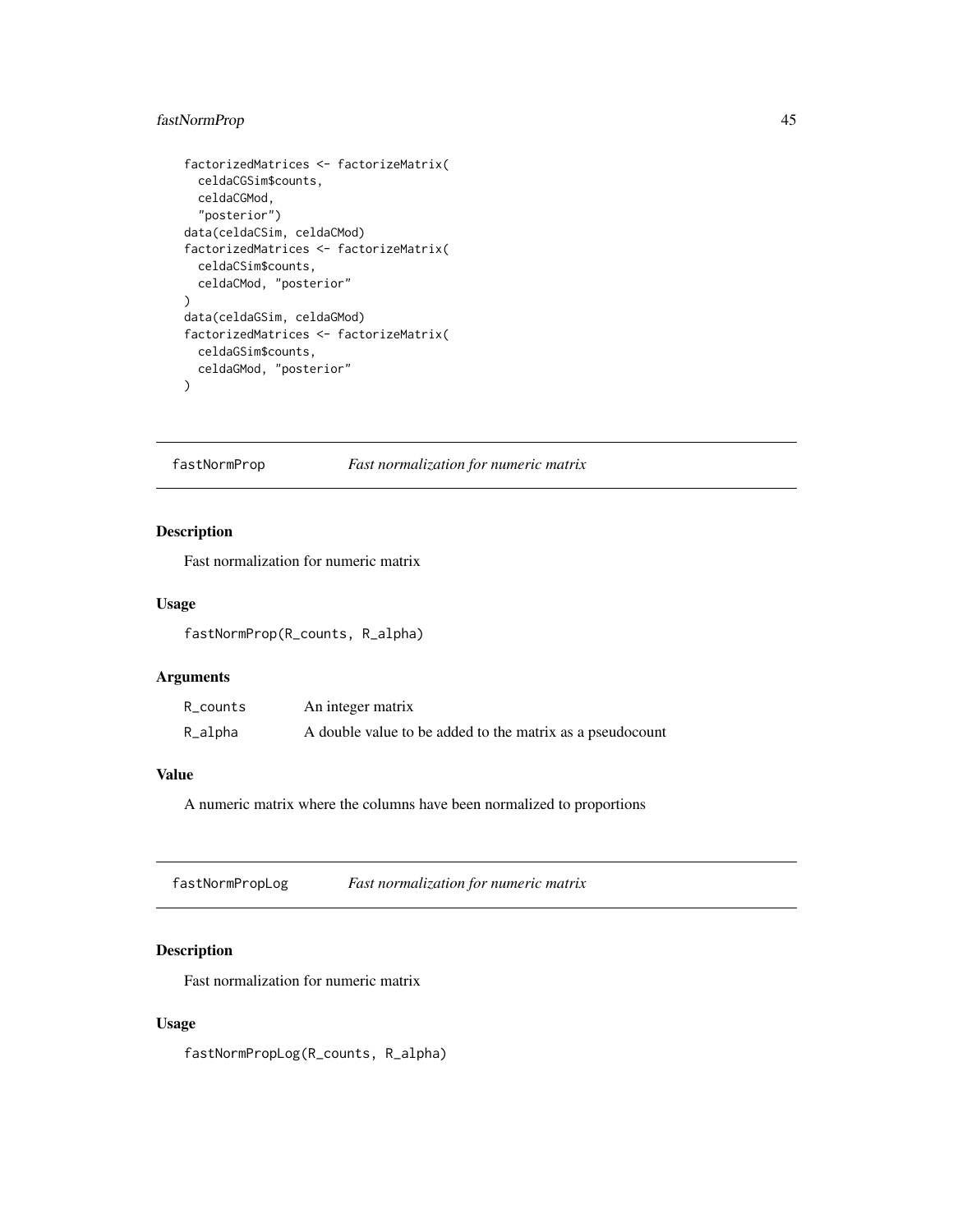```
factorizedMatrices <- factorizeMatrix(
  celdaCGSim$counts,
  celdaCGMod,
  "posterior")
data(celdaCSim, celdaCMod)
factorizedMatrices <- factorizeMatrix(
  celdaCSim$counts,
  celdaCMod, "posterior"
)
data(celdaGSim, celdaGMod)
factorizedMatrices <- factorizeMatrix(
  celdaGSim$counts,
  celdaGMod, "posterior"
)
```

## fastNormProp — *Fast normalization for numeric matrix*

### Description

Fast normalization for numeric matrix

### Usage

```
fastNormProp(R_counts, R_alpha)
```

### Arguments

| | |
|---|---|
| R_counts | An integer matrix |
| R_alpha | A double value to be added to the matrix as a pseudocount |

### Value

A numeric matrix where the columns have been normalized to proportions

## fastNormPropLog — *Fast normalization for numeric matrix*

### Description

Fast normalization for numeric matrix

### Usage

```
fastNormPropLog(R_counts, R_alpha)
```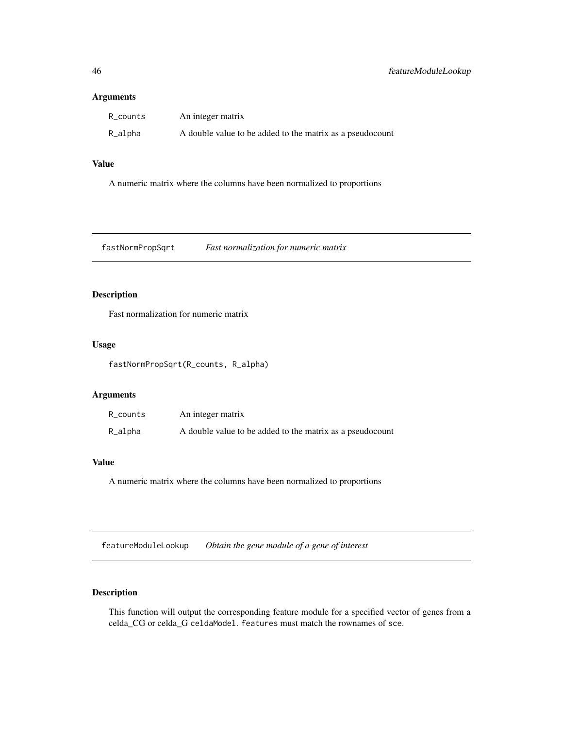## Arguments

| | |
|---|---|
| R_counts | An integer matrix |
| R_alpha | A double value to be added to the matrix as a pseudocount |

## Value

A numeric matrix where the columns have been normalized to proportions

---

# fastNormPropSqrt — *Fast normalization for numeric matrix*

## Description

Fast normalization for numeric matrix

## Usage

```
fastNormPropSqrt(R_counts, R_alpha)
```

## Arguments

| | |
|---|---|
| R_counts | An integer matrix |
| R_alpha | A double value to be added to the matrix as a pseudocount |

## Value

A numeric matrix where the columns have been normalized to proportions

---

# featureModuleLookup — *Obtain the gene module of a gene of interest*

## Description

This function will output the corresponding feature module for a specified vector of genes from a celda_CG or celda_G `celdaModel`. `features` must match the rownames of `sce`.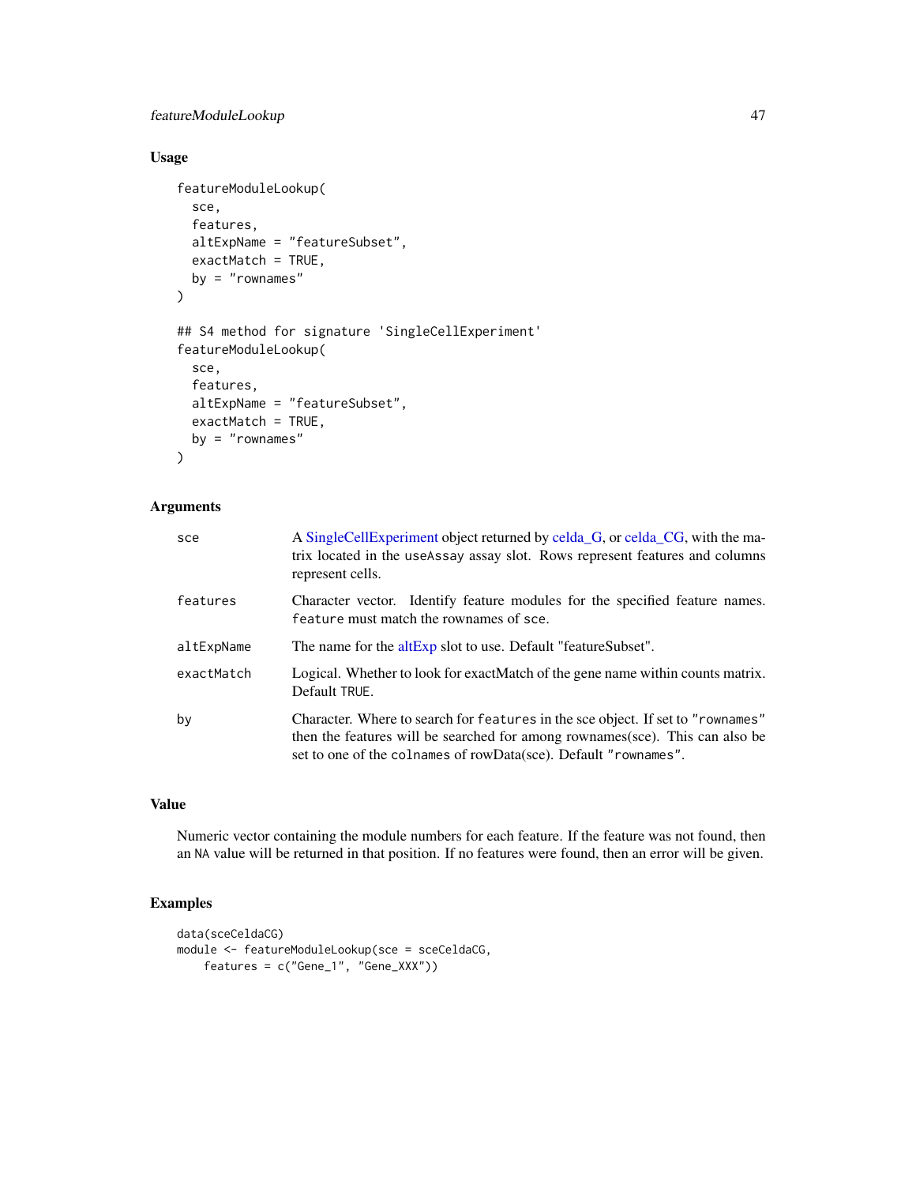## Usage

```
featureModuleLookup(
  sce,
  features,
  altExpName = "featureSubset",
  exactMatch = TRUE,
  by = "rownames"
)

## S4 method for signature 'SingleCellExperiment'
featureModuleLookup(
  sce,
  features,
  altExpName = "featureSubset",
  exactMatch = TRUE,
  by = "rownames"
)
```

## Arguments

| | |
|---|---|
| sce | A SingleCellExperiment object returned by celda_G, or celda_CG, with the matrix located in the useAssay assay slot. Rows represent features and columns represent cells. |
| features | Character vector. Identify feature modules for the specified feature names. feature must match the rownames of sce. |
| altExpName | The name for the altExp slot to use. Default "featureSubset". |
| exactMatch | Logical. Whether to look for exactMatch of the gene name within counts matrix. Default TRUE. |
| by | Character. Where to search for features in the sce object. If set to "rownames" then the features will be searched for among rownames(sce). This can also be set to one of the colnames of rowData(sce). Default "rownames". |

## Value

Numeric vector containing the module numbers for each feature. If the feature was not found, then an NA value will be returned in that position. If no features were found, then an error will be given.

## Examples

```
data(sceCeldaCG)
module <- featureModuleLookup(sce = sceCeldaCG,
    features = c("Gene_1", "Gene_XXX"))
```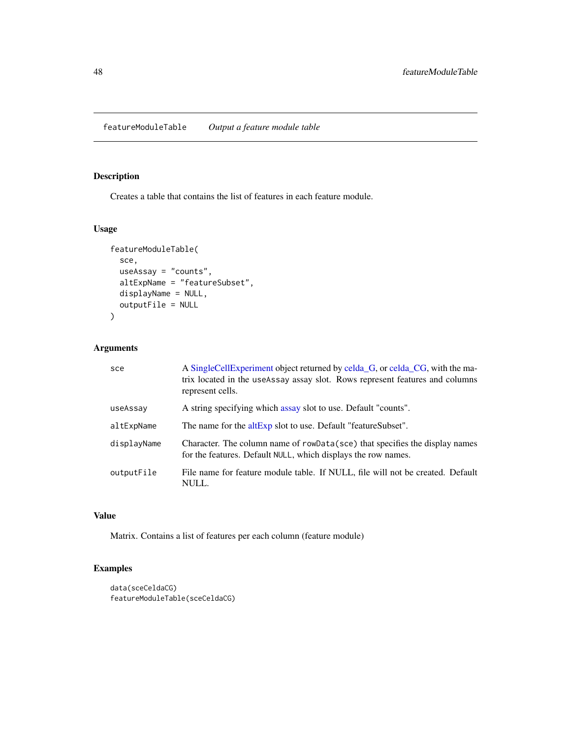# featureModuleTable    *Output a feature module table*

## Description

Creates a table that contains the list of features in each feature module.

## Usage

```
featureModuleTable(
  sce,
  useAssay = "counts",
  altExpName = "featureSubset",
  displayName = NULL,
  outputFile = NULL
)
```

## Arguments

| | |
|---|---|
| sce | A SingleCellExperiment object returned by celda_G, or celda_CG, with the matrix located in the `useAssay` assay slot. Rows represent features and columns represent cells. |
| useAssay | A string specifying which assay slot to use. Default "counts". |
| altExpName | The name for the altExp slot to use. Default "featureSubset". |
| displayName | Character. The column name of `rowData(sce)` that specifies the display names for the features. Default `NULL`, which displays the row names. |
| outputFile | File name for feature module table. If NULL, file will not be created. Default NULL. |

## Value

Matrix. Contains a list of features per each column (feature module)

## Examples

```
data(sceCeldaCG)
featureModuleTable(sceCeldaCG)
```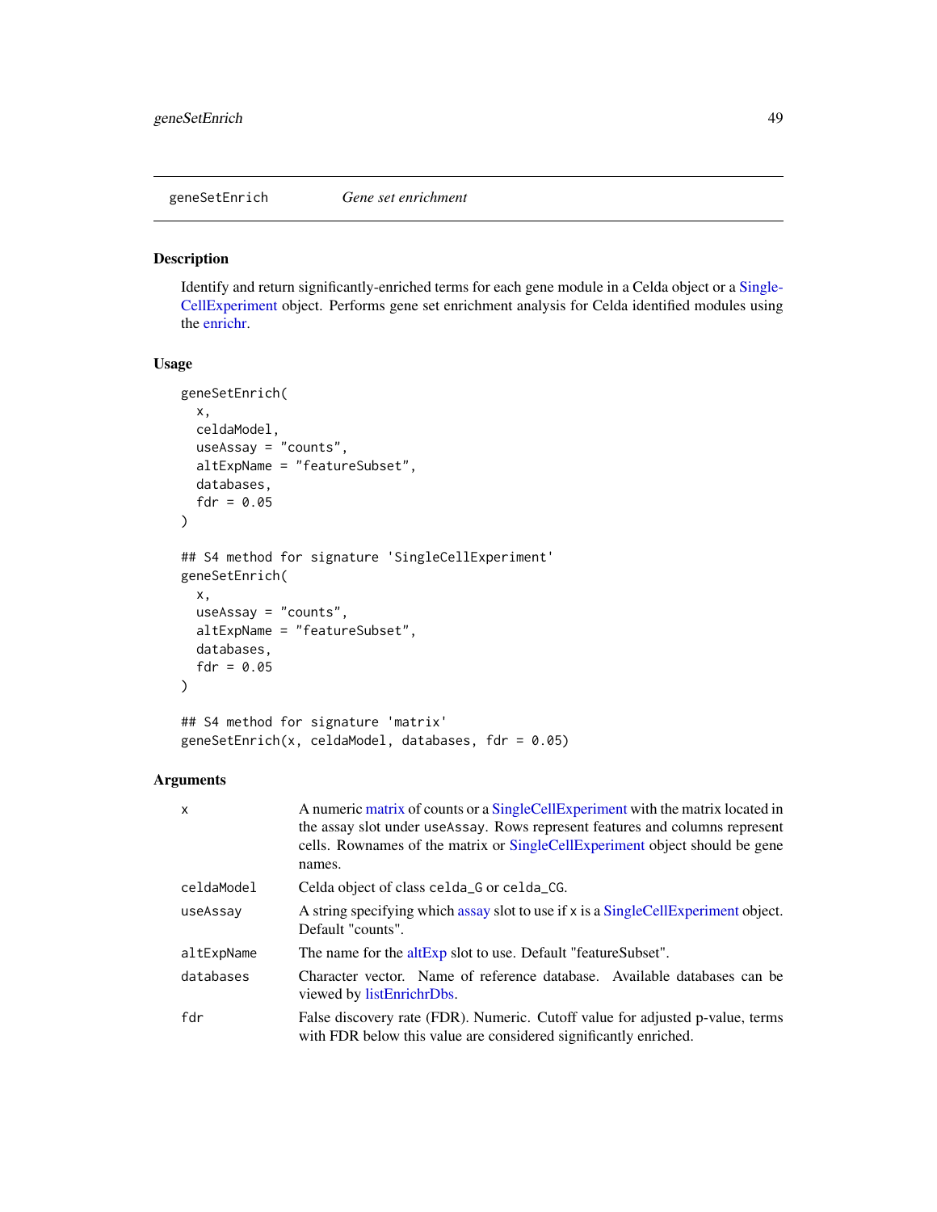geneSetEnrich *Gene set enrichment*

## Description

Identify and return significantly-enriched terms for each gene module in a Celda object or a SingleCellExperiment object. Performs gene set enrichment analysis for Celda identified modules using the enrichr.

## Usage

```
geneSetEnrich(
  x,
  celdaModel,
  useAssay = "counts",
  altExpName = "featureSubset",
  databases,
  fdr = 0.05
)

## S4 method for signature 'SingleCellExperiment'
geneSetEnrich(
  x,
  useAssay = "counts",
  altExpName = "featureSubset",
  databases,
  fdr = 0.05
)

## S4 method for signature 'matrix'
geneSetEnrich(x, celdaModel, databases, fdr = 0.05)
```

## Arguments

| | |
|---|---|
| x | A numeric matrix of counts or a SingleCellExperiment with the matrix located in the assay slot under `useAssay`. Rows represent features and columns represent cells. Rownames of the matrix or SingleCellExperiment object should be gene names. |
| celdaModel | Celda object of class `celda_G` or `celda_CG`. |
| useAssay | A string specifying which assay slot to use if x is a SingleCellExperiment object. Default "counts". |
| altExpName | The name for the altExp slot to use. Default "featureSubset". |
| databases | Character vector. Name of reference database. Available databases can be viewed by listEnrichrDbs. |
| fdr | False discovery rate (FDR). Numeric. Cutoff value for adjusted p-value, terms with FDR below this value are considered significantly enriched. |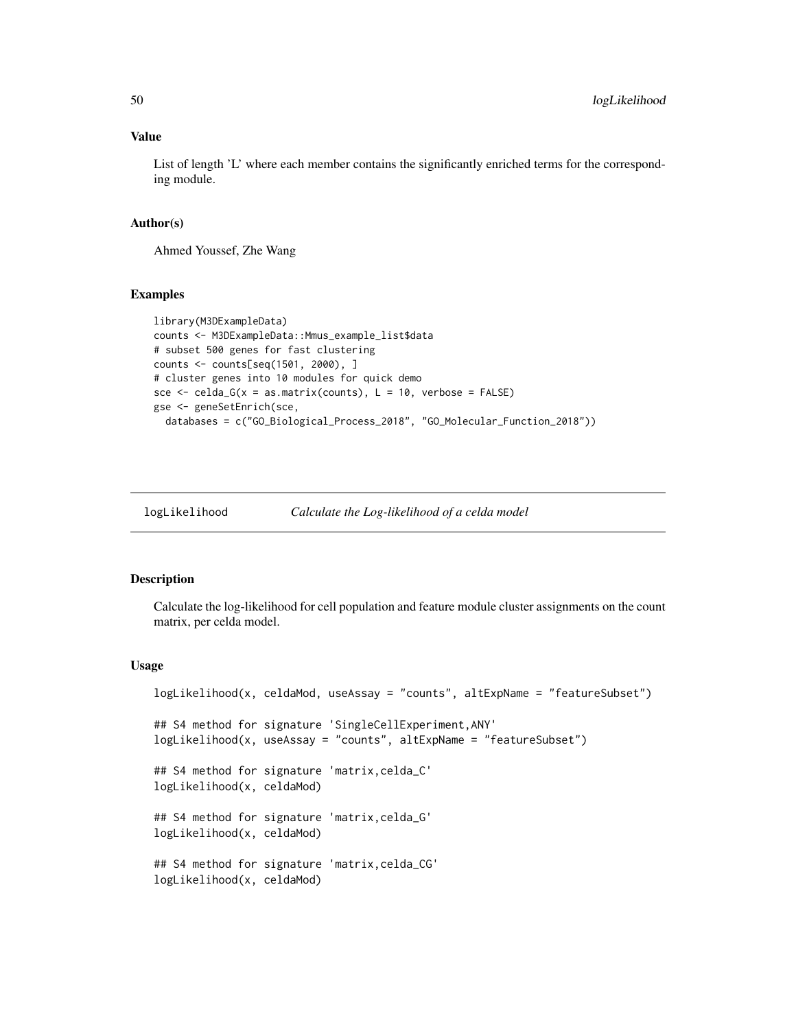### Value

List of length 'L' where each member contains the significantly enriched terms for the corresponding module.

### Author(s)

Ahmed Youssef, Zhe Wang

### Examples

```
library(M3DExampleData)
counts <- M3DExampleData::Mmus_example_list$data
# subset 500 genes for fast clustering
counts <- counts[seq(1501, 2000), ]
# cluster genes into 10 modules for quick demo
sce <- celda_G(x = as.matrix(counts), L = 10, verbose = FALSE)
gse <- geneSetEnrich(sce,
  databases = c("GO_Biological_Process_2018", "GO_Molecular_Function_2018"))
```

---

## logLikelihood *Calculate the Log-likelihood of a celda model*

### Description

Calculate the log-likelihood for cell population and feature module cluster assignments on the count matrix, per celda model.

### Usage

```
logLikelihood(x, celdaMod, useAssay = "counts", altExpName = "featureSubset")

## S4 method for signature 'SingleCellExperiment,ANY'
logLikelihood(x, useAssay = "counts", altExpName = "featureSubset")

## S4 method for signature 'matrix,celda_C'
logLikelihood(x, celdaMod)

## S4 method for signature 'matrix,celda_G'
logLikelihood(x, celdaMod)

## S4 method for signature 'matrix,celda_CG'
logLikelihood(x, celdaMod)
```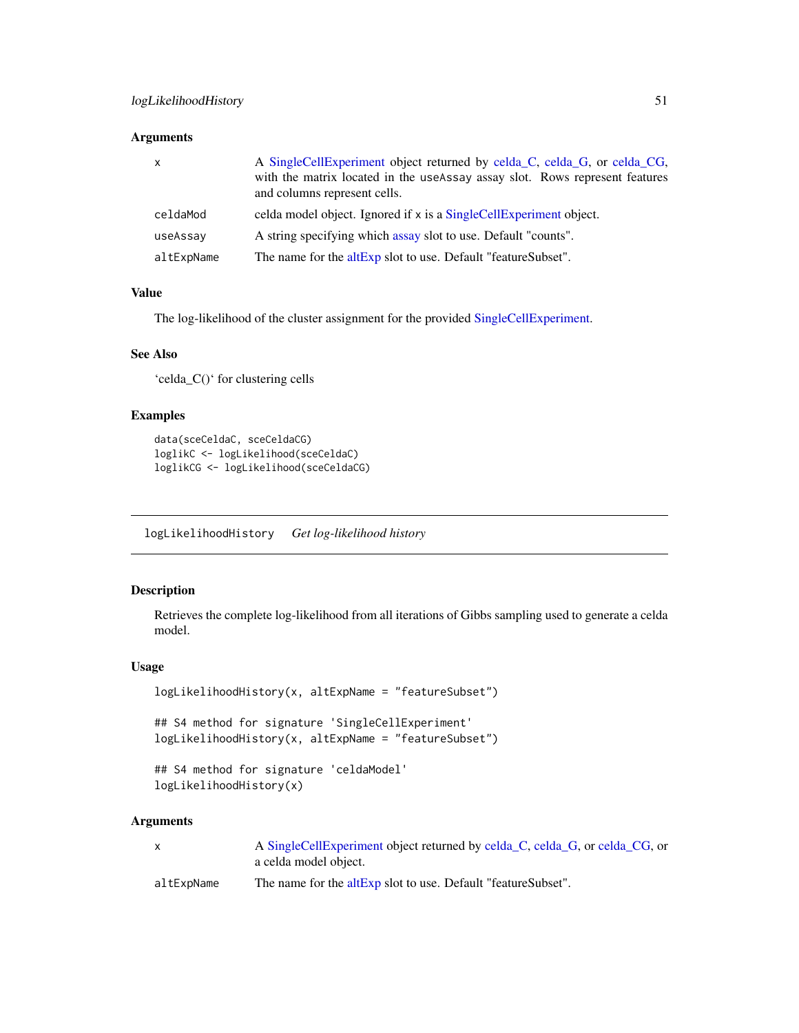## Arguments

| | |
|---|---|
| x | A SingleCellExperiment object returned by celda_C, celda_G, or celda_CG, with the matrix located in the useAssay assay slot. Rows represent features and columns represent cells. |
| celdaMod | celda model object. Ignored if x is a SingleCellExperiment object. |
| useAssay | A string specifying which assay slot to use. Default "counts". |
| altExpName | The name for the altExp slot to use. Default "featureSubset". |

## Value

The log-likelihood of the cluster assignment for the provided SingleCellExperiment.

## See Also

'celda_C()' for clustering cells

## Examples

```
data(sceCeldaC, sceCeldaCG)
loglikC <- logLikelihood(sceCeldaC)
loglikCG <- logLikelihood(sceCeldaCG)
```

---

# logLikelihoodHistory    *Get log-likelihood history*

## Description

Retrieves the complete log-likelihood from all iterations of Gibbs sampling used to generate a celda model.

## Usage

```
logLikelihoodHistory(x, altExpName = "featureSubset")

## S4 method for signature 'SingleCellExperiment'
logLikelihoodHistory(x, altExpName = "featureSubset")

## S4 method for signature 'celdaModel'
logLikelihoodHistory(x)
```

## Arguments

| | |
|---|---|
| x | A SingleCellExperiment object returned by celda_C, celda_G, or celda_CG, or a celda model object. |
| altExpName | The name for the altExp slot to use. Default "featureSubset". |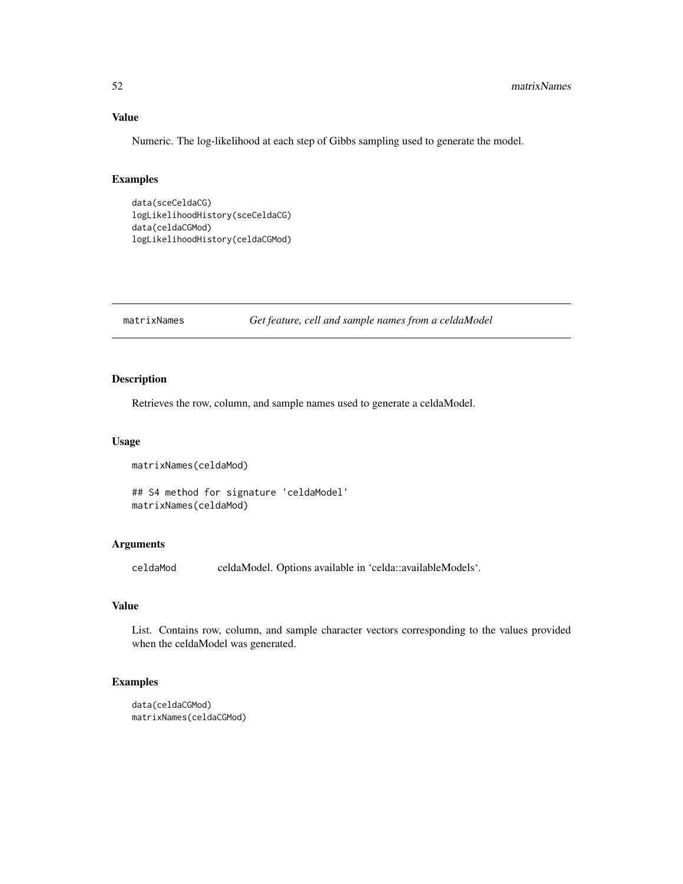## Value

Numeric. The log-likelihood at each step of Gibbs sampling used to generate the model.

## Examples

```
data(sceCeldaCG)
logLikelihoodHistory(sceCeldaCG)
data(celdaCGMod)
logLikelihoodHistory(celdaCGMod)
```

---

# matrixNames *Get feature, cell and sample names from a celdaModel*

## Description

Retrieves the row, column, and sample names used to generate a celdaModel.

## Usage

```
matrixNames(celdaMod)

## S4 method for signature 'celdaModel'
matrixNames(celdaMod)
```

## Arguments

| | |
|---|---|
| celdaMod | celdaModel. Options available in 'celda::availableModels'. |

## Value

List. Contains row, column, and sample character vectors corresponding to the values provided when the celdaModel was generated.

## Examples

```
data(celdaCGMod)
matrixNames(celdaCGMod)
```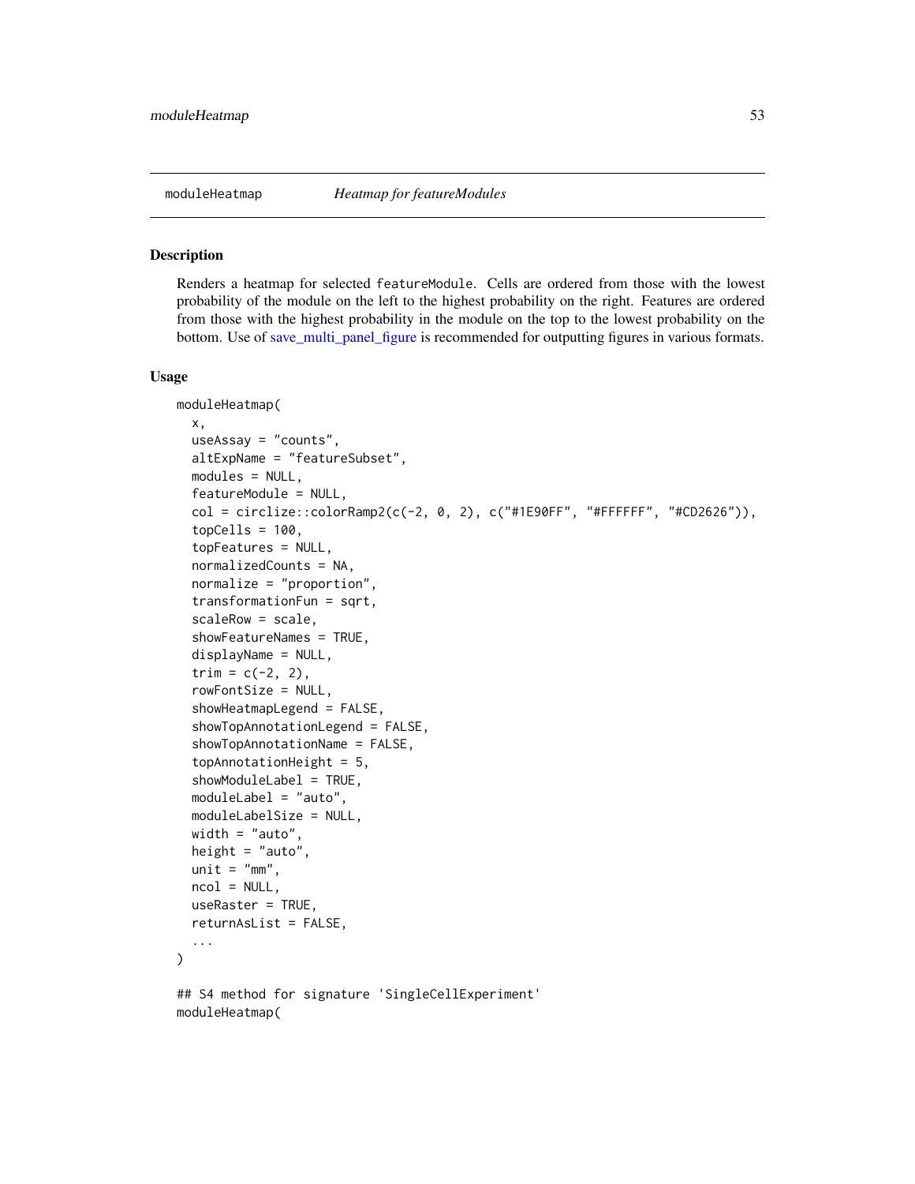## moduleHeatmap — *Heatmap for featureModules*

### Description

Renders a heatmap for selected featureModule. Cells are ordered from those with the lowest probability of the module on the left to the highest probability on the right. Features are ordered from those with the highest probability in the module on the top to the lowest probability on the bottom. Use of save_multi_panel_figure is recommended for outputting figures in various formats.

### Usage

```
moduleHeatmap(
  x,
  useAssay = "counts",
  altExpName = "featureSubset",
  modules = NULL,
  featureModule = NULL,
  col = circlize::colorRamp2(c(-2, 0, 2), c("#1E90FF", "#FFFFFF", "#CD2626")),
  topCells = 100,
  topFeatures = NULL,
  normalizedCounts = NA,
  normalize = "proportion",
  transformationFun = sqrt,
  scaleRow = scale,
  showFeatureNames = TRUE,
  displayName = NULL,
  trim = c(-2, 2),
  rowFontSize = NULL,
  showHeatmapLegend = FALSE,
  showTopAnnotationLegend = FALSE,
  showTopAnnotationName = FALSE,
  topAnnotationHeight = 5,
  showModuleLabel = TRUE,
  moduleLabel = "auto",
  moduleLabelSize = NULL,
  width = "auto",
  height = "auto",
  unit = "mm",
  ncol = NULL,
  useRaster = TRUE,
  returnAsList = FALSE,
  ...
)

## S4 method for signature 'SingleCellExperiment'
moduleHeatmap(
```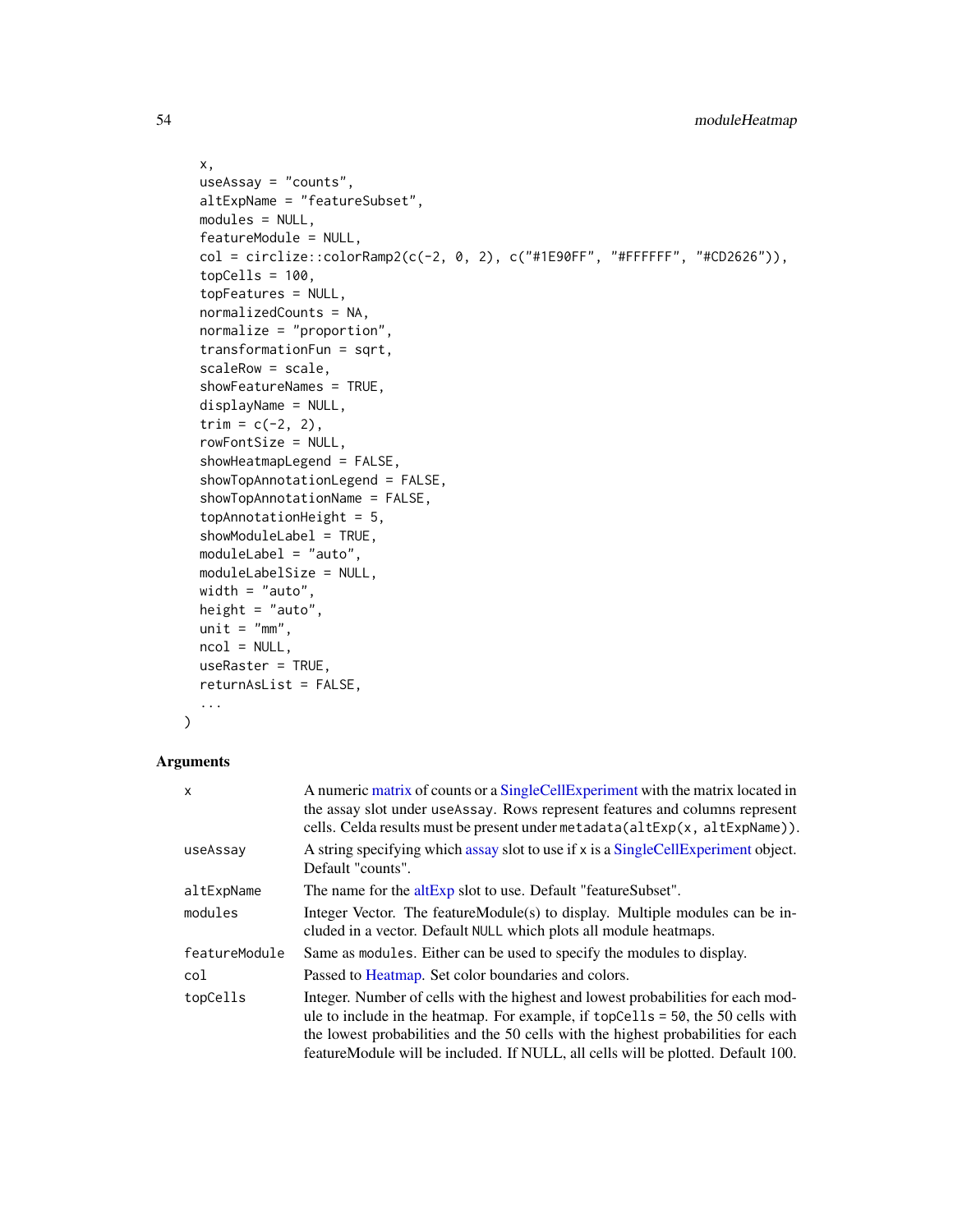```
  x,
  useAssay = "counts",
  altExpName = "featureSubset",
  modules = NULL,
  featureModule = NULL,
  col = circlize::colorRamp2(c(-2, 0, 2), c("#1E90FF", "#FFFFFF", "#CD2626")),
  topCells = 100,
  topFeatures = NULL,
  normalizedCounts = NA,
  normalize = "proportion",
  transformationFun = sqrt,
  scaleRow = scale,
  showFeatureNames = TRUE,
  displayName = NULL,
  trim = c(-2, 2),
  rowFontSize = NULL,
  showHeatmapLegend = FALSE,
  showTopAnnotationLegend = FALSE,
  showTopAnnotationName = FALSE,
  topAnnotationHeight = 5,
  showModuleLabel = TRUE,
  moduleLabel = "auto",
  moduleLabelSize = NULL,
  width = "auto",
  height = "auto",
  unit = "mm",
  ncol = NULL,
  useRaster = TRUE,
  returnAsList = FALSE,
  ...
)
```

## Arguments

| | |
|---|---|
| `x` | A numeric matrix of counts or a SingleCellExperiment with the matrix located in the assay slot under `useAssay`. Rows represent features and columns represent cells. Celda results must be present under `metadata(altExp(x, altExpName))`. |
| `useAssay` | A string specifying which assay slot to use if `x` is a SingleCellExperiment object. Default "counts". |
| `altExpName` | The name for the altExp slot to use. Default "featureSubset". |
| `modules` | Integer Vector. The featureModule(s) to display. Multiple modules can be included in a vector. Default `NULL` which plots all module heatmaps. |
| `featureModule` | Same as `modules`. Either can be used to specify the modules to display. |
| `col` | Passed to Heatmap. Set color boundaries and colors. |
| `topCells` | Integer. Number of cells with the highest and lowest probabilities for each module to include in the heatmap. For example, if `topCells = 50`, the 50 cells with the lowest probabilities and the 50 cells with the highest probabilities for each featureModule will be included. If NULL, all cells will be plotted. Default 100. |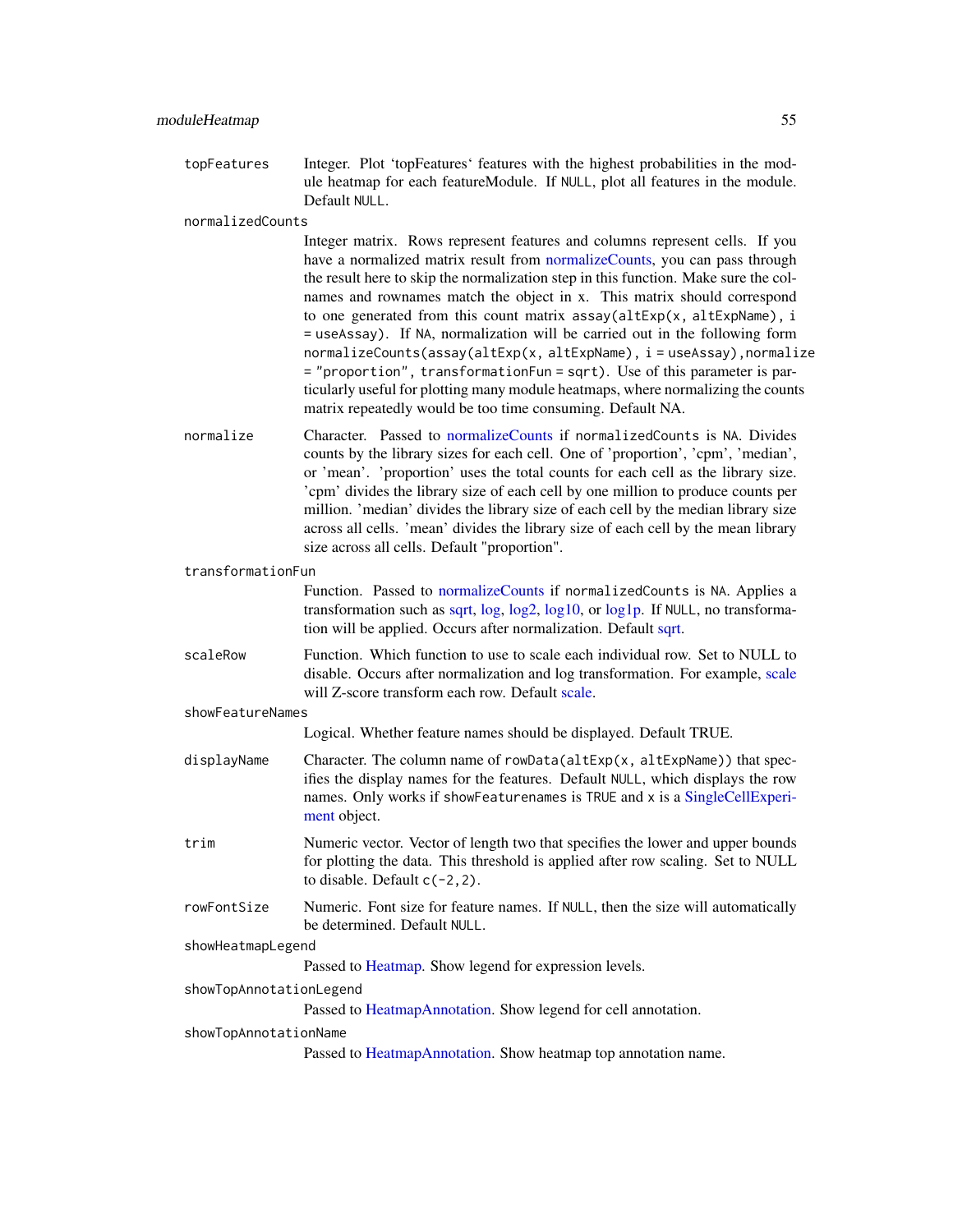topFeatures
: Integer. Plot 'topFeatures' features with the highest probabilities in the module heatmap for each featureModule. If `NULL`, plot all features in the module. Default `NULL`.

normalizedCounts
: Integer matrix. Rows represent features and columns represent cells. If you have a normalized matrix result from normalizeCounts, you can pass through the result here to skip the normalization step in this function. Make sure the colnames and rownames match the object in x. This matrix should correspond to one generated from this count matrix `assay(altExp(x, altExpName), i = useAssay)`. If `NA`, normalization will be carried out in the following form `normalizeCounts(assay(altExp(x, altExpName), i = useAssay),normalize = "proportion", transformationFun = sqrt)`. Use of this parameter is particularly useful for plotting many module heatmaps, where normalizing the counts matrix repeatedly would be too time consuming. Default NA.

normalize
: Character. Passed to normalizeCounts if `normalizedCounts` is `NA`. Divides counts by the library sizes for each cell. One of 'proportion', 'cpm', 'median', or 'mean'. 'proportion' uses the total counts for each cell as the library size. 'cpm' divides the library size of each cell by one million to produce counts per million. 'median' divides the library size of each cell by the median library size across all cells. 'mean' divides the library size of each cell by the mean library size across all cells. Default "proportion".

transformationFun
: Function. Passed to normalizeCounts if `normalizedCounts` is `NA`. Applies a transformation such as sqrt, log, log2, log10, or log1p. If `NULL`, no transformation will be applied. Occurs after normalization. Default sqrt.

scaleRow
: Function. Which function to use to scale each individual row. Set to NULL to disable. Occurs after normalization and log transformation. For example, scale will Z-score transform each row. Default scale.

showFeatureNames
: Logical. Whether feature names should be displayed. Default TRUE.

displayName
: Character. The column name of `rowData(altExp(x, altExpName))` that specifies the display names for the features. Default `NULL`, which displays the row names. Only works if `showFeaturenames` is `TRUE` and `x` is a SingleCellExperiment object.

trim
: Numeric vector. Vector of length two that specifies the lower and upper bounds for plotting the data. This threshold is applied after row scaling. Set to NULL to disable. Default `c(-2,2)`.

rowFontSize
: Numeric. Font size for feature names. If `NULL`, then the size will automatically be determined. Default `NULL`.

showHeatmapLegend
: Passed to Heatmap. Show legend for expression levels.

showTopAnnotationLegend
: Passed to HeatmapAnnotation. Show legend for cell annotation.

showTopAnnotationName
: Passed to HeatmapAnnotation. Show heatmap top annotation name.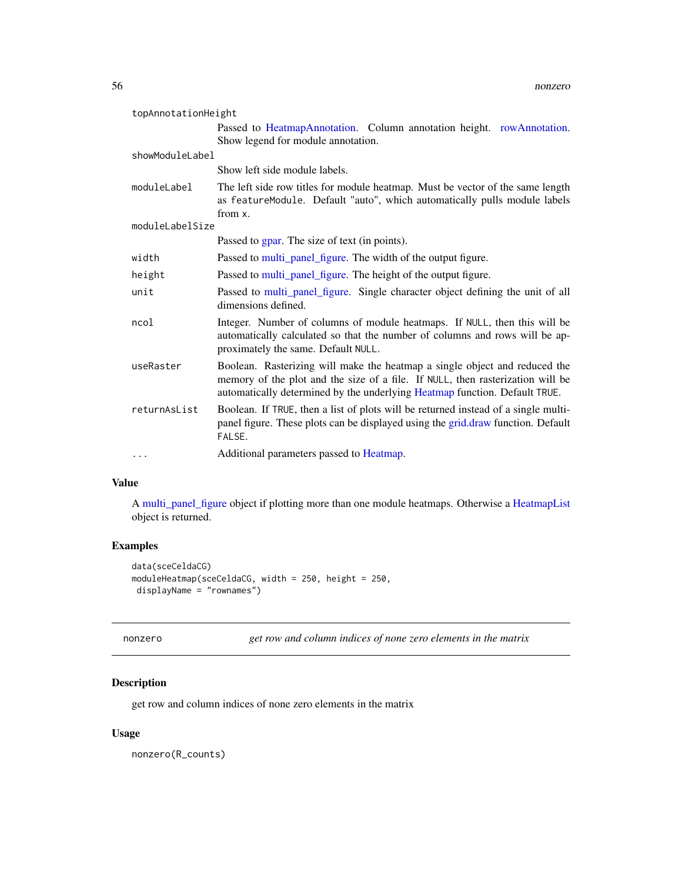| | |
|---|---|
| topAnnotationHeight | Passed to HeatmapAnnotation. Column annotation height. rowAnnotation. Show legend for module annotation. |
| showModuleLabel | Show left side module labels. |
| moduleLabel | The left side row titles for module heatmap. Must be vector of the same length as `featureModule`. Default "auto", which automatically pulls module labels from `x`. |
| moduleLabelSize | Passed to gpar. The size of text (in points). |
| width | Passed to multi_panel_figure. The width of the output figure. |
| height | Passed to multi_panel_figure. The height of the output figure. |
| unit | Passed to multi_panel_figure. Single character object defining the unit of all dimensions defined. |
| ncol | Integer. Number of columns of module heatmaps. If `NULL`, then this will be automatically calculated so that the number of columns and rows will be approximately the same. Default `NULL`. |
| useRaster | Boolean. Rasterizing will make the heatmap a single object and reduced the memory of the plot and the size of a file. If `NULL`, then rasterization will be automatically determined by the underlying Heatmap function. Default `TRUE`. |
| returnAsList | Boolean. If `TRUE`, then a list of plots will be returned instead of a single multi-panel figure. These plots can be displayed using the grid.draw function. Default `FALSE`. |
| ... | Additional parameters passed to Heatmap. |

## Value

A multi_panel_figure object if plotting more than one module heatmaps. Otherwise a HeatmapList object is returned.

## Examples

```
data(sceCeldaCG)
moduleHeatmap(sceCeldaCG, width = 250, height = 250,
 displayName = "rownames")
```

---

# nonzero — *get row and column indices of none zero elements in the matrix*

## Description

get row and column indices of none zero elements in the matrix

## Usage

```
nonzero(R_counts)
```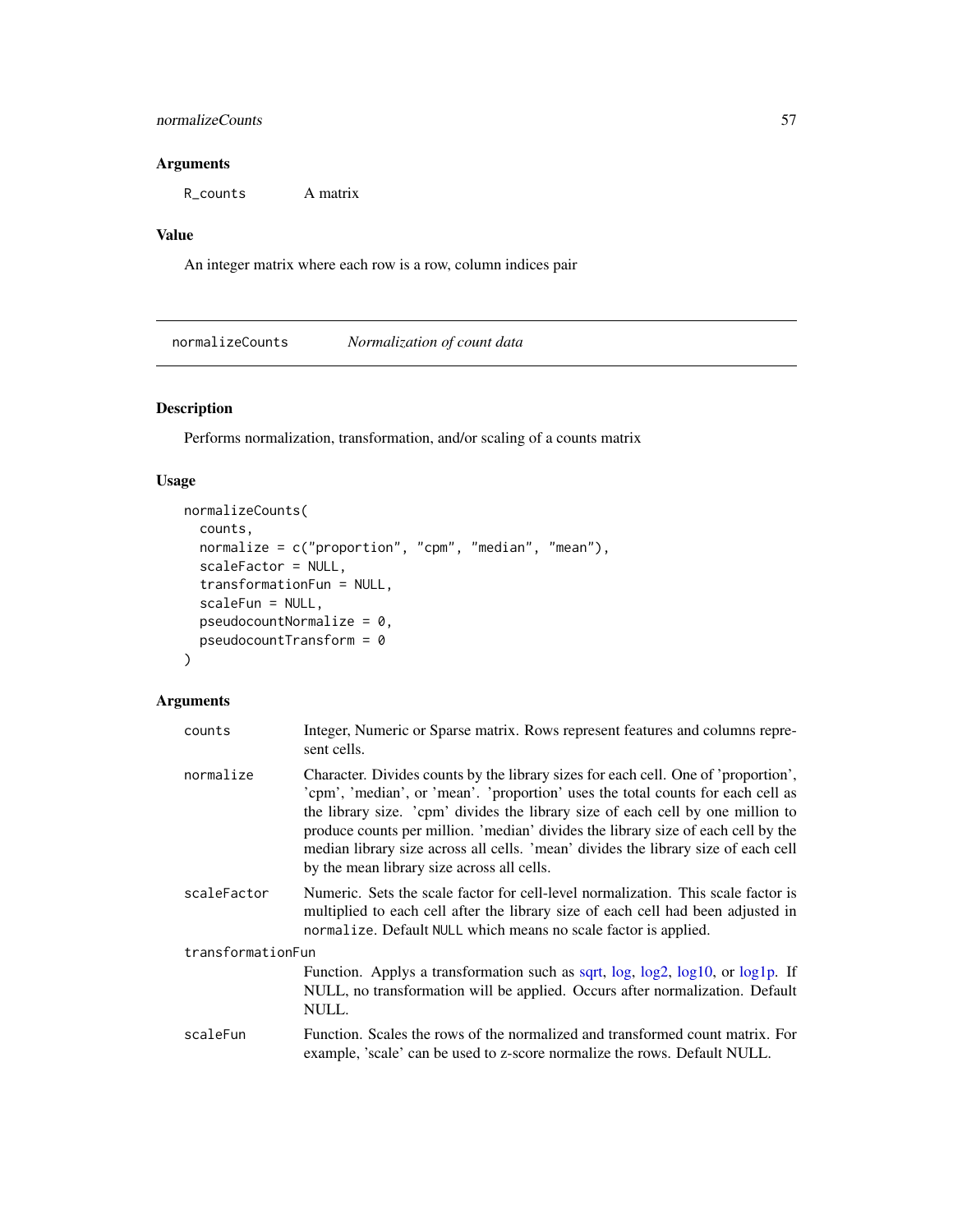### Arguments

R_counts A matrix

### Value

An integer matrix where each row is a row, column indices pair

---

## normalizeCounts *Normalization of count data*

### Description

Performs normalization, transformation, and/or scaling of a counts matrix

### Usage

```
normalizeCounts(
  counts,
  normalize = c("proportion", "cpm", "median", "mean"),
  scaleFactor = NULL,
  transformationFun = NULL,
  scaleFun = NULL,
  pseudocountNormalize = 0,
  pseudocountTransform = 0
)
```

### Arguments

| | |
|---|---|
| counts | Integer, Numeric or Sparse matrix. Rows represent features and columns represent cells. |
| normalize | Character. Divides counts by the library sizes for each cell. One of 'proportion', 'cpm', 'median', or 'mean'. 'proportion' uses the total counts for each cell as the library size. 'cpm' divides the library size of each cell by one million to produce counts per million. 'median' divides the library size of each cell by the median library size across all cells. 'mean' divides the library size of each cell by the mean library size across all cells. |
| scaleFactor | Numeric. Sets the scale factor for cell-level normalization. This scale factor is multiplied to each cell after the library size of each cell had been adjusted in `normalize`. Default `NULL` which means no scale factor is applied. |
| transformationFun | Function. Applys a transformation such as sqrt, log, log2, log10, or log1p. If NULL, no transformation will be applied. Occurs after normalization. Default NULL. |
| scaleFun | Function. Scales the rows of the normalized and transformed count matrix. For example, 'scale' can be used to z-score normalize the rows. Default NULL. |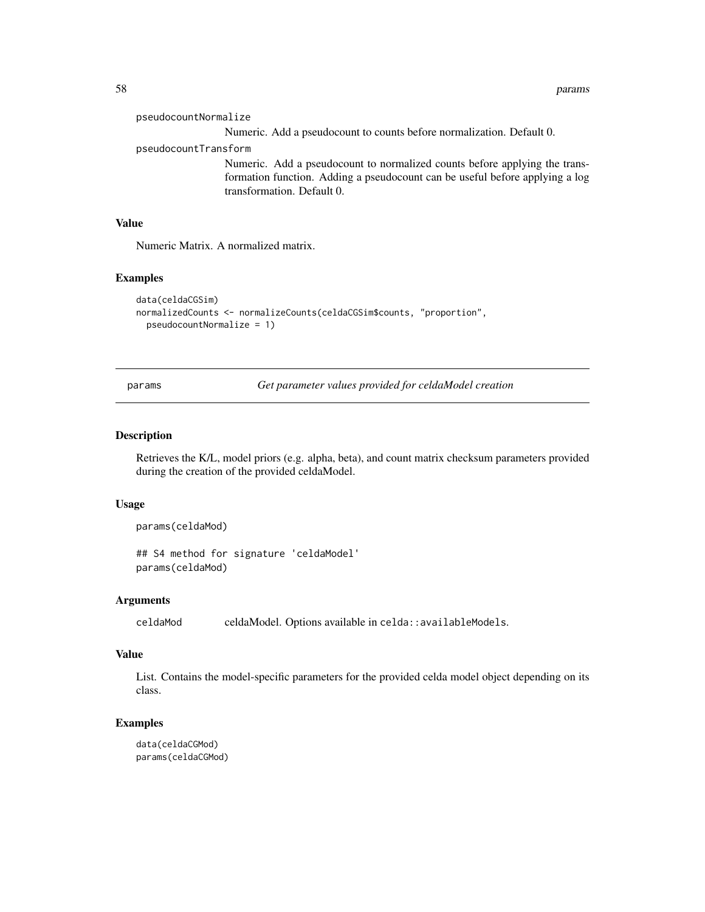pseudocountNormalize
: Numeric. Add a pseudocount to counts before normalization. Default 0.

pseudocountTransform
: Numeric. Add a pseudocount to normalized counts before applying the transformation function. Adding a pseudocount can be useful before applying a log transformation. Default 0.

### Value

Numeric Matrix. A normalized matrix.

### Examples

```
data(celdaCGSim)
normalizedCounts <- normalizeCounts(celdaCGSim$counts, "proportion",
  pseudocountNormalize = 1)
```

---

## params — *Get parameter values provided for celdaModel creation*

---

### Description

Retrieves the K/L, model priors (e.g. alpha, beta), and count matrix checksum parameters provided during the creation of the provided celdaModel.

### Usage

```
params(celdaMod)

## S4 method for signature 'celdaModel'
params(celdaMod)
```

### Arguments

celdaMod
: celdaModel. Options available in `celda::availableModels`.

### Value

List. Contains the model-specific parameters for the provided celda model object depending on its class.

### Examples

```
data(celdaCGMod)
params(celdaCGMod)
```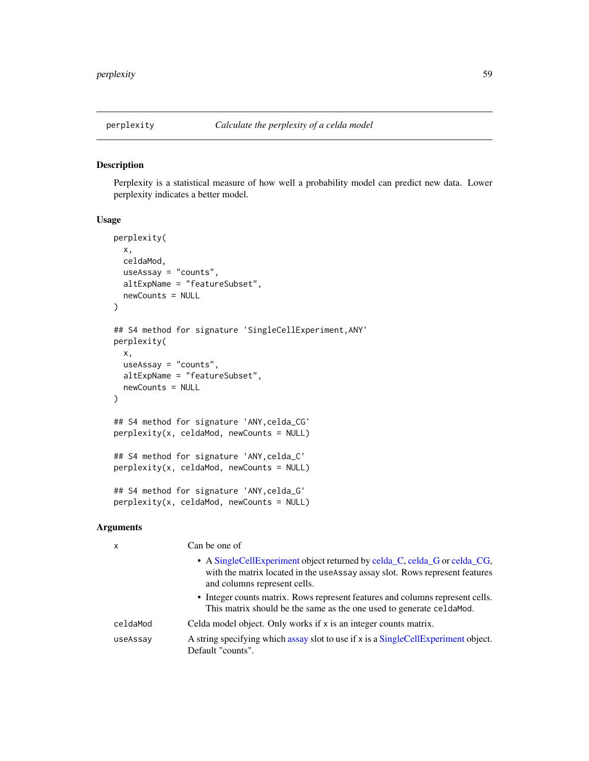## perplexity — *Calculate the perplexity of a celda model*

### Description

Perplexity is a statistical measure of how well a probability model can predict new data. Lower perplexity indicates a better model.

### Usage

```
perplexity(
  x,
  celdaMod,
  useAssay = "counts",
  altExpName = "featureSubset",
  newCounts = NULL
)

## S4 method for signature 'SingleCellExperiment,ANY'
perplexity(
  x,
  useAssay = "counts",
  altExpName = "featureSubset",
  newCounts = NULL
)

## S4 method for signature 'ANY,celda_CG'
perplexity(x, celdaMod, newCounts = NULL)

## S4 method for signature 'ANY,celda_C'
perplexity(x, celdaMod, newCounts = NULL)

## S4 method for signature 'ANY,celda_G'
perplexity(x, celdaMod, newCounts = NULL)
```

### Arguments

`x` Can be one of

- A SingleCellExperiment object returned by celda_C, celda_G or celda_CG, with the matrix located in the `useAssay` assay slot. Rows represent features and columns represent cells.
- Integer counts matrix. Rows represent features and columns represent cells. This matrix should be the same as the one used to generate `celdaMod`.

`celdaMod` Celda model object. Only works if `x` is an integer counts matrix.

`useAssay` A string specifying which assay slot to use if `x` is a SingleCellExperiment object. Default "counts".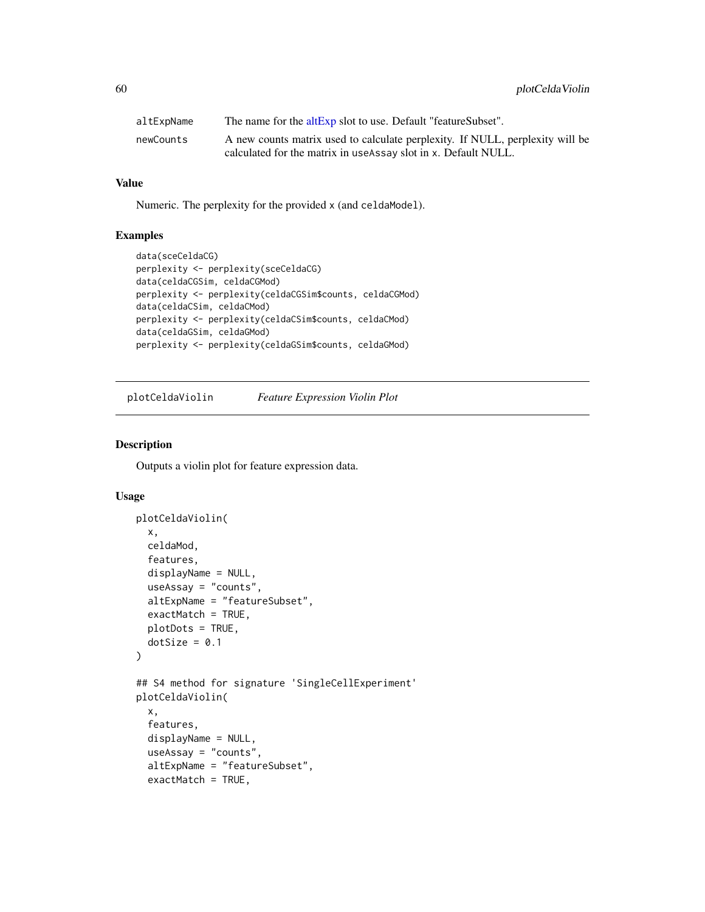| | |
|---|---|
| altExpName | The name for the altExp slot to use. Default "featureSubset". |
| newCounts | A new counts matrix used to calculate perplexity. If NULL, perplexity will be calculated for the matrix in useAssay slot in x. Default NULL. |

### Value

Numeric. The perplexity for the provided x (and celdaModel).

### Examples

```
data(sceCeldaCG)
perplexity <- perplexity(sceCeldaCG)
data(celdaCGSim, celdaCGMod)
perplexity <- perplexity(celdaCGSim$counts, celdaCGMod)
data(celdaCSim, celdaCMod)
perplexity <- perplexity(celdaCSim$counts, celdaCMod)
data(celdaGSim, celdaGMod)
perplexity <- perplexity(celdaGSim$counts, celdaGMod)
```

---

## plotCeldaViolin    *Feature Expression Violin Plot*

### Description

Outputs a violin plot for feature expression data.

### Usage

```
plotCeldaViolin(
  x,
  celdaMod,
  features,
  displayName = NULL,
  useAssay = "counts",
  altExpName = "featureSubset",
  exactMatch = TRUE,
  plotDots = TRUE,
  dotSize = 0.1
)

## S4 method for signature 'SingleCellExperiment'
plotCeldaViolin(
  x,
  features,
  displayName = NULL,
  useAssay = "counts",
  altExpName = "featureSubset",
  exactMatch = TRUE,
```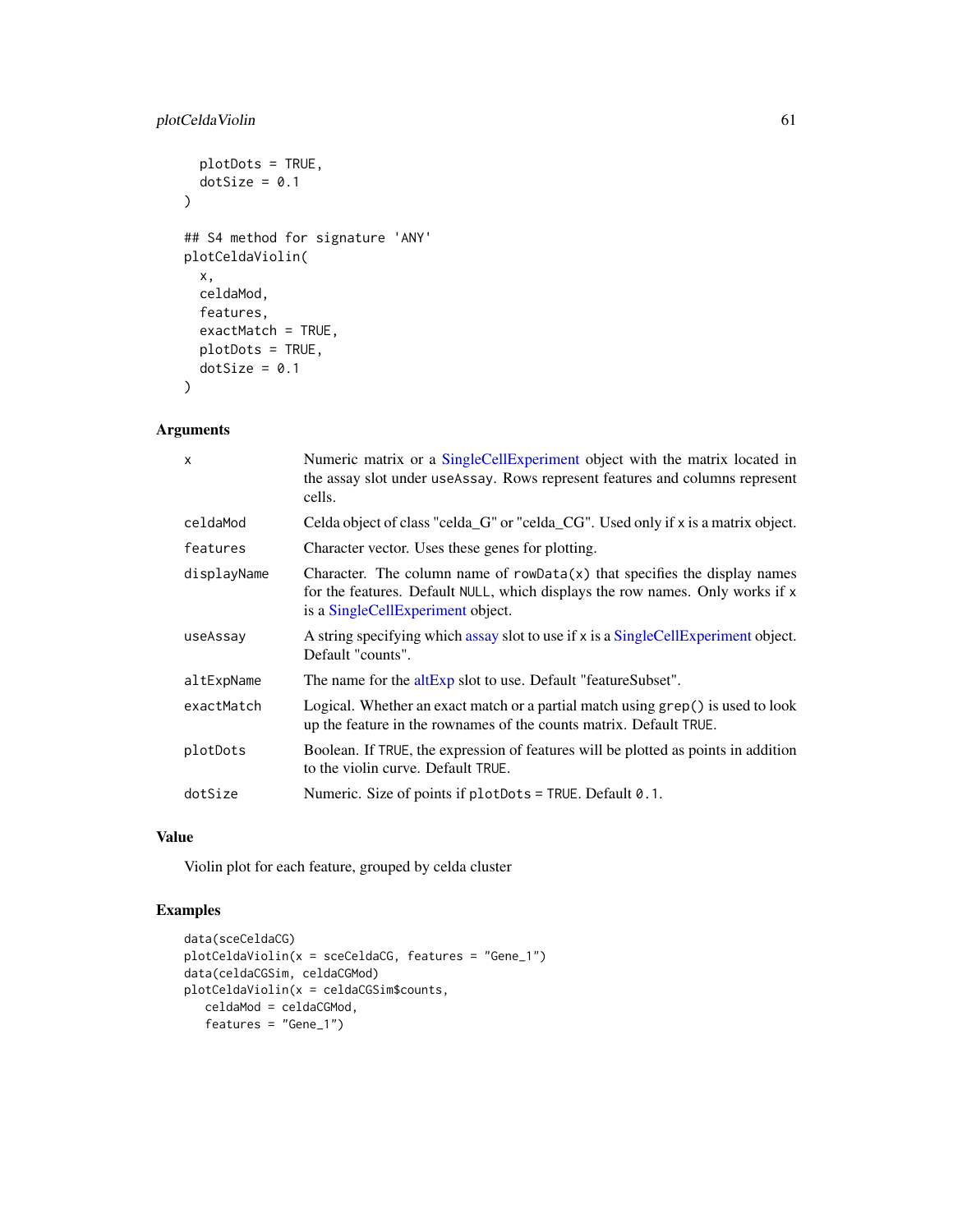```
  plotDots = TRUE,
  dotSize = 0.1
)

## S4 method for signature 'ANY'
plotCeldaViolin(
  x,
  celdaMod,
  features,
  exactMatch = TRUE,
  plotDots = TRUE,
  dotSize = 0.1
)
```

## Arguments

| | |
|---|---|
| x | Numeric matrix or a SingleCellExperiment object with the matrix located in the assay slot under useAssay. Rows represent features and columns represent cells. |
| celdaMod | Celda object of class "celda_G" or "celda_CG". Used only if x is a matrix object. |
| features | Character vector. Uses these genes for plotting. |
| displayName | Character. The column name of rowData(x) that specifies the display names for the features. Default NULL, which displays the row names. Only works if x is a SingleCellExperiment object. |
| useAssay | A string specifying which assay slot to use if x is a SingleCellExperiment object. Default "counts". |
| altExpName | The name for the altExp slot to use. Default "featureSubset". |
| exactMatch | Logical. Whether an exact match or a partial match using grep() is used to look up the feature in the rownames of the counts matrix. Default TRUE. |
| plotDots | Boolean. If TRUE, the expression of features will be plotted as points in addition to the violin curve. Default TRUE. |
| dotSize | Numeric. Size of points if plotDots = TRUE. Default 0.1. |

## Value

Violin plot for each feature, grouped by celda cluster

## Examples

```
data(sceCeldaCG)
plotCeldaViolin(x = sceCeldaCG, features = "Gene_1")
data(celdaCGSim, celdaCGMod)
plotCeldaViolin(x = celdaCGSim$counts,
   celdaMod = celdaCGMod,
   features = "Gene_1")
```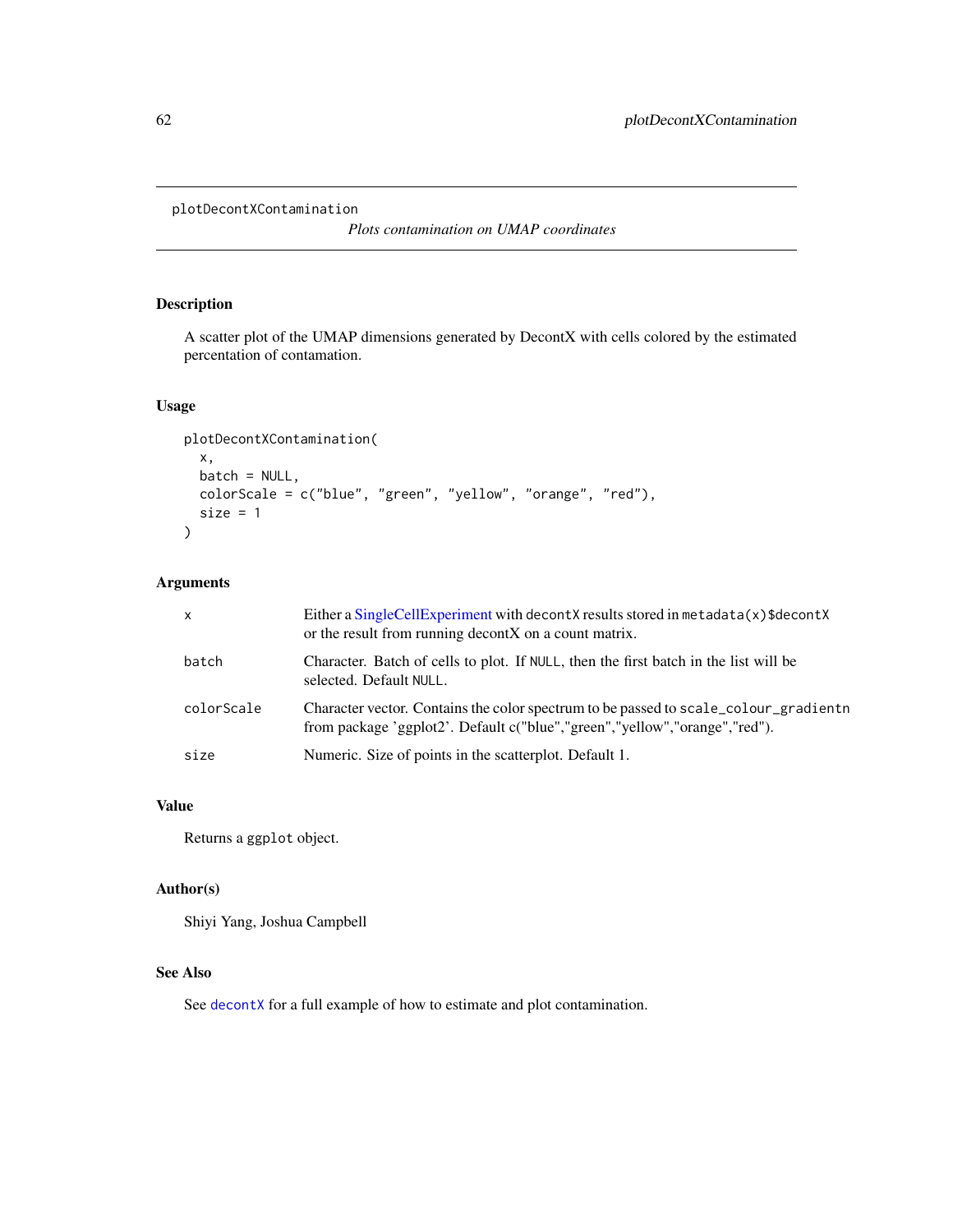plotDecontXContamination

*Plots contamination on UMAP coordinates*

## Description

A scatter plot of the UMAP dimensions generated by DecontX with cells colored by the estimated percentation of contamation.

## Usage

```
plotDecontXContamination(
  x,
  batch = NULL,
  colorScale = c("blue", "green", "yellow", "orange", "red"),
  size = 1
)
```

## Arguments

| | |
|---|---|
| x | Either a SingleCellExperiment with `decontX` results stored in `metadata(x)$decontX` or the result from running decontX on a count matrix. |
| batch | Character. Batch of cells to plot. If `NULL`, then the first batch in the list will be selected. Default `NULL`. |
| colorScale | Character vector. Contains the color spectrum to be passed to `scale_colour_gradientn` from package 'ggplot2'. Default c("blue","green","yellow","orange","red"). |
| size | Numeric. Size of points in the scatterplot. Default 1. |

## Value

Returns a `ggplot` object.

## Author(s)

Shiyi Yang, Joshua Campbell

## See Also

See `decontX` for a full example of how to estimate and plot contamination.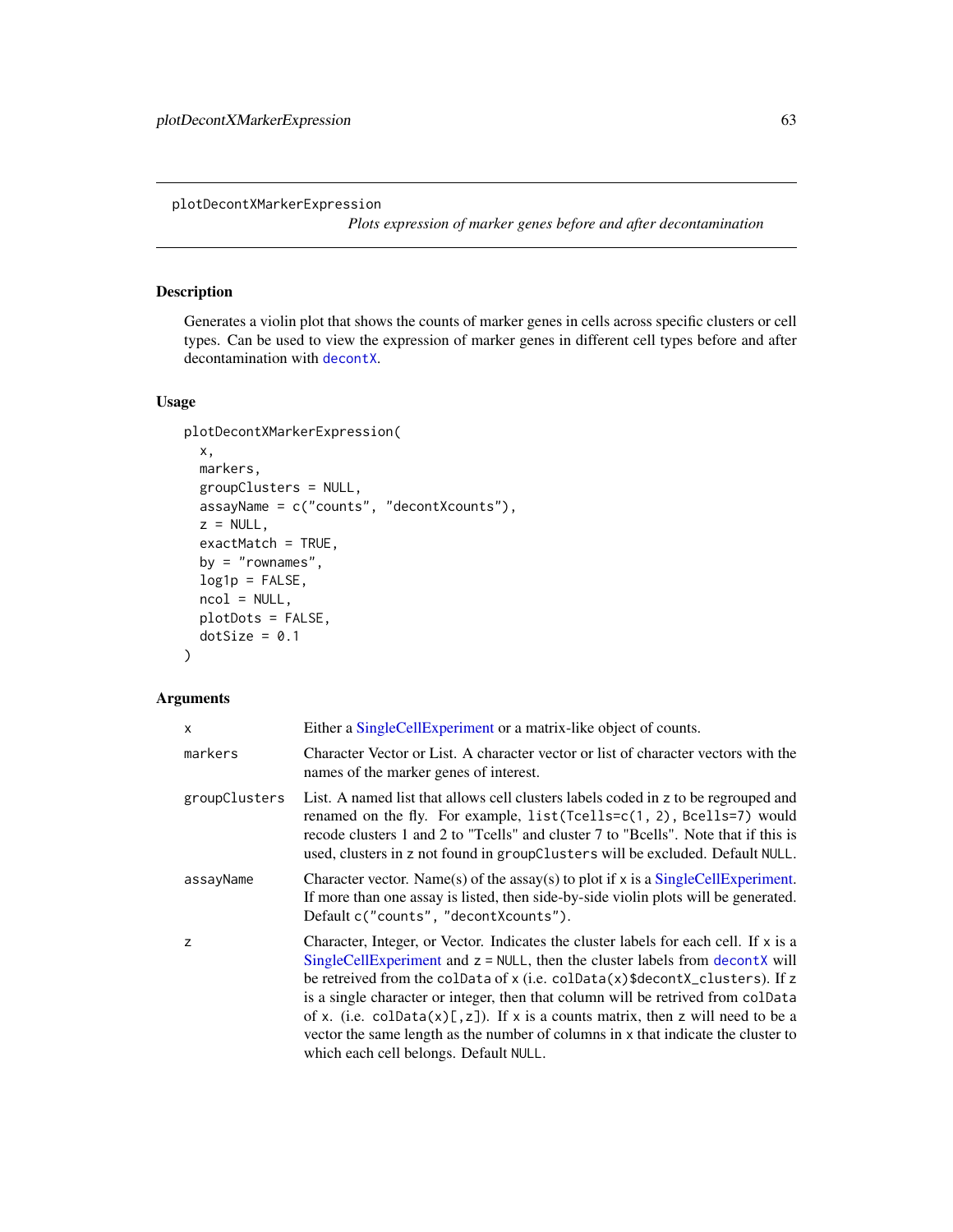# plotDecontXMarkerExpression

*Plots expression of marker genes before and after decontamination*

## Description

Generates a violin plot that shows the counts of marker genes in cells across specific clusters or cell types. Can be used to view the expression of marker genes in different cell types before and after decontamination with `decontX`.

## Usage

```
plotDecontXMarkerExpression(
  x,
  markers,
  groupClusters = NULL,
  assayName = c("counts", "decontXcounts"),
  z = NULL,
  exactMatch = TRUE,
  by = "rownames",
  log1p = FALSE,
  ncol = NULL,
  plotDots = FALSE,
  dotSize = 0.1
)
```

## Arguments

| | |
|---|---|
| `x` | Either a SingleCellExperiment or a matrix-like object of counts. |
| `markers` | Character Vector or List. A character vector or list of character vectors with the names of the marker genes of interest. |
| `groupClusters` | List. A named list that allows cell clusters labels coded in `z` to be regrouped and renamed on the fly. For example, `list(Tcells=c(1, 2), Bcells=7)` would recode clusters 1 and 2 to "Tcells" and cluster 7 to "Bcells". Note that if this is used, clusters in `z` not found in `groupClusters` will be excluded. Default `NULL`. |
| `assayName` | Character vector. Name(s) of the assay(s) to plot if `x` is a SingleCellExperiment. If more than one assay is listed, then side-by-side violin plots will be generated. Default `c("counts", "decontXcounts")`. |
| `z` | Character, Integer, or Vector. Indicates the cluster labels for each cell. If `x` is a SingleCellExperiment and `z = NULL`, then the cluster labels from `decontX` will be retreived from the `colData` of `x` (i.e. `colData(x)$decontX_clusters`). If `z` is a single character or integer, then that column will be retrived from `colData` of `x`. (i.e. `colData(x)[,z]`). If `x` is a counts matrix, then `z` will need to be a vector the same length as the number of columns in `x` that indicate the cluster to which each cell belongs. Default `NULL`. |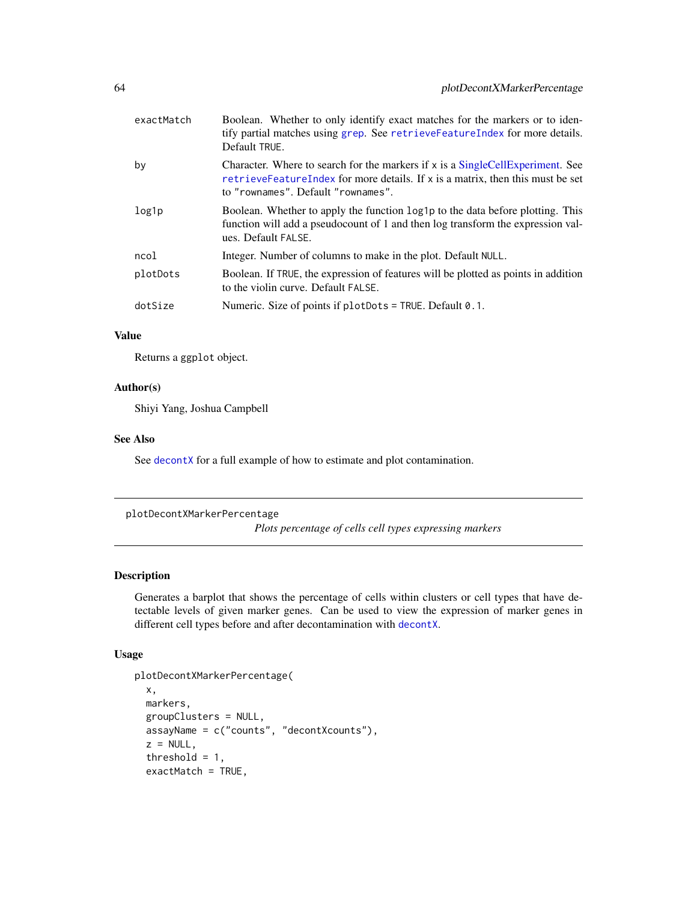| | |
|---|---|
| exactMatch | Boolean. Whether to only identify exact matches for the markers or to identify partial matches using grep. See retrieveFeatureIndex for more details. Default TRUE. |
| by | Character. Where to search for the markers if x is a SingleCellExperiment. See retrieveFeatureIndex for more details. If x is a matrix, then this must be set to "rownames". Default "rownames". |
| log1p | Boolean. Whether to apply the function log1p to the data before plotting. This function will add a pseudocount of 1 and then log transform the expression values. Default FALSE. |
| ncol | Integer. Number of columns to make in the plot. Default NULL. |
| plotDots | Boolean. If TRUE, the expression of features will be plotted as points in addition to the violin curve. Default FALSE. |
| dotSize | Numeric. Size of points if plotDots = TRUE. Default 0.1. |

### Value

Returns a ggplot object.

### Author(s)

Shiyi Yang, Joshua Campbell

### See Also

See decontX for a full example of how to estimate and plot contamination.

---

## plotDecontXMarkerPercentage

*Plots percentage of cells cell types expressing markers*

### Description

Generates a barplot that shows the percentage of cells within clusters or cell types that have detectable levels of given marker genes. Can be used to view the expression of marker genes in different cell types before and after decontamination with decontX.

### Usage

```
plotDecontXMarkerPercentage(
  x,
  markers,
  groupClusters = NULL,
  assayName = c("counts", "decontXcounts"),
  z = NULL,
  threshold = 1,
  exactMatch = TRUE,
```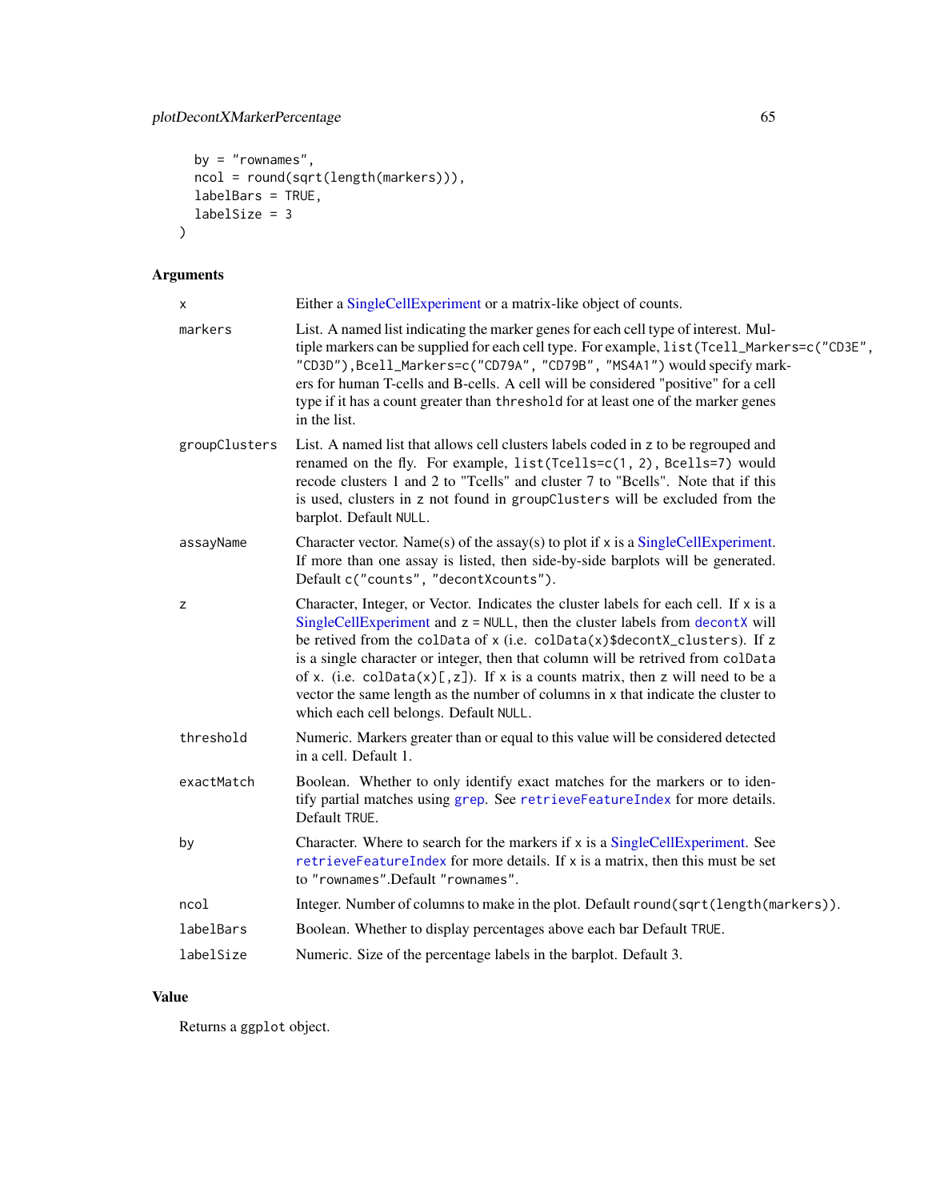```
  by = "rownames",
  ncol = round(sqrt(length(markers))),
  labelBars = TRUE,
  labelSize = 3
)
```

## Arguments

| | |
|---|---|
| x | Either a SingleCellExperiment or a matrix-like object of counts. |
| markers | List. A named list indicating the marker genes for each cell type of interest. Multiple markers can be supplied for each cell type. For example, `list(Tcell_Markers=c("CD3E", "CD3D"),Bcell_Markers=c("CD79A", "CD79B", "MS4A1")` would specify markers for human T-cells and B-cells. A cell will be considered "positive" for a cell type if it has a count greater than `threshold` for at least one of the marker genes in the list. |
| groupClusters | List. A named list that allows cell clusters labels coded in z to be regrouped and renamed on the fly. For example, `list(Tcells=c(1, 2), Bcells=7)` would recode clusters 1 and 2 to "Tcells" and cluster 7 to "Bcells". Note that if this is used, clusters in z not found in `groupClusters` will be excluded from the barplot. Default `NULL`. |
| assayName | Character vector. Name(s) of the assay(s) to plot if x is a SingleCellExperiment. If more than one assay is listed, then side-by-side barplots will be generated. Default `c("counts", "decontXcounts")`. |
| z | Character, Integer, or Vector. Indicates the cluster labels for each cell. If x is a SingleCellExperiment and `z = NULL`, then the cluster labels from `decontX` will be retived from the `colData` of x (i.e. `colData(x)$decontX_clusters`). If z is a single character or integer, then that column will be retrived from `colData` of x. (i.e. `colData(x)[,z]`). If x is a counts matrix, then z will need to be a vector the same length as the number of columns in x that indicate the cluster to which each cell belongs. Default `NULL`. |
| threshold | Numeric. Markers greater than or equal to this value will be considered detected in a cell. Default 1. |
| exactMatch | Boolean. Whether to only identify exact matches for the markers or to identify partial matches using `grep`. See `retrieveFeatureIndex` for more details. Default `TRUE`. |
| by | Character. Where to search for the markers if x is a SingleCellExperiment. See `retrieveFeatureIndex` for more details. If x is a matrix, then this must be set to `"rownames"`.Default `"rownames"`. |
| ncol | Integer. Number of columns to make in the plot. Default `round(sqrt(length(markers))`. |
| labelBars | Boolean. Whether to display percentages above each bar Default `TRUE`. |
| labelSize | Numeric. Size of the percentage labels in the barplot. Default 3. |

## Value

Returns a `ggplot` object.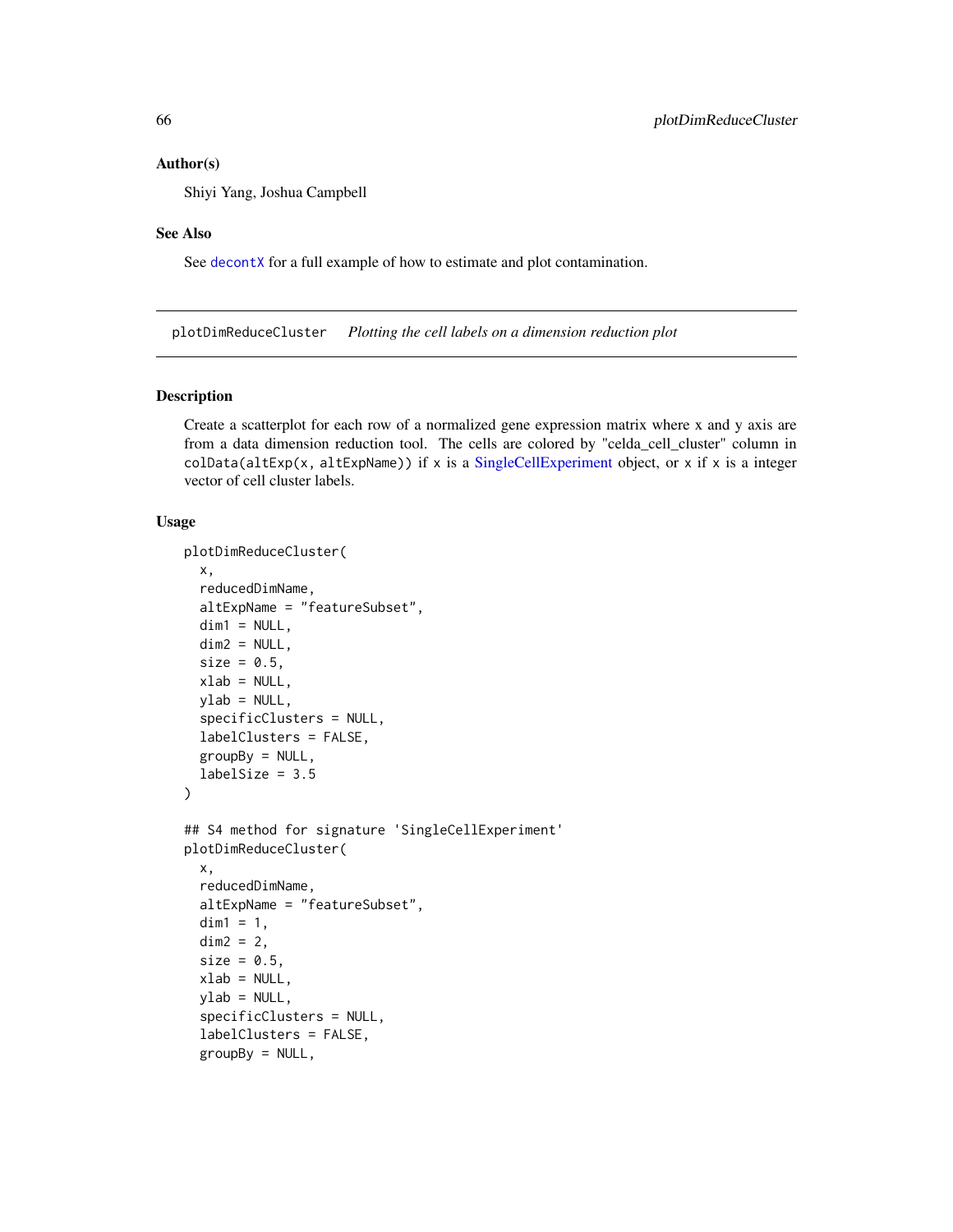### Author(s)

Shiyi Yang, Joshua Campbell

### See Also

See decontX for a full example of how to estimate and plot contamination.

---

## plotDimReduceCluster *Plotting the cell labels on a dimension reduction plot*

---

### Description

Create a scatterplot for each row of a normalized gene expression matrix where x and y axis are from a data dimension reduction tool. The cells are colored by "celda_cell_cluster" column in `colData(altExp(x, altExpName))` if `x` is a SingleCellExperiment object, or `x` if `x` is a integer vector of cell cluster labels.

### Usage

```
plotDimReduceCluster(
  x,
  reducedDimName,
  altExpName = "featureSubset",
  dim1 = NULL,
  dim2 = NULL,
  size = 0.5,
  xlab = NULL,
  ylab = NULL,
  specificClusters = NULL,
  labelClusters = FALSE,
  groupBy = NULL,
  labelSize = 3.5
)

## S4 method for signature 'SingleCellExperiment'
plotDimReduceCluster(
  x,
  reducedDimName,
  altExpName = "featureSubset",
  dim1 = 1,
  dim2 = 2,
  size = 0.5,
  xlab = NULL,
  ylab = NULL,
  specificClusters = NULL,
  labelClusters = FALSE,
  groupBy = NULL,
```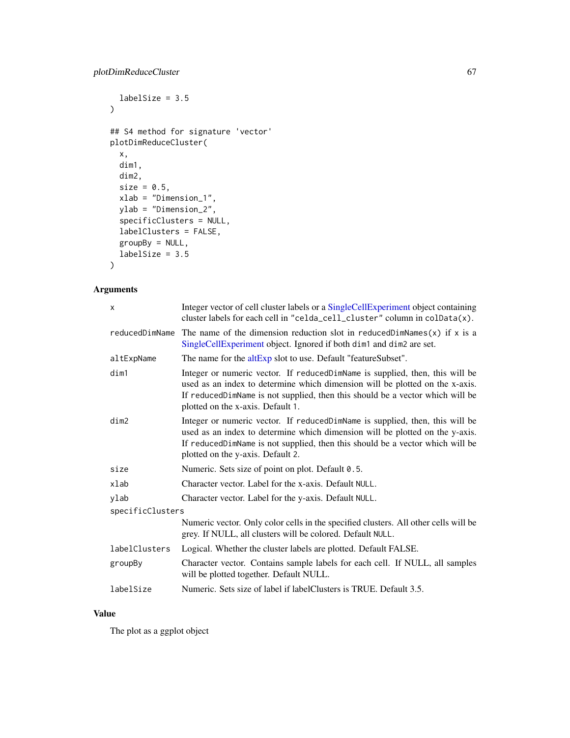```
  labelSize = 3.5
)

## S4 method for signature 'vector'
plotDimReduceCluster(
  x,
  dim1,
  dim2,
  size = 0.5,
  xlab = "Dimension_1",
  ylab = "Dimension_2",
  specificClusters = NULL,
  labelClusters = FALSE,
  groupBy = NULL,
  labelSize = 3.5
)
```

### Arguments

| | |
|---|---|
| x | Integer vector of cell cluster labels or a SingleCellExperiment object containing cluster labels for each cell in "celda_cell_cluster" column in colData(x). |
| reducedDimName | The name of the dimension reduction slot in reducedDimNames(x) if x is a SingleCellExperiment object. Ignored if both dim1 and dim2 are set. |
| altExpName | The name for the altExp slot to use. Default "featureSubset". |
| dim1 | Integer or numeric vector. If reducedDimName is supplied, then, this will be used as an index to determine which dimension will be plotted on the x-axis. If reducedDimName is not supplied, then this should be a vector which will be plotted on the x-axis. Default 1. |
| dim2 | Integer or numeric vector. If reducedDimName is supplied, then, this will be used as an index to determine which dimension will be plotted on the y-axis. If reducedDimName is not supplied, then this should be a vector which will be plotted on the y-axis. Default 2. |
| size | Numeric. Sets size of point on plot. Default 0.5. |
| xlab | Character vector. Label for the x-axis. Default NULL. |
| ylab | Character vector. Label for the y-axis. Default NULL. |
| specificClusters | Numeric vector. Only color cells in the specified clusters. All other cells will be grey. If NULL, all clusters will be colored. Default NULL. |
| labelClusters | Logical. Whether the cluster labels are plotted. Default FALSE. |
| groupBy | Character vector. Contains sample labels for each cell. If NULL, all samples will be plotted together. Default NULL. |
| labelSize | Numeric. Sets size of label if labelClusters is TRUE. Default 3.5. |

### Value

The plot as a ggplot object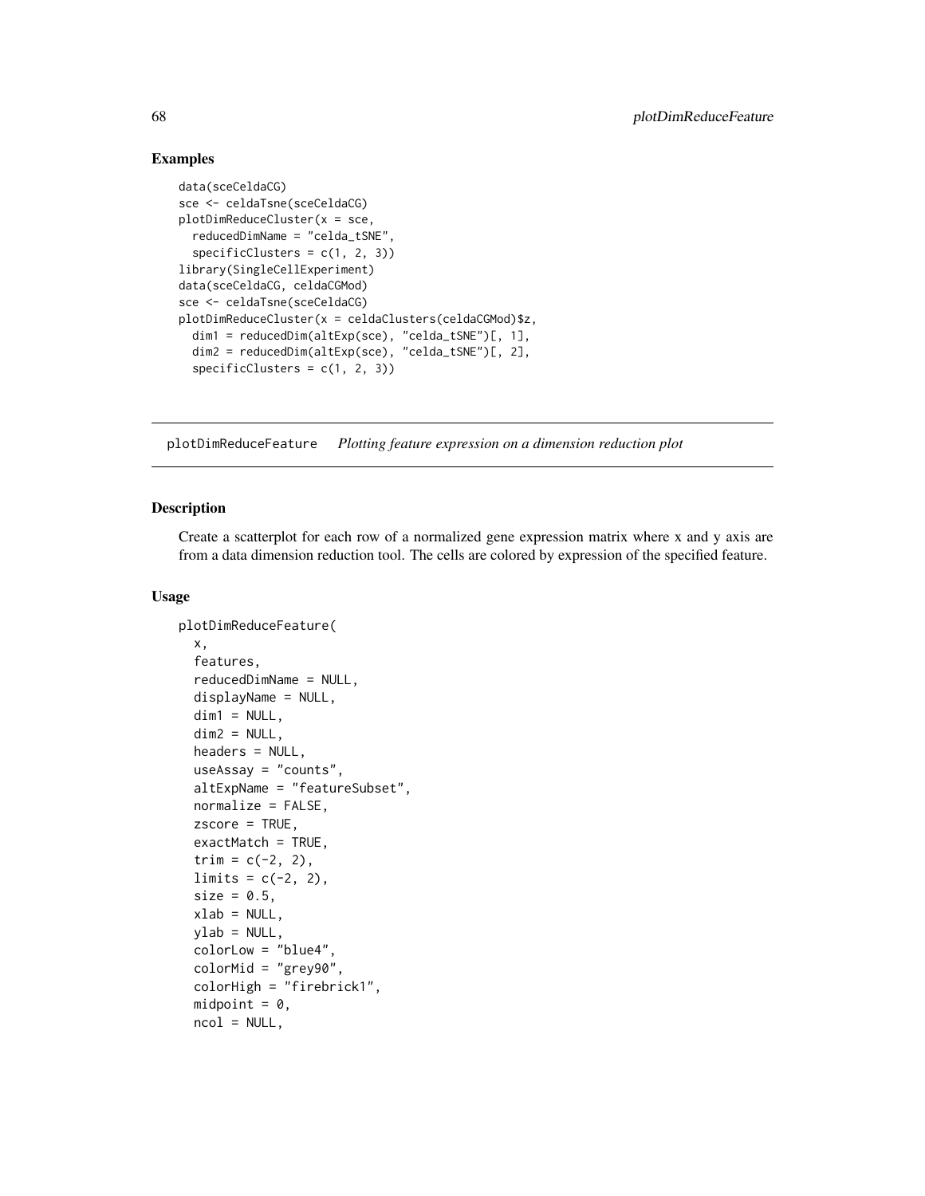## Examples

```
data(sceCeldaCG)
sce <- celdaTsne(sceCeldaCG)
plotDimReduceCluster(x = sce,
  reducedDimName = "celda_tSNE",
  specificClusters = c(1, 2, 3))
library(SingleCellExperiment)
data(sceCeldaCG, celdaCGMod)
sce <- celdaTsne(sceCeldaCG)
plotDimReduceCluster(x = celdaClusters(celdaCGMod)$z,
  dim1 = reducedDim(altExp(sce), "celda_tSNE")[, 1],
  dim2 = reducedDim(altExp(sce), "celda_tSNE")[, 2],
  specificClusters = c(1, 2, 3))
```

---

# plotDimReduceFeature *Plotting feature expression on a dimension reduction plot*

---

## Description

Create a scatterplot for each row of a normalized gene expression matrix where x and y axis are from a data dimension reduction tool. The cells are colored by expression of the specified feature.

## Usage

```
plotDimReduceFeature(
  x,
  features,
  reducedDimName = NULL,
  displayName = NULL,
  dim1 = NULL,
  dim2 = NULL,
  headers = NULL,
  useAssay = "counts",
  altExpName = "featureSubset",
  normalize = FALSE,
  zscore = TRUE,
  exactMatch = TRUE,
  trim = c(-2, 2),
  limits = c(-2, 2),
  size = 0.5,
  xlab = NULL,
  ylab = NULL,
  colorLow = "blue4",
  colorMid = "grey90",
  colorHigh = "firebrick1",
  midpoint = 0,
  ncol = NULL,
```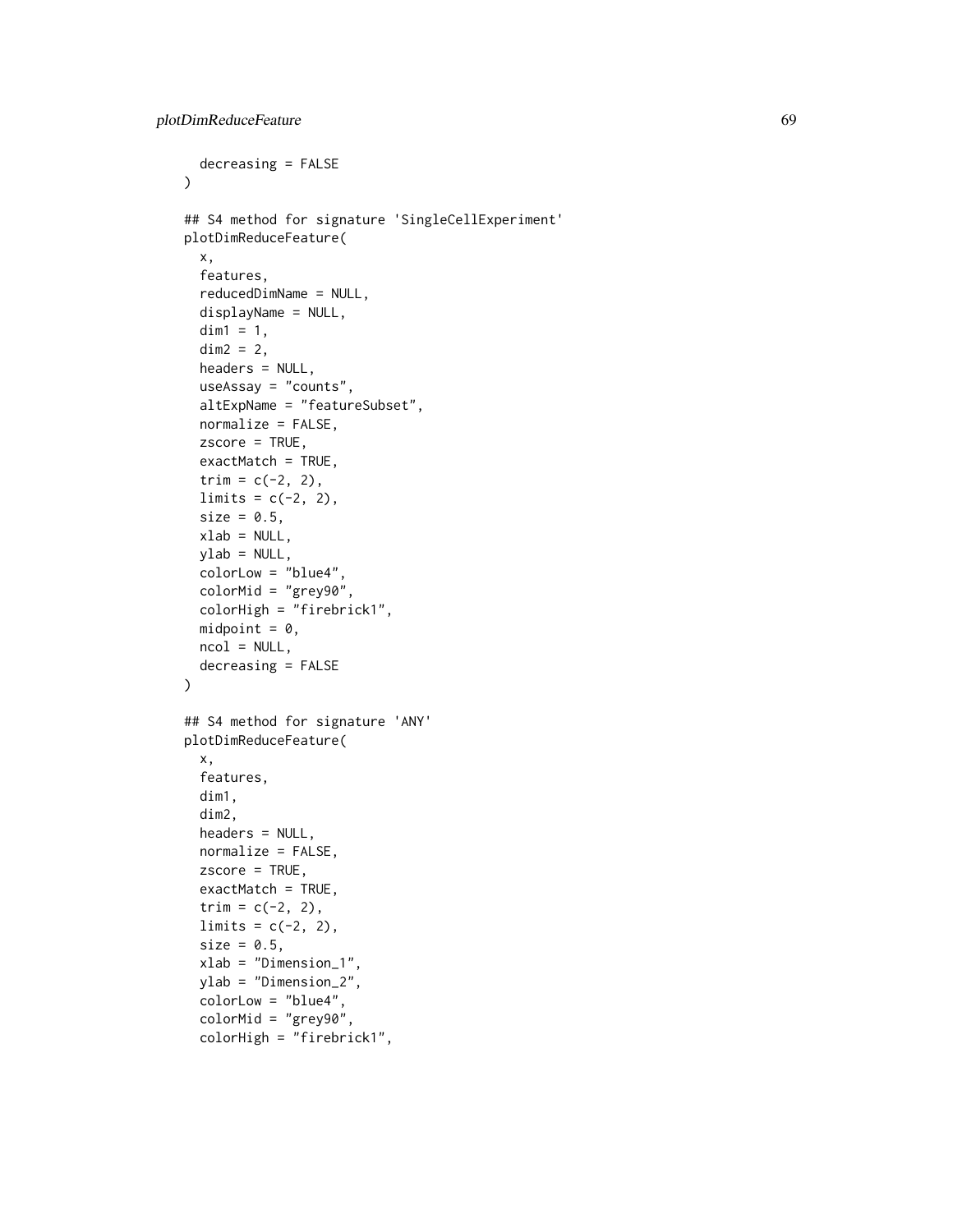```
  decreasing = FALSE
)

## S4 method for signature 'SingleCellExperiment'
plotDimReduceFeature(
  x,
  features,
  reducedDimName = NULL,
  displayName = NULL,
  dim1 = 1,
  dim2 = 2,
  headers = NULL,
  useAssay = "counts",
  altExpName = "featureSubset",
  normalize = FALSE,
  zscore = TRUE,
  exactMatch = TRUE,
  trim = c(-2, 2),
  limits = c(-2, 2),
  size = 0.5,
  xlab = NULL,
  ylab = NULL,
  colorLow = "blue4",
  colorMid = "grey90",
  colorHigh = "firebrick1",
  midpoint = 0,
  ncol = NULL,
  decreasing = FALSE
)

## S4 method for signature 'ANY'
plotDimReduceFeature(
  x,
  features,
  dim1,
  dim2,
  headers = NULL,
  normalize = FALSE,
  zscore = TRUE,
  exactMatch = TRUE,
  trim = c(-2, 2),
  limits = c(-2, 2),
  size = 0.5,
  xlab = "Dimension_1",
  ylab = "Dimension_2",
  colorLow = "blue4",
  colorMid = "grey90",
  colorHigh = "firebrick1",
```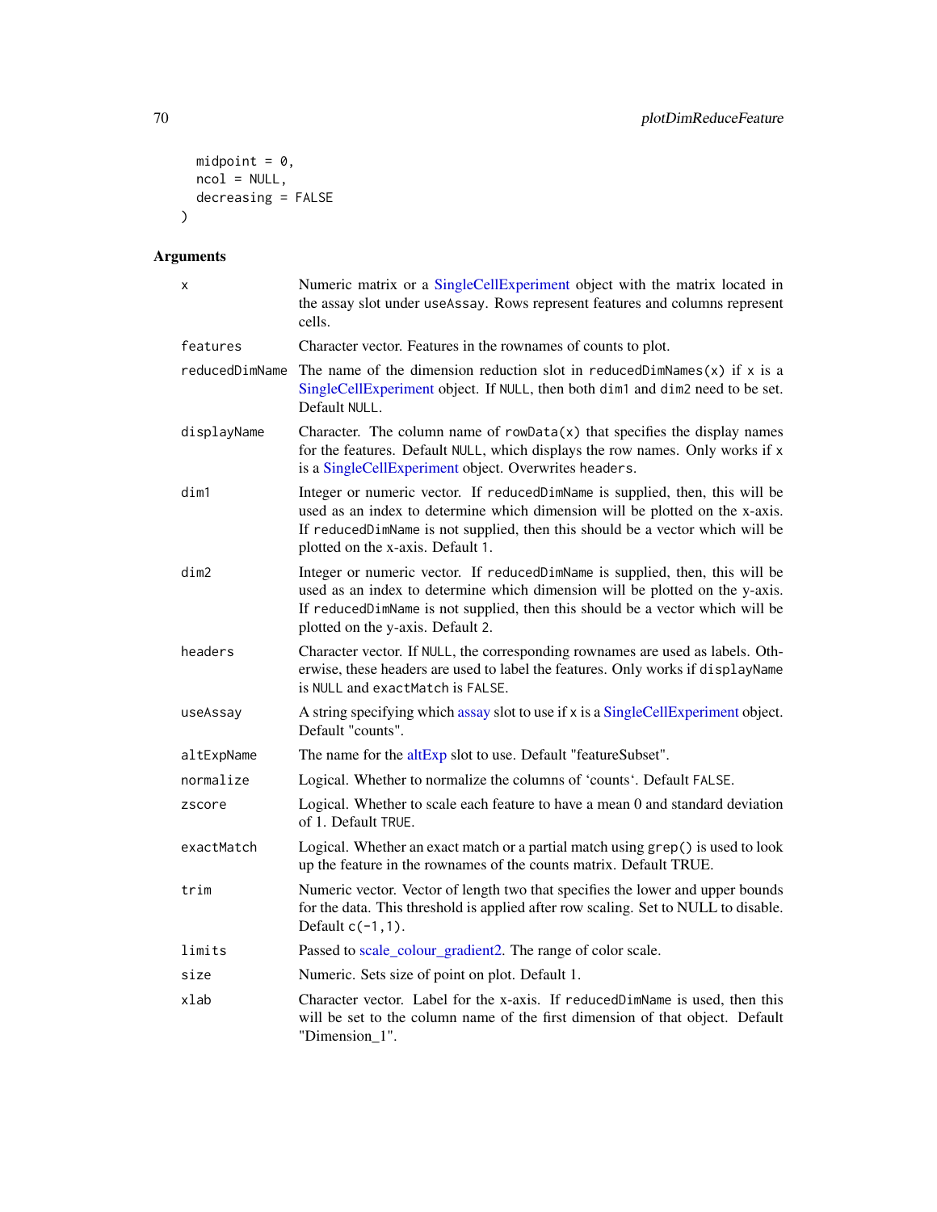```
  midpoint = 0,
  ncol = NULL,
  decreasing = FALSE
)
```

## Arguments

| | |
|---|---|
| x | Numeric matrix or a SingleCellExperiment object with the matrix located in the assay slot under `useAssay`. Rows represent features and columns represent cells. |
| features | Character vector. Features in the rownames of counts to plot. |
| reducedDimName | The name of the dimension reduction slot in `reducedDimNames(x)` if `x` is a SingleCellExperiment object. If `NULL`, then both `dim1` and `dim2` need to be set. Default `NULL`. |
| displayName | Character. The column name of `rowData(x)` that specifies the display names for the features. Default `NULL`, which displays the row names. Only works if `x` is a SingleCellExperiment object. Overwrites `headers`. |
| dim1 | Integer or numeric vector. If `reducedDimName` is supplied, then, this will be used as an index to determine which dimension will be plotted on the x-axis. If `reducedDimName` is not supplied, then this should be a vector which will be plotted on the x-axis. Default `1`. |
| dim2 | Integer or numeric vector. If `reducedDimName` is supplied, then, this will be used as an index to determine which dimension will be plotted on the y-axis. If `reducedDimName` is not supplied, then this should be a vector which will be plotted on the y-axis. Default `2`. |
| headers | Character vector. If `NULL`, the corresponding rownames are used as labels. Otherwise, these headers are used to label the features. Only works if `displayName` is `NULL` and `exactMatch` is `FALSE`. |
| useAssay | A string specifying which assay slot to use if `x` is a SingleCellExperiment object. Default "counts". |
| altExpName | The name for the altExp slot to use. Default "featureSubset". |
| normalize | Logical. Whether to normalize the columns of 'counts'. Default `FALSE`. |
| zscore | Logical. Whether to scale each feature to have a mean 0 and standard deviation of 1. Default `TRUE`. |
| exactMatch | Logical. Whether an exact match or a partial match using `grep()` is used to look up the feature in the rownames of the counts matrix. Default TRUE. |
| trim | Numeric vector. Vector of length two that specifies the lower and upper bounds for the data. This threshold is applied after row scaling. Set to NULL to disable. Default `c(-1,1)`. |
| limits | Passed to scale_colour_gradient2. The range of color scale. |
| size | Numeric. Sets size of point on plot. Default 1. |
| xlab | Character vector. Label for the x-axis. If `reducedDimName` is used, then this will be set to the column name of the first dimension of that object. Default "Dimension_1". |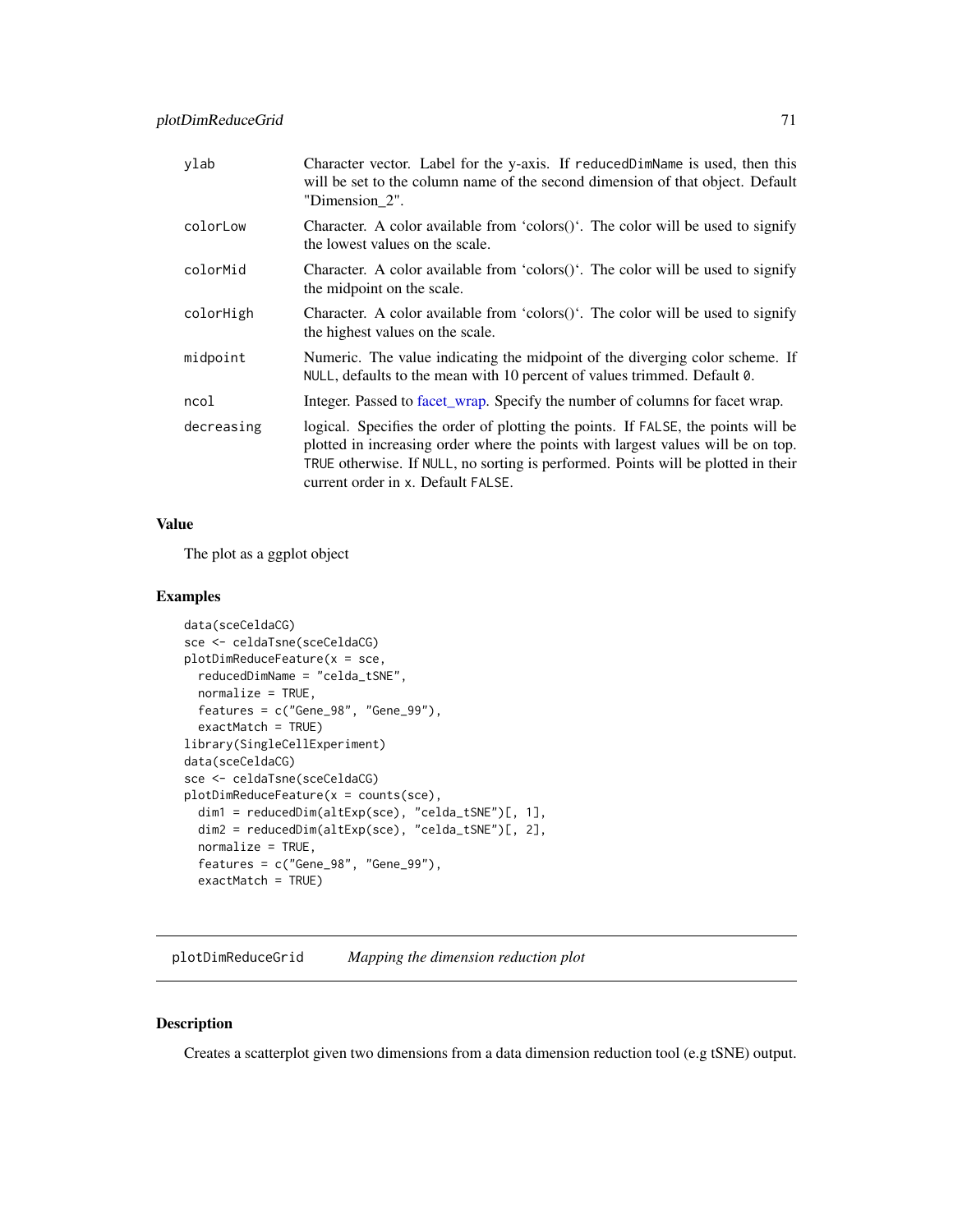| | |
|---|---|
| ylab | Character vector. Label for the y-axis. If reducedDimName is used, then this will be set to the column name of the second dimension of that object. Default "Dimension_2". |
| colorLow | Character. A color available from 'colors()'. The color will be used to signify the lowest values on the scale. |
| colorMid | Character. A color available from 'colors()'. The color will be used to signify the midpoint on the scale. |
| colorHigh | Character. A color available from 'colors()'. The color will be used to signify the highest values on the scale. |
| midpoint | Numeric. The value indicating the midpoint of the diverging color scheme. If NULL, defaults to the mean with 10 percent of values trimmed. Default 0. |
| ncol | Integer. Passed to facet_wrap. Specify the number of columns for facet wrap. |
| decreasing | logical. Specifies the order of plotting the points. If FALSE, the points will be plotted in increasing order where the points with largest values will be on top. TRUE otherwise. If NULL, no sorting is performed. Points will be plotted in their current order in x. Default FALSE. |

### Value

The plot as a ggplot object

### Examples

```
data(sceCeldaCG)
sce <- celdaTsne(sceCeldaCG)
plotDimReduceFeature(x = sce,
  reducedDimName = "celda_tSNE",
  normalize = TRUE,
  features = c("Gene_98", "Gene_99"),
  exactMatch = TRUE)
library(SingleCellExperiment)
data(sceCeldaCG)
sce <- celdaTsne(sceCeldaCG)
plotDimReduceFeature(x = counts(sce),
  dim1 = reducedDim(altExp(sce), "celda_tSNE")[, 1],
  dim2 = reducedDim(altExp(sce), "celda_tSNE")[, 2],
  normalize = TRUE,
  features = c("Gene_98", "Gene_99"),
  exactMatch = TRUE)
```

## plotDimReduceGrid *Mapping the dimension reduction plot*

### Description

Creates a scatterplot given two dimensions from a data dimension reduction tool (e.g tSNE) output.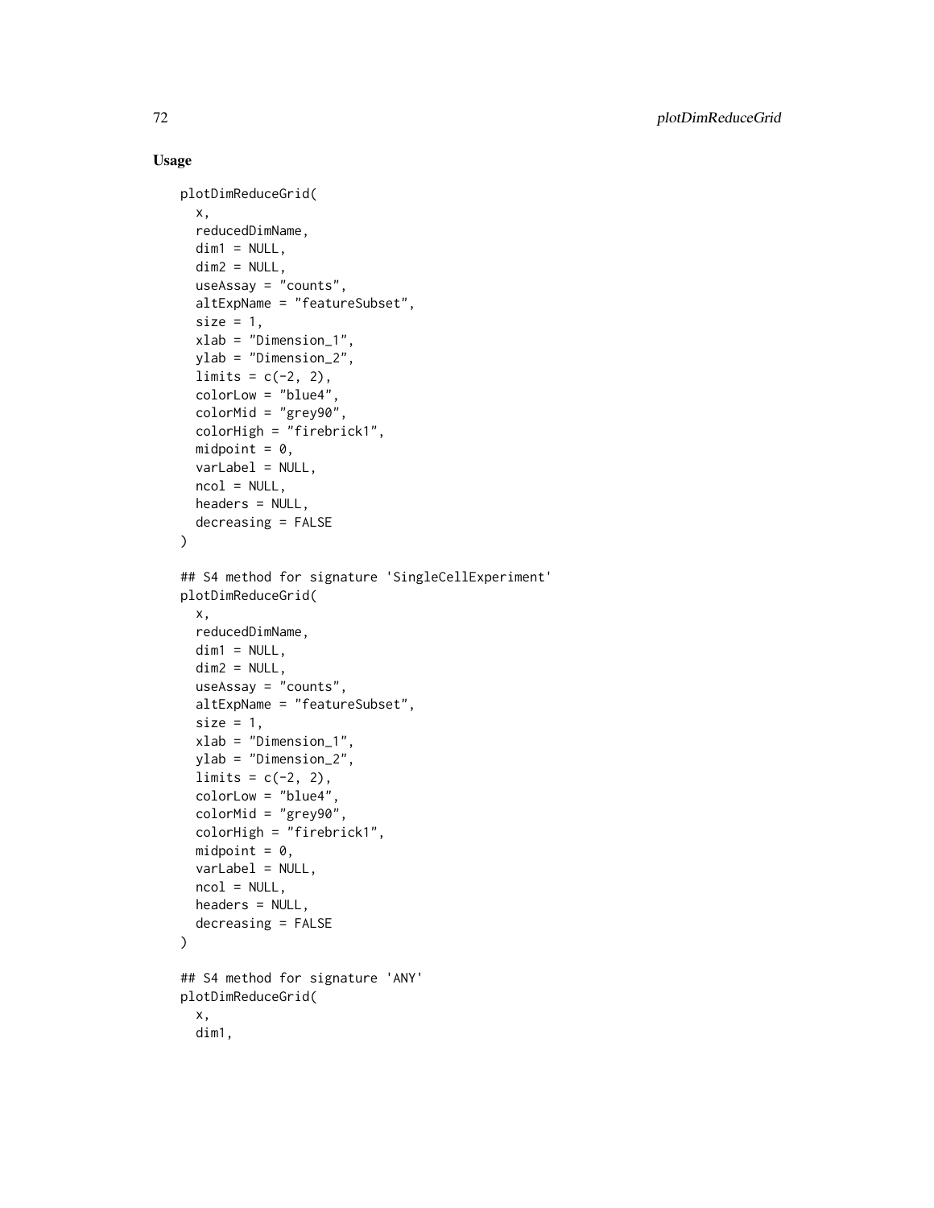### Usage

```
plotDimReduceGrid(
  x,
  reducedDimName,
  dim1 = NULL,
  dim2 = NULL,
  useAssay = "counts",
  altExpName = "featureSubset",
  size = 1,
  xlab = "Dimension_1",
  ylab = "Dimension_2",
  limits = c(-2, 2),
  colorLow = "blue4",
  colorMid = "grey90",
  colorHigh = "firebrick1",
  midpoint = 0,
  varLabel = NULL,
  ncol = NULL,
  headers = NULL,
  decreasing = FALSE
)

## S4 method for signature 'SingleCellExperiment'
plotDimReduceGrid(
  x,
  reducedDimName,
  dim1 = NULL,
  dim2 = NULL,
  useAssay = "counts",
  altExpName = "featureSubset",
  size = 1,
  xlab = "Dimension_1",
  ylab = "Dimension_2",
  limits = c(-2, 2),
  colorLow = "blue4",
  colorMid = "grey90",
  colorHigh = "firebrick1",
  midpoint = 0,
  varLabel = NULL,
  ncol = NULL,
  headers = NULL,
  decreasing = FALSE
)

## S4 method for signature 'ANY'
plotDimReduceGrid(
  x,
  dim1,
```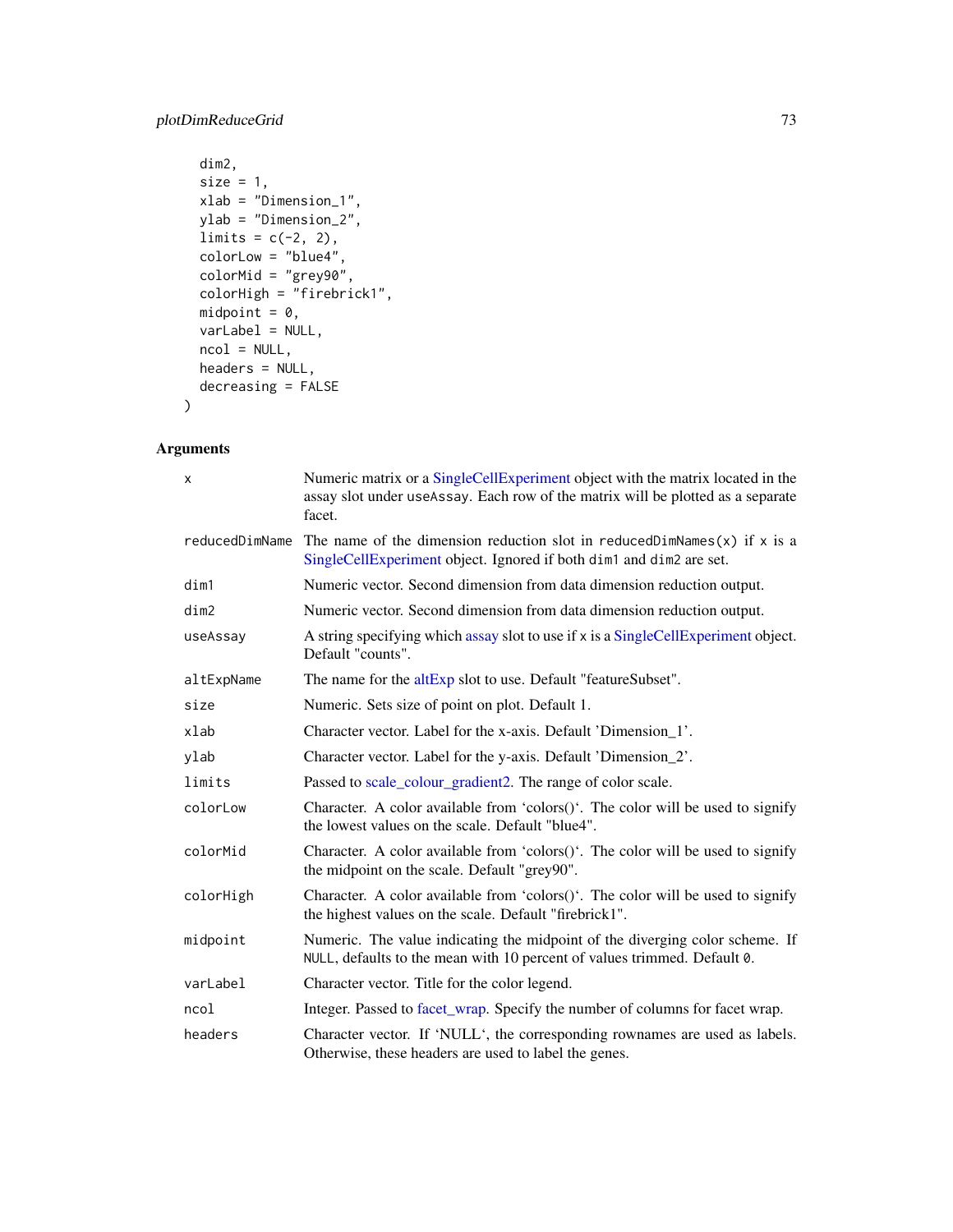```
  dim2,
  size = 1,
  xlab = "Dimension_1",
  ylab = "Dimension_2",
  limits = c(-2, 2),
  colorLow = "blue4",
  colorMid = "grey90",
  colorHigh = "firebrick1",
  midpoint = 0,
  varLabel = NULL,
  ncol = NULL,
  headers = NULL,
  decreasing = FALSE
)
```

## Arguments

| | |
|---|---|
| x | Numeric matrix or a SingleCellExperiment object with the matrix located in the assay slot under useAssay. Each row of the matrix will be plotted as a separate facet. |
| reducedDimName | The name of the dimension reduction slot in reducedDimNames(x) if x is a SingleCellExperiment object. Ignored if both dim1 and dim2 are set. |
| dim1 | Numeric vector. Second dimension from data dimension reduction output. |
| dim2 | Numeric vector. Second dimension from data dimension reduction output. |
| useAssay | A string specifying which assay slot to use if x is a SingleCellExperiment object. Default "counts". |
| altExpName | The name for the altExp slot to use. Default "featureSubset". |
| size | Numeric. Sets size of point on plot. Default 1. |
| xlab | Character vector. Label for the x-axis. Default 'Dimension_1'. |
| ylab | Character vector. Label for the y-axis. Default 'Dimension_2'. |
| limits | Passed to scale_colour_gradient2. The range of color scale. |
| colorLow | Character. A color available from 'colors()'. The color will be used to signify the lowest values on the scale. Default "blue4". |
| colorMid | Character. A color available from 'colors()'. The color will be used to signify the midpoint on the scale. Default "grey90". |
| colorHigh | Character. A color available from 'colors()'. The color will be used to signify the highest values on the scale. Default "firebrick1". |
| midpoint | Numeric. The value indicating the midpoint of the diverging color scheme. If NULL, defaults to the mean with 10 percent of values trimmed. Default 0. |
| varLabel | Character vector. Title for the color legend. |
| ncol | Integer. Passed to facet_wrap. Specify the number of columns for facet wrap. |
| headers | Character vector. If 'NULL', the corresponding rownames are used as labels. Otherwise, these headers are used to label the genes. |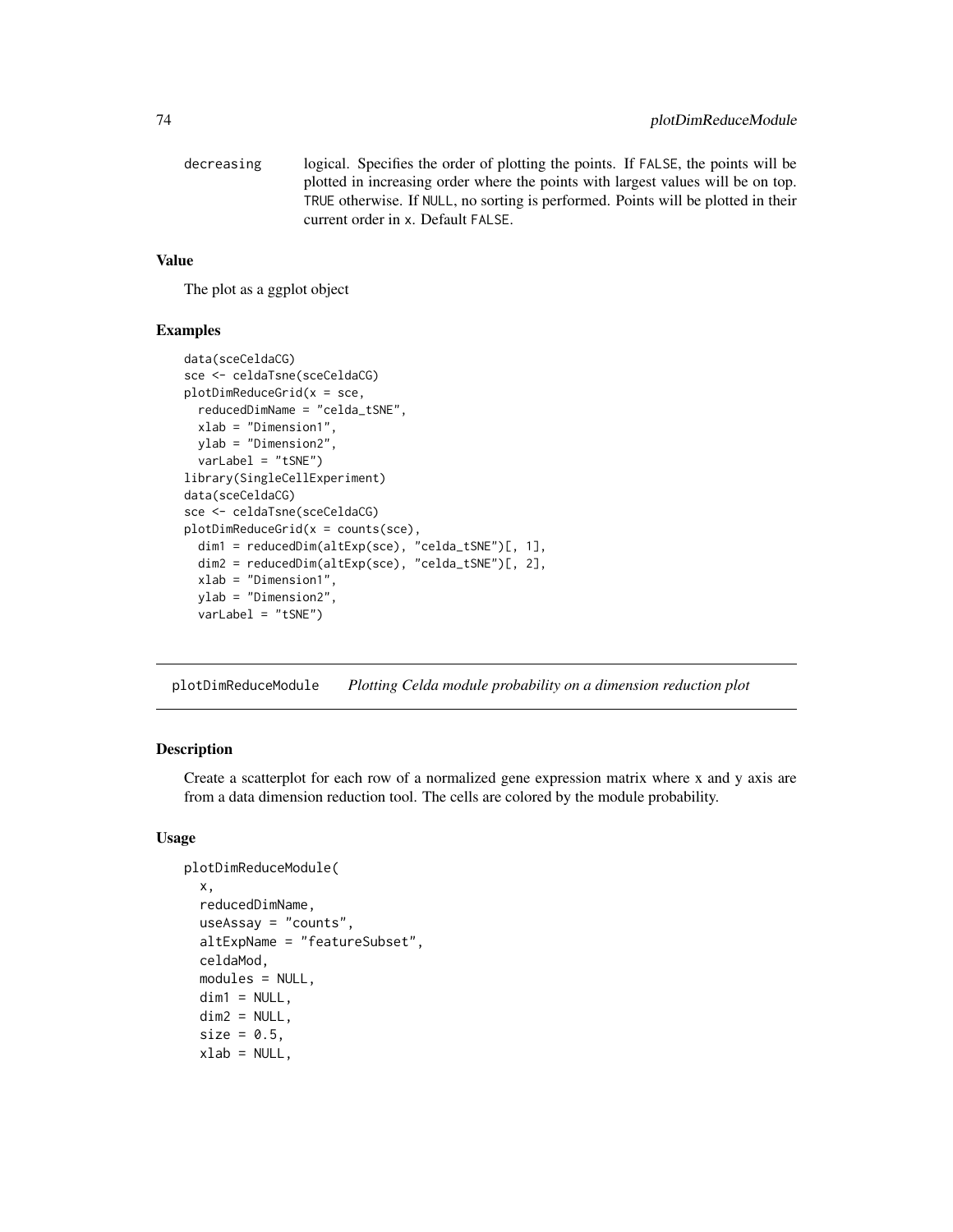decreasing logical. Specifies the order of plotting the points. If FALSE, the points will be plotted in increasing order where the points with largest values will be on top. TRUE otherwise. If NULL, no sorting is performed. Points will be plotted in their current order in x. Default FALSE.

### Value

The plot as a ggplot object

### Examples

```
data(sceCeldaCG)
sce <- celdaTsne(sceCeldaCG)
plotDimReduceGrid(x = sce,
  reducedDimName = "celda_tSNE",
  xlab = "Dimension1",
  ylab = "Dimension2",
  varLabel = "tSNE")
library(SingleCellExperiment)
data(sceCeldaCG)
sce <- celdaTsne(sceCeldaCG)
plotDimReduceGrid(x = counts(sce),
  dim1 = reducedDim(altExp(sce), "celda_tSNE")[, 1],
  dim2 = reducedDim(altExp(sce), "celda_tSNE")[, 2],
  xlab = "Dimension1",
  ylab = "Dimension2",
  varLabel = "tSNE")
```

---

## plotDimReduceModule *Plotting Celda module probability on a dimension reduction plot*

### Description

Create a scatterplot for each row of a normalized gene expression matrix where x and y axis are from a data dimension reduction tool. The cells are colored by the module probability.

### Usage

```
plotDimReduceModule(
  x,
  reducedDimName,
  useAssay = "counts",
  altExpName = "featureSubset",
  celdaMod,
  modules = NULL,
  dim1 = NULL,
  dim2 = NULL,
  size = 0.5,
  xlab = NULL,
```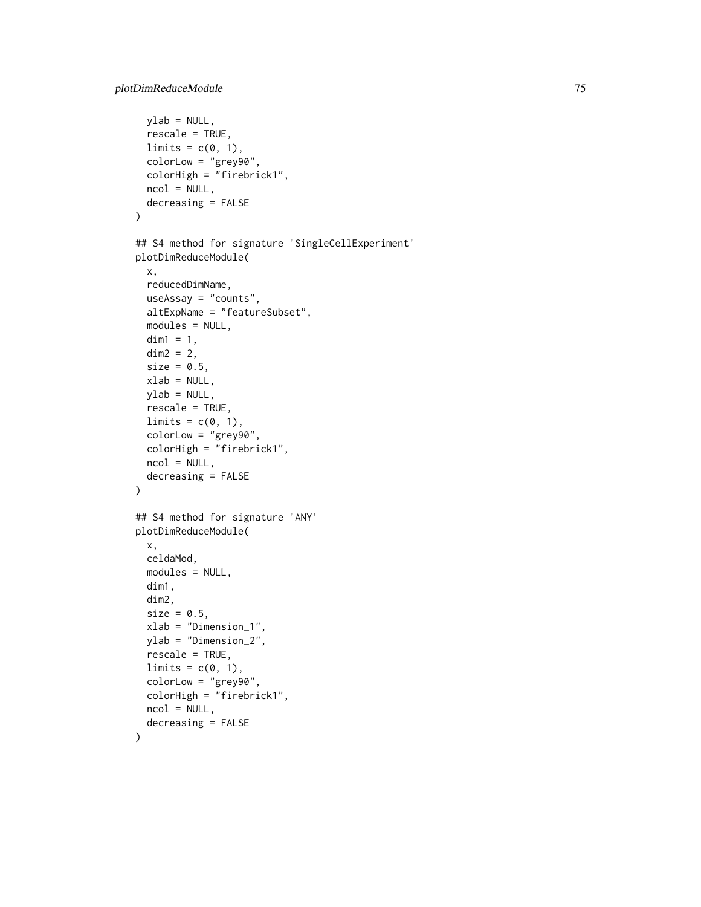```
  ylab = NULL,
  rescale = TRUE,
  limits = c(0, 1),
  colorLow = "grey90",
  colorHigh = "firebrick1",
  ncol = NULL,
  decreasing = FALSE
)

## S4 method for signature 'SingleCellExperiment'
plotDimReduceModule(
  x,
  reducedDimName,
  useAssay = "counts",
  altExpName = "featureSubset",
  modules = NULL,
  dim1 = 1,
  dim2 = 2,
  size = 0.5,
  xlab = NULL,
  ylab = NULL,
  rescale = TRUE,
  limits = c(0, 1),
  colorLow = "grey90",
  colorHigh = "firebrick1",
  ncol = NULL,
  decreasing = FALSE
)

## S4 method for signature 'ANY'
plotDimReduceModule(
  x,
  celdaMod,
  modules = NULL,
  dim1,
  dim2,
  size = 0.5,
  xlab = "Dimension_1",
  ylab = "Dimension_2",
  rescale = TRUE,
  limits = c(0, 1),
  colorLow = "grey90",
  colorHigh = "firebrick1",
  ncol = NULL,
  decreasing = FALSE
)
```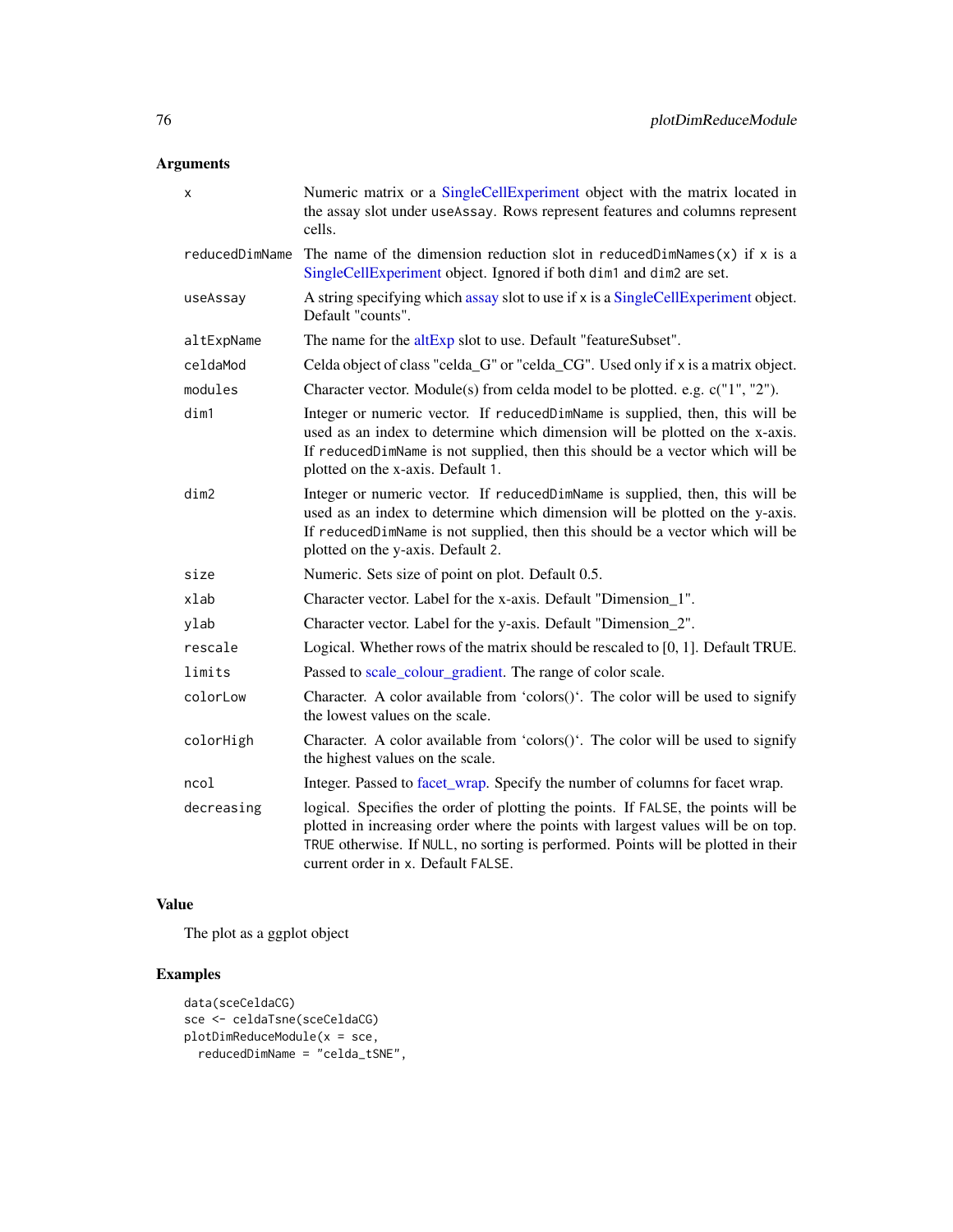## Arguments

| | |
|---|---|
| `x` | Numeric matrix or a SingleCellExperiment object with the matrix located in the assay slot under `useAssay`. Rows represent features and columns represent cells. |
| `reducedDimName` | The name of the dimension reduction slot in `reducedDimNames(x)` if `x` is a SingleCellExperiment object. Ignored if both `dim1` and `dim2` are set. |
| `useAssay` | A string specifying which assay slot to use if `x` is a SingleCellExperiment object. Default "counts". |
| `altExpName` | The name for the altExp slot to use. Default "featureSubset". |
| `celdaMod` | Celda object of class "celda_G" or "celda_CG". Used only if `x` is a matrix object. |
| `modules` | Character vector. Module(s) from celda model to be plotted. e.g. c("1", "2"). |
| `dim1` | Integer or numeric vector. If `reducedDimName` is supplied, then, this will be used as an index to determine which dimension will be plotted on the x-axis. If `reducedDimName` is not supplied, then this should be a vector which will be plotted on the x-axis. Default `1`. |
| `dim2` | Integer or numeric vector. If `reducedDimName` is supplied, then, this will be used as an index to determine which dimension will be plotted on the y-axis. If `reducedDimName` is not supplied, then this should be a vector which will be plotted on the y-axis. Default `2`. |
| `size` | Numeric. Sets size of point on plot. Default 0.5. |
| `xlab` | Character vector. Label for the x-axis. Default "Dimension_1". |
| `ylab` | Character vector. Label for the y-axis. Default "Dimension_2". |
| `rescale` | Logical. Whether rows of the matrix should be rescaled to [0, 1]. Default TRUE. |
| `limits` | Passed to scale_colour_gradient. The range of color scale. |
| `colorLow` | Character. A color available from 'colors()'. The color will be used to signify the lowest values on the scale. |
| `colorHigh` | Character. A color available from 'colors()'. The color will be used to signify the highest values on the scale. |
| `ncol` | Integer. Passed to facet_wrap. Specify the number of columns for facet wrap. |
| `decreasing` | logical. Specifies the order of plotting the points. If `FALSE`, the points will be plotted in increasing order where the points with largest values will be on top. `TRUE` otherwise. If `NULL`, no sorting is performed. Points will be plotted in their current order in `x`. Default `FALSE`. |

## Value

The plot as a ggplot object

## Examples

```
data(sceCeldaCG)
sce <- celdaTsne(sceCeldaCG)
plotDimReduceModule(x = sce,
  reducedDimName = "celda_tSNE",
```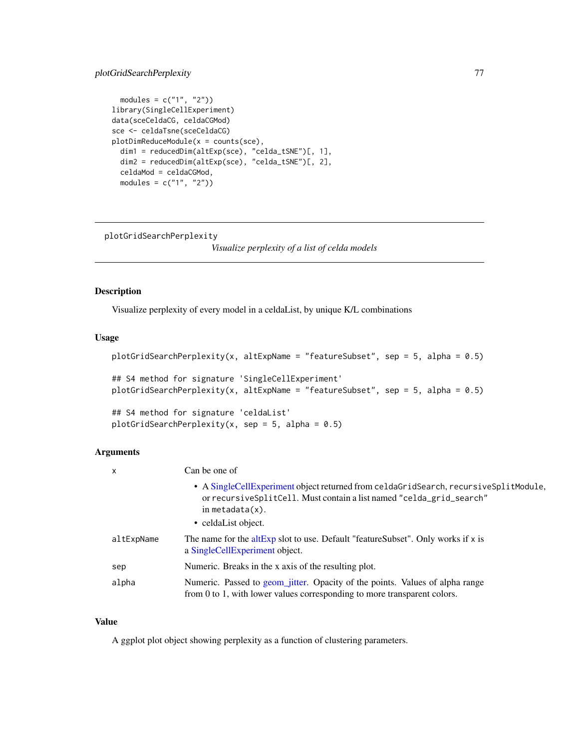```
  modules = c("1", "2"))
library(SingleCellExperiment)
data(sceCeldaCG, celdaCGMod)
sce <- celdaTsne(sceCeldaCG)
plotDimReduceModule(x = counts(sce),
  dim1 = reducedDim(altExp(sce), "celda_tSNE")[, 1],
  dim2 = reducedDim(altExp(sce), "celda_tSNE")[, 2],
  celdaMod = celdaCGMod,
  modules = c("1", "2"))
```

---

## plotGridSearchPerplexity

*Visualize perplexity of a list of celda models*

---

### Description

Visualize perplexity of every model in a celdaList, by unique K/L combinations

### Usage

```
plotGridSearchPerplexity(x, altExpName = "featureSubset", sep = 5, alpha = 0.5)

## S4 method for signature 'SingleCellExperiment'
plotGridSearchPerplexity(x, altExpName = "featureSubset", sep = 5, alpha = 0.5)

## S4 method for signature 'celdaList'
plotGridSearchPerplexity(x, sep = 5, alpha = 0.5)
```

### Arguments

| | |
|---|---|
| `x` | Can be one of<br>• A SingleCellExperiment object returned from `celdaGridSearch`, `recursiveSplitModule`, or `recursiveSplitCell`. Must contain a list named `"celda_grid_search"` in `metadata(x)`.<br>• celdaList object. |
| `altExpName` | The name for the altExp slot to use. Default "featureSubset". Only works if x is a SingleCellExperiment object. |
| `sep` | Numeric. Breaks in the x axis of the resulting plot. |
| `alpha` | Numeric. Passed to geom_jitter. Opacity of the points. Values of alpha range from 0 to 1, with lower values corresponding to more transparent colors. |

### Value

A ggplot plot object showing perplexity as a function of clustering parameters.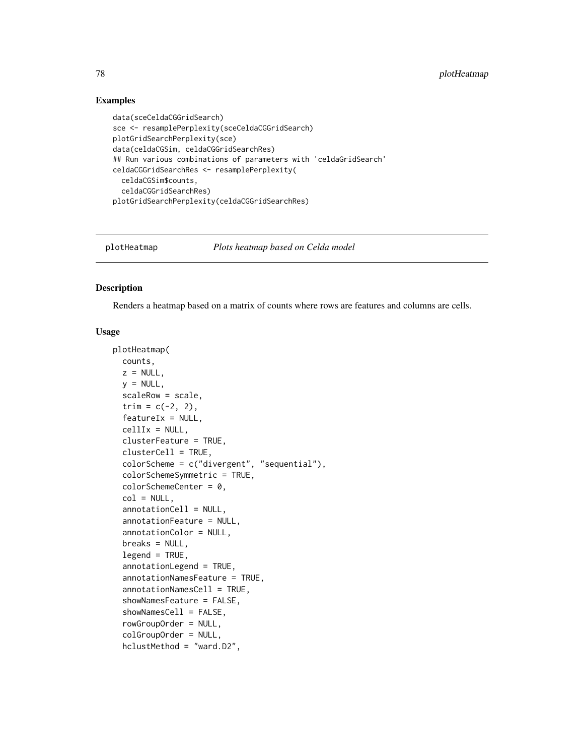## Examples

```
data(sceCeldaCGGridSearch)
sce <- resamplePerplexity(sceCeldaCGGridSearch)
plotGridSearchPerplexity(sce)
data(celdaCGSim, celdaCGGridSearchRes)
## Run various combinations of parameters with 'celdaGridSearch'
celdaCGGridSearchRes <- resamplePerplexity(
  celdaCGSim$counts,
  celdaCGGridSearchRes)
plotGridSearchPerplexity(celdaCGGridSearchRes)
```

---

# plotHeatmap *Plots heatmap based on Celda model*

---

## Description

Renders a heatmap based on a matrix of counts where rows are features and columns are cells.

## Usage

```
plotHeatmap(
  counts,
  z = NULL,
  y = NULL,
  scaleRow = scale,
  trim = c(-2, 2),
  featureIx = NULL,
  cellIx = NULL,
  clusterFeature = TRUE,
  clusterCell = TRUE,
  colorScheme = c("divergent", "sequential"),
  colorSchemeSymmetric = TRUE,
  colorSchemeCenter = 0,
  col = NULL,
  annotationCell = NULL,
  annotationFeature = NULL,
  annotationColor = NULL,
  breaks = NULL,
  legend = TRUE,
  annotationLegend = TRUE,
  annotationNamesFeature = TRUE,
  annotationNamesCell = TRUE,
  showNamesFeature = FALSE,
  showNamesCell = FALSE,
  rowGroupOrder = NULL,
  colGroupOrder = NULL,
  hclustMethod = "ward.D2",
```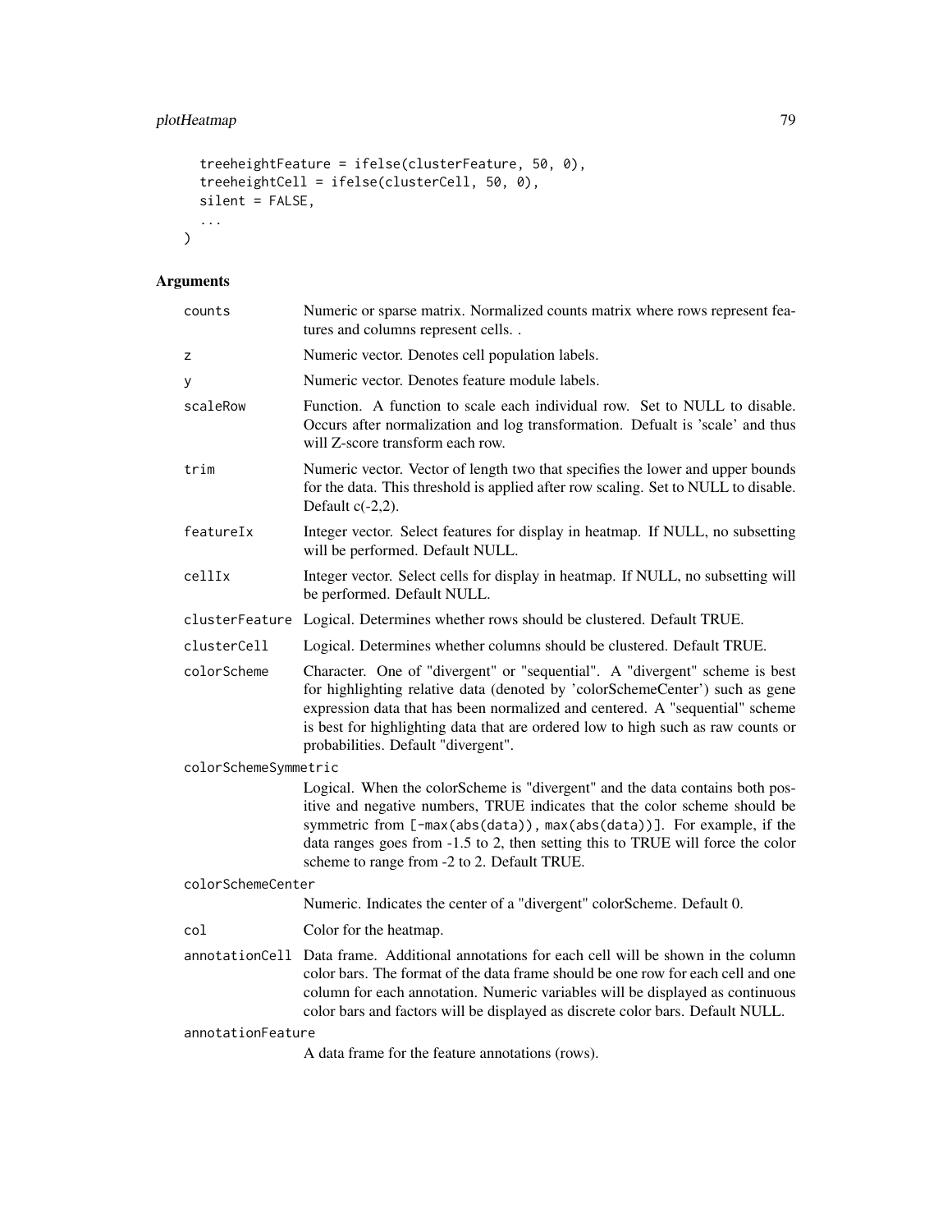```
  treeheightFeature = ifelse(clusterFeature, 50, 0),
  treeheightCell = ifelse(clusterCell, 50, 0),
  silent = FALSE,
  ...
)
```

## Arguments

| Argument | Description |
|---|---|
| counts | Numeric or sparse matrix. Normalized counts matrix where rows represent features and columns represent cells. . |
| z | Numeric vector. Denotes cell population labels. |
| y | Numeric vector. Denotes feature module labels. |
| scaleRow | Function. A function to scale each individual row. Set to NULL to disable. Occurs after normalization and log transformation. Defualt is 'scale' and thus will Z-score transform each row. |
| trim | Numeric vector. Vector of length two that specifies the lower and upper bounds for the data. This threshold is applied after row scaling. Set to NULL to disable. Default c(-2,2). |
| featureIx | Integer vector. Select features for display in heatmap. If NULL, no subsetting will be performed. Default NULL. |
| cellIx | Integer vector. Select cells for display in heatmap. If NULL, no subsetting will be performed. Default NULL. |
| clusterFeature | Logical. Determines whether rows should be clustered. Default TRUE. |
| clusterCell | Logical. Determines whether columns should be clustered. Default TRUE. |
| colorScheme | Character. One of "divergent" or "sequential". A "divergent" scheme is best for highlighting relative data (denoted by 'colorSchemeCenter') such as gene expression data that has been normalized and centered. A "sequential" scheme is best for highlighting data that are ordered low to high such as raw counts or probabilities. Default "divergent". |
| colorSchemeSymmetric | Logical. When the colorScheme is "divergent" and the data contains both positive and negative numbers, TRUE indicates that the color scheme should be symmetric from [-max(abs(data)), max(abs(data))]. For example, if the data ranges goes from -1.5 to 2, then setting this to TRUE will force the color scheme to range from -2 to 2. Default TRUE. |
| colorSchemeCenter | Numeric. Indicates the center of a "divergent" colorScheme. Default 0. |
| col | Color for the heatmap. |
| annotationCell | Data frame. Additional annotations for each cell will be shown in the column color bars. The format of the data frame should be one row for each cell and one column for each annotation. Numeric variables will be displayed as continuous color bars and factors will be displayed as discrete color bars. Default NULL. |
| annotationFeature | A data frame for the feature annotations (rows). |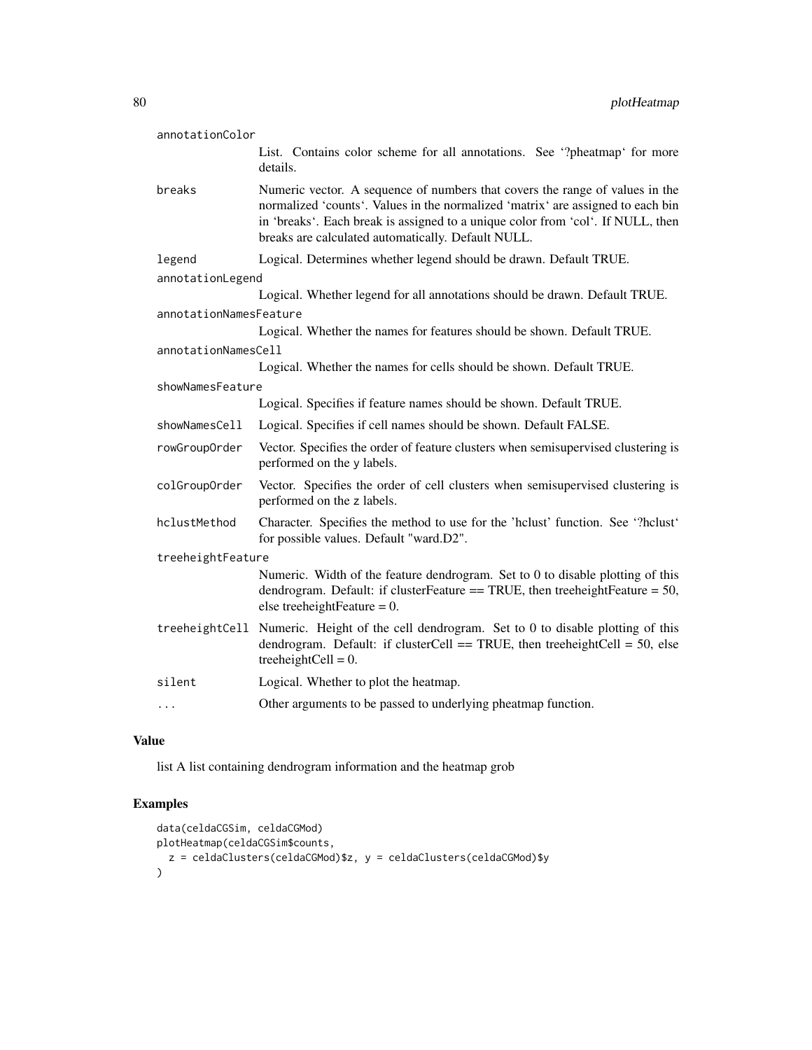annotationColor
: List. Contains color scheme for all annotations. See '?pheatmap' for more details.

breaks
: Numeric vector. A sequence of numbers that covers the range of values in the normalized 'counts'. Values in the normalized 'matrix' are assigned to each bin in 'breaks'. Each break is assigned to a unique color from 'col'. If NULL, then breaks are calculated automatically. Default NULL.

legend
: Logical. Determines whether legend should be drawn. Default TRUE.

annotationLegend
: Logical. Whether legend for all annotations should be drawn. Default TRUE.

annotationNamesFeature
: Logical. Whether the names for features should be shown. Default TRUE.

annotationNamesCell
: Logical. Whether the names for cells should be shown. Default TRUE.

showNamesFeature
: Logical. Specifies if feature names should be shown. Default TRUE.

showNamesCell
: Logical. Specifies if cell names should be shown. Default FALSE.

rowGroupOrder
: Vector. Specifies the order of feature clusters when semisupervised clustering is performed on the y labels.

colGroupOrder
: Vector. Specifies the order of cell clusters when semisupervised clustering is performed on the z labels.

hclustMethod
: Character. Specifies the method to use for the 'hclust' function. See '?hclust' for possible values. Default "ward.D2".

treeheightFeature
: Numeric. Width of the feature dendrogram. Set to 0 to disable plotting of this dendrogram. Default: if clusterFeature == TRUE, then treeheightFeature = 50, else treeheightFeature = 0.

treeheightCell
: Numeric. Height of the cell dendrogram. Set to 0 to disable plotting of this dendrogram. Default: if clusterCell == TRUE, then treeheightCell = 50, else treeheightCell = 0.

silent
: Logical. Whether to plot the heatmap.

...
: Other arguments to be passed to underlying pheatmap function.

## Value

list A list containing dendrogram information and the heatmap grob

## Examples

```
data(celdaCGSim, celdaCGMod)
plotHeatmap(celdaCGSim$counts,
  z = celdaClusters(celdaCGMod)$z, y = celdaClusters(celdaCGMod)$y
)
```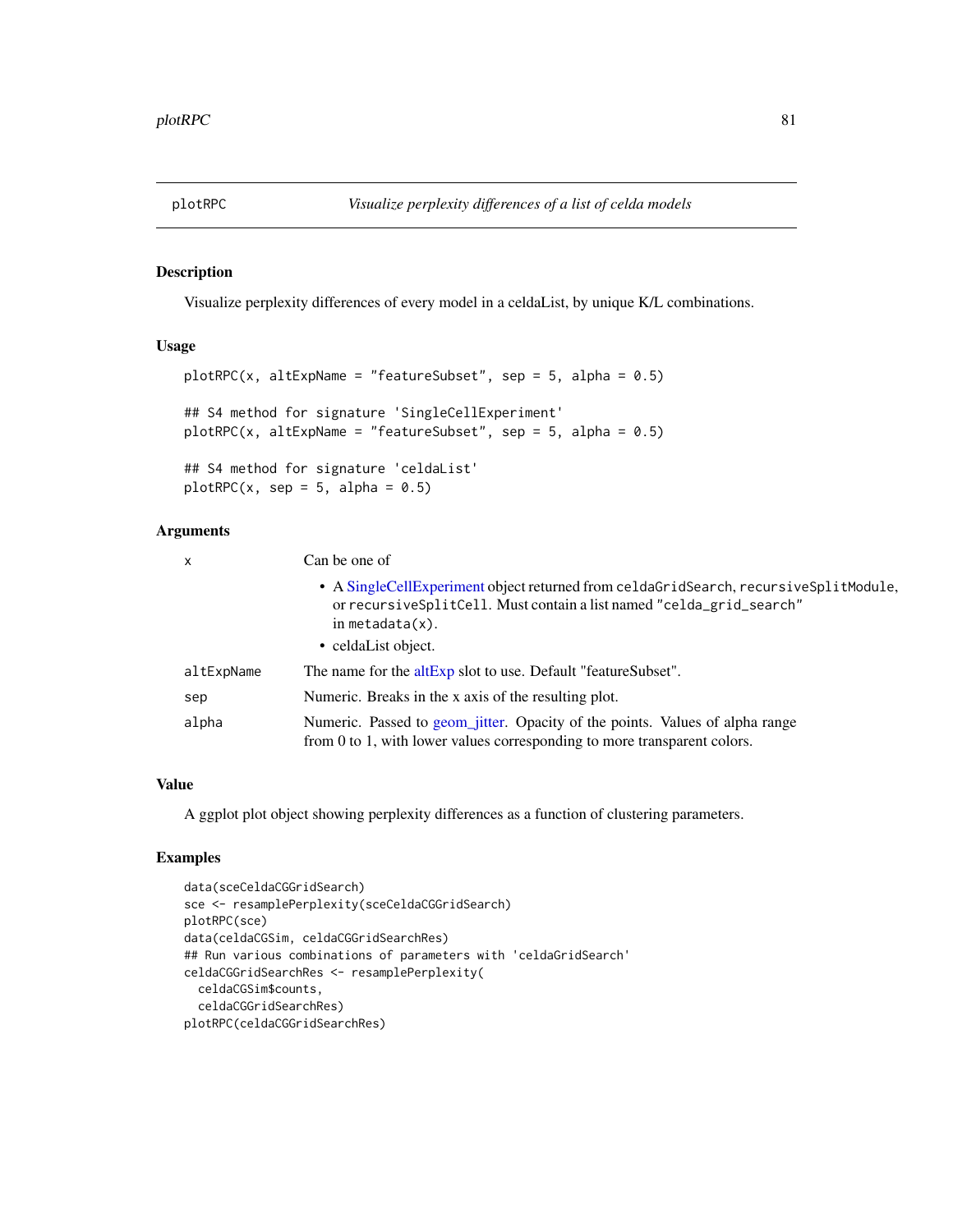# plotRPC

*Visualize perplexity differences of a list of celda models*

## Description

Visualize perplexity differences of every model in a celdaList, by unique K/L combinations.

## Usage

```
plotRPC(x, altExpName = "featureSubset", sep = 5, alpha = 0.5)

## S4 method for signature 'SingleCellExperiment'
plotRPC(x, altExpName = "featureSubset", sep = 5, alpha = 0.5)

## S4 method for signature 'celdaList'
plotRPC(x, sep = 5, alpha = 0.5)
```

## Arguments

| | |
|---|---|
| x | Can be one of<br>• A SingleCellExperiment object returned from `celdaGridSearch`, `recursiveSplitModule`, or `recursiveSplitCell`. Must contain a list named `"celda_grid_search"` in `metadata(x)`.<br>• celdaList object. |
| altExpName | The name for the altExp slot to use. Default "featureSubset". |
| sep | Numeric. Breaks in the x axis of the resulting plot. |
| alpha | Numeric. Passed to geom_jitter. Opacity of the points. Values of alpha range from 0 to 1, with lower values corresponding to more transparent colors. |

## Value

A ggplot plot object showing perplexity differences as a function of clustering parameters.

## Examples

```
data(sceCeldaCGGridSearch)
sce <- resamplePerplexity(sceCeldaCGGridSearch)
plotRPC(sce)
data(celdaCGSim, celdaCGGridSearchRes)
## Run various combinations of parameters with 'celdaGridSearch'
celdaCGGridSearchRes <- resamplePerplexity(
  celdaCGSim$counts,
  celdaCGGridSearchRes)
plotRPC(celdaCGGridSearchRes)
```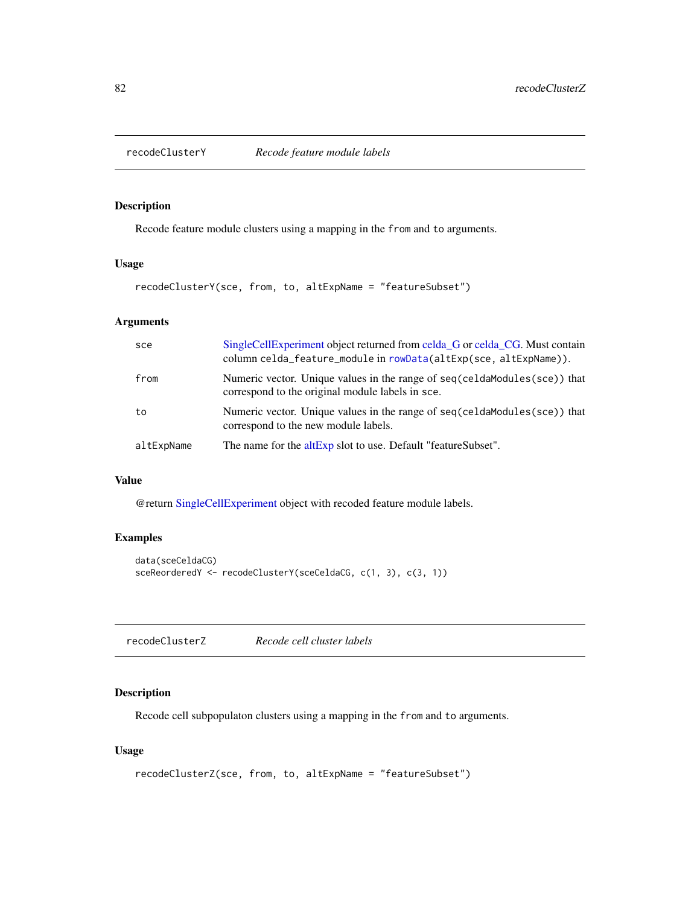## recodeClusterY — *Recode feature module labels*

### Description

Recode feature module clusters using a mapping in the `from` and `to` arguments.

### Usage

```
recodeClusterY(sce, from, to, altExpName = "featureSubset")
```

### Arguments

| | |
|---|---|
| `sce` | SingleCellExperiment object returned from celda_G or celda_CG. Must contain column `celda_feature_module` in `rowData(altExp(sce, altExpName))`. |
| `from` | Numeric vector. Unique values in the range of `seq(celdaModules(sce))` that correspond to the original module labels in `sce`. |
| `to` | Numeric vector. Unique values in the range of `seq(celdaModules(sce))` that correspond to the new module labels. |
| `altExpName` | The name for the altExp slot to use. Default "featureSubset". |

### Value

@return SingleCellExperiment object with recoded feature module labels.

### Examples

```
data(sceCeldaCG)
sceReorderedY <- recodeClusterY(sceCeldaCG, c(1, 3), c(3, 1))
```

## recodeClusterZ — *Recode cell cluster labels*

### Description

Recode cell subpopulaton clusters using a mapping in the `from` and `to` arguments.

### Usage

```
recodeClusterZ(sce, from, to, altExpName = "featureSubset")
```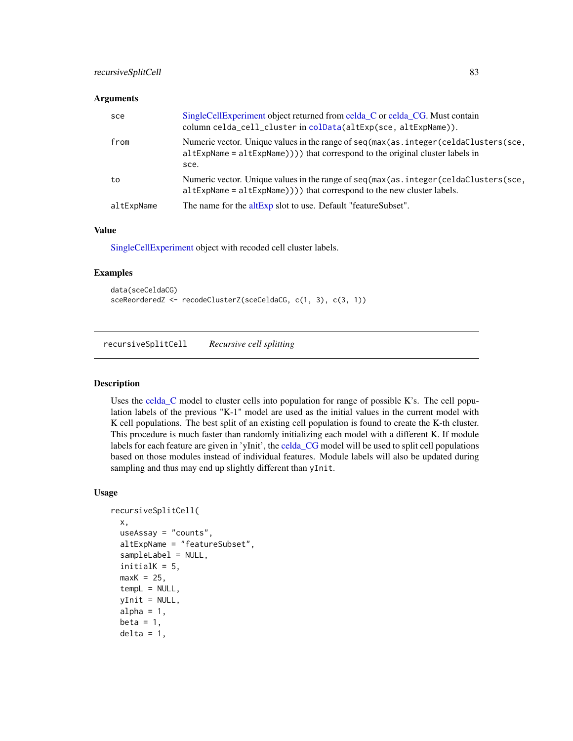### Arguments

| | |
|---|---|
| sce | SingleCellExperiment object returned from celda_C or celda_CG. Must contain column `celda_cell_cluster` in `colData(altExp(sce, altExpName))`. |
| from | Numeric vector. Unique values in the range of `seq(max(as.integer(celdaClusters(sce, altExpName = altExpName))))` that correspond to the original cluster labels in `sce`. |
| to | Numeric vector. Unique values in the range of `seq(max(as.integer(celdaClusters(sce, altExpName = altExpName))))` that correspond to the new cluster labels. |
| altExpName | The name for the altExp slot to use. Default "featureSubset". |

### Value

SingleCellExperiment object with recoded cell cluster labels.

### Examples

```
data(sceCeldaCG)
sceReorderedZ <- recodeClusterZ(sceCeldaCG, c(1, 3), c(3, 1))
```

---

## recursiveSplitCell    *Recursive cell splitting*

---

### Description

Uses the celda_C model to cluster cells into population for range of possible K's. The cell population labels of the previous "K-1" model are used as the initial values in the current model with K cell populations. The best split of an existing cell population is found to create the K-th cluster. This procedure is much faster than randomly initializing each model with a different K. If module labels for each feature are given in 'yInit', the celda_CG model will be used to split cell populations based on those modules instead of individual features. Module labels will also be updated during sampling and thus may end up slightly different than `yInit`.

### Usage

```
recursiveSplitCell(
  x,
  useAssay = "counts",
  altExpName = "featureSubset",
  sampleLabel = NULL,
  initialK = 5,
  maxK = 25,
  tempL = NULL,
  yInit = NULL,
  alpha = 1,
  beta = 1,
  delta = 1,
```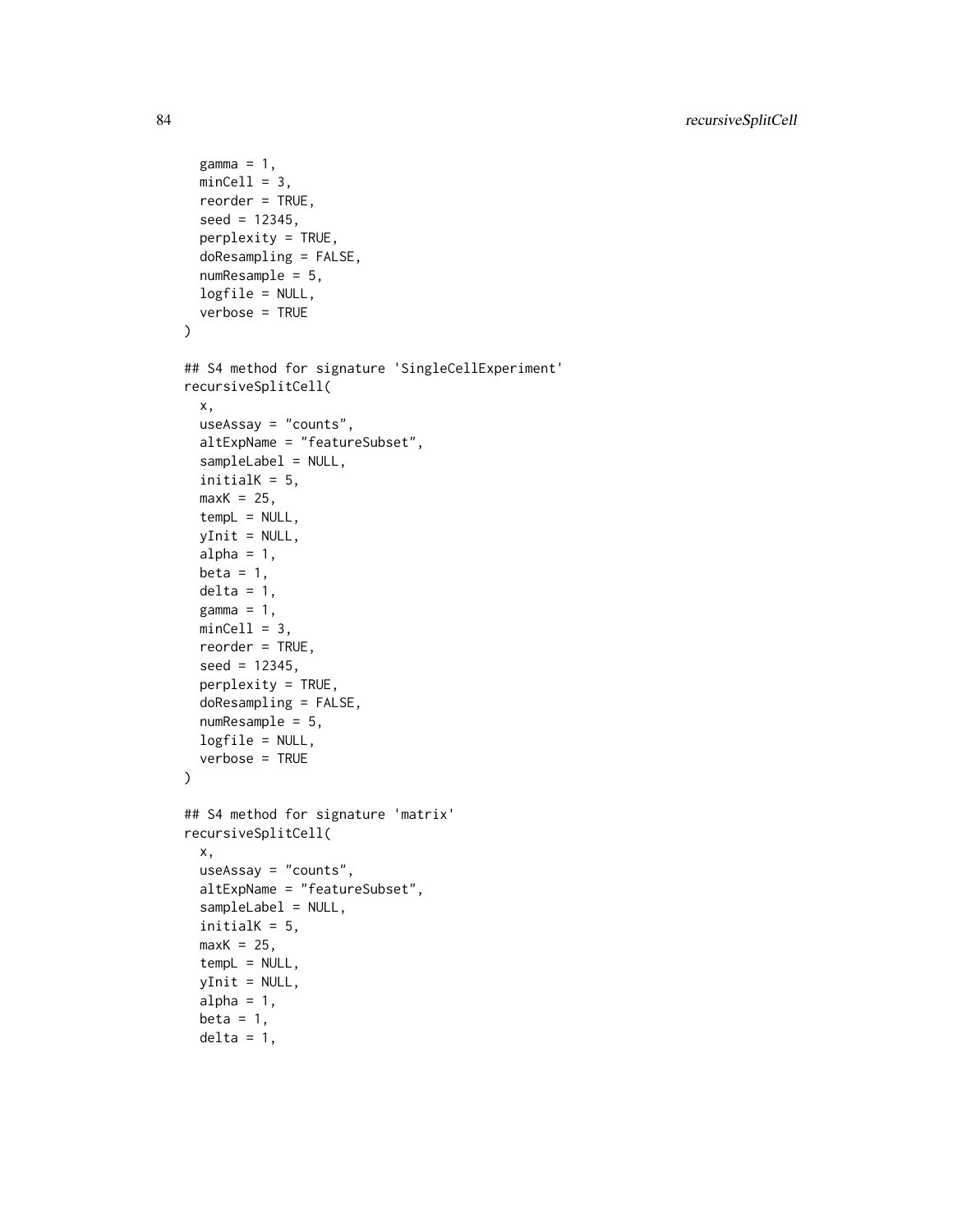```
  gamma = 1,
  minCell = 3,
  reorder = TRUE,
  seed = 12345,
  perplexity = TRUE,
  doResampling = FALSE,
  numResample = 5,
  logfile = NULL,
  verbose = TRUE
)

## S4 method for signature 'SingleCellExperiment'
recursiveSplitCell(
  x,
  useAssay = "counts",
  altExpName = "featureSubset",
  sampleLabel = NULL,
  initialK = 5,
  maxK = 25,
  tempL = NULL,
  yInit = NULL,
  alpha = 1,
  beta = 1,
  delta = 1,
  gamma = 1,
  minCell = 3,
  reorder = TRUE,
  seed = 12345,
  perplexity = TRUE,
  doResampling = FALSE,
  numResample = 5,
  logfile = NULL,
  verbose = TRUE
)

## S4 method for signature 'matrix'
recursiveSplitCell(
  x,
  useAssay = "counts",
  altExpName = "featureSubset",
  sampleLabel = NULL,
  initialK = 5,
  maxK = 25,
  tempL = NULL,
  yInit = NULL,
  alpha = 1,
  beta = 1,
  delta = 1,
```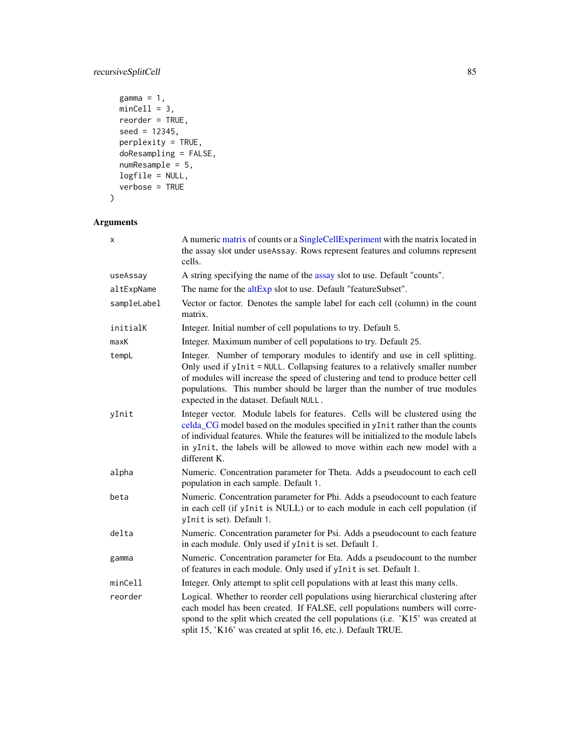```
  gamma = 1,
  minCell = 3,
  reorder = TRUE,
  seed = 12345,
  perplexity = TRUE,
  doResampling = FALSE,
  numResample = 5,
  logfile = NULL,
  verbose = TRUE
)
```

## Arguments

| | |
|---|---|
| x | A numeric matrix of counts or a SingleCellExperiment with the matrix located in the assay slot under `useAssay`. Rows represent features and columns represent cells. |
| useAssay | A string specifying the name of the assay slot to use. Default "counts". |
| altExpName | The name for the altExp slot to use. Default "featureSubset". |
| sampleLabel | Vector or factor. Denotes the sample label for each cell (column) in the count matrix. |
| initialK | Integer. Initial number of cell populations to try. Default 5. |
| maxK | Integer. Maximum number of cell populations to try. Default 25. |
| tempL | Integer. Number of temporary modules to identify and use in cell splitting. Only used if `yInit = NULL`. Collapsing features to a relatively smaller number of modules will increase the speed of clustering and tend to produce better cell populations. This number should be larger than the number of true modules expected in the dataset. Default `NULL`. |
| yInit | Integer vector. Module labels for features. Cells will be clustered using the celda_CG model based on the modules specified in `yInit` rather than the counts of individual features. While the features will be initialized to the module labels in `yInit`, the labels will be allowed to move within each new model with a different K. |
| alpha | Numeric. Concentration parameter for Theta. Adds a pseudocount to each cell population in each sample. Default 1. |
| beta | Numeric. Concentration parameter for Phi. Adds a pseudocount to each feature in each cell (if `yInit` is NULL) or to each module in each cell population (if `yInit` is set). Default 1. |
| delta | Numeric. Concentration parameter for Psi. Adds a pseudocount to each feature in each module. Only used if `yInit` is set. Default 1. |
| gamma | Numeric. Concentration parameter for Eta. Adds a pseudocount to the number of features in each module. Only used if `yInit` is set. Default 1. |
| minCell | Integer. Only attempt to split cell populations with at least this many cells. |
| reorder | Logical. Whether to reorder cell populations using hierarchical clustering after each model has been created. If FALSE, cell populations numbers will correspond to the split which created the cell populations (i.e. 'K15' was created at split 15, 'K16' was created at split 16, etc.). Default TRUE. |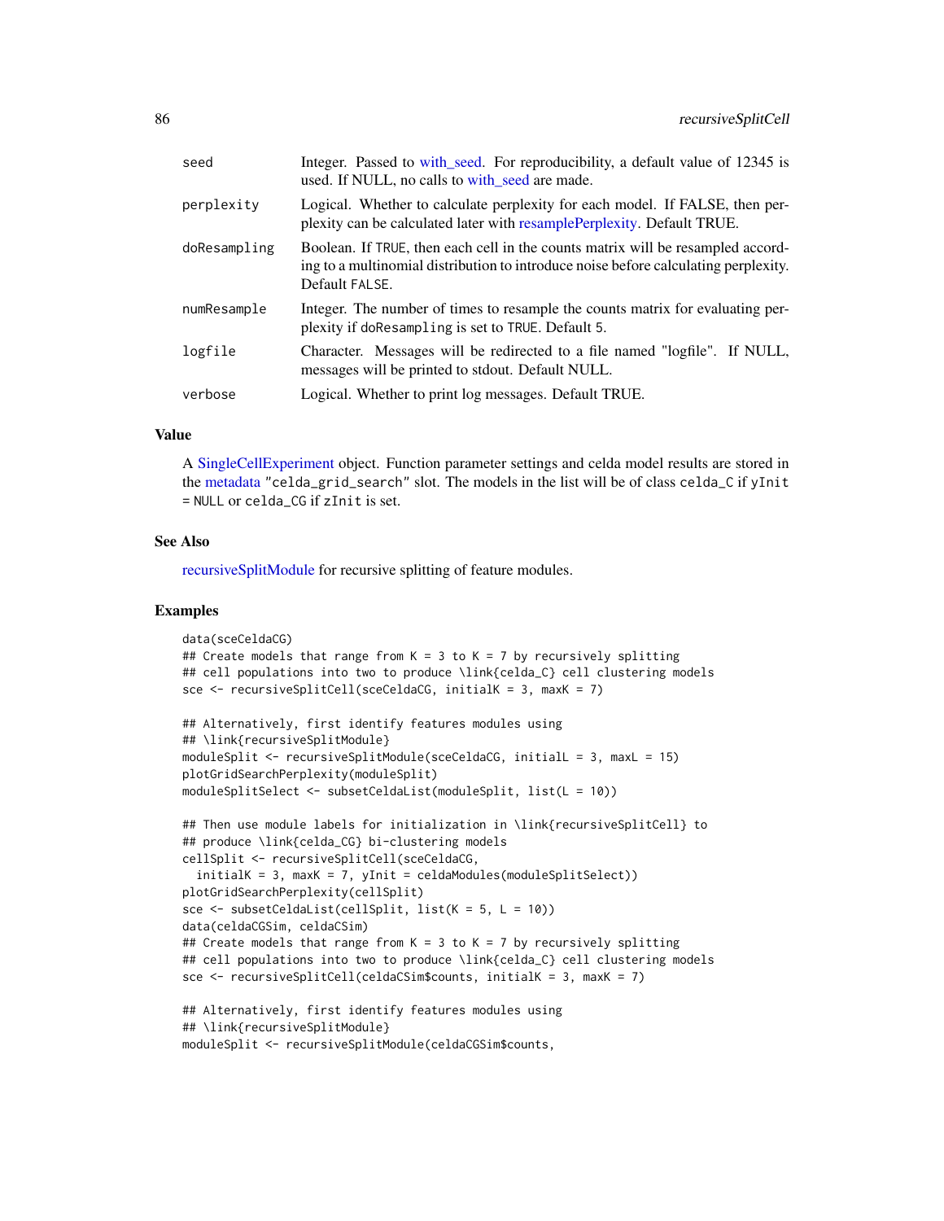| | |
|---|---|
| seed | Integer. Passed to with_seed. For reproducibility, a default value of 12345 is used. If NULL, no calls to with_seed are made. |
| perplexity | Logical. Whether to calculate perplexity for each model. If FALSE, then perplexity can be calculated later with resamplePerplexity. Default TRUE. |
| doResampling | Boolean. If TRUE, then each cell in the counts matrix will be resampled according to a multinomial distribution to introduce noise before calculating perplexity. Default FALSE. |
| numResample | Integer. The number of times to resample the counts matrix for evaluating perplexity if doResampling is set to TRUE. Default 5. |
| logfile | Character. Messages will be redirected to a file named "logfile". If NULL, messages will be printed to stdout. Default NULL. |
| verbose | Logical. Whether to print log messages. Default TRUE. |

## Value

A SingleCellExperiment object. Function parameter settings and celda model results are stored in the metadata "celda_grid_search" slot. The models in the list will be of class celda_C if yInit = NULL or celda_CG if zInit is set.

## See Also

recursiveSplitModule for recursive splitting of feature modules.

## Examples

```
data(sceCeldaCG)
## Create models that range from K = 3 to K = 7 by recursively splitting
## cell populations into two to produce \link{celda_C} cell clustering models
sce <- recursiveSplitCell(sceCeldaCG, initialK = 3, maxK = 7)

## Alternatively, first identify features modules using
## \link{recursiveSplitModule}
moduleSplit <- recursiveSplitModule(sceCeldaCG, initialL = 3, maxL = 15)
plotGridSearchPerplexity(moduleSplit)
moduleSplitSelect <- subsetCeldaList(moduleSplit, list(L = 10))

## Then use module labels for initialization in \link{recursiveSplitCell} to
## produce \link{celda_CG} bi-clustering models
cellSplit <- recursiveSplitCell(sceCeldaCG,
  initialK = 3, maxK = 7, yInit = celdaModules(moduleSplitSelect))
plotGridSearchPerplexity(cellSplit)
sce <- subsetCeldaList(cellSplit, list(K = 5, L = 10))
data(celdaCGSim, celdaCSim)
## Create models that range from K = 3 to K = 7 by recursively splitting
## cell populations into two to produce \link{celda_C} cell clustering models
sce <- recursiveSplitCell(celdaCSim$counts, initialK = 3, maxK = 7)

## Alternatively, first identify features modules using
## \link{recursiveSplitModule}
moduleSplit <- recursiveSplitModule(celdaCGSim$counts,
```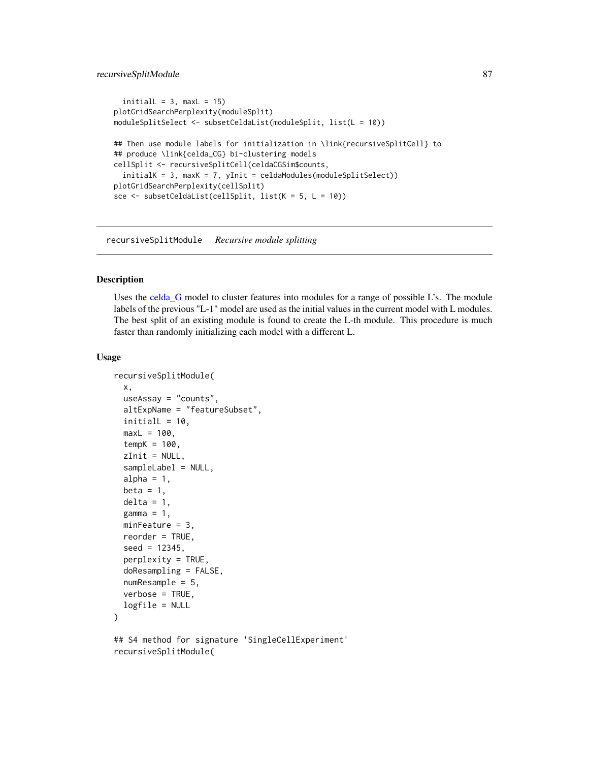```
  initialL = 3, maxL = 15)
plotGridSearchPerplexity(moduleSplit)
moduleSplitSelect <- subsetCeldaList(moduleSplit, list(L = 10))

## Then use module labels for initialization in \link{recursiveSplitCell} to
## produce \link{celda_CG} bi-clustering models
cellSplit <- recursiveSplitCell(celdaCGSim$counts,
  initialK = 3, maxK = 7, yInit = celdaModules(moduleSplitSelect))
plotGridSearchPerplexity(cellSplit)
sce <- subsetCeldaList(cellSplit, list(K = 5, L = 10))
```

## recursiveSplitModule *Recursive module splitting*

### Description

Uses the celda_G model to cluster features into modules for a range of possible L's. The module labels of the previous "L-1" model are used as the initial values in the current model with L modules. The best split of an existing module is found to create the L-th module. This procedure is much faster than randomly initializing each model with a different L.

### Usage

```
recursiveSplitModule(
  x,
  useAssay = "counts",
  altExpName = "featureSubset",
  initialL = 10,
  maxL = 100,
  tempK = 100,
  zInit = NULL,
  sampleLabel = NULL,
  alpha = 1,
  beta = 1,
  delta = 1,
  gamma = 1,
  minFeature = 3,
  reorder = TRUE,
  seed = 12345,
  perplexity = TRUE,
  doResampling = FALSE,
  numResample = 5,
  verbose = TRUE,
  logfile = NULL
)

## S4 method for signature 'SingleCellExperiment'
recursiveSplitModule(
```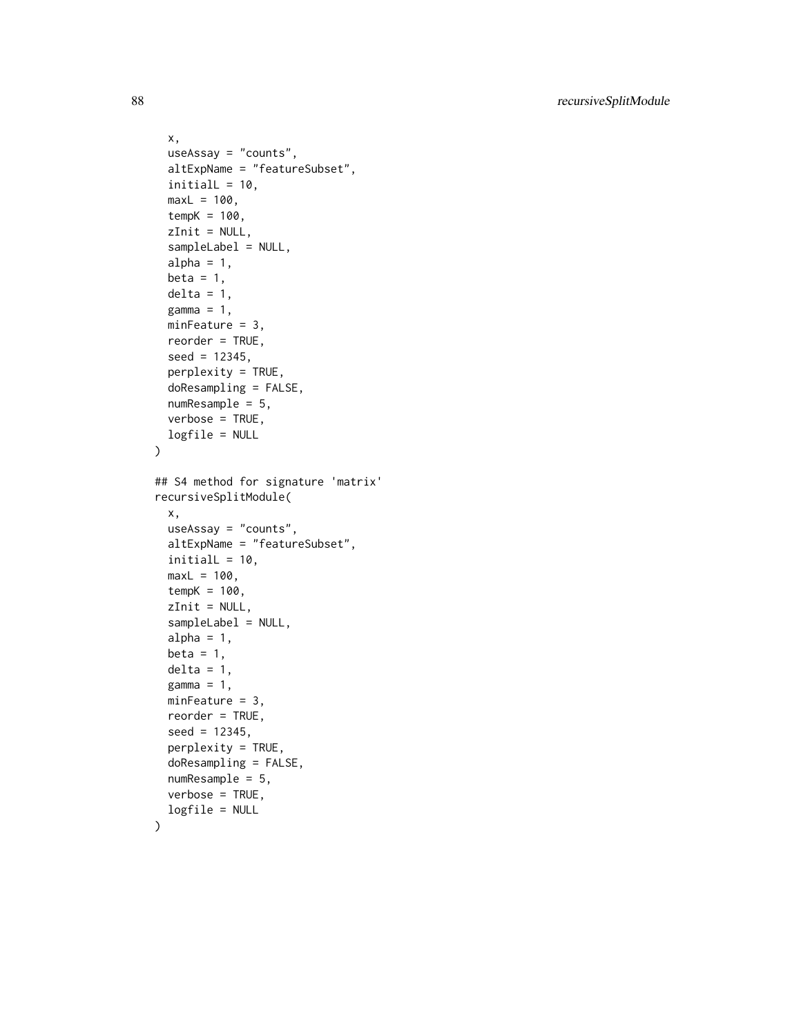```
  x,
  useAssay = "counts",
  altExpName = "featureSubset",
  initialL = 10,
  maxL = 100,
  tempK = 100,
  zInit = NULL,
  sampleLabel = NULL,
  alpha = 1,
  beta = 1,
  delta = 1,
  gamma = 1,
  minFeature = 3,
  reorder = TRUE,
  seed = 12345,
  perplexity = TRUE,
  doResampling = FALSE,
  numResample = 5,
  verbose = TRUE,
  logfile = NULL
)

## S4 method for signature 'matrix'
recursiveSplitModule(
  x,
  useAssay = "counts",
  altExpName = "featureSubset",
  initialL = 10,
  maxL = 100,
  tempK = 100,
  zInit = NULL,
  sampleLabel = NULL,
  alpha = 1,
  beta = 1,
  delta = 1,
  gamma = 1,
  minFeature = 3,
  reorder = TRUE,
  seed = 12345,
  perplexity = TRUE,
  doResampling = FALSE,
  numResample = 5,
  verbose = TRUE,
  logfile = NULL
)
```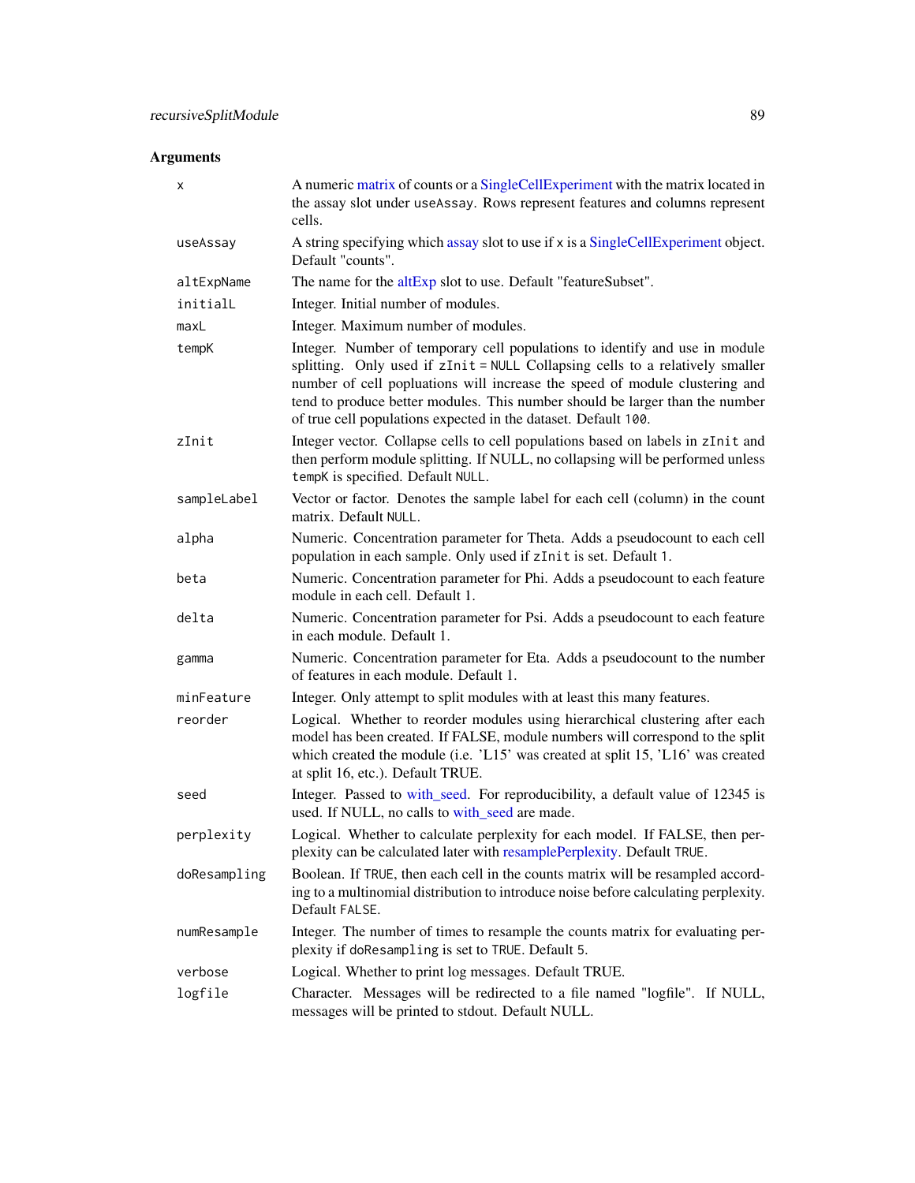## Arguments

| | |
|---|---|
| `x` | A numeric matrix of counts or a SingleCellExperiment with the matrix located in the assay slot under `useAssay`. Rows represent features and columns represent cells. |
| `useAssay` | A string specifying which assay slot to use if `x` is a SingleCellExperiment object. Default "counts". |
| `altExpName` | The name for the altExp slot to use. Default "featureSubset". |
| `initialL` | Integer. Initial number of modules. |
| `maxL` | Integer. Maximum number of modules. |
| `tempK` | Integer. Number of temporary cell populations to identify and use in module splitting. Only used if `zInit = NULL` Collapsing cells to a relatively smaller number of cell popluations will increase the speed of module clustering and tend to produce better modules. This number should be larger than the number of true cell populations expected in the dataset. Default `100`. |
| `zInit` | Integer vector. Collapse cells to cell populations based on labels in `zInit` and then perform module splitting. If NULL, no collapsing will be performed unless `tempK` is specified. Default `NULL`. |
| `sampleLabel` | Vector or factor. Denotes the sample label for each cell (column) in the count matrix. Default `NULL`. |
| `alpha` | Numeric. Concentration parameter for Theta. Adds a pseudocount to each cell population in each sample. Only used if `zInit` is set. Default `1`. |
| `beta` | Numeric. Concentration parameter for Phi. Adds a pseudocount to each feature module in each cell. Default 1. |
| `delta` | Numeric. Concentration parameter for Psi. Adds a pseudocount to each feature in each module. Default 1. |
| `gamma` | Numeric. Concentration parameter for Eta. Adds a pseudocount to the number of features in each module. Default 1. |
| `minFeature` | Integer. Only attempt to split modules with at least this many features. |
| `reorder` | Logical. Whether to reorder modules using hierarchical clustering after each model has been created. If FALSE, module numbers will correspond to the split which created the module (i.e. 'L15' was created at split 15, 'L16' was created at split 16, etc.). Default TRUE. |
| `seed` | Integer. Passed to with_seed. For reproducibility, a default value of 12345 is used. If NULL, no calls to with_seed are made. |
| `perplexity` | Logical. Whether to calculate perplexity for each model. If FALSE, then perplexity can be calculated later with resamplePerplexity. Default `TRUE`. |
| `doResampling` | Boolean. If `TRUE`, then each cell in the counts matrix will be resampled according to a multinomial distribution to introduce noise before calculating perplexity. Default `FALSE`. |
| `numResample` | Integer. The number of times to resample the counts matrix for evaluating perplexity if `doResampling` is set to `TRUE`. Default `5`. |
| `verbose` | Logical. Whether to print log messages. Default TRUE. |
| `logfile` | Character. Messages will be redirected to a file named "logfile". If NULL, messages will be printed to stdout. Default NULL. |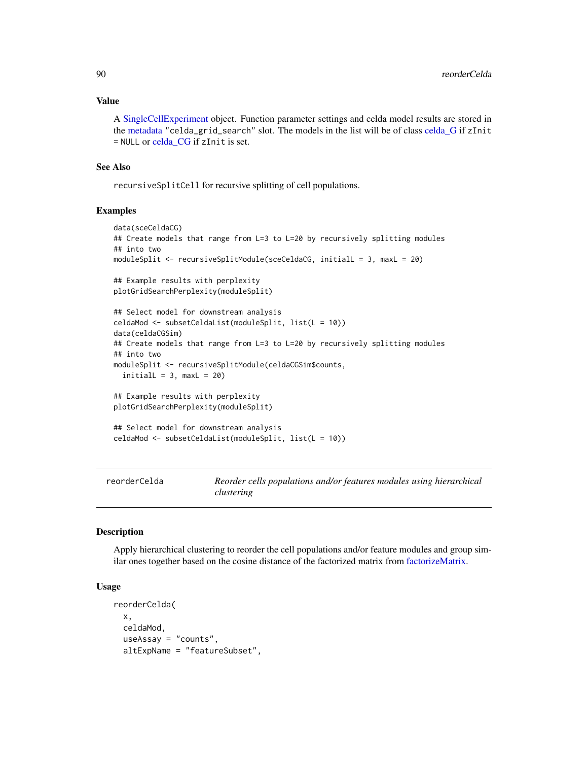### Value

A SingleCellExperiment object. Function parameter settings and celda model results are stored in the metadata "celda_grid_search" slot. The models in the list will be of class celda_G if zInit = NULL or celda_CG if zInit is set.

### See Also

recursiveSplitCell for recursive splitting of cell populations.

### Examples

```
data(sceCeldaCG)
## Create models that range from L=3 to L=20 by recursively splitting modules
## into two
moduleSplit <- recursiveSplitModule(sceCeldaCG, initialL = 3, maxL = 20)

## Example results with perplexity
plotGridSearchPerplexity(moduleSplit)

## Select model for downstream analysis
celdaMod <- subsetCeldaList(moduleSplit, list(L = 10))
data(celdaCGSim)
## Create models that range from L=3 to L=20 by recursively splitting modules
## into two
moduleSplit <- recursiveSplitModule(celdaCGSim$counts,
  initialL = 3, maxL = 20)

## Example results with perplexity
plotGridSearchPerplexity(moduleSplit)

## Select model for downstream analysis
celdaMod <- subsetCeldaList(moduleSplit, list(L = 10))
```

---

## reorderCelda — *Reorder cells populations and/or features modules using hierarchical clustering*

---

### Description

Apply hierarchical clustering to reorder the cell populations and/or feature modules and group similar ones together based on the cosine distance of the factorized matrix from factorizeMatrix.

### Usage

```
reorderCelda(
  x,
  celdaMod,
  useAssay = "counts",
  altExpName = "featureSubset",
```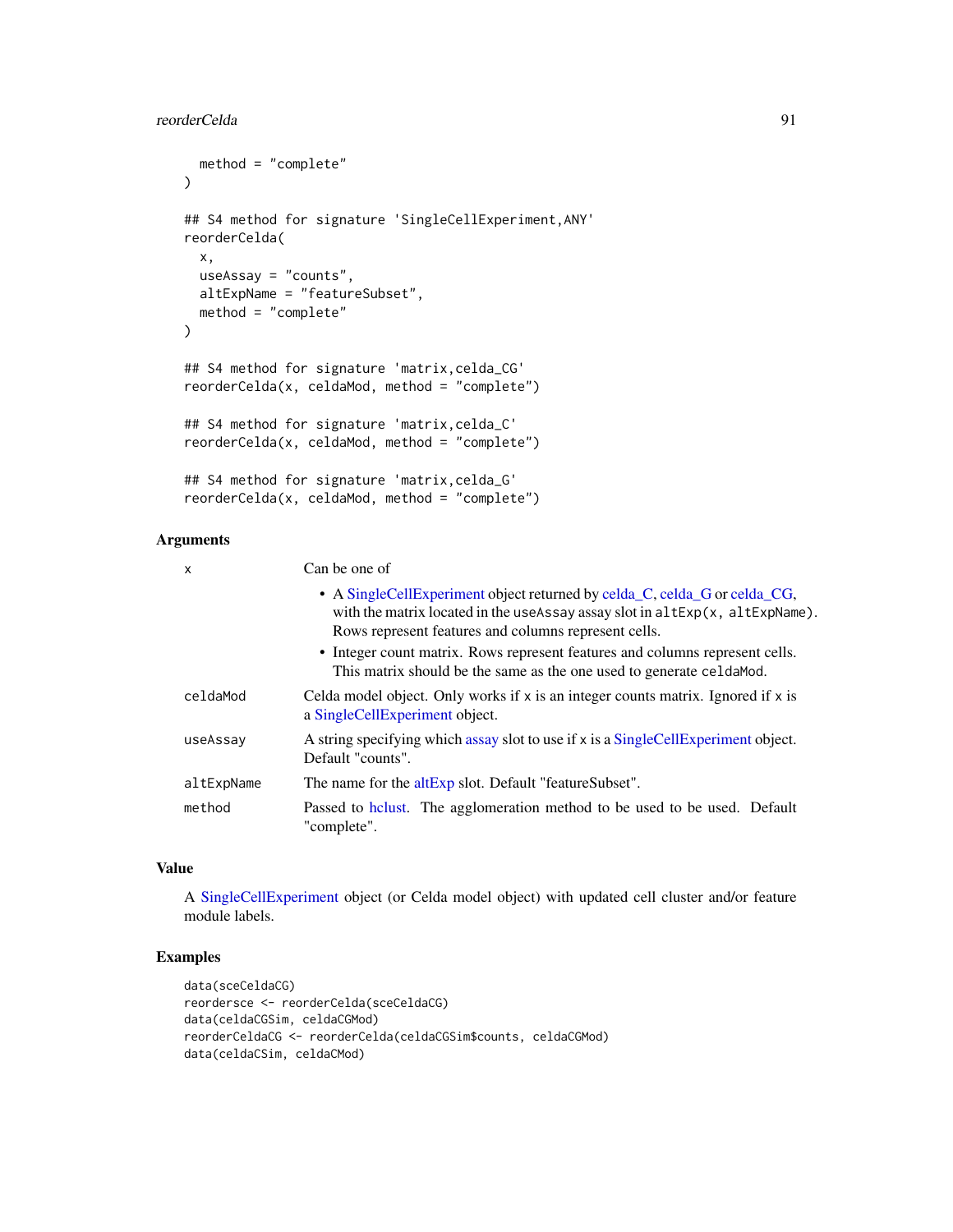```
  method = "complete"
)

## S4 method for signature 'SingleCellExperiment,ANY'
reorderCelda(
  x,
  useAssay = "counts",
  altExpName = "featureSubset",
  method = "complete"
)

## S4 method for signature 'matrix,celda_CG'
reorderCelda(x, celdaMod, method = "complete")

## S4 method for signature 'matrix,celda_C'
reorderCelda(x, celdaMod, method = "complete")

## S4 method for signature 'matrix,celda_G'
reorderCelda(x, celdaMod, method = "complete")
```

### Arguments

| | |
|---|---|
| x | Can be one of<br>• A SingleCellExperiment object returned by celda_C, celda_G or celda_CG, with the matrix located in the useAssay assay slot in altExp(x, altExpName). Rows represent features and columns represent cells.<br>• Integer count matrix. Rows represent features and columns represent cells. This matrix should be the same as the one used to generate celdaMod. |
| celdaMod | Celda model object. Only works if x is an integer counts matrix. Ignored if x is a SingleCellExperiment object. |
| useAssay | A string specifying which assay slot to use if x is a SingleCellExperiment object. Default "counts". |
| altExpName | The name for the altExp slot. Default "featureSubset". |
| method | Passed to hclust. The agglomeration method to be used to be used. Default "complete". |

### Value

A SingleCellExperiment object (or Celda model object) with updated cell cluster and/or feature module labels.

### Examples

```
data(sceCeldaCG)
reordersce <- reorderCelda(sceCeldaCG)
data(celdaCGSim, celdaCGMod)
reorderCeldaCG <- reorderCelda(celdaCGSim$counts, celdaCGMod)
data(celdaCSim, celdaCMod)
```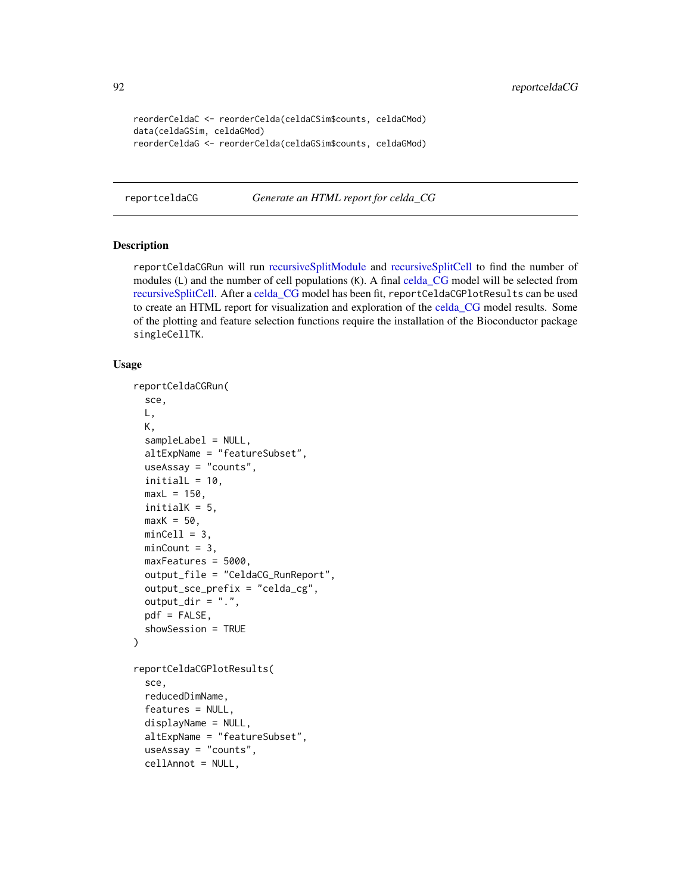```
reorderCeldaC <- reorderCelda(celdaCSim$counts, celdaCMod)
data(celdaGSim, celdaGMod)
reorderCeldaG <- reorderCelda(celdaGSim$counts, celdaGMod)
```

---

## reportceldaCG — *Generate an HTML report for celda_CG*

### Description

reportCeldaCGRun will run recursiveSplitModule and recursiveSplitCell to find the number of modules (L) and the number of cell populations (K). A final celda_CG model will be selected from recursiveSplitCell. After a celda_CG model has been fit, reportCeldaCGPlotResults can be used to create an HTML report for visualization and exploration of the celda_CG model results. Some of the plotting and feature selection functions require the installation of the Bioconductor package singleCellTK.

### Usage

```
reportCeldaCGRun(
  sce,
  L,
  K,
  sampleLabel = NULL,
  altExpName = "featureSubset",
  useAssay = "counts",
  initialL = 10,
  maxL = 150,
  initialK = 5,
  maxK = 50,
  minCell = 3,
  minCount = 3,
  maxFeatures = 5000,
  output_file = "CeldaCG_RunReport",
  output_sce_prefix = "celda_cg",
  output_dir = ".",
  pdf = FALSE,
  showSession = TRUE
)

reportCeldaCGPlotResults(
  sce,
  reducedDimName,
  features = NULL,
  displayName = NULL,
  altExpName = "featureSubset",
  useAssay = "counts",
  cellAnnot = NULL,
```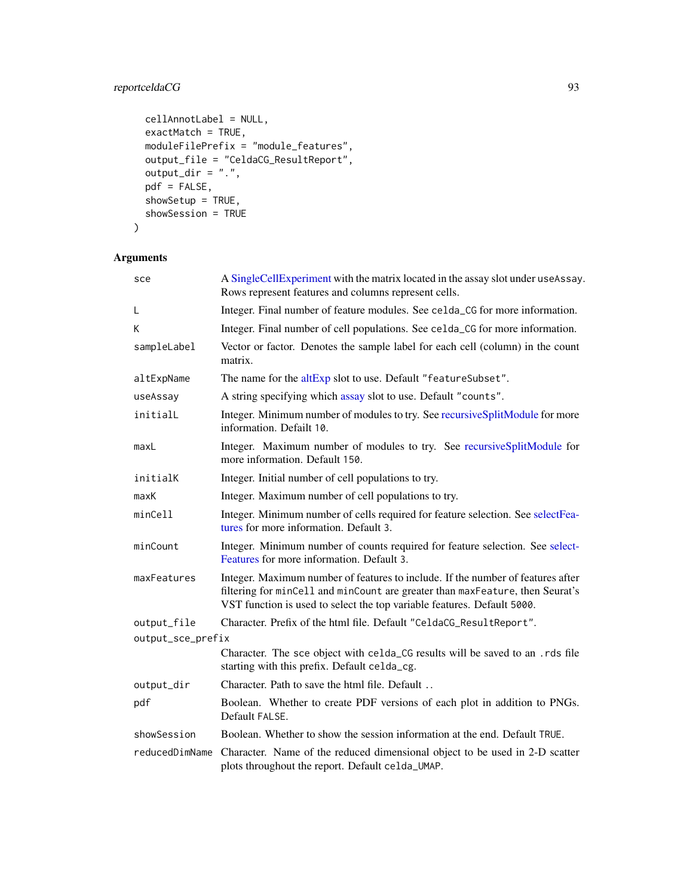```
  cellAnnotLabel = NULL,
  exactMatch = TRUE,
  moduleFilePrefix = "module_features",
  output_file = "CeldaCG_ResultReport",
  output_dir = ".",
  pdf = FALSE,
  showSetup = TRUE,
  showSession = TRUE
)
```

## Arguments

| | |
|---|---|
| sce | A SingleCellExperiment with the matrix located in the assay slot under useAssay. Rows represent features and columns represent cells. |
| L | Integer. Final number of feature modules. See celda_CG for more information. |
| K | Integer. Final number of cell populations. See celda_CG for more information. |
| sampleLabel | Vector or factor. Denotes the sample label for each cell (column) in the count matrix. |
| altExpName | The name for the altExp slot to use. Default "featureSubset". |
| useAssay | A string specifying which assay slot to use. Default "counts". |
| initialL | Integer. Minimum number of modules to try. See recursiveSplitModule for more information. Default 10. |
| maxL | Integer. Maximum number of modules to try. See recursiveSplitModule for more information. Default 150. |
| initialK | Integer. Initial number of cell populations to try. |
| maxK | Integer. Maximum number of cell populations to try. |
| minCell | Integer. Minimum number of cells required for feature selection. See selectFeatures for more information. Default 3. |
| minCount | Integer. Minimum number of counts required for feature selection. See selectFeatures for more information. Default 3. |
| maxFeatures | Integer. Maximum number of features to include. If the number of features after filtering for minCell and minCount are greater than maxFeature, then Seurat's VST function is used to select the top variable features. Default 5000. |
| output_file | Character. Prefix of the html file. Default "CeldaCG_ResultReport". |
| output_sce_prefix | Character. The sce object with celda_CG results will be saved to an .rds file starting with this prefix. Default celda_cg. |
| output_dir | Character. Path to save the html file. Default .. |
| pdf | Boolean. Whether to create PDF versions of each plot in addition to PNGs. Default FALSE. |
| showSession | Boolean. Whether to show the session information at the end. Default TRUE. |
| reducedDimName | Character. Name of the reduced dimensional object to be used in 2-D scatter plots throughout the report. Default celda_UMAP. |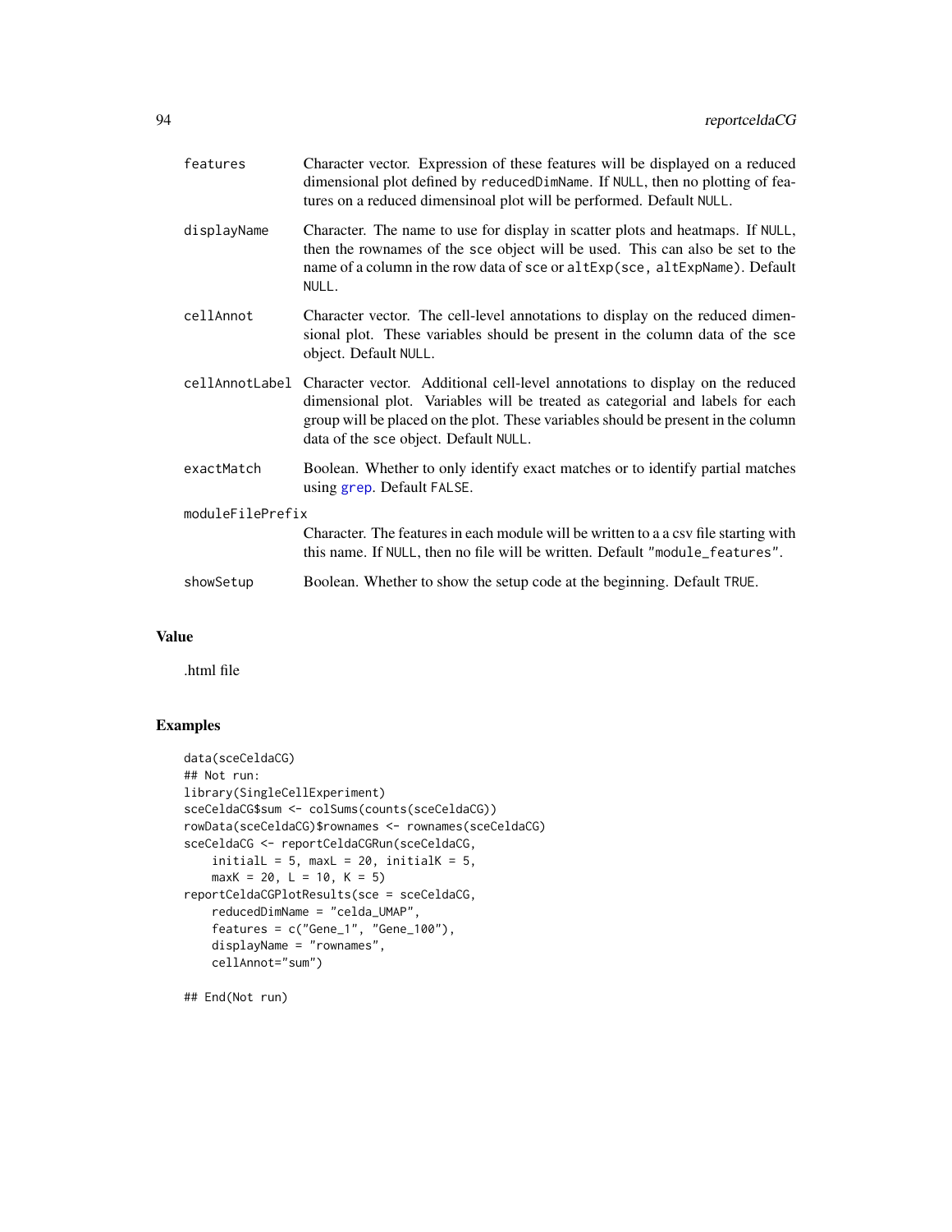| | |
|---|---|
| features | Character vector. Expression of these features will be displayed on a reduced dimensional plot defined by reducedDimName. If NULL, then no plotting of features on a reduced dimensinoal plot will be performed. Default NULL. |
| displayName | Character. The name to use for display in scatter plots and heatmaps. If NULL, then the rownames of the sce object will be used. This can also be set to the name of a column in the row data of sce or altExp(sce, altExpName). Default NULL. |
| cellAnnot | Character vector. The cell-level annotations to display on the reduced dimensional plot. These variables should be present in the column data of the sce object. Default NULL. |
| cellAnnotLabel | Character vector. Additional cell-level annotations to display on the reduced dimensional plot. Variables will be treated as categorial and labels for each group will be placed on the plot. These variables should be present in the column data of the sce object. Default NULL. |
| exactMatch | Boolean. Whether to only identify exact matches or to identify partial matches using grep. Default FALSE. |
| moduleFilePrefix | Character. The features in each module will be written to a a csv file starting with this name. If NULL, then no file will be written. Default "module_features". |
| showSetup | Boolean. Whether to show the setup code at the beginning. Default TRUE. |

## Value

.html file

## Examples

```
data(sceCeldaCG)
## Not run:
library(SingleCellExperiment)
sceCeldaCG$sum <- colSums(counts(sceCeldaCG))
rowData(sceCeldaCG)$rownames <- rownames(sceCeldaCG)
sceCeldaCG <- reportCeldaCGRun(sceCeldaCG,
    initialL = 5, maxL = 20, initialK = 5,
    maxK = 20, L = 10, K = 5)
reportCeldaCGPlotResults(sce = sceCeldaCG,
    reducedDimName = "celda_UMAP",
    features = c("Gene_1", "Gene_100"),
    displayName = "rownames",
    cellAnnot="sum")

## End(Not run)
```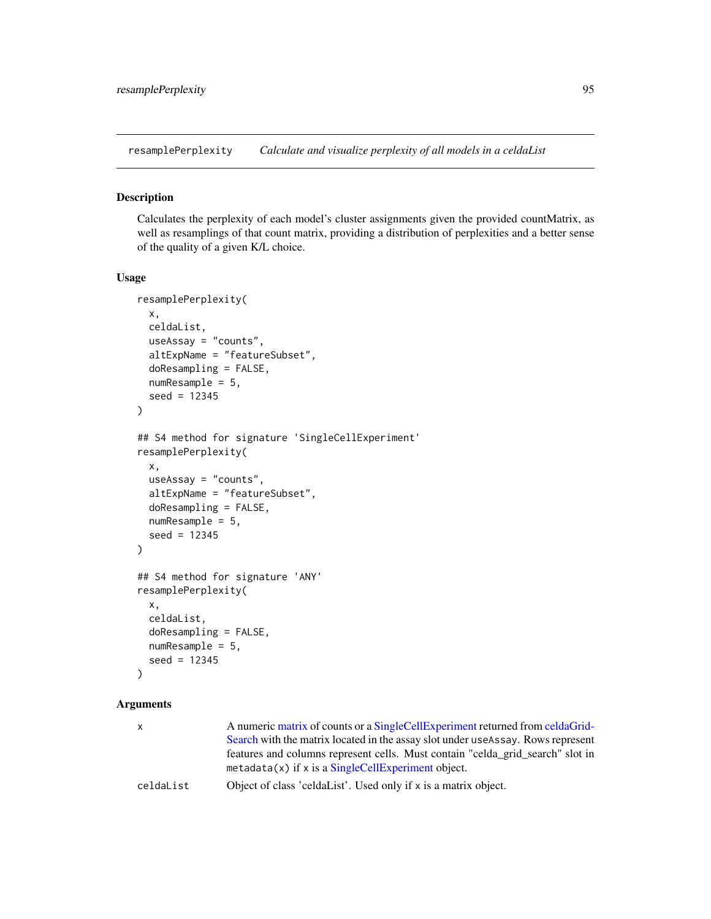## resamplePerplexity — *Calculate and visualize perplexity of all models in a celdaList*

### Description

Calculates the perplexity of each model's cluster assignments given the provided countMatrix, as well as resamplings of that count matrix, providing a distribution of perplexities and a better sense of the quality of a given K/L choice.

### Usage

```
resamplePerplexity(
  x,
  celdaList,
  useAssay = "counts",
  altExpName = "featureSubset",
  doResampling = FALSE,
  numResample = 5,
  seed = 12345
)

## S4 method for signature 'SingleCellExperiment'
resamplePerplexity(
  x,
  useAssay = "counts",
  altExpName = "featureSubset",
  doResampling = FALSE,
  numResample = 5,
  seed = 12345
)

## S4 method for signature 'ANY'
resamplePerplexity(
  x,
  celdaList,
  doResampling = FALSE,
  numResample = 5,
  seed = 12345
)
```

### Arguments

| | |
|---|---|
| `x` | A numeric matrix of counts or a SingleCellExperiment returned from celdaGridSearch with the matrix located in the assay slot under `useAssay`. Rows represent features and columns represent cells. Must contain "celda_grid_search" slot in `metadata(x)` if `x` is a SingleCellExperiment object. |
| `celdaList` | Object of class 'celdaList'. Used only if `x` is a matrix object. |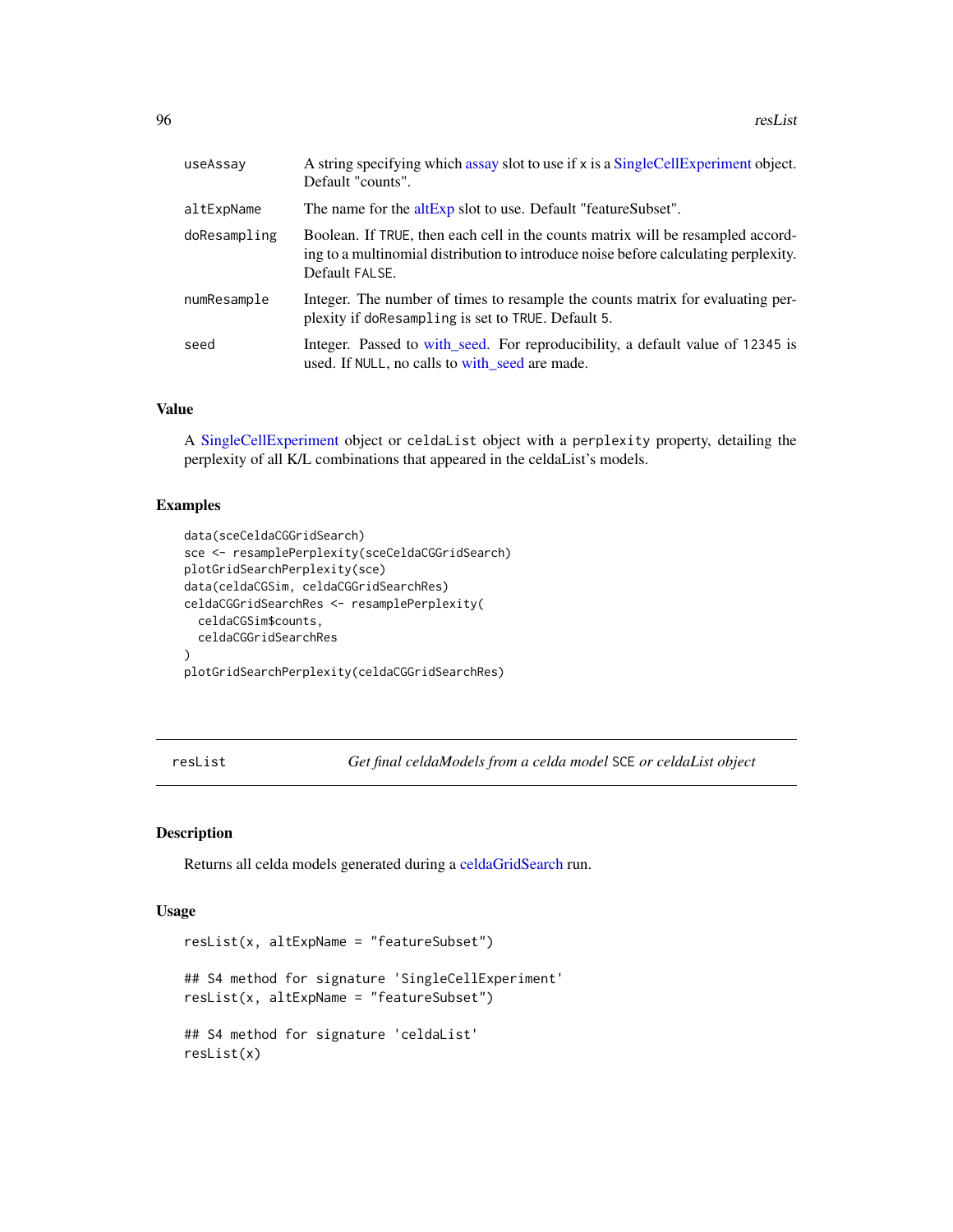| | |
|---|---|
| useAssay | A string specifying which assay slot to use if x is a SingleCellExperiment object. Default "counts". |
| altExpName | The name for the altExp slot to use. Default "featureSubset". |
| doResampling | Boolean. If TRUE, then each cell in the counts matrix will be resampled according to a multinomial distribution to introduce noise before calculating perplexity. Default FALSE. |
| numResample | Integer. The number of times to resample the counts matrix for evaluating perplexity if doResampling is set to TRUE. Default 5. |
| seed | Integer. Passed to with_seed. For reproducibility, a default value of 12345 is used. If NULL, no calls to with_seed are made. |

### Value

A SingleCellExperiment object or celdaList object with a perplexity property, detailing the perplexity of all K/L combinations that appeared in the celdaList's models.

### Examples

```
data(sceCeldaCGGridSearch)
sce <- resamplePerplexity(sceCeldaCGGridSearch)
plotGridSearchPerplexity(sce)
data(celdaCGSim, celdaCGGridSearchRes)
celdaCGGridSearchRes <- resamplePerplexity(
  celdaCGSim$counts,
  celdaCGGridSearchRes
)
plotGridSearchPerplexity(celdaCGGridSearchRes)
```

---

## resList — *Get final celdaModels from a celda model SCE or celdaList object*

### Description

Returns all celda models generated during a celdaGridSearch run.

### Usage

```
resList(x, altExpName = "featureSubset")

## S4 method for signature 'SingleCellExperiment'
resList(x, altExpName = "featureSubset")

## S4 method for signature 'celdaList'
resList(x)
```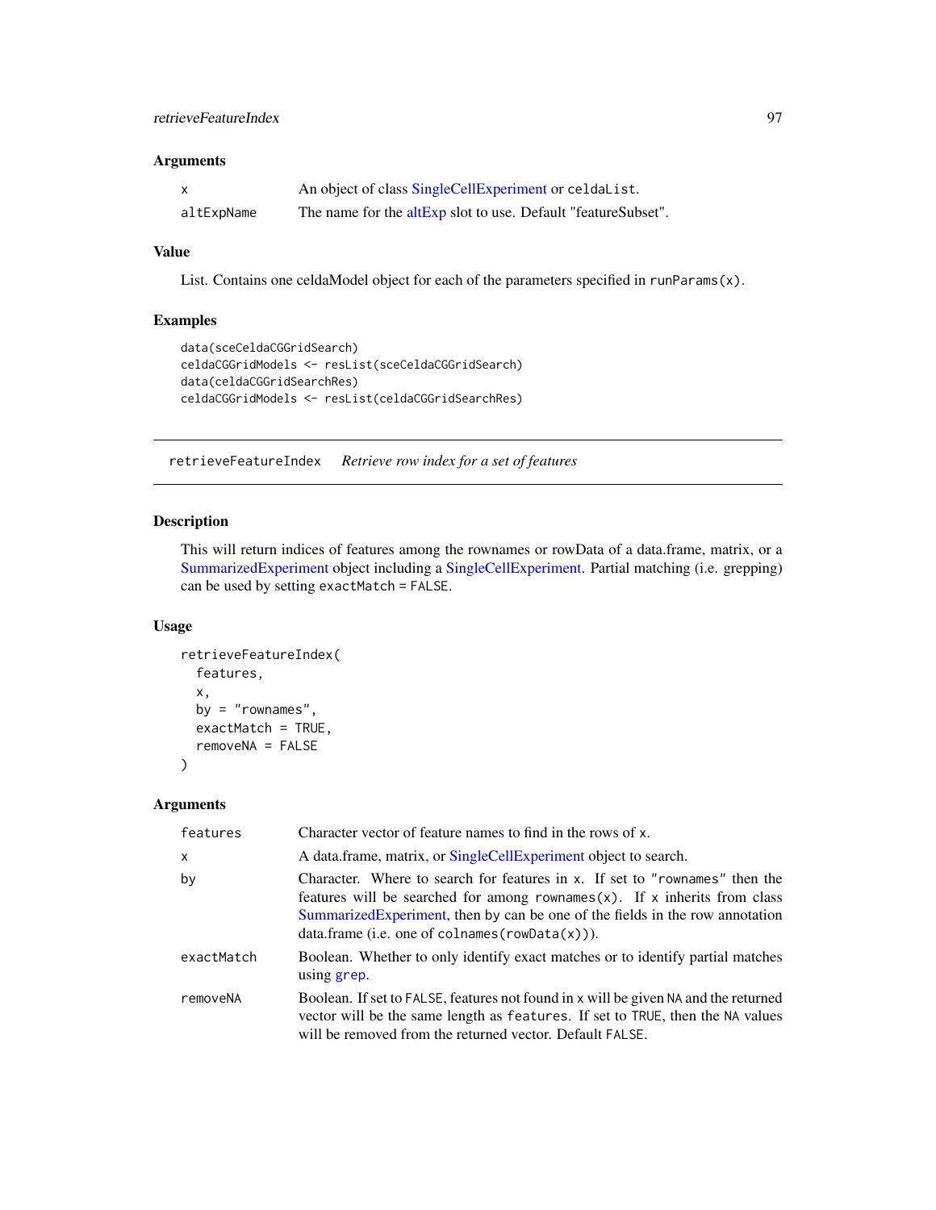## Arguments

| | |
|---|---|
| x | An object of class SingleCellExperiment or celdaList. |
| altExpName | The name for the altExp slot to use. Default "featureSubset". |

## Value

List. Contains one celdaModel object for each of the parameters specified in `runParams(x)`.

## Examples

```
data(sceCeldaCGGridSearch)
celdaCGGridModels <- resList(sceCeldaCGGridSearch)
data(celdaCGGridSearchRes)
celdaCGGridModels <- resList(celdaCGGridSearchRes)
```

---

# retrieveFeatureIndex *Retrieve row index for a set of features*

## Description

This will return indices of features among the rownames or rowData of a data.frame, matrix, or a SummarizedExperiment object including a SingleCellExperiment. Partial matching (i.e. grepping) can be used by setting `exactMatch = FALSE`.

## Usage

```
retrieveFeatureIndex(
  features,
  x,
  by = "rownames",
  exactMatch = TRUE,
  removeNA = FALSE
)
```

## Arguments

| | |
|---|---|
| features | Character vector of feature names to find in the rows of `x`. |
| x | A data.frame, matrix, or SingleCellExperiment object to search. |
| by | Character. Where to search for features in `x`. If set to `"rownames"` then the features will be searched for among `rownames(x)`. If `x` inherits from class SummarizedExperiment, then `by` can be one of the fields in the row annotation data.frame (i.e. one of `colnames(rowData(x))`). |
| exactMatch | Boolean. Whether to only identify exact matches or to identify partial matches using `grep`. |
| removeNA | Boolean. If set to `FALSE`, features not found in `x` will be given `NA` and the returned vector will be the same length as `features`. If set to `TRUE`, then the `NA` values will be removed from the returned vector. Default `FALSE`. |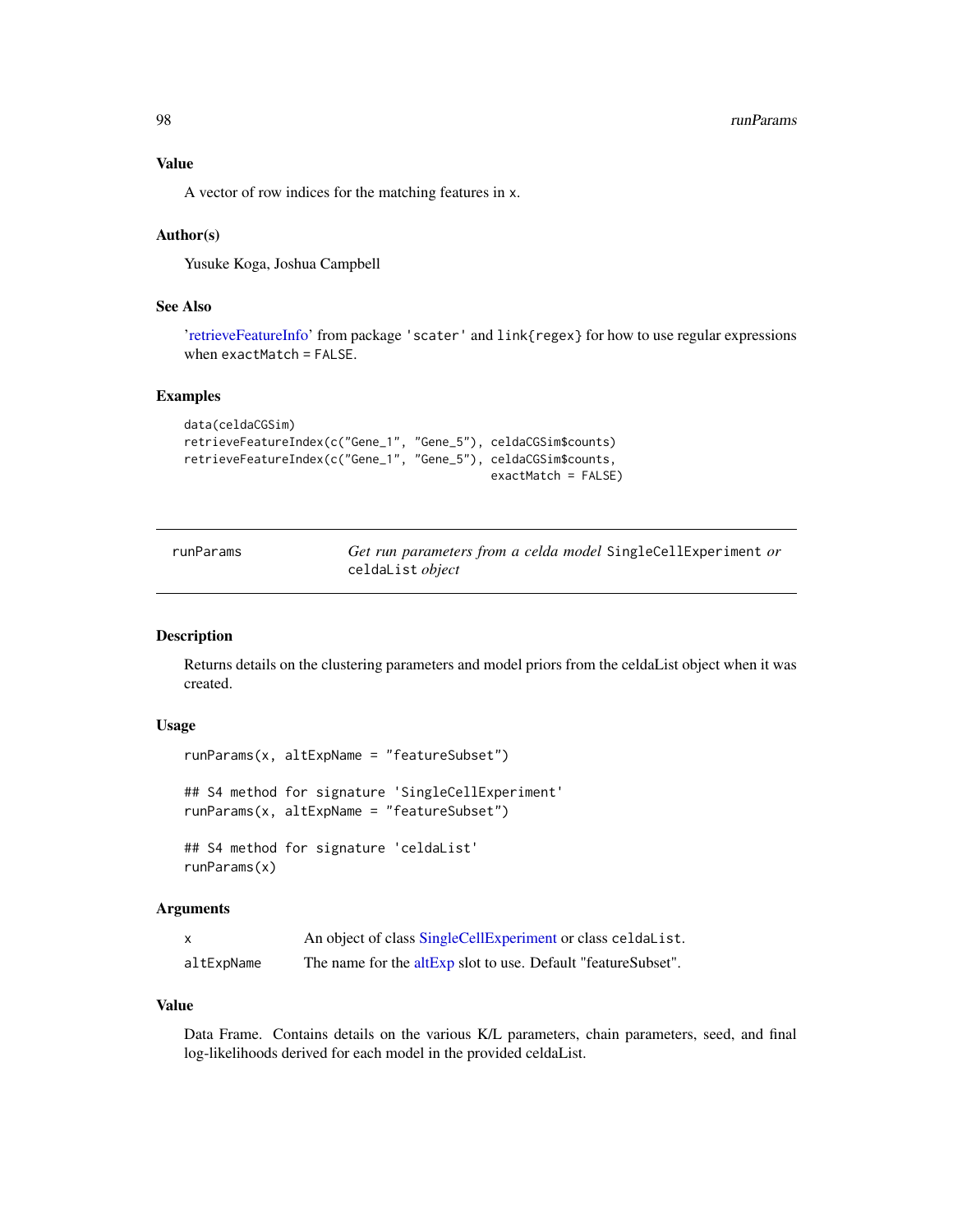### Value

A vector of row indices for the matching features in x.

### Author(s)

Yusuke Koga, Joshua Campbell

### See Also

'retrieveFeatureInfo' from package 'scater' and link{regex} for how to use regular expressions when exactMatch = FALSE.

### Examples

```
data(celdaCGSim)
retrieveFeatureIndex(c("Gene_1", "Gene_5"), celdaCGSim$counts)
retrieveFeatureIndex(c("Gene_1", "Gene_5"), celdaCGSim$counts,
                                            exactMatch = FALSE)
```

---

## runParams — *Get run parameters from a celda model* SingleCellExperiment *or* celdaList *object*

---

### Description

Returns details on the clustering parameters and model priors from the celdaList object when it was created.

### Usage

```
runParams(x, altExpName = "featureSubset")

## S4 method for signature 'SingleCellExperiment'
runParams(x, altExpName = "featureSubset")

## S4 method for signature 'celdaList'
runParams(x)
```

### Arguments

| | |
|---|---|
| x | An object of class SingleCellExperiment or class celdaList. |
| altExpName | The name for the altExp slot to use. Default "featureSubset". |

### Value

Data Frame. Contains details on the various K/L parameters, chain parameters, seed, and final log-likelihoods derived for each model in the provided celdaList.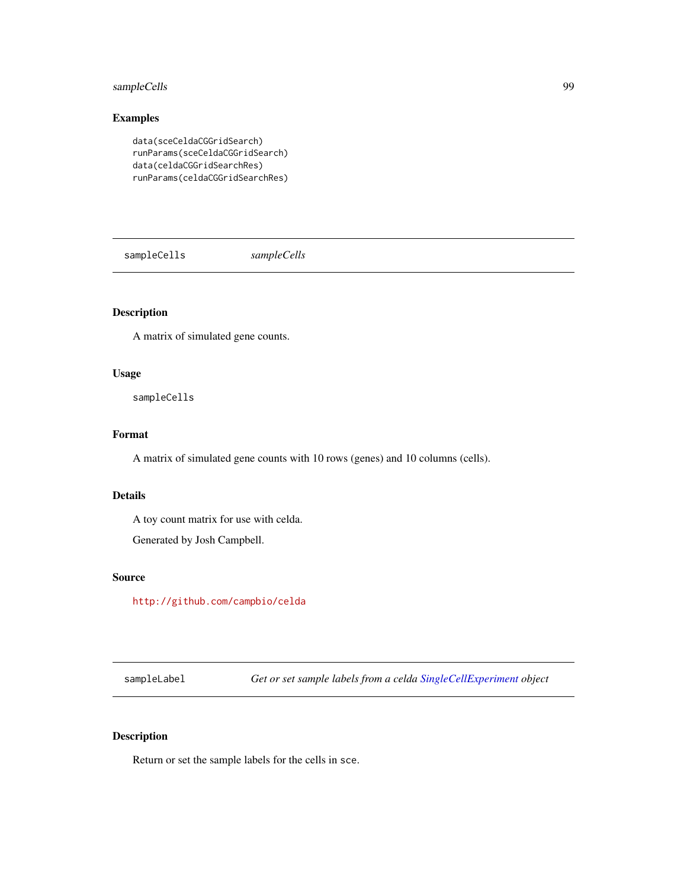### Examples

```
data(sceCeldaCGGridSearch)
runParams(sceCeldaCGGridSearch)
data(celdaCGGridSearchRes)
runParams(celdaCGGridSearchRes)
```

---

## sampleCells &nbsp;&nbsp;&nbsp;&nbsp; *sampleCells*

---

### Description

A matrix of simulated gene counts.

### Usage

```
sampleCells
```

### Format

A matrix of simulated gene counts with 10 rows (genes) and 10 columns (cells).

### Details

A toy count matrix for use with celda.

Generated by Josh Campbell.

### Source

http://github.com/campbio/celda

---

## sampleLabel &nbsp;&nbsp;&nbsp;&nbsp; *Get or set sample labels from a celda SingleCellExperiment object*

---

### Description

Return or set the sample labels for the cells in `sce`.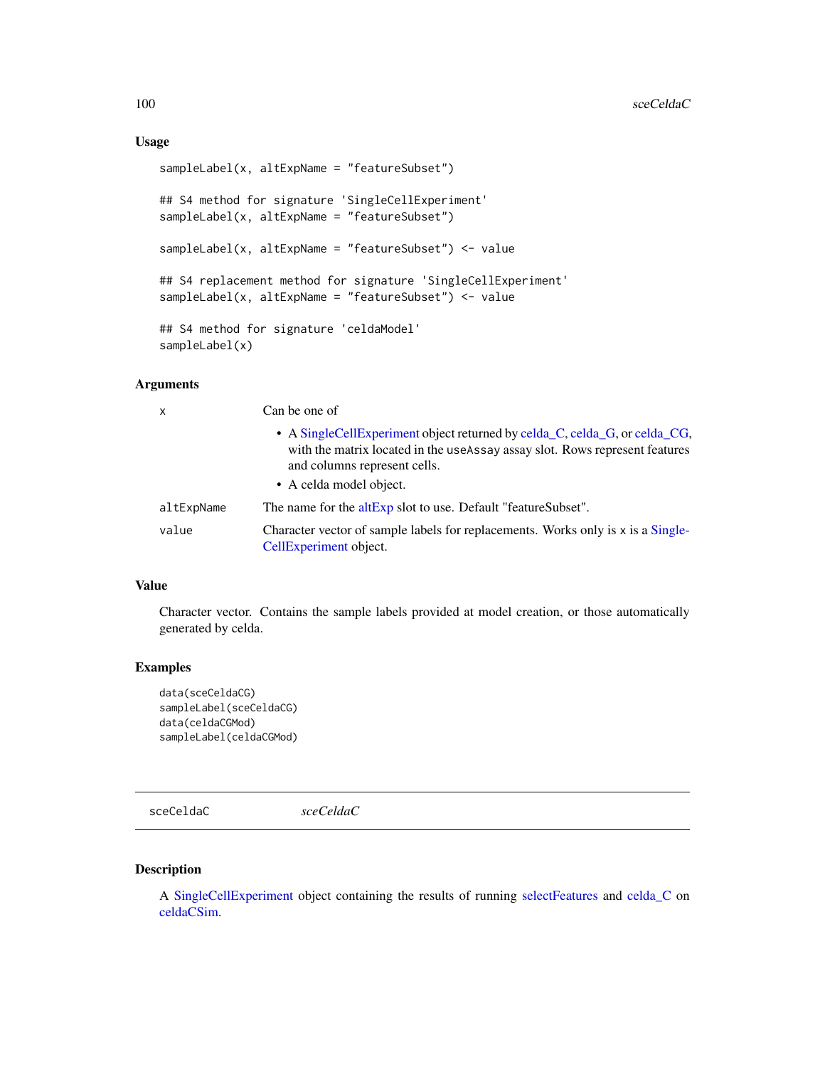### Usage

```
sampleLabel(x, altExpName = "featureSubset")

## S4 method for signature 'SingleCellExperiment'
sampleLabel(x, altExpName = "featureSubset")

sampleLabel(x, altExpName = "featureSubset") <- value

## S4 replacement method for signature 'SingleCellExperiment'
sampleLabel(x, altExpName = "featureSubset") <- value

## S4 method for signature 'celdaModel'
sampleLabel(x)
```

### Arguments

| | |
|---|---|
| x | Can be one of<br>• A SingleCellExperiment object returned by celda_C, celda_G, or celda_CG, with the matrix located in the `useAssay` assay slot. Rows represent features and columns represent cells.<br>• A celda model object. |
| altExpName | The name for the altExp slot to use. Default "featureSubset". |
| value | Character vector of sample labels for replacements. Works only is x is a SingleCellExperiment object. |

### Value

Character vector. Contains the sample labels provided at model creation, or those automatically generated by celda.

### Examples

```
data(sceCeldaCG)
sampleLabel(sceCeldaCG)
data(celdaCGMod)
sampleLabel(celdaCGMod)
```

---

## sceCeldaC *sceCeldaC*

---

### Description

A SingleCellExperiment object containing the results of running selectFeatures and celda_C on celdaCSim.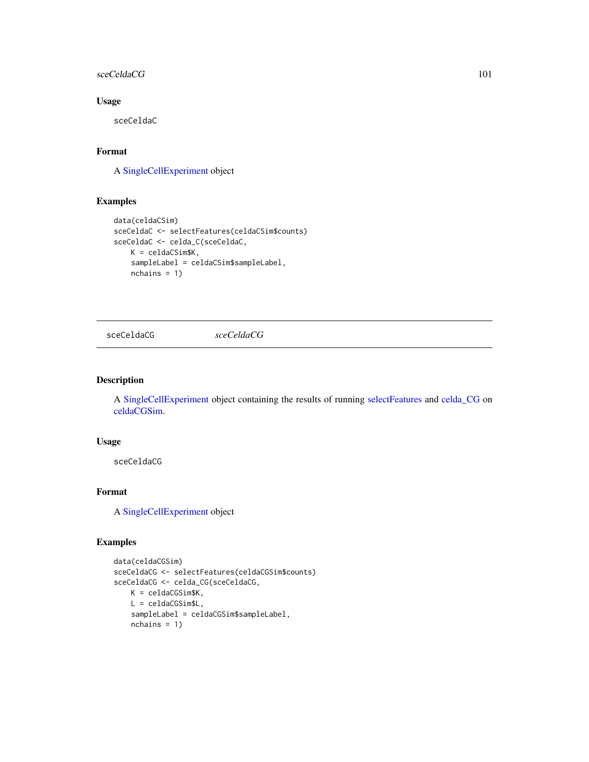## Usage

```
sceCeldaC
```

## Format

A SingleCellExperiment object

## Examples

```
data(celdaCSim)
sceCeldaC <- selectFeatures(celdaCSim$counts)
sceCeldaC <- celda_C(sceCeldaC,
    K = celdaCSim$K,
    sampleLabel = celdaCSim$sampleLabel,
    nchains = 1)
```

---

# sceCeldaCG *sceCeldaCG*

---

## Description

A SingleCellExperiment object containing the results of running selectFeatures and celda_CG on celdaCGSim.

## Usage

```
sceCeldaCG
```

## Format

A SingleCellExperiment object

## Examples

```
data(celdaCGSim)
sceCeldaCG <- selectFeatures(celdaCGSim$counts)
sceCeldaCG <- celda_CG(sceCeldaCG,
    K = celdaCGSim$K,
    L = celdaCGSim$L,
    sampleLabel = celdaCGSim$sampleLabel,
    nchains = 1)
```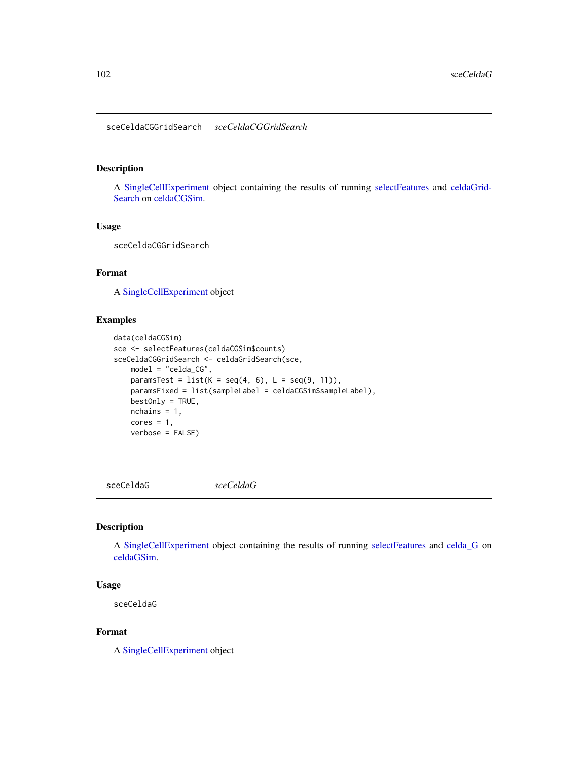## sceCeldaCGGridSearch *sceCeldaCGGridSearch*

### Description

A SingleCellExperiment object containing the results of running selectFeatures and celdaGridSearch on celdaCGSim.

### Usage

```
sceCeldaCGGridSearch
```

### Format

A SingleCellExperiment object

### Examples

```
data(celdaCGSim)
sce <- selectFeatures(celdaCGSim$counts)
sceCeldaCGGridSearch <- celdaGridSearch(sce,
    model = "celda_CG",
    paramsTest = list(K = seq(4, 6), L = seq(9, 11)),
    paramsFixed = list(sampleLabel = celdaCGSim$sampleLabel),
    bestOnly = TRUE,
    nchains = 1,
    cores = 1,
    verbose = FALSE)
```

## sceCeldaG *sceCeldaG*

### Description

A SingleCellExperiment object containing the results of running selectFeatures and celda_G on celdaGSim.

### Usage

```
sceCeldaG
```

### Format

A SingleCellExperiment object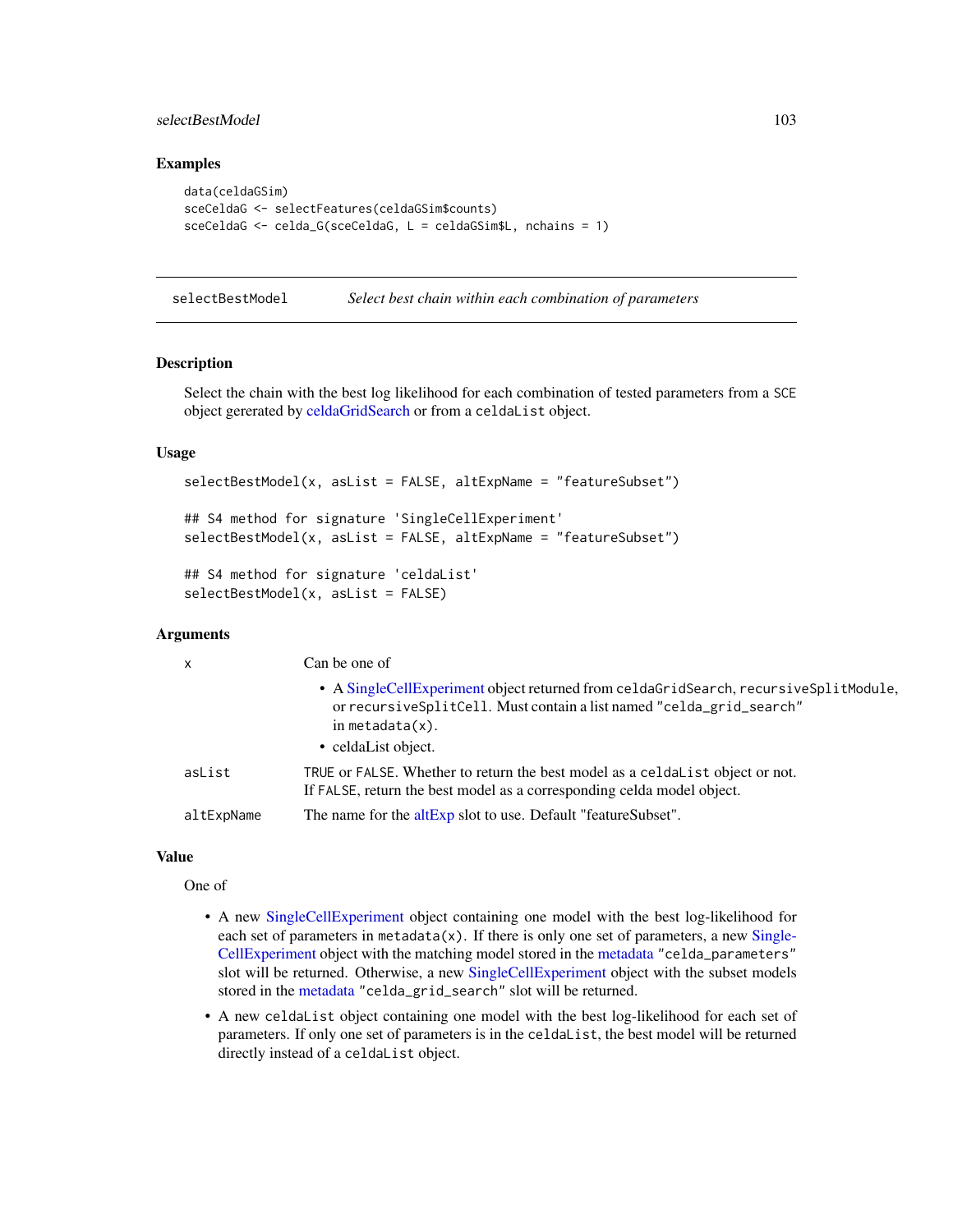## Examples

```
data(celdaGSim)
sceCeldaG <- selectFeatures(celdaGSim$counts)
sceCeldaG <- celda_G(sceCeldaG, L = celdaGSim$L, nchains = 1)
```

---

# selectBestModel — *Select best chain within each combination of parameters*

## Description

Select the chain with the best log likelihood for each combination of tested parameters from a SCE object gererated by celdaGridSearch or from a `celdaList` object.

## Usage

```
selectBestModel(x, asList = FALSE, altExpName = "featureSubset")

## S4 method for signature 'SingleCellExperiment'
selectBestModel(x, asList = FALSE, altExpName = "featureSubset")

## S4 method for signature 'celdaList'
selectBestModel(x, asList = FALSE)
```

## Arguments

| | |
|---|---|
| `x` | Can be one of<br>• A SingleCellExperiment object returned from `celdaGridSearch`, `recursiveSplitModule`, or `recursiveSplitCell`. Must contain a list named `"celda_grid_search"` in `metadata(x)`.<br>• celdaList object. |
| `asList` | `TRUE` or `FALSE`. Whether to return the best model as a `celdaList` object or not. If `FALSE`, return the best model as a corresponding celda model object. |
| `altExpName` | The name for the altExp slot to use. Default "featureSubset". |

## Value

One of

- A new SingleCellExperiment object containing one model with the best log-likelihood for each set of parameters in `metadata(x)`. If there is only one set of parameters, a new SingleCellExperiment object with the matching model stored in the metadata `"celda_parameters"` slot will be returned. Otherwise, a new SingleCellExperiment object with the subset models stored in the metadata `"celda_grid_search"` slot will be returned.
- A new `celdaList` object containing one model with the best log-likelihood for each set of parameters. If only one set of parameters is in the `celdaList`, the best model will be returned directly instead of a `celdaList` object.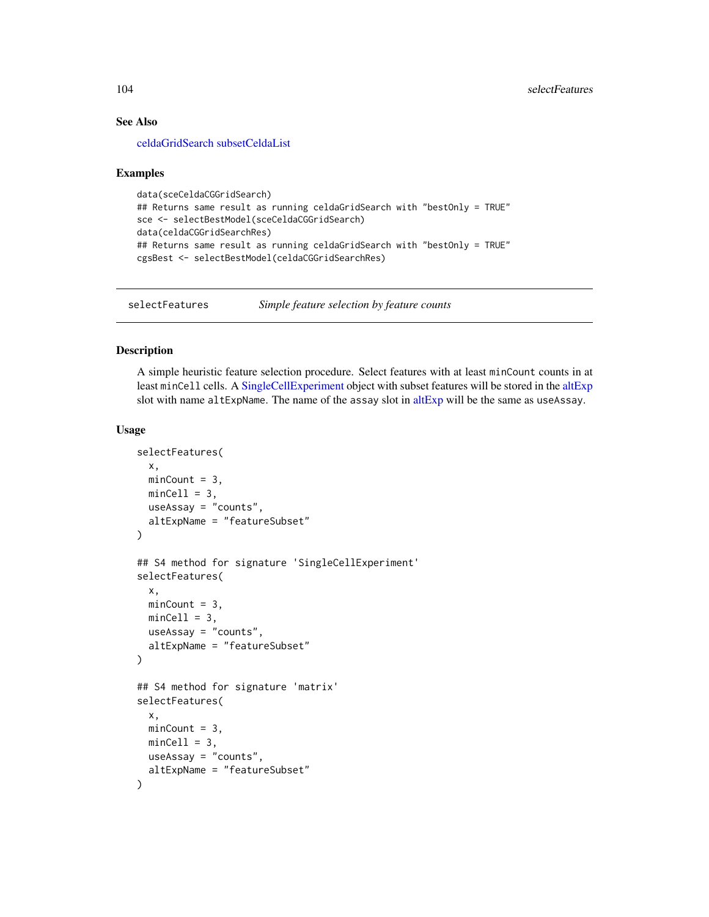### See Also

celdaGridSearch subsetCeldaList

### Examples

```
data(sceCeldaCGGridSearch)
## Returns same result as running celdaGridSearch with "bestOnly = TRUE"
sce <- selectBestModel(sceCeldaCGGridSearch)
data(celdaCGGridSearchRes)
## Returns same result as running celdaGridSearch with "bestOnly = TRUE"
cgsBest <- selectBestModel(celdaCGGridSearchRes)
```

---

## selectFeatures — *Simple feature selection by feature counts*

### Description

A simple heuristic feature selection procedure. Select features with at least `minCount` counts in at least `minCell` cells. A SingleCellExperiment object with subset features will be stored in the altExp slot with name `altExpName`. The name of the `assay` slot in altExp will be the same as `useAssay`.

### Usage

```
selectFeatures(
  x,
  minCount = 3,
  minCell = 3,
  useAssay = "counts",
  altExpName = "featureSubset"
)

## S4 method for signature 'SingleCellExperiment'
selectFeatures(
  x,
  minCount = 3,
  minCell = 3,
  useAssay = "counts",
  altExpName = "featureSubset"
)

## S4 method for signature 'matrix'
selectFeatures(
  x,
  minCount = 3,
  minCell = 3,
  useAssay = "counts",
  altExpName = "featureSubset"
)
```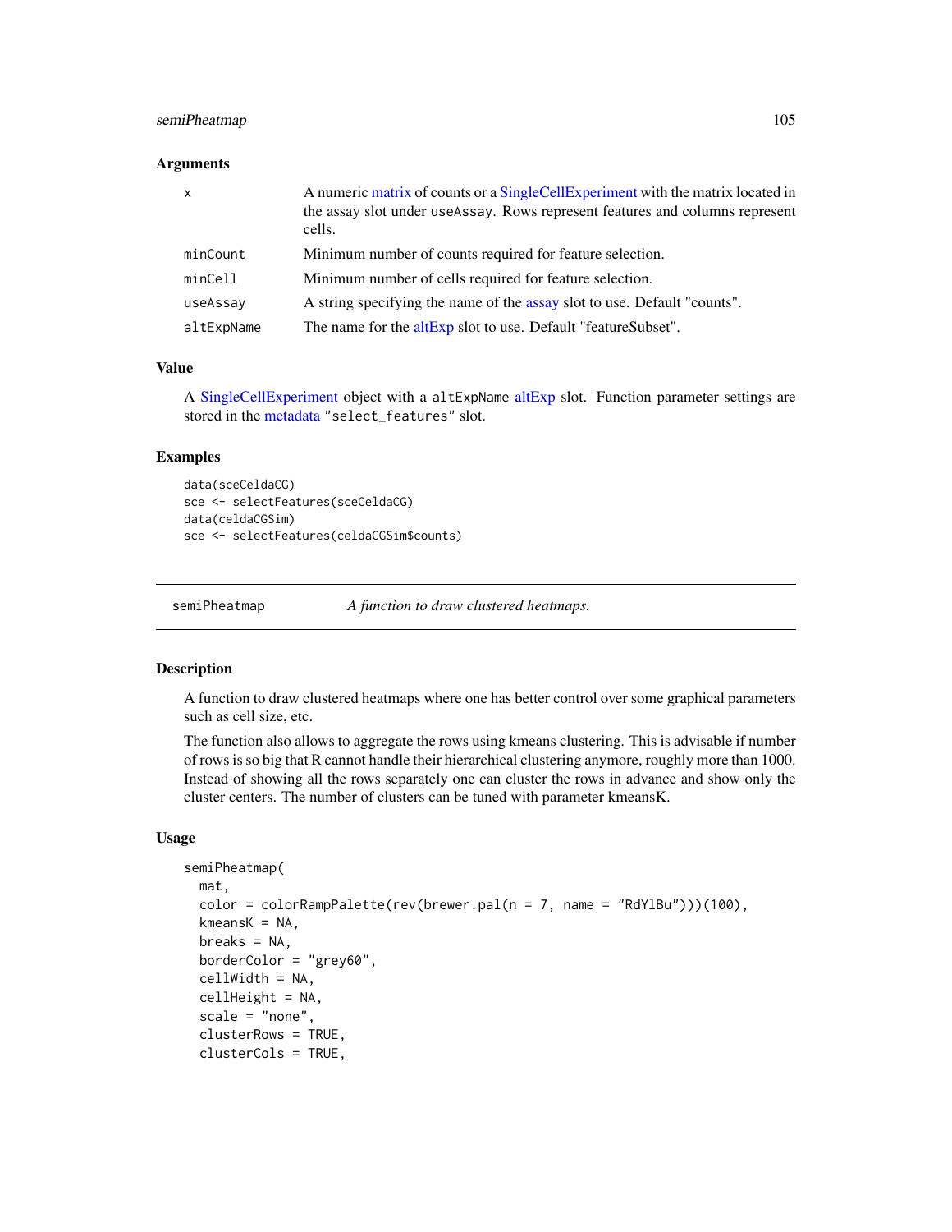### Arguments

| | |
|---|---|
| x | A numeric matrix of counts or a SingleCellExperiment with the matrix located in the assay slot under useAssay. Rows represent features and columns represent cells. |
| minCount | Minimum number of counts required for feature selection. |
| minCell | Minimum number of cells required for feature selection. |
| useAssay | A string specifying the name of the assay slot to use. Default "counts". |
| altExpName | The name for the altExp slot to use. Default "featureSubset". |

### Value

A SingleCellExperiment object with a altExpName altExp slot. Function parameter settings are stored in the metadata "select_features" slot.

### Examples

```
data(sceCeldaCG)
sce <- selectFeatures(sceCeldaCG)
data(celdaCGSim)
sce <- selectFeatures(celdaCGSim$counts)
```

---

## semiPheatmap — *A function to draw clustered heatmaps.*

---

### Description

A function to draw clustered heatmaps where one has better control over some graphical parameters such as cell size, etc.

The function also allows to aggregate the rows using kmeans clustering. This is advisable if number of rows is so big that R cannot handle their hierarchical clustering anymore, roughly more than 1000. Instead of showing all the rows separately one can cluster the rows in advance and show only the cluster centers. The number of clusters can be tuned with parameter kmeansK.

### Usage

```
semiPheatmap(
  mat,
  color = colorRampPalette(rev(brewer.pal(n = 7, name = "RdYlBu")))(100),
  kmeansK = NA,
  breaks = NA,
  borderColor = "grey60",
  cellWidth = NA,
  cellHeight = NA,
  scale = "none",
  clusterRows = TRUE,
  clusterCols = TRUE,
```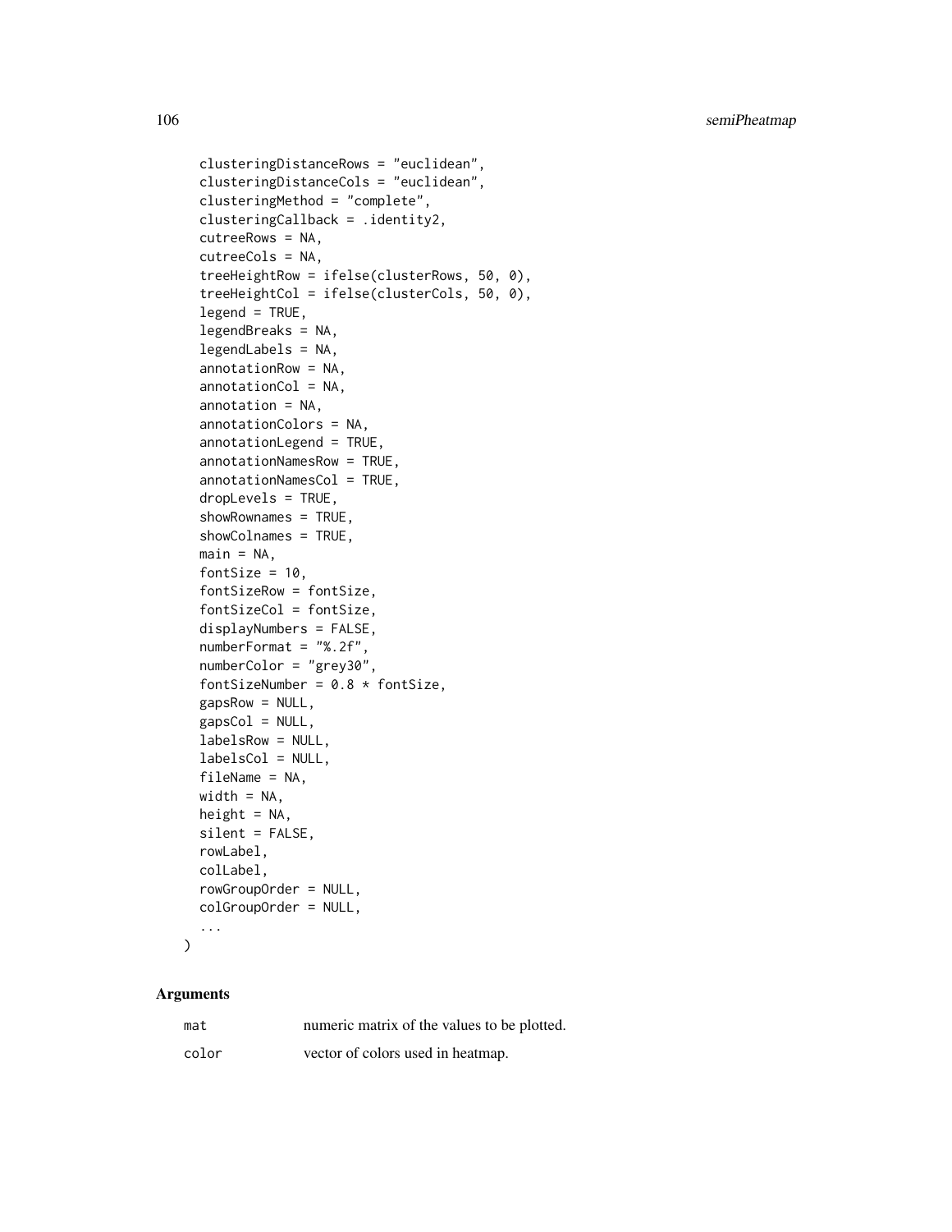```
  clusteringDistanceRows = "euclidean",
  clusteringDistanceCols = "euclidean",
  clusteringMethod = "complete",
  clusteringCallback = .identity2,
  cutreeRows = NA,
  cutreeCols = NA,
  treeHeightRow = ifelse(clusterRows, 50, 0),
  treeHeightCol = ifelse(clusterCols, 50, 0),
  legend = TRUE,
  legendBreaks = NA,
  legendLabels = NA,
  annotationRow = NA,
  annotationCol = NA,
  annotation = NA,
  annotationColors = NA,
  annotationLegend = TRUE,
  annotationNamesRow = TRUE,
  annotationNamesCol = TRUE,
  dropLevels = TRUE,
  showRownames = TRUE,
  showColnames = TRUE,
  main = NA,
  fontSize = 10,
  fontSizeRow = fontSize,
  fontSizeCol = fontSize,
  displayNumbers = FALSE,
  numberFormat = "%.2f",
  numberColor = "grey30",
  fontSizeNumber = 0.8 * fontSize,
  gapsRow = NULL,
  gapsCol = NULL,
  labelsRow = NULL,
  labelsCol = NULL,
  fileName = NA,
  width = NA,
  height = NA,
  silent = FALSE,
  rowLabel,
  colLabel,
  rowGroupOrder = NULL,
  colGroupOrder = NULL,
  ...
)
```

## Arguments

| | |
|---|---|
| `mat` | numeric matrix of the values to be plotted. |
| `color` | vector of colors used in heatmap. |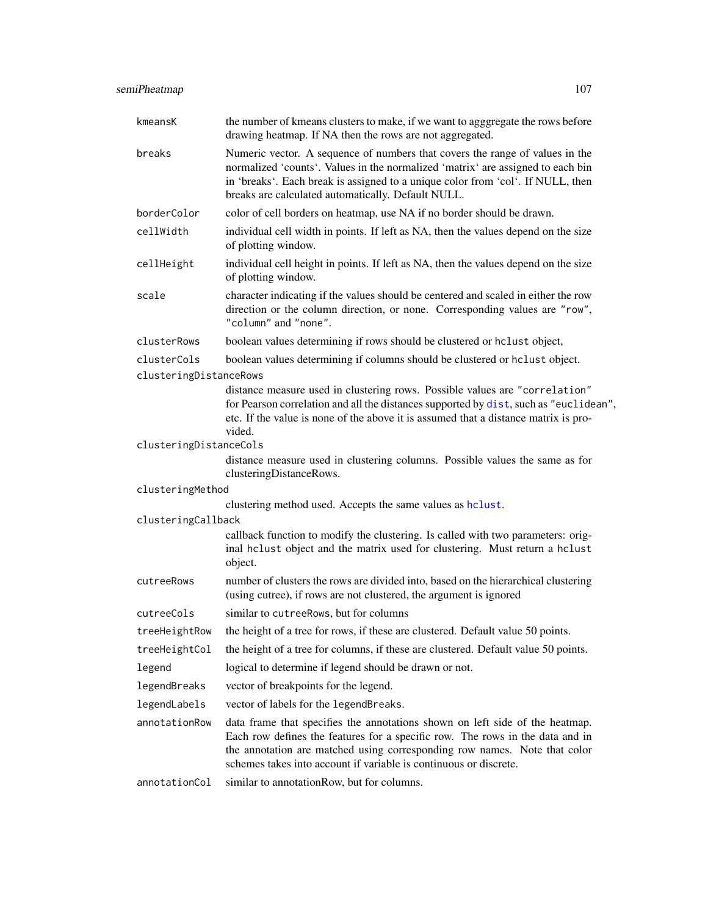| | |
|---|---|
| `kmeansK` | the number of kmeans clusters to make, if we want to agggregate the rows before drawing heatmap. If NA then the rows are not aggregated. |
| `breaks` | Numeric vector. A sequence of numbers that covers the range of values in the normalized 'counts'. Values in the normalized 'matrix' are assigned to each bin in 'breaks'. Each break is assigned to a unique color from 'col'. If NULL, then breaks are calculated automatically. Default NULL. |
| `borderColor` | color of cell borders on heatmap, use NA if no border should be drawn. |
| `cellWidth` | individual cell width in points. If left as NA, then the values depend on the size of plotting window. |
| `cellHeight` | individual cell height in points. If left as NA, then the values depend on the size of plotting window. |
| `scale` | character indicating if the values should be centered and scaled in either the row direction or the column direction, or none. Corresponding values are `"row"`, `"column"` and `"none"`. |
| `clusterRows` | boolean values determining if rows should be clustered or `hclust` object, |
| `clusterCols` | boolean values determining if columns should be clustered or `hclust` object. |
| `clusteringDistanceRows` | distance measure used in clustering rows. Possible values are `"correlation"` for Pearson correlation and all the distances supported by `dist`, such as `"euclidean"`, etc. If the value is none of the above it is assumed that a distance matrix is provided. |
| `clusteringDistanceCols` | distance measure used in clustering columns. Possible values the same as for clusteringDistanceRows. |
| `clusteringMethod` | clustering method used. Accepts the same values as `hclust`. |
| `clusteringCallback` | callback function to modify the clustering. Is called with two parameters: original `hclust` object and the matrix used for clustering. Must return a `hclust` object. |
| `cutreeRows` | number of clusters the rows are divided into, based on the hierarchical clustering (using cutree), if rows are not clustered, the argument is ignored |
| `cutreeCols` | similar to `cutreeRows`, but for columns |
| `treeHeightRow` | the height of a tree for rows, if these are clustered. Default value 50 points. |
| `treeHeightCol` | the height of a tree for columns, if these are clustered. Default value 50 points. |
| `legend` | logical to determine if legend should be drawn or not. |
| `legendBreaks` | vector of breakpoints for the legend. |
| `legendLabels` | vector of labels for the `legendBreaks`. |
| `annotationRow` | data frame that specifies the annotations shown on left side of the heatmap. Each row defines the features for a specific row. The rows in the data and in the annotation are matched using corresponding row names. Note that color schemes takes into account if variable is continuous or discrete. |
| `annotationCol` | similar to annotationRow, but for columns. |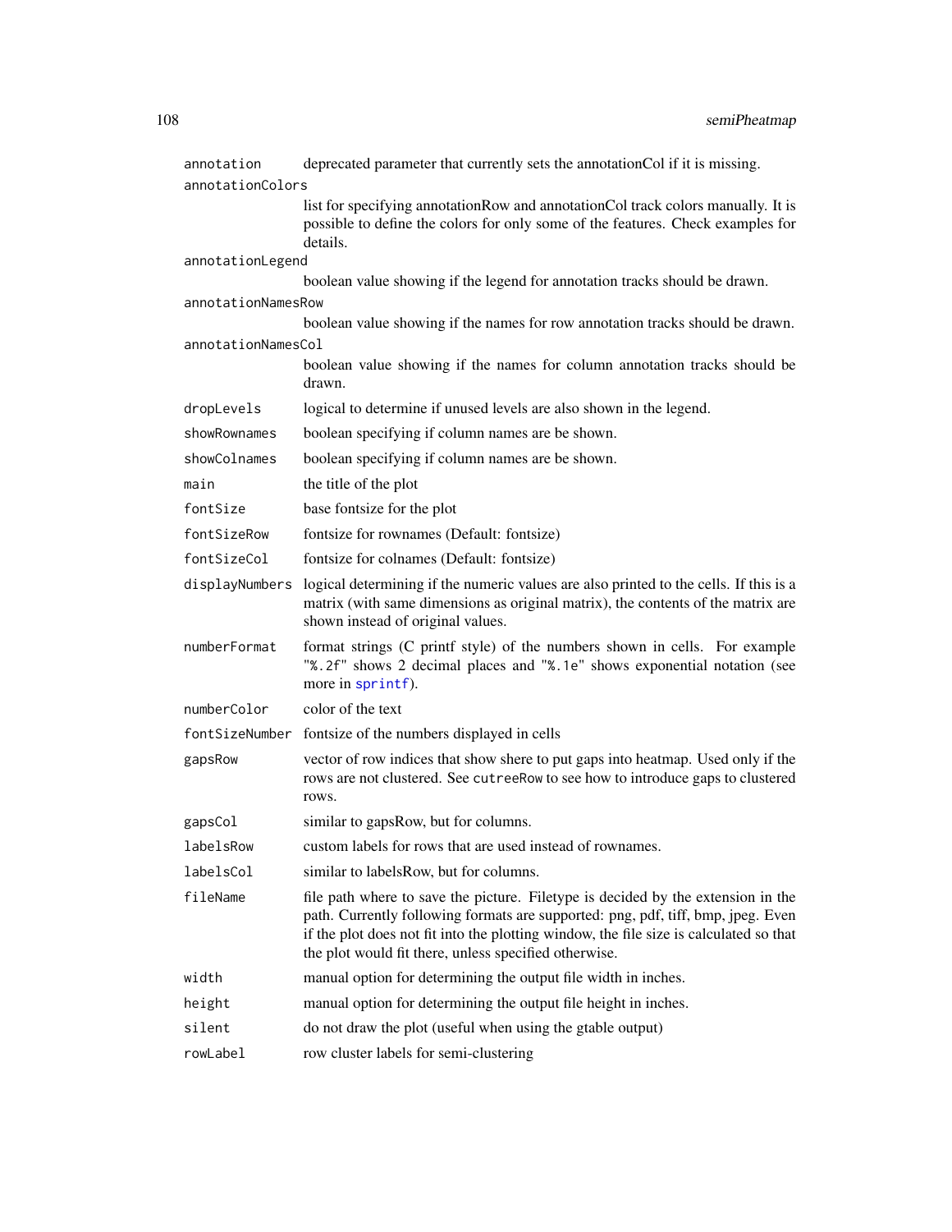| | |
|---|---|
| `annotation` | deprecated parameter that currently sets the annotationCol if it is missing. |
| `annotationColors` | list for specifying annotationRow and annotationCol track colors manually. It is possible to define the colors for only some of the features. Check examples for details. |
| `annotationLegend` | boolean value showing if the legend for annotation tracks should be drawn. |
| `annotationNamesRow` | boolean value showing if the names for row annotation tracks should be drawn. |
| `annotationNamesCol` | boolean value showing if the names for column annotation tracks should be drawn. |
| `dropLevels` | logical to determine if unused levels are also shown in the legend. |
| `showRownames` | boolean specifying if column names are be shown. |
| `showColnames` | boolean specifying if column names are be shown. |
| `main` | the title of the plot |
| `fontSize` | base fontsize for the plot |
| `fontSizeRow` | fontsize for rownames (Default: fontsize) |
| `fontSizeCol` | fontsize for colnames (Default: fontsize) |
| `displayNumbers` | logical determining if the numeric values are also printed to the cells. If this is a matrix (with same dimensions as original matrix), the contents of the matrix are shown instead of original values. |
| `numberFormat` | format strings (C printf style) of the numbers shown in cells. For example "`%.2f`" shows 2 decimal places and "`%.1e`" shows exponential notation (see more in `sprintf`). |
| `numberColor` | color of the text |
| `fontSizeNumber` | fontsize of the numbers displayed in cells |
| `gapsRow` | vector of row indices that show shere to put gaps into heatmap. Used only if the rows are not clustered. See `cutreeRow` to see how to introduce gaps to clustered rows. |
| `gapsCol` | similar to gapsRow, but for columns. |
| `labelsRow` | custom labels for rows that are used instead of rownames. |
| `labelsCol` | similar to labelsRow, but for columns. |
| `fileName` | file path where to save the picture. Filetype is decided by the extension in the path. Currently following formats are supported: png, pdf, tiff, bmp, jpeg. Even if the plot does not fit into the plotting window, the file size is calculated so that the plot would fit there, unless specified otherwise. |
| `width` | manual option for determining the output file width in inches. |
| `height` | manual option for determining the output file height in inches. |
| `silent` | do not draw the plot (useful when using the gtable output) |
| `rowLabel` | row cluster labels for semi-clustering |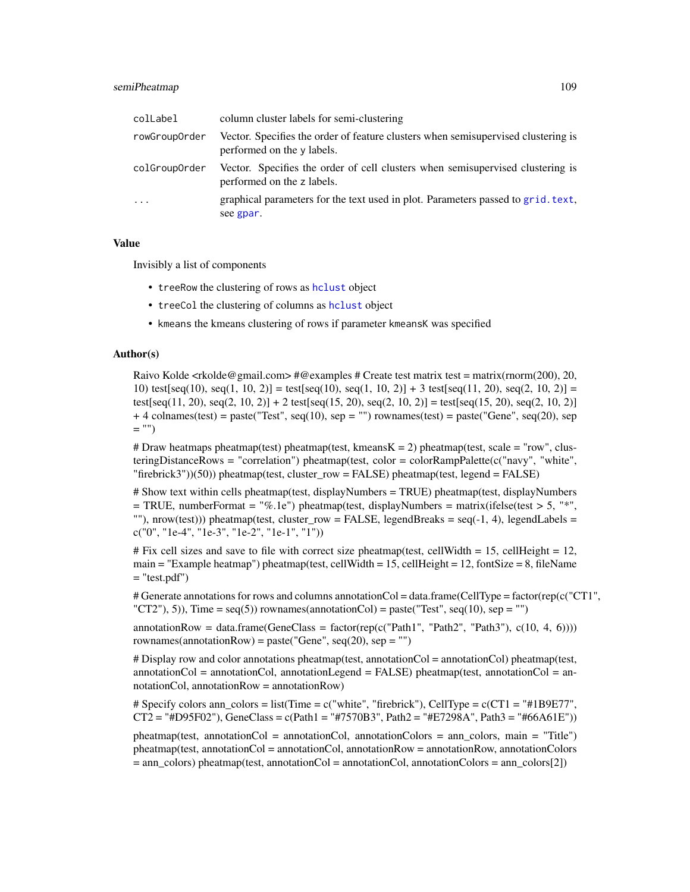| | |
|---|---|
| colLabel | column cluster labels for semi-clustering |
| rowGroupOrder | Vector. Specifies the order of feature clusters when semisupervised clustering is performed on the y labels. |
| colGroupOrder | Vector. Specifies the order of cell clusters when semisupervised clustering is performed on the z labels. |
| ... | graphical parameters for the text used in plot. Parameters passed to grid.text, see gpar. |

### Value

Invisibly a list of components

- treeRow the clustering of rows as hclust object
- treeCol the clustering of columns as hclust object
- kmeans the kmeans clustering of rows if parameter kmeansK was specified

### Author(s)

Raivo Kolde <rkolde@gmail.com> #@examples # Create test matrix test = matrix(rnorm(200), 20, 10) test[seq(10), seq(1, 10, 2)] = test[seq(10), seq(1, 10, 2)] + 3 test[seq(11, 20), seq(2, 10, 2)] = test[seq(11, 20), seq(2, 10, 2)] + 2 test[seq(15, 20), seq(2, 10, 2)] = test[seq(15, 20), seq(2, 10, 2)] + 4 colnames(test) = paste("Test", seq(10), sep = "") rownames(test) = paste("Gene", seq(20), sep = "")

# Draw heatmaps pheatmap(test) pheatmap(test, kmeansK = 2) pheatmap(test, scale = "row", clusteringDistanceRows = "correlation") pheatmap(test, color = colorRampPalette(c("navy", "white", "firebrick3"))(50)) pheatmap(test, cluster_row = FALSE) pheatmap(test, legend = FALSE)

# Show text within cells pheatmap(test, displayNumbers = TRUE) pheatmap(test, displayNumbers = TRUE, numberFormat = "%.1e") pheatmap(test, displayNumbers = matrix(ifelse(test > 5, "*", ""), nrow(test))) pheatmap(test, cluster_row = FALSE, legendBreaks = seq(-1, 4), legendLabels = c("0", "1e-4", "1e-3", "1e-2", "1e-1", "1"))

# Fix cell sizes and save to file with correct size pheatmap(test, cellWidth = 15, cellHeight = 12, main = "Example heatmap") pheatmap(test, cellWidth = 15, cellHeight = 12, fontSize = 8, fileName = "test.pdf")

# Generate annotations for rows and columns annotationCol = data.frame(CellType = factor(rep(c("CT1", "CT2"), 5)), Time = seq(5)) rownames(annotationCol) = paste("Test", seq(10), sep = "")

annotationRow = data.frame(GeneClass = factor(rep(c("Path1", "Path2", "Path3"), c(10, 4, 6)))) rownames(annotationRow) = paste("Gene", seq(20), sep = "")

# Display row and color annotations pheatmap(test, annotationCol = annotationCol) pheatmap(test, annotationCol = annotationCol, annotationLegend = FALSE) pheatmap(test, annotationCol = annotationCol, annotationRow = annotationRow)

# Specify colors ann_colors = list(Time = c("white", "firebrick"), CellType = c(CT1 = "#1B9E77", CT2 = "#D95F02"), GeneClass = c(Path1 = "#7570B3", Path2 = "#E7298A", Path3 = "#66A61E"))

pheatmap(test, annotationCol = annotationCol, annotationColors = ann_colors, main = "Title") pheatmap(test, annotationCol = annotationCol, annotationRow = annotationRow, annotationColors = ann_colors) pheatmap(test, annotationCol = annotationCol, annotationColors = ann_colors[2])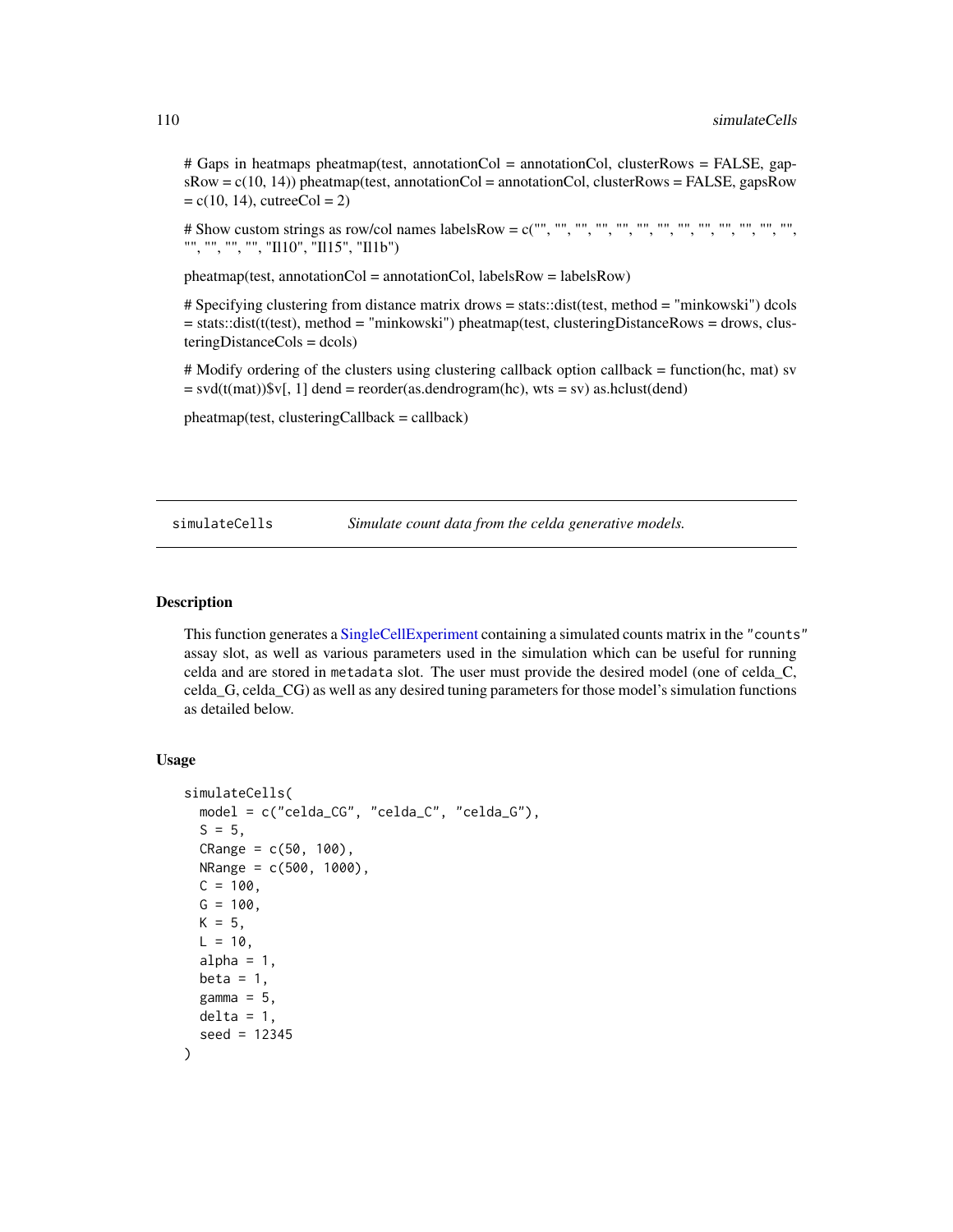# Gaps in heatmaps pheatmap(test, annotationCol = annotationCol, clusterRows = FALSE, gapsRow = c(10, 14)) pheatmap(test, annotationCol = annotationCol, clusterRows = FALSE, gapsRow = c(10, 14), cutreeCol = 2)

# Show custom strings as row/col names labelsRow = c("", "", "", "", "", "", "", "", "", "", "", "", "", "", "", "", "", "Il10", "Il15", "Il1b")

pheatmap(test, annotationCol = annotationCol, labelsRow = labelsRow)

# Specifying clustering from distance matrix drows = stats::dist(test, method = "minkowski") dcols = stats::dist(t(test), method = "minkowski") pheatmap(test, clusteringDistanceRows = drows, clusteringDistanceCols = dcols)

# Modify ordering of the clusters using clustering callback option callback = function(hc, mat) sv = svd(t(mat))$v[, 1] dend = reorder(as.dendrogram(hc), wts = sv) as.hclust(dend)

pheatmap(test, clusteringCallback = callback)

---

`simulateCells` *Simulate count data from the celda generative models.*

---

## Description

This function generates a SingleCellExperiment containing a simulated counts matrix in the `"counts"` assay slot, as well as various parameters used in the simulation which can be useful for running celda and are stored in `metadata` slot. The user must provide the desired model (one of celda_C, celda_G, celda_CG) as well as any desired tuning parameters for those model's simulation functions as detailed below.

## Usage

```
simulateCells(
  model = c("celda_CG", "celda_C", "celda_G"),
  S = 5,
  CRange = c(50, 100),
  NRange = c(500, 1000),
  C = 100,
  G = 100,
  K = 5,
  L = 10,
  alpha = 1,
  beta = 1,
  gamma = 5,
  delta = 1,
  seed = 12345
)
```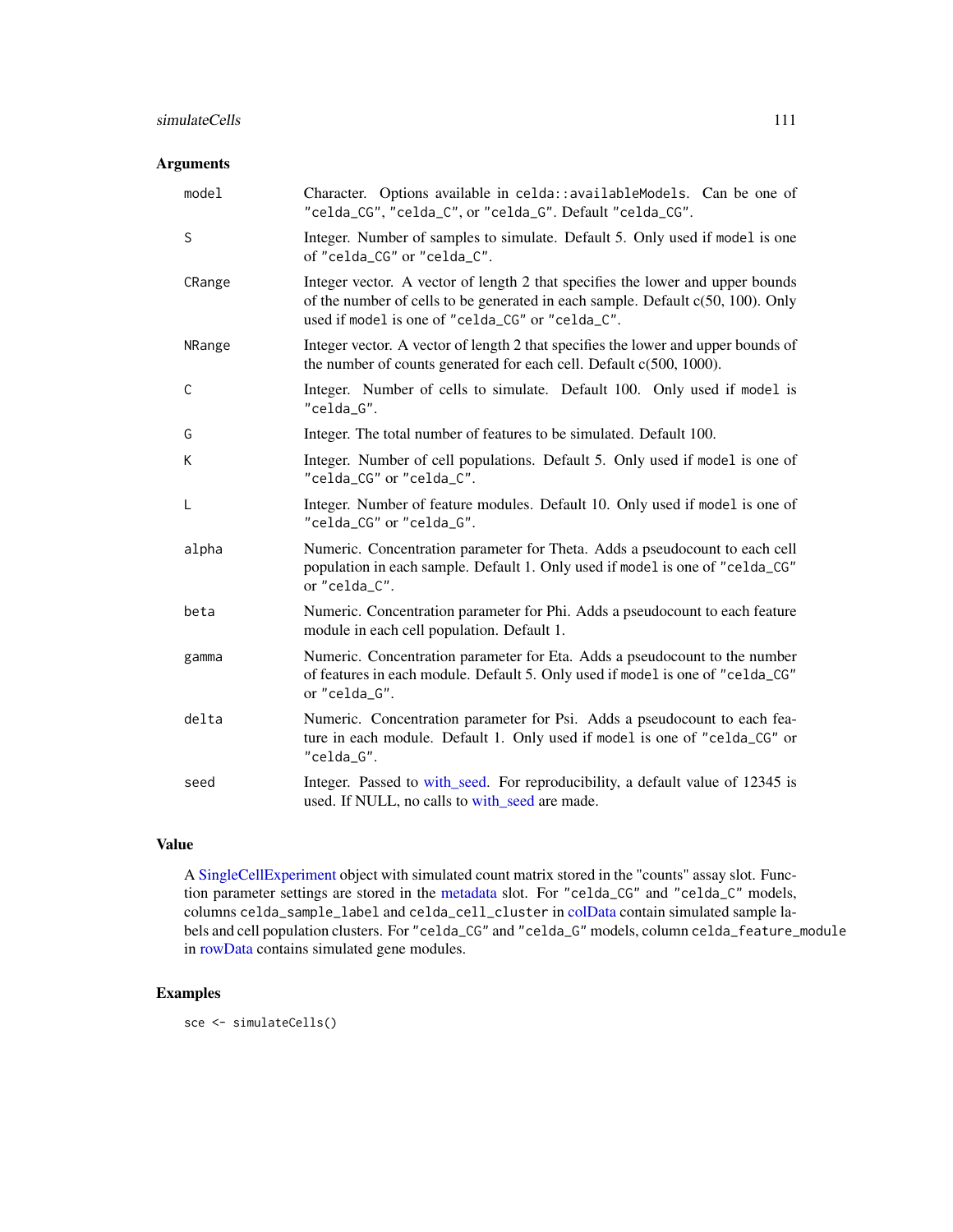## Arguments

| | |
|---|---|
| model | Character. Options available in `celda::availableModels`. Can be one of "celda_CG", "celda_C", or "celda_G". Default "celda_CG". |
| S | Integer. Number of samples to simulate. Default 5. Only used if `model` is one of "celda_CG" or "celda_C". |
| CRange | Integer vector. A vector of length 2 that specifies the lower and upper bounds of the number of cells to be generated in each sample. Default c(50, 100). Only used if `model` is one of "celda_CG" or "celda_C". |
| NRange | Integer vector. A vector of length 2 that specifies the lower and upper bounds of the number of counts generated for each cell. Default c(500, 1000). |
| C | Integer. Number of cells to simulate. Default 100. Only used if `model` is "celda_G". |
| G | Integer. The total number of features to be simulated. Default 100. |
| K | Integer. Number of cell populations. Default 5. Only used if `model` is one of "celda_CG" or "celda_C". |
| L | Integer. Number of feature modules. Default 10. Only used if `model` is one of "celda_CG" or "celda_G". |
| alpha | Numeric. Concentration parameter for Theta. Adds a pseudocount to each cell population in each sample. Default 1. Only used if `model` is one of "celda_CG" or "celda_C". |
| beta | Numeric. Concentration parameter for Phi. Adds a pseudocount to each feature module in each cell population. Default 1. |
| gamma | Numeric. Concentration parameter for Eta. Adds a pseudocount to the number of features in each module. Default 5. Only used if `model` is one of "celda_CG" or "celda_G". |
| delta | Numeric. Concentration parameter for Psi. Adds a pseudocount to each feature in each module. Default 1. Only used if `model` is one of "celda_CG" or "celda_G". |
| seed | Integer. Passed to with_seed. For reproducibility, a default value of 12345 is used. If NULL, no calls to with_seed are made. |

## Value

A SingleCellExperiment object with simulated count matrix stored in the "counts" assay slot. Function parameter settings are stored in the metadata slot. For "celda_CG" and "celda_C" models, columns `celda_sample_label` and `celda_cell_cluster` in colData contain simulated sample labels and cell population clusters. For "celda_CG" and "celda_G" models, column `celda_feature_module` in rowData contains simulated gene modules.

## Examples

```
sce <- simulateCells()
```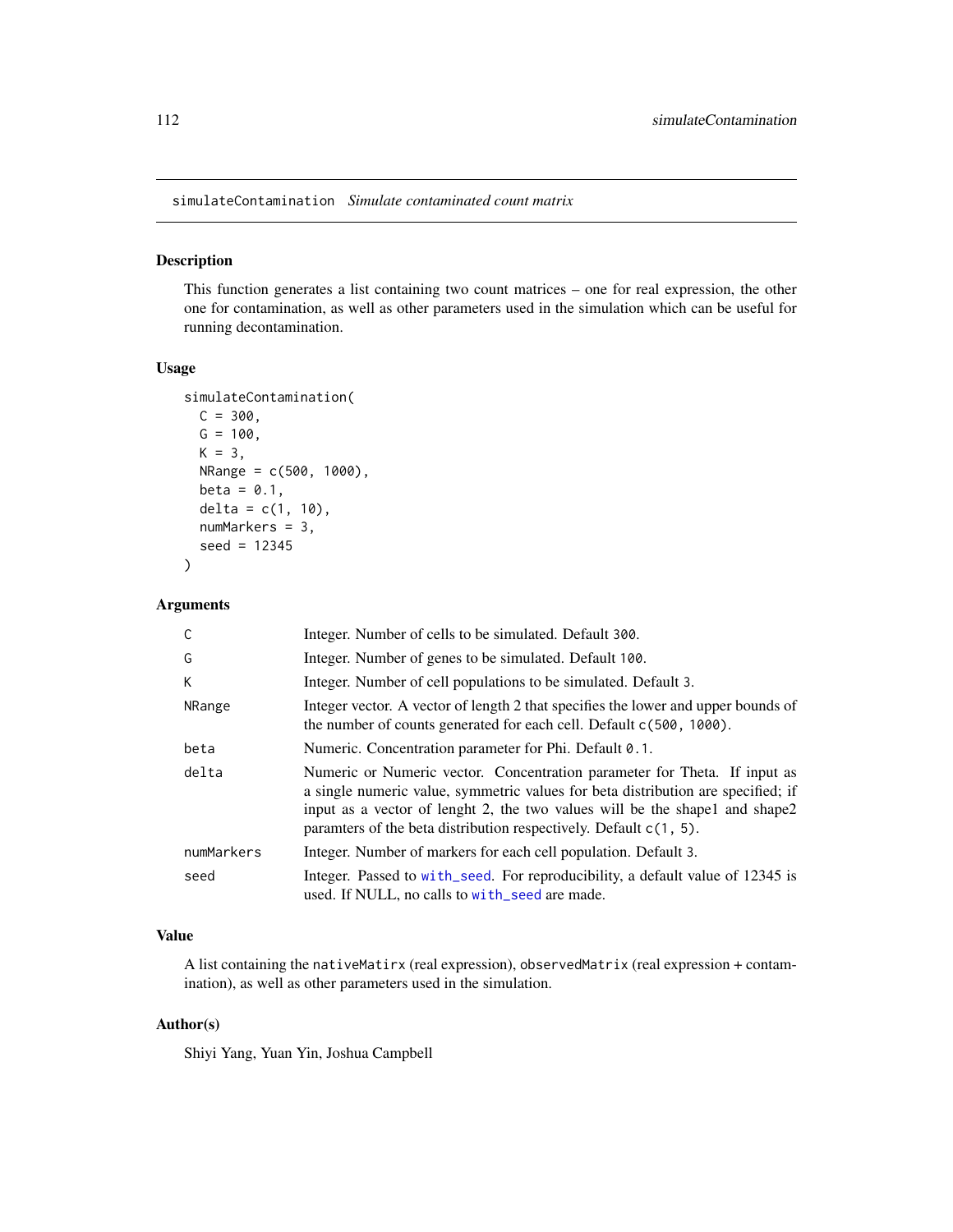simulateContamination *Simulate contaminated count matrix*

## Description

This function generates a list containing two count matrices – one for real expression, the other one for contamination, as well as other parameters used in the simulation which can be useful for running decontamination.

## Usage

```
simulateContamination(
  C = 300,
  G = 100,
  K = 3,
  NRange = c(500, 1000),
  beta = 0.1,
  delta = c(1, 10),
  numMarkers = 3,
  seed = 12345
)
```

## Arguments

| | |
|---|---|
| C | Integer. Number of cells to be simulated. Default `300`. |
| G | Integer. Number of genes to be simulated. Default `100`. |
| K | Integer. Number of cell populations to be simulated. Default `3`. |
| NRange | Integer vector. A vector of length 2 that specifies the lower and upper bounds of the number of counts generated for each cell. Default `c(500, 1000)`. |
| beta | Numeric. Concentration parameter for Phi. Default `0.1`. |
| delta | Numeric or Numeric vector. Concentration parameter for Theta. If input as a single numeric value, symmetric values for beta distribution are specified; if input as a vector of lenght 2, the two values will be the shape1 and shape2 paramters of the beta distribution respectively. Default `c(1, 5)`. |
| numMarkers | Integer. Number of markers for each cell population. Default `3`. |
| seed | Integer. Passed to `with_seed`. For reproducibility, a default value of 12345 is used. If NULL, no calls to `with_seed` are made. |

## Value

A list containing the `nativeMatirx` (real expression), `observedMatrix` (real expression + contamination), as well as other parameters used in the simulation.

## Author(s)

Shiyi Yang, Yuan Yin, Joshua Campbell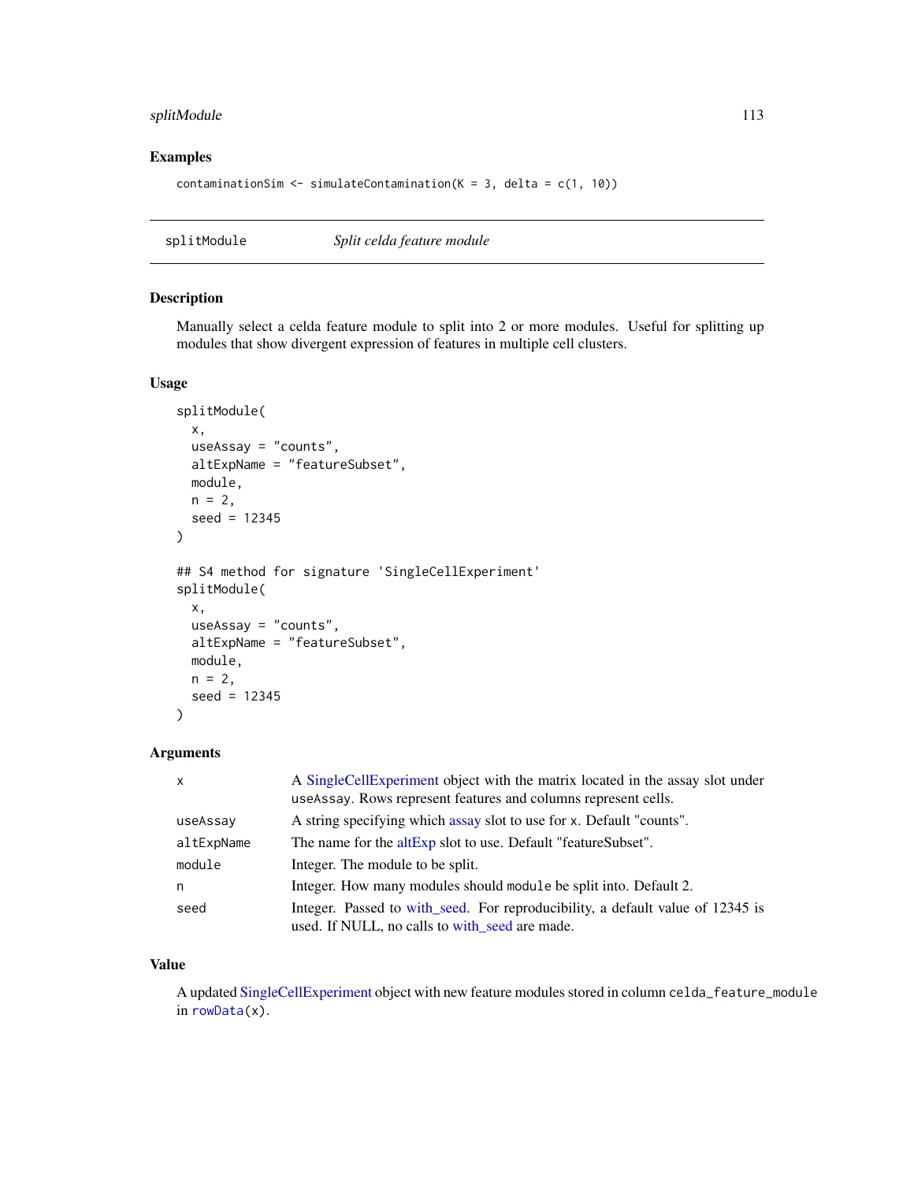## Examples

```
contaminationSim <- simulateContamination(K = 3, delta = c(1, 10))
```

---

## splitModule — *Split celda feature module*

### Description

Manually select a celda feature module to split into 2 or more modules. Useful for splitting up modules that show divergent expression of features in multiple cell clusters.

### Usage

```
splitModule(
  x,
  useAssay = "counts",
  altExpName = "featureSubset",
  module,
  n = 2,
  seed = 12345
)

## S4 method for signature 'SingleCellExperiment'
splitModule(
  x,
  useAssay = "counts",
  altExpName = "featureSubset",
  module,
  n = 2,
  seed = 12345
)
```

### Arguments

| | |
|---|---|
| `x` | A SingleCellExperiment object with the matrix located in the assay slot under `useAssay`. Rows represent features and columns represent cells. |
| `useAssay` | A string specifying which assay slot to use for `x`. Default "counts". |
| `altExpName` | The name for the altExp slot to use. Default "featureSubset". |
| `module` | Integer. The module to be split. |
| `n` | Integer. How many modules should `module` be split into. Default 2. |
| `seed` | Integer. Passed to with_seed. For reproducibility, a default value of 12345 is used. If NULL, no calls to with_seed are made. |

### Value

A updated SingleCellExperiment object with new feature modules stored in column `celda_feature_module` in `rowData(x)`.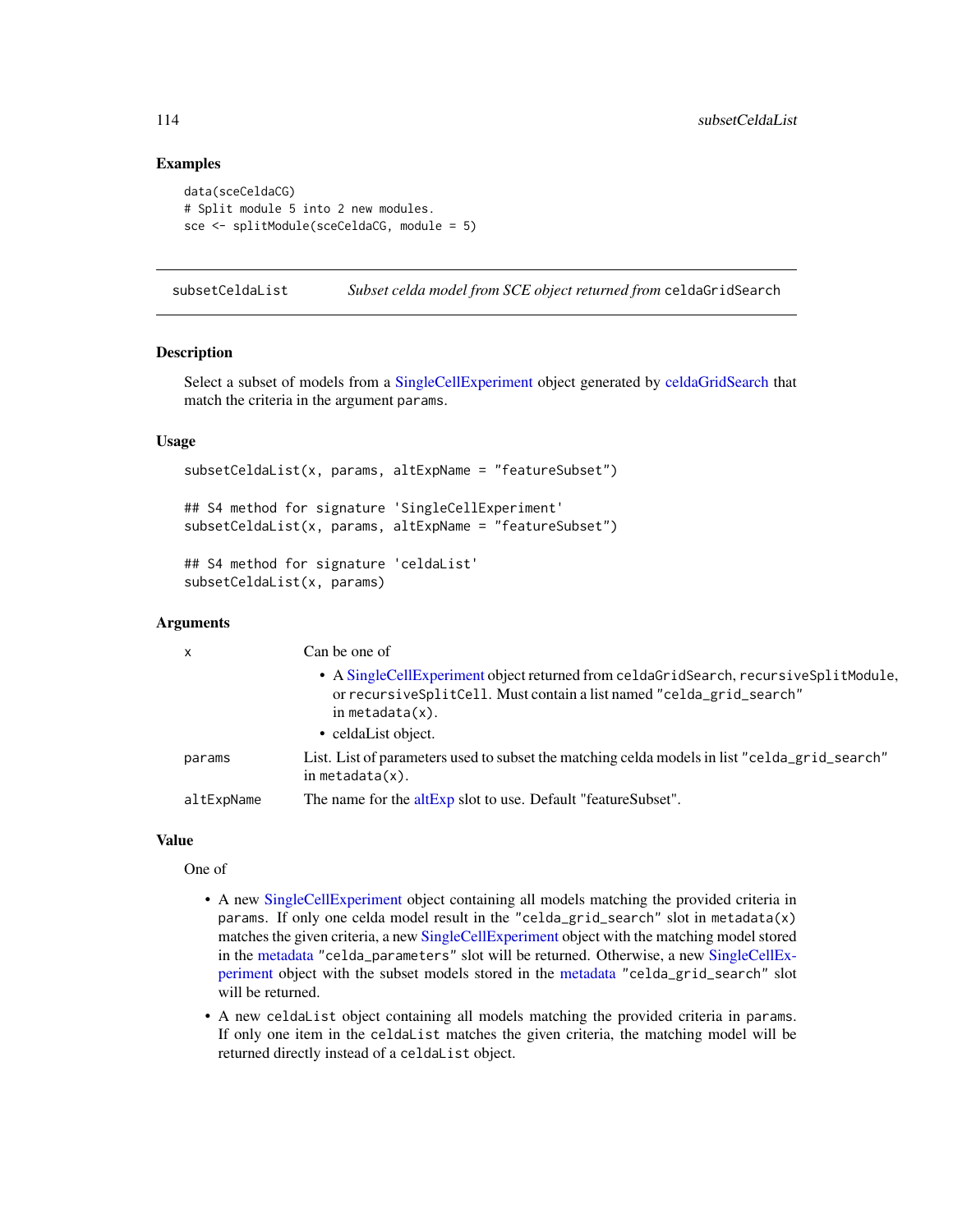## Examples

```
data(sceCeldaCG)
# Split module 5 into 2 new modules.
sce <- splitModule(sceCeldaCG, module = 5)
```

---

# subsetCeldaList — *Subset celda model from SCE object returned from* `celdaGridSearch`

## Description

Select a subset of models from a SingleCellExperiment object generated by celdaGridSearch that match the criteria in the argument `params`.

## Usage

```
subsetCeldaList(x, params, altExpName = "featureSubset")

## S4 method for signature 'SingleCellExperiment'
subsetCeldaList(x, params, altExpName = "featureSubset")

## S4 method for signature 'celdaList'
subsetCeldaList(x, params)
```

## Arguments

| | |
|---|---|
| `x` | Can be one of<br>• A SingleCellExperiment object returned from `celdaGridSearch`, `recursiveSplitModule`, or `recursiveSplitCell`. Must contain a list named `"celda_grid_search"` in `metadata(x)`.<br>• celdaList object. |
| `params` | List. List of parameters used to subset the matching celda models in list `"celda_grid_search"` in `metadata(x)`. |
| `altExpName` | The name for the altExp slot to use. Default "featureSubset". |

## Value

One of

- A new SingleCellExperiment object containing all models matching the provided criteria in `params`. If only one celda model result in the `"celda_grid_search"` slot in `metadata(x)` matches the given criteria, a new SingleCellExperiment object with the matching model stored in the metadata `"celda_parameters"` slot will be returned. Otherwise, a new SingleCellExperiment object with the subset models stored in the metadata `"celda_grid_search"` slot will be returned.
- A new `celdaList` object containing all models matching the provided criteria in `params`. If only one item in the `celdaList` matches the given criteria, the matching model will be returned directly instead of a `celdaList` object.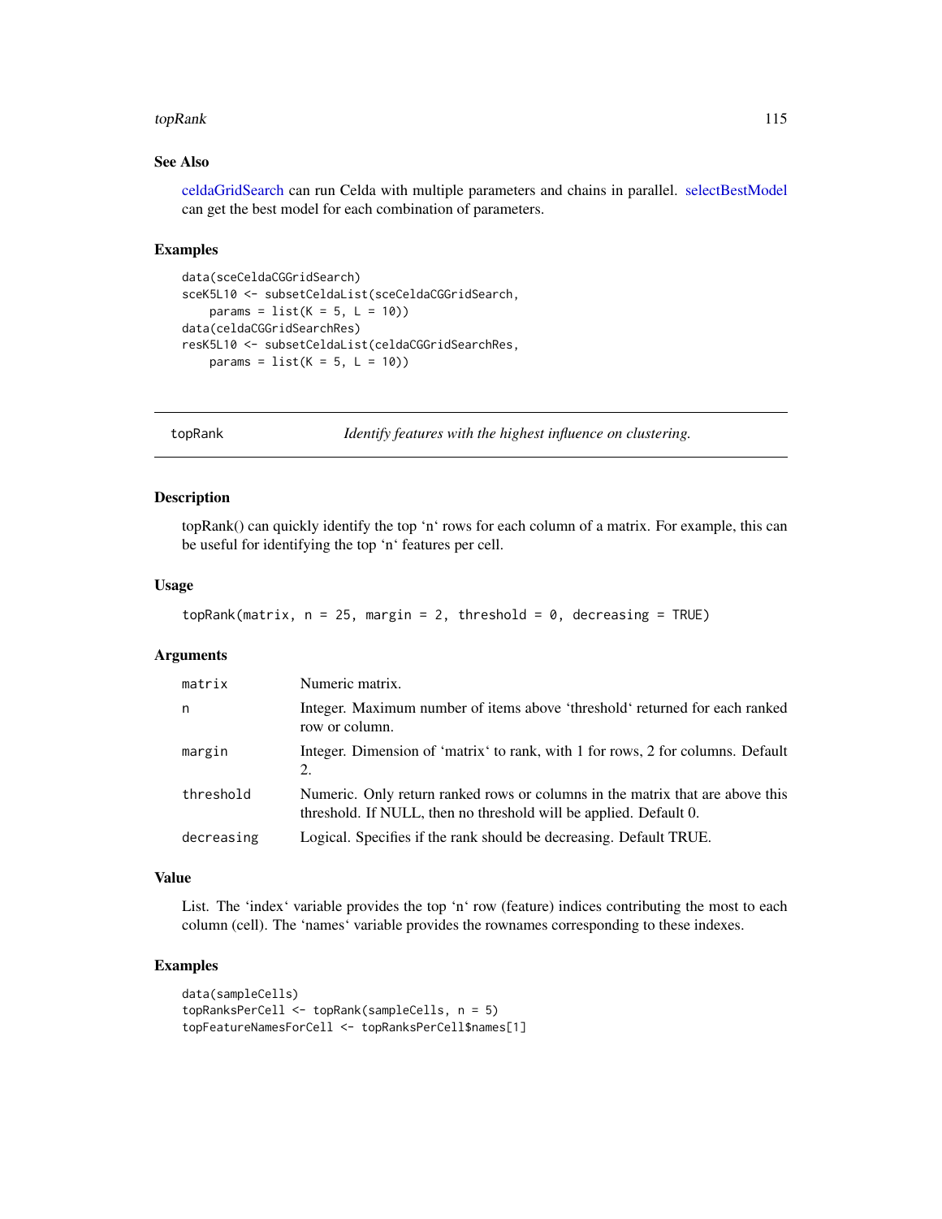## See Also

celdaGridSearch can run Celda with multiple parameters and chains in parallel. selectBestModel can get the best model for each combination of parameters.

## Examples

```
data(sceCeldaCGGridSearch)
sceK5L10 <- subsetCeldaList(sceCeldaCGGridSearch,
    params = list(K = 5, L = 10))
data(celdaCGGridSearchRes)
resK5L10 <- subsetCeldaList(celdaCGGridSearchRes,
    params = list(K = 5, L = 10))
```

---

# topRank — *Identify features with the highest influence on clustering.*

---

## Description

topRank() can quickly identify the top 'n' rows for each column of a matrix. For example, this can be useful for identifying the top 'n' features per cell.

## Usage

```
topRank(matrix, n = 25, margin = 2, threshold = 0, decreasing = TRUE)
```

## Arguments

| | |
|---|---|
| matrix | Numeric matrix. |
| n | Integer. Maximum number of items above 'threshold' returned for each ranked row or column. |
| margin | Integer. Dimension of 'matrix' to rank, with 1 for rows, 2 for columns. Default 2. |
| threshold | Numeric. Only return ranked rows or columns in the matrix that are above this threshold. If NULL, then no threshold will be applied. Default 0. |
| decreasing | Logical. Specifies if the rank should be decreasing. Default TRUE. |

## Value

List. The 'index' variable provides the top 'n' row (feature) indices contributing the most to each column (cell). The 'names' variable provides the rownames corresponding to these indexes.

## Examples

```
data(sampleCells)
topRanksPerCell <- topRank(sampleCells, n = 5)
topFeatureNamesForCell <- topRanksPerCell$names[1]
```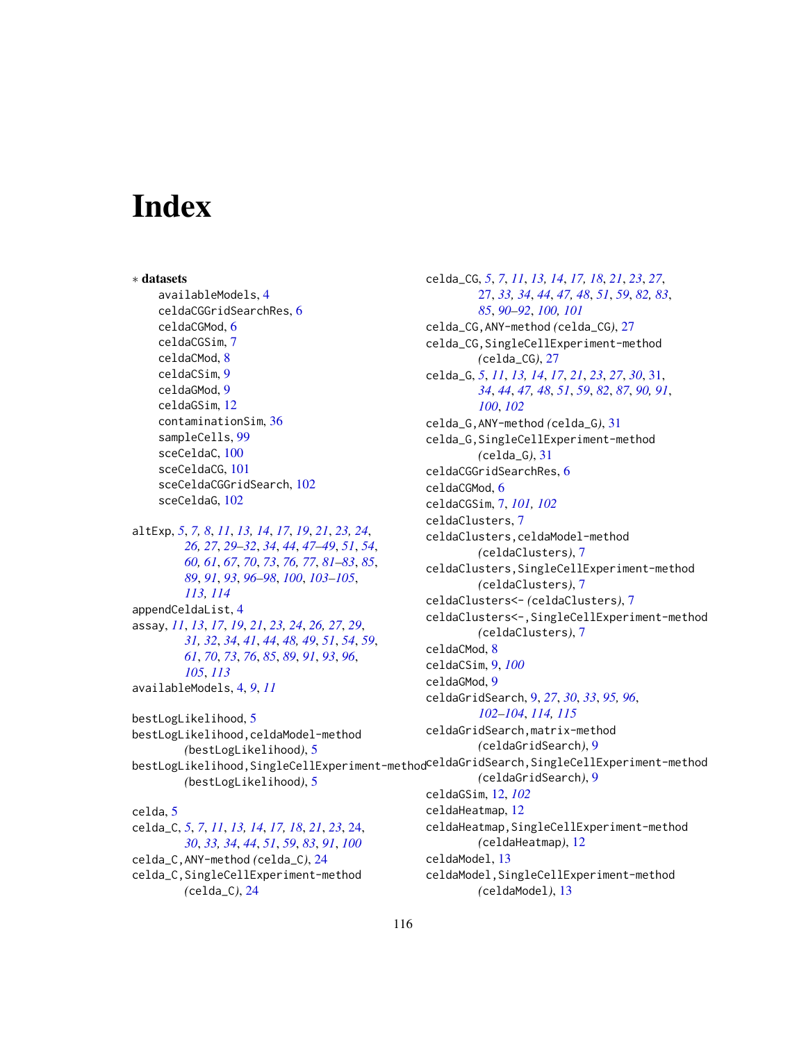# Index

∗ **datasets**

availableModels, 4
celdaCGGridSearchRes, 6
celdaCGMod, 6
celdaCGSim, 7
celdaCMod, 8
celdaCSim, 9
celdaGMod, 9
celdaGSim, 12
contaminationSim, 36
sampleCells, 99
sceCeldaC, 100
sceCeldaCG, 101
sceCeldaCGGridSearch, 102
sceCeldaG, 102

altExp, 5, 7, 8, 11, 13, 14, 17, 19, 21, 23, 24, 26, 27, 29–32, 34, 44, 47–49, 51, 54, 60, 61, 67, 70, 73, 76, 77, 81–83, 85, 89, 91, 93, 96–98, 100, 103–105, 113, 114
appendCeldaList, 4
assay, 11, 13, 17, 19, 21, 23, 24, 26, 27, 29, 31, 32, 34, 41, 44, 48, 49, 51, 54, 59, 61, 70, 73, 76, 85, 89, 91, 93, 96, 105, 113
availableModels, 4, 9, 11

bestLogLikelihood, 5
bestLogLikelihood,celdaModel-method (bestLogLikelihood), 5
bestLogLikelihood,SingleCellExperiment-method (bestLogLikelihood), 5

celda, 5
celda_C, 5, 7, 11, 13, 14, 17, 18, 21, 23, 24, 30, 33, 34, 44, 51, 59, 83, 91, 100
celda_C,ANY-method (celda_C), 24
celda_C,SingleCellExperiment-method (celda_C), 24
celda_CG, 5, 7, 11, 13, 14, 17, 18, 21, 23, 27, 27, 33, 34, 44, 47, 48, 51, 59, 82, 83, 85, 90–92, 100, 101
celda_CG,ANY-method (celda_CG), 27
celda_CG,SingleCellExperiment-method (celda_CG), 27
celda_G, 5, 11, 13, 14, 17, 21, 23, 27, 30, 31, 34, 44, 47, 48, 51, 59, 82, 87, 90, 91, 100, 102
celda_G,ANY-method (celda_G), 31
celda_G,SingleCellExperiment-method (celda_G), 31
celdaCGGridSearchRes, 6
celdaCGMod, 6
celdaCGSim, 7, 101, 102
celdaClusters, 7
celdaClusters,celdaModel-method (celdaClusters), 7
celdaClusters,SingleCellExperiment-method (celdaClusters), 7
celdaClusters<- (celdaClusters), 7
celdaClusters<-,SingleCellExperiment-method (celdaClusters), 7
celdaCMod, 8
celdaCSim, 9, 100
celdaGMod, 9
celdaGridSearch, 9, 27, 30, 33, 95, 96, 102–104, 114, 115
celdaGridSearch,matrix-method (celdaGridSearch), 9
celdaGridSearch,SingleCellExperiment-method (celdaGridSearch), 9
celdaGSim, 12, 102
celdaHeatmap, 12
celdaHeatmap,SingleCellExperiment-method (celdaHeatmap), 12
celdaModel, 13
celdaModel,SingleCellExperiment-method (celdaModel), 13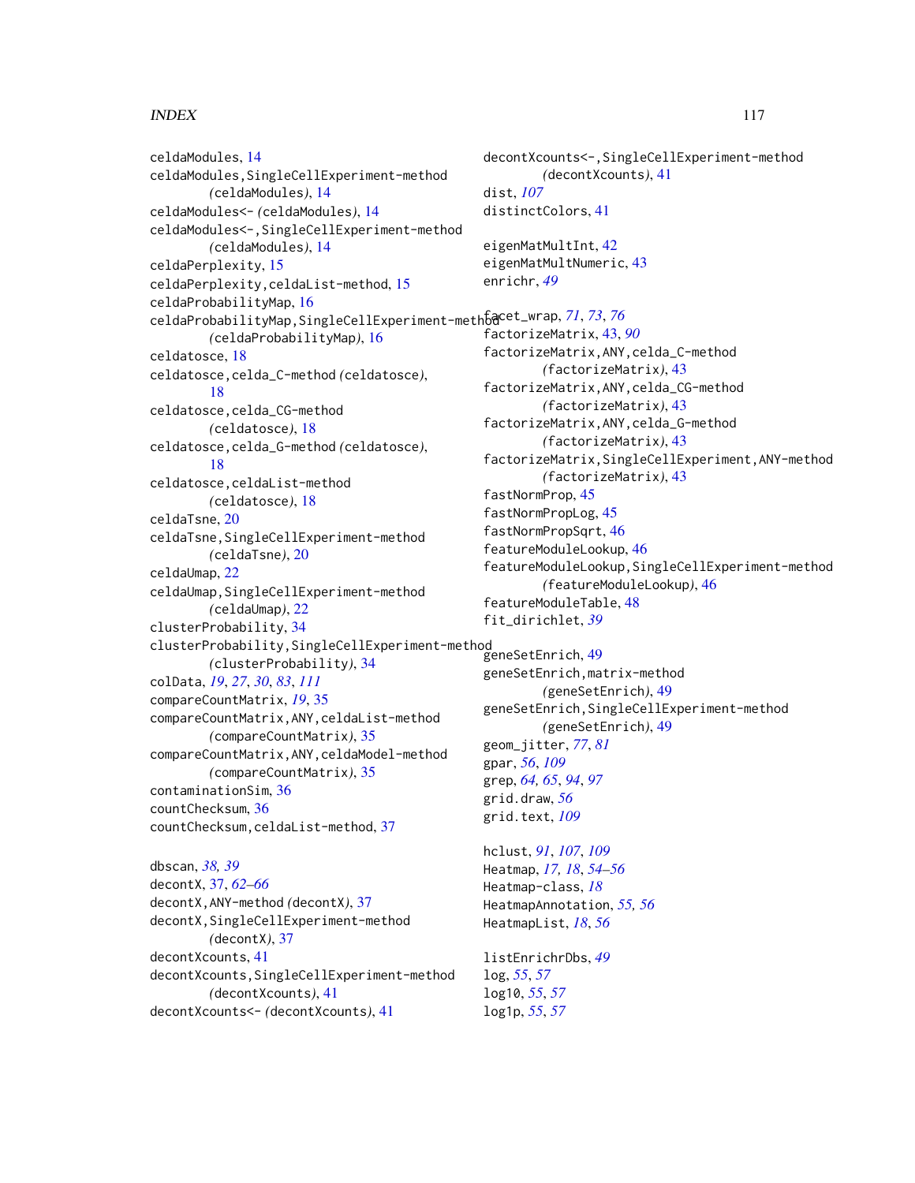celdaModules, 14
celdaModules,SingleCellExperiment-method (celdaModules), 14
celdaModules<- (celdaModules), 14
celdaModules<-,SingleCellExperiment-method (celdaModules), 14
celdaPerplexity, 15
celdaPerplexity,celdaList-method, 15
celdaProbabilityMap, 16
celdaProbabilityMap,SingleCellExperiment-method (celdaProbabilityMap), 16
celdatosce, 18
celdatosce,celda_C-method (celdatosce), 18
celdatosce,celda_CG-method (celdatosce), 18
celdatosce,celda_G-method (celdatosce), 18
celdatosce,celdaList-method (celdatosce), 18
celdaTsne, 20
celdaTsne,SingleCellExperiment-method (celdaTsne), 20
celdaUmap, 22
celdaUmap,SingleCellExperiment-method (celdaUmap), 22
clusterProbability, 34
clusterProbability,SingleCellExperiment-method (clusterProbability), 34
colData, *19*, *27*, *30*, *83*, *111*
compareCountMatrix, *19*, 35
compareCountMatrix,ANY,celdaList-method (compareCountMatrix), 35
compareCountMatrix,ANY,celdaModel-method (compareCountMatrix), 35
contaminationSim, 36
countChecksum, 36
countChecksum,celdaList-method, 37

dbscan, *38, 39*
decontX, 37, *62–66*
decontX,ANY-method (decontX), 37
decontX,SingleCellExperiment-method (decontX), 37
decontXcounts, 41
decontXcounts,SingleCellExperiment-method (decontXcounts), 41
decontXcounts<- (decontXcounts), 41
decontXcounts<-,SingleCellExperiment-method (decontXcounts), 41
dist, *107*
distinctColors, 41

eigenMatMultInt, 42
eigenMatMultNumeric, 43
enrichr, *49*

facet_wrap, *71*, *73*, *76*
factorizeMatrix, 43, *90*
factorizeMatrix,ANY,celda_C-method (factorizeMatrix), 43
factorizeMatrix,ANY,celda_CG-method (factorizeMatrix), 43
factorizeMatrix,ANY,celda_G-method (factorizeMatrix), 43
factorizeMatrix,SingleCellExperiment,ANY-method (factorizeMatrix), 43
fastNormProp, 45
fastNormPropLog, 45
fastNormPropSqrt, 46
featureModuleLookup, 46
featureModuleLookup,SingleCellExperiment-method (featureModuleLookup), 46
featureModuleTable, 48
fit_dirichlet, *39*

geneSetEnrich, 49
geneSetEnrich,matrix-method (geneSetEnrich), 49
geneSetEnrich,SingleCellExperiment-method (geneSetEnrich), 49
geom_jitter, *77*, *81*
gpar, *56*, *109*
grep, *64, 65*, *94*, *97*
grid.draw, *56*
grid.text, *109*

hclust, *91*, *107*, *109*
Heatmap, *17, 18*, *54–56*
Heatmap-class, *18*
HeatmapAnnotation, *55, 56*
HeatmapList, *18*, *56*

listEnrichrDbs, *49*
log, *55*, *57*
log10, *55*, *57*
log1p, *55*, *57*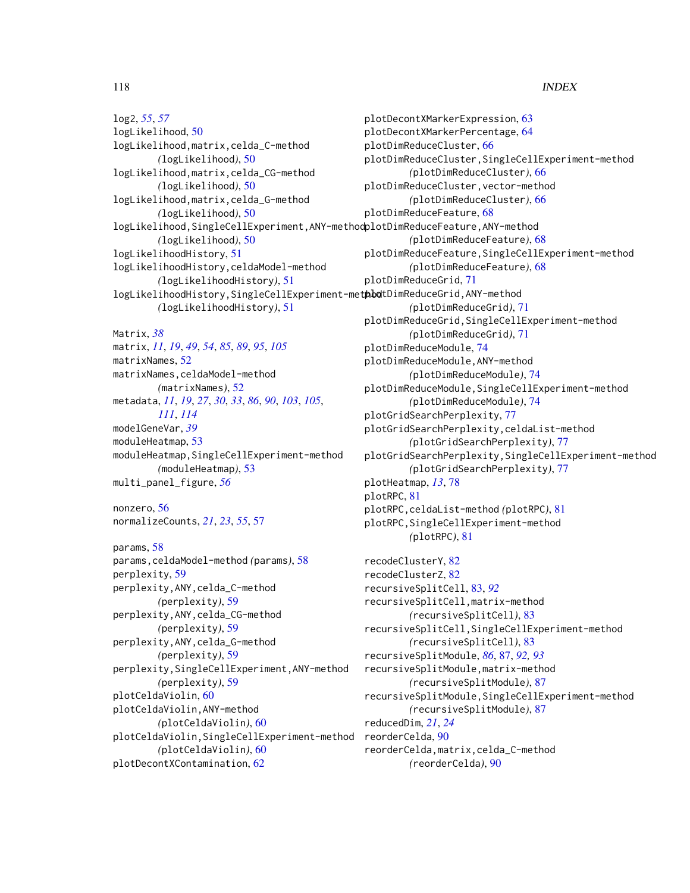log2, *55*, *57*
logLikelihood, 50
logLikelihood,matrix,celda_C-method (logLikelihood), 50
logLikelihood,matrix,celda_CG-method (logLikelihood), 50
logLikelihood,matrix,celda_G-method (logLikelihood), 50
logLikelihood,SingleCellExperiment,ANY-method (logLikelihood), 50
logLikelihoodHistory, 51
logLikelihoodHistory,celdaModel-method (logLikelihoodHistory), 51
logLikelihoodHistory,SingleCellExperiment-method (logLikelihoodHistory), 51

Matrix, *38*
matrix, *11*, *19*, *49*, *54*, *85*, *89*, *95*, *105*
matrixNames, 52
matrixNames,celdaModel-method (matrixNames), 52
metadata, *11*, *19*, *27*, *30*, *33*, *86*, *90*, *103*, *105*, *111*, *114*
modelGeneVar, *39*
moduleHeatmap, 53
moduleHeatmap,SingleCellExperiment-method (moduleHeatmap), 53
multi_panel_figure, *56*

nonzero, 56
normalizeCounts, *21*, *23*, *55*, 57

params, 58
params,celdaModel-method (params), 58
perplexity, 59
perplexity,ANY,celda_C-method (perplexity), 59
perplexity,ANY,celda_CG-method (perplexity), 59
perplexity,ANY,celda_G-method (perplexity), 59
perplexity,SingleCellExperiment,ANY-method (perplexity), 59
plotCeldaViolin, 60
plotCeldaViolin,ANY-method (plotCeldaViolin), 60
plotCeldaViolin,SingleCellExperiment-method (plotCeldaViolin), 60
plotDecontXContamination, 62
plotDecontXMarkerExpression, 63
plotDecontXMarkerPercentage, 64
plotDimReduceCluster, 66
plotDimReduceCluster,SingleCellExperiment-method (plotDimReduceCluster), 66
plotDimReduceCluster,vector-method (plotDimReduceCluster), 66
plotDimReduceFeature, 68
plotDimReduceFeature,ANY-method (plotDimReduceFeature), 68
plotDimReduceFeature,SingleCellExperiment-method (plotDimReduceFeature), 68
plotDimReduceGrid, 71
plotDimReduceGrid,ANY-method (plotDimReduceGrid), 71
plotDimReduceGrid,SingleCellExperiment-method (plotDimReduceGrid), 71
plotDimReduceModule, 74
plotDimReduceModule,ANY-method (plotDimReduceModule), 74
plotDimReduceModule,SingleCellExperiment-method (plotDimReduceModule), 74
plotGridSearchPerplexity, 77
plotGridSearchPerplexity,celdaList-method (plotGridSearchPerplexity), 77
plotGridSearchPerplexity,SingleCellExperiment-method (plotGridSearchPerplexity), 77
plotHeatmap, *13*, 78
plotRPC, 81
plotRPC,celdaList-method (plotRPC), 81
plotRPC,SingleCellExperiment-method (plotRPC), 81

recodeClusterY, 82
recodeClusterZ, 82
recursiveSplitCell, 83, *92*
recursiveSplitCell,matrix-method (recursiveSplitCell), 83
recursiveSplitCell,SingleCellExperiment-method (recursiveSplitCell), 83
recursiveSplitModule, *86*, 87, *92*, *93*
recursiveSplitModule,matrix-method (recursiveSplitModule), 87
recursiveSplitModule,SingleCellExperiment-method (recursiveSplitModule), 87
reducedDim, *21*, *24*
reorderCelda, 90
reorderCelda,matrix,celda_C-method (reorderCelda), 90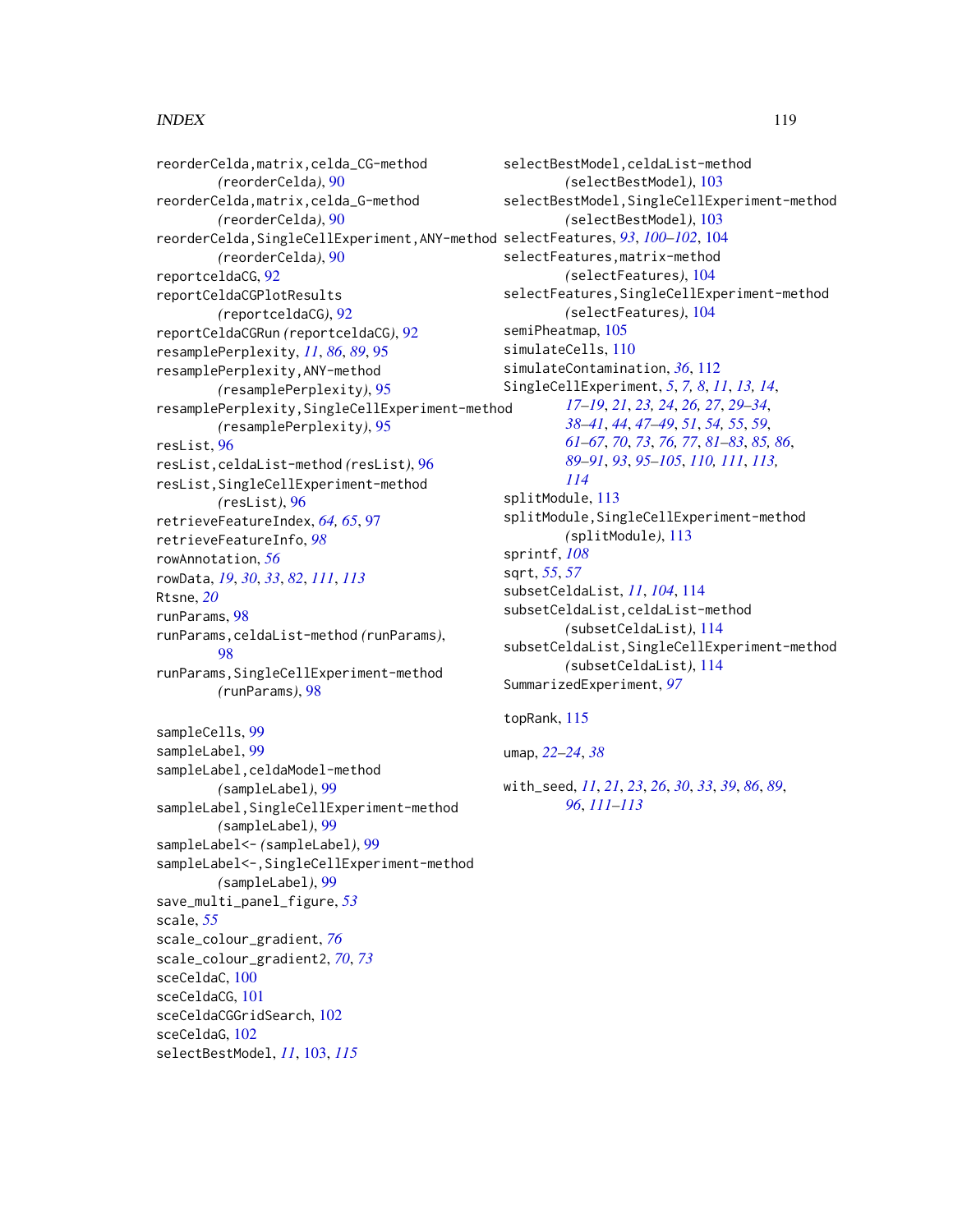reorderCelda,matrix,celda_CG-method
(reorderCelda), 90
reorderCelda,matrix,celda_G-method
(reorderCelda), 90
reorderCelda,SingleCellExperiment,ANY-method
(reorderCelda), 90
reportceldaCG, 92
reportCeldaCGPlotResults
(reportceldaCG), 92
reportCeldaCGRun (reportceldaCG), 92
resamplePerplexity, *11*, *86*, *89*, 95
resamplePerplexity,ANY-method
(resamplePerplexity), 95
resamplePerplexity,SingleCellExperiment-method
(resamplePerplexity), 95
resList, 96
resList,celdaList-method (resList), 96
resList,SingleCellExperiment-method
(resList), 96
retrieveFeatureIndex, *64, 65*, 97
retrieveFeatureInfo, *98*
rowAnnotation, *56*
rowData, *19*, *30*, *33*, *82*, *111*, *113*
Rtsne, *20*
runParams, 98
runParams,celdaList-method (runParams),
98
runParams,SingleCellExperiment-method
(runParams), 98

sampleCells, 99
sampleLabel, 99
sampleLabel,celdaModel-method
(sampleLabel), 99
sampleLabel,SingleCellExperiment-method
(sampleLabel), 99
sampleLabel<- (sampleLabel), 99
sampleLabel<-,SingleCellExperiment-method
(sampleLabel), 99
save_multi_panel_figure, *53*
scale, *55*
scale_colour_gradient, *76*
scale_colour_gradient2, *70*, *73*
sceCeldaC, 100
sceCeldaCG, 101
sceCeldaCGGridSearch, 102
sceCeldaG, 102
selectBestModel, *11*, 103, *115*
selectBestModel,celdaList-method
(selectBestModel), 103
selectBestModel,SingleCellExperiment-method
(selectBestModel), 103
selectFeatures, *93*, *100–102*, 104
selectFeatures,matrix-method
(selectFeatures), 104
selectFeatures,SingleCellExperiment-method
(selectFeatures), 104
semiPheatmap, 105
simulateCells, 110
simulateContamination, *36*, 112
SingleCellExperiment, *5*, *7, 8*, *11*, *13, 14*,
*17–19*, *21*, *23, 24*, *26, 27*, *29–34*,
*38–41*, *44*, *47–49*, *51*, *54, 55*, *59*,
*61–67*, *70*, *73*, *76, 77*, *81–83*, *85, 86*,
*89–91*, *93*, *95–105*, *110, 111*, *113*,
*114*
splitModule, 113
splitModule,SingleCellExperiment-method
(splitModule), 113
sprintf, *108*
sqrt, *55*, *57*
subsetCeldaList, *11*, *104*, 114
subsetCeldaList,celdaList-method
(subsetCeldaList), 114
subsetCeldaList,SingleCellExperiment-method
(subsetCeldaList), 114
SummarizedExperiment, *97*

topRank, 115

umap, *22–24*, *38*

with_seed, *11*, *21*, *23*, *26*, *30*, *33*, *39*, *86*, *89*,
*96*, *111–113*